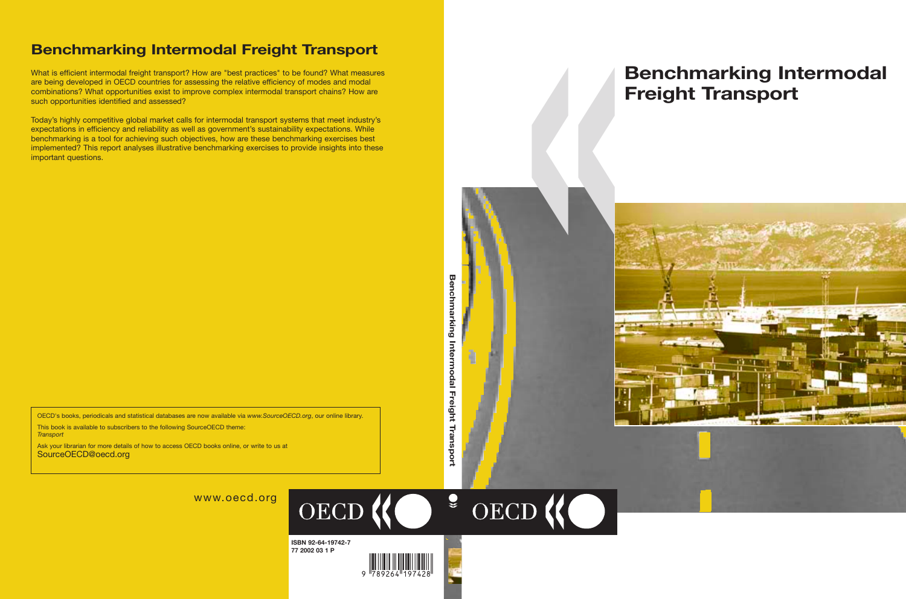# Benchmarking Intermodal Freight Transport

What is efficient intermodal freight transport? How are "best practices" to be found? What measures are being developed in OECD countries for assessing the relative efficiency of modes and modal combinations? What opportunities exist to improve complex intermodal transport chains? How are such opportunities identified and assessed?

Today's highly competitive global market calls for intermodal transport systems that meet industry's expectations in efficiency and reliability as well as government's sustainability expectations. While benchmarking is a tool for achieving such objectives, how are these benchmarking exercises best implemented? This report analyses illustrative benchmarking exercises to provide insights into these important questions.

OECD's books, periodicals and statistical databases are now available via *www.SourceOECD.org*, our online library.

This book is available to subscribers to the following SourceOECD theme:
*Transport*

Ask your librarian for more details of how to access OECD books online, or write to us at
SourceOECD@oecd.org

www.oecd.org

OECD

ISBN 92-64-19742-7
77 2002 03 1 P

9 789264 197428

Benchmarking Intermodal Freight Transport

OECD

# Benchmarking Intermodal Freight Transport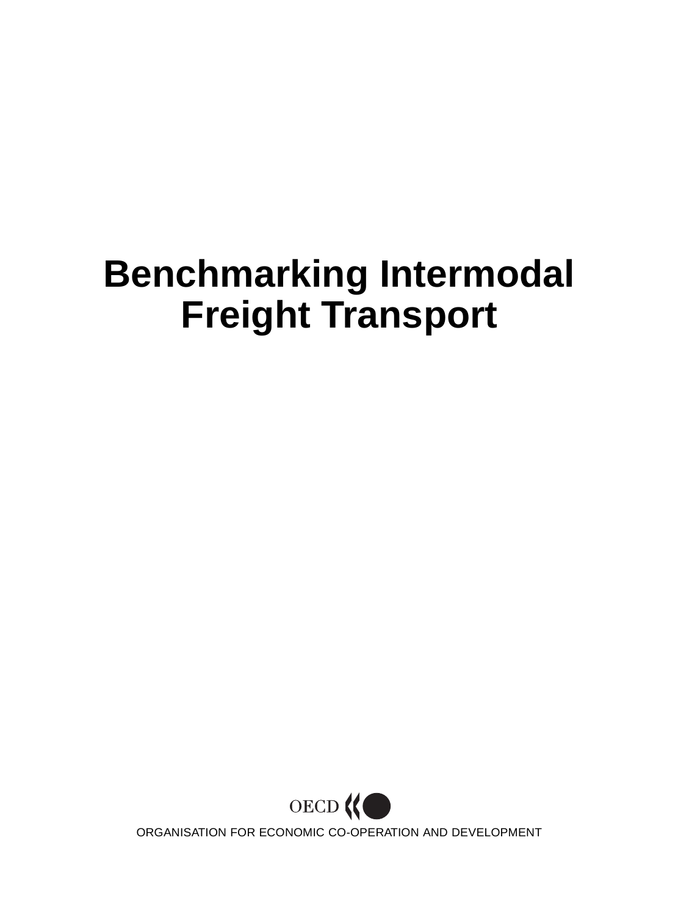# Benchmarking Intermodal Freight Transport

OECD

ORGANISATION FOR ECONOMIC CO-OPERATION AND DEVELOPMENT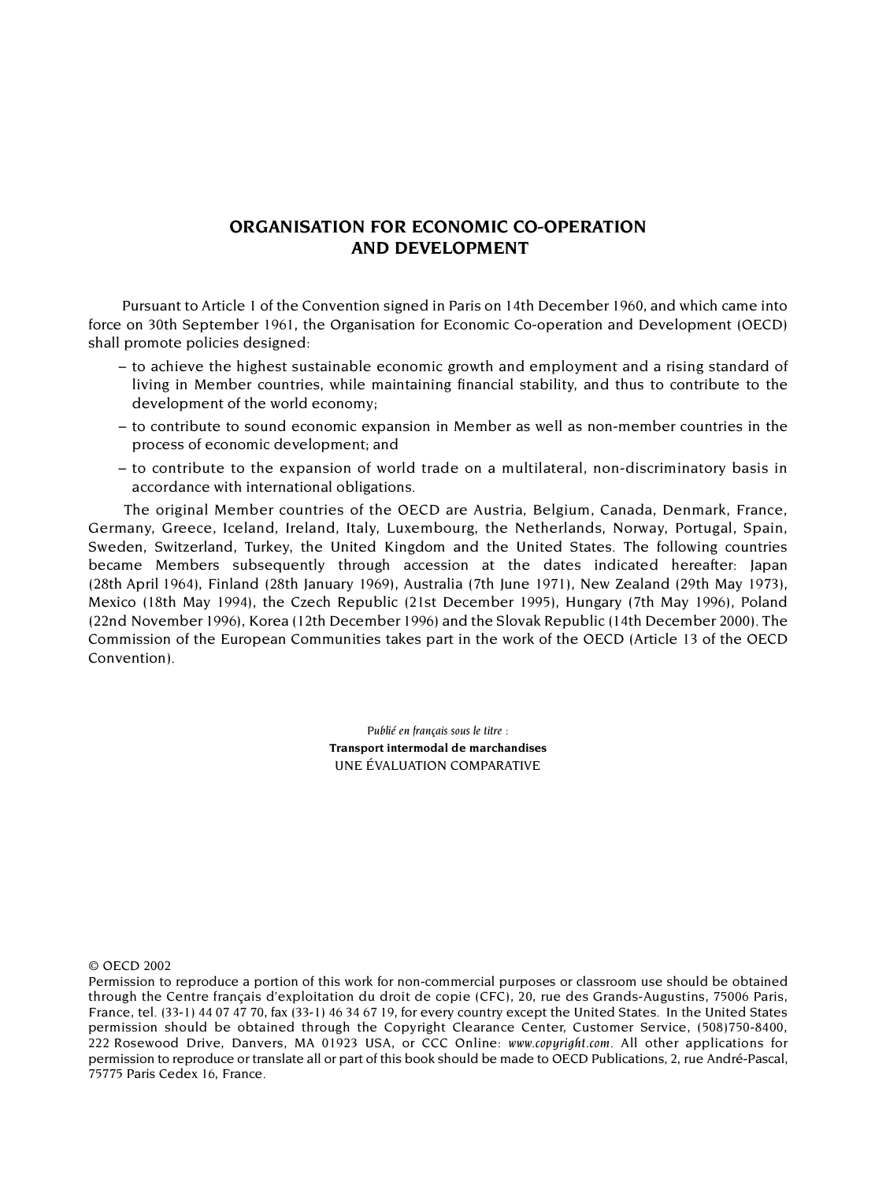# ORGANISATION FOR ECONOMIC CO-OPERATION AND DEVELOPMENT

Pursuant to Article 1 of the Convention signed in Paris on 14th December 1960, and which came into force on 30th September 1961, the Organisation for Economic Co-operation and Development (OECD) shall promote policies designed:

– to achieve the highest sustainable economic growth and employment and a rising standard of living in Member countries, while maintaining financial stability, and thus to contribute to the development of the world economy;

– to contribute to sound economic expansion in Member as well as non-member countries in the process of economic development; and

– to contribute to the expansion of world trade on a multilateral, non-discriminatory basis in accordance with international obligations.

The original Member countries of the OECD are Austria, Belgium, Canada, Denmark, France, Germany, Greece, Iceland, Ireland, Italy, Luxembourg, the Netherlands, Norway, Portugal, Spain, Sweden, Switzerland, Turkey, the United Kingdom and the United States. The following countries became Members subsequently through accession at the dates indicated hereafter: Japan (28th April 1964), Finland (28th January 1969), Australia (7th June 1971), New Zealand (29th May 1973), Mexico (18th May 1994), the Czech Republic (21st December 1995), Hungary (7th May 1996), Poland (22nd November 1996), Korea (12th December 1996) and the Slovak Republic (14th December 2000). The Commission of the European Communities takes part in the work of the OECD (Article 13 of the OECD Convention).

*Publié en français sous le titre :*
**Transport intermodal de marchandises**
UNE ÉVALUATION COMPARATIVE

© OECD 2002
Permission to reproduce a portion of this work for non-commercial purposes or classroom use should be obtained through the Centre français d'exploitation du droit de copie (CFC), 20, rue des Grands-Augustins, 75006 Paris, France, tel. (33-1) 44 07 47 70, fax (33-1) 46 34 67 19, for every country except the United States. In the United States permission should be obtained through the Copyright Clearance Center, Customer Service, (508)750-8400, 222 Rosewood Drive, Danvers, MA 01923 USA, or CCC Online: *www.copyright.com*. All other applications for permission to reproduce or translate all or part of this book should be made to OECD Publications, 2, rue André-Pascal, 75775 Paris Cedex 16, France.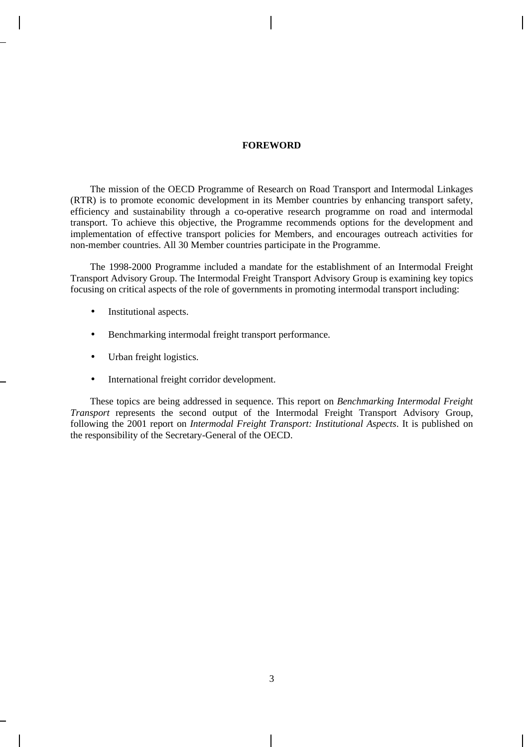# FOREWORD

The mission of the OECD Programme of Research on Road Transport and Intermodal Linkages (RTR) is to promote economic development in its Member countries by enhancing transport safety, efficiency and sustainability through a co-operative research programme on road and intermodal transport. To achieve this objective, the Programme recommends options for the development and implementation of effective transport policies for Members, and encourages outreach activities for non-member countries. All 30 Member countries participate in the Programme.

The 1998-2000 Programme included a mandate for the establishment of an Intermodal Freight Transport Advisory Group. The Intermodal Freight Transport Advisory Group is examining key topics focusing on critical aspects of the role of governments in promoting intermodal transport including:

- Institutional aspects.
- Benchmarking intermodal freight transport performance.
- Urban freight logistics.
- International freight corridor development.

These topics are being addressed in sequence. This report on *Benchmarking Intermodal Freight Transport* represents the second output of the Intermodal Freight Transport Advisory Group, following the 2001 report on *Intermodal Freight Transport: Institutional Aspects*. It is published on the responsibility of the Secretary-General of the OECD.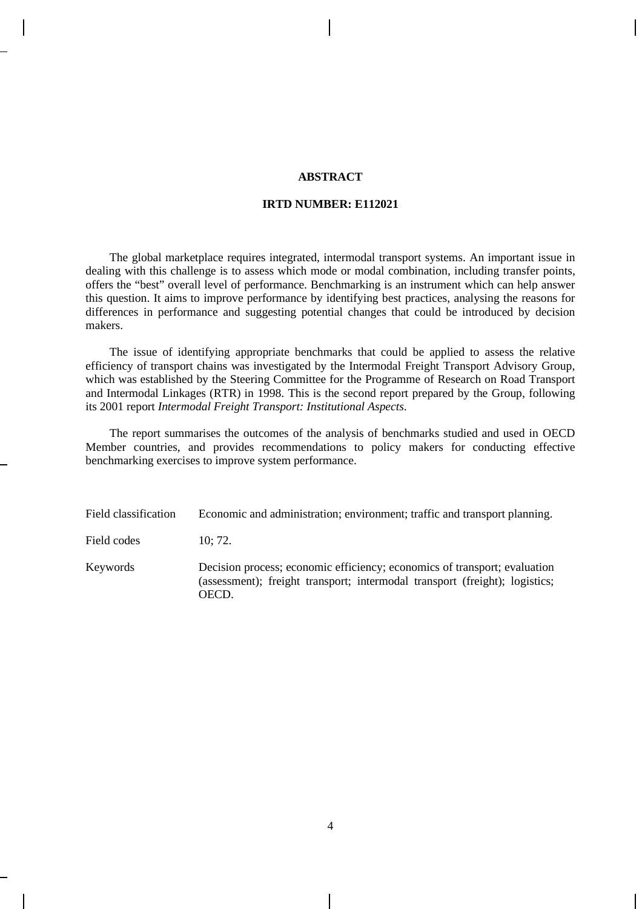## ABSTRACT

### IRTD NUMBER: E112021

The global marketplace requires integrated, intermodal transport systems. An important issue in dealing with this challenge is to assess which mode or modal combination, including transfer points, offers the “best” overall level of performance. Benchmarking is an instrument which can help answer this question. It aims to improve performance by identifying best practices, analysing the reasons for differences in performance and suggesting potential changes that could be introduced by decision makers.

The issue of identifying appropriate benchmarks that could be applied to assess the relative efficiency of transport chains was investigated by the Intermodal Freight Transport Advisory Group, which was established by the Steering Committee for the Programme of Research on Road Transport and Intermodal Linkages (RTR) in 1998. This is the second report prepared by the Group, following its 2001 report *Intermodal Freight Transport: Institutional Aspects*.

The report summarises the outcomes of the analysis of benchmarks studied and used in OECD Member countries, and provides recommendations to policy makers for conducting effective benchmarking exercises to improve system performance.

| | |
|---|---|
| Field classification | Economic and administration; environment; traffic and transport planning. |
| Field codes | 10; 72. |
| Keywords | Decision process; economic efficiency; economics of transport; evaluation (assessment); freight transport; intermodal transport (freight); logistics; OECD. |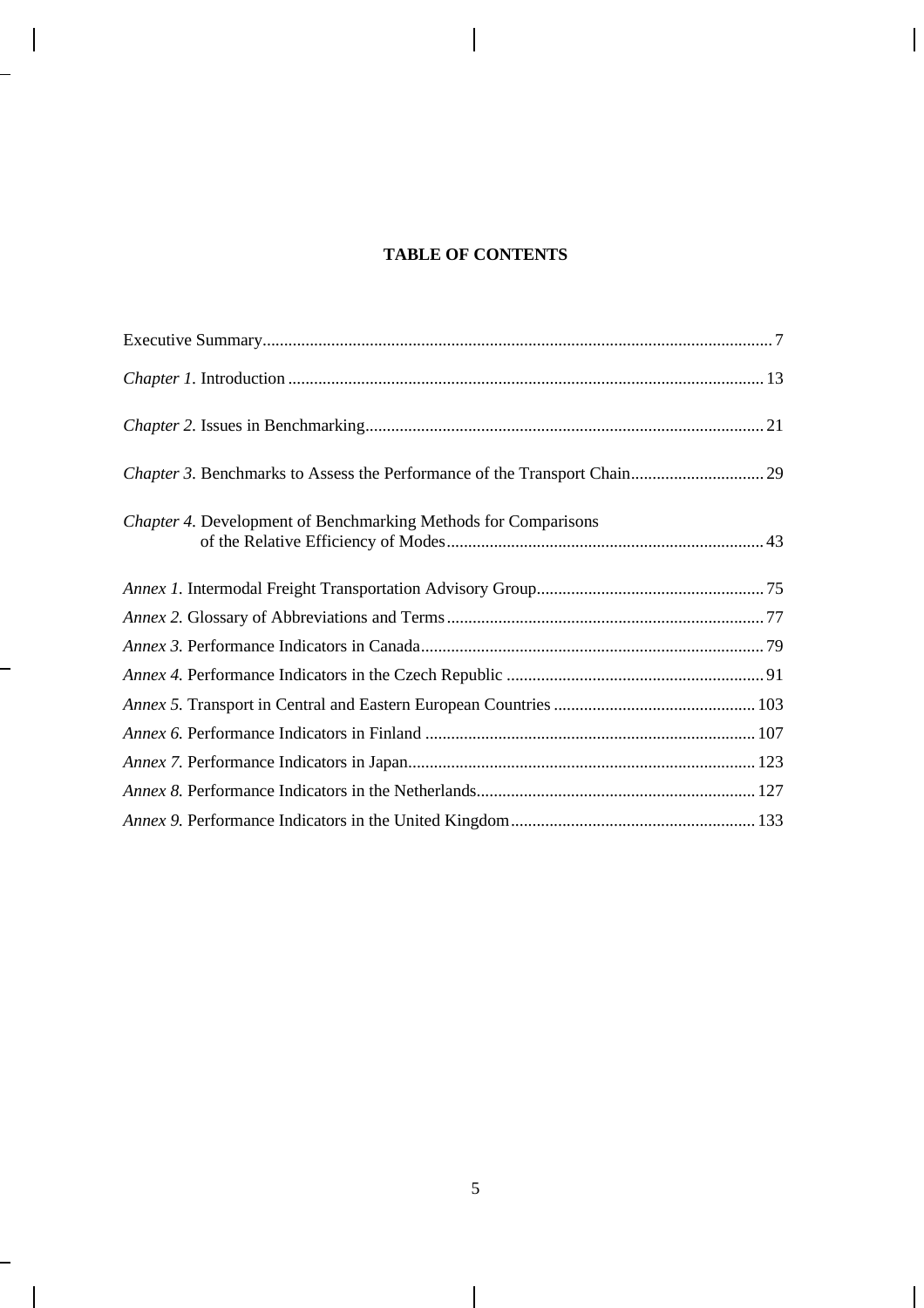# TABLE OF CONTENTS

Executive Summary ........ 7

*Chapter 1.* Introduction ........ 13

*Chapter 2.* Issues in Benchmarking ........ 21

*Chapter 3.* Benchmarks to Assess the Performance of the Transport Chain ........ 29

*Chapter 4.* Development of Benchmarking Methods for Comparisons of the Relative Efficiency of Modes ........ 43

*Annex 1.* Intermodal Freight Transportation Advisory Group ........ 75

*Annex 2.* Glossary of Abbreviations and Terms ........ 77

*Annex 3.* Performance Indicators in Canada ........ 79

*Annex 4.* Performance Indicators in the Czech Republic ........ 91

*Annex 5.* Transport in Central and Eastern European Countries ........ 103

*Annex 6.* Performance Indicators in Finland ........ 107

*Annex 7.* Performance Indicators in Japan ........ 123

*Annex 8.* Performance Indicators in the Netherlands ........ 127

*Annex 9.* Performance Indicators in the United Kingdom ........ 133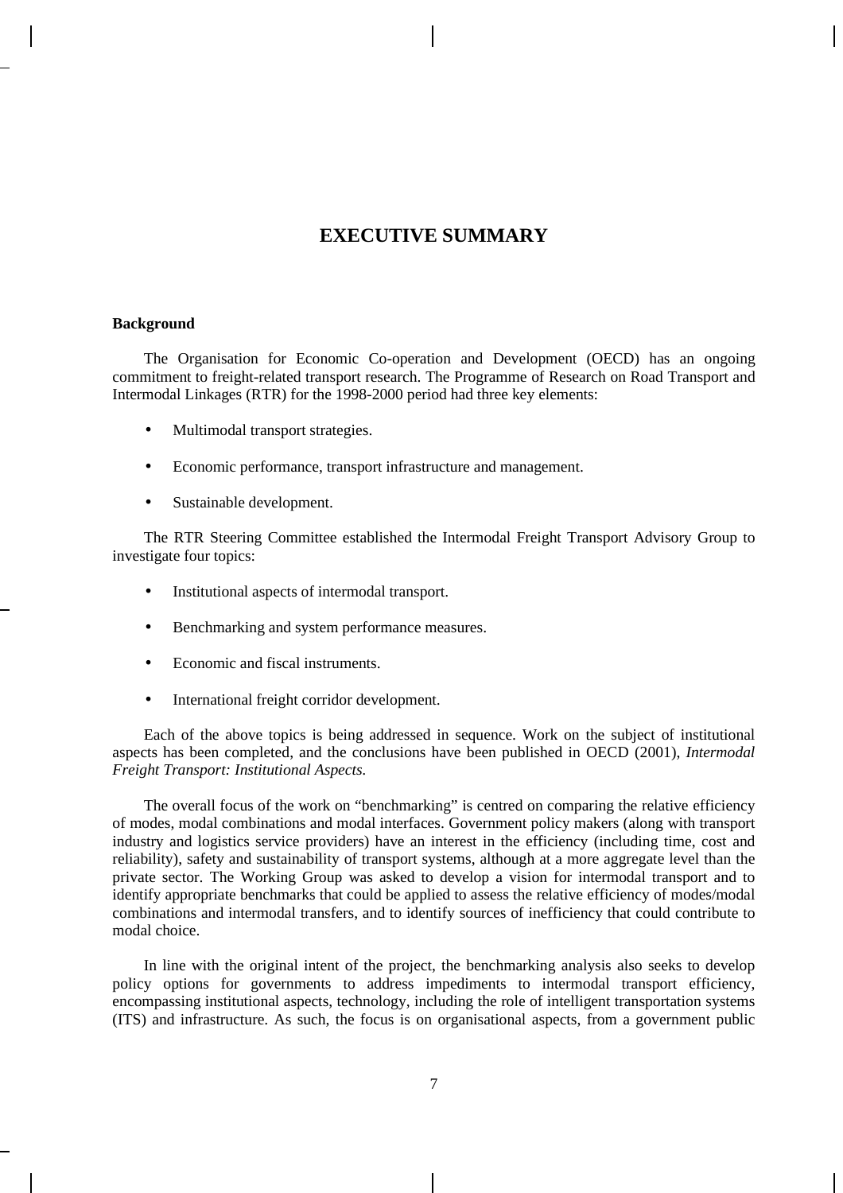# EXECUTIVE SUMMARY

**Background**

The Organisation for Economic Co-operation and Development (OECD) has an ongoing commitment to freight-related transport research. The Programme of Research on Road Transport and Intermodal Linkages (RTR) for the 1998-2000 period had three key elements:

- Multimodal transport strategies.
- Economic performance, transport infrastructure and management.
- Sustainable development.

The RTR Steering Committee established the Intermodal Freight Transport Advisory Group to investigate four topics:

- Institutional aspects of intermodal transport.
- Benchmarking and system performance measures.
- Economic and fiscal instruments.
- International freight corridor development.

Each of the above topics is being addressed in sequence. Work on the subject of institutional aspects has been completed, and the conclusions have been published in OECD (2001), *Intermodal Freight Transport: Institutional Aspects.*

The overall focus of the work on "benchmarking" is centred on comparing the relative efficiency of modes, modal combinations and modal interfaces. Government policy makers (along with transport industry and logistics service providers) have an interest in the efficiency (including time, cost and reliability), safety and sustainability of transport systems, although at a more aggregate level than the private sector. The Working Group was asked to develop a vision for intermodal transport and to identify appropriate benchmarks that could be applied to assess the relative efficiency of modes/modal combinations and intermodal transfers, and to identify sources of inefficiency that could contribute to modal choice.

In line with the original intent of the project, the benchmarking analysis also seeks to develop policy options for governments to address impediments to intermodal transport efficiency, encompassing institutional aspects, technology, including the role of intelligent transportation systems (ITS) and infrastructure. As such, the focus is on organisational aspects, from a government public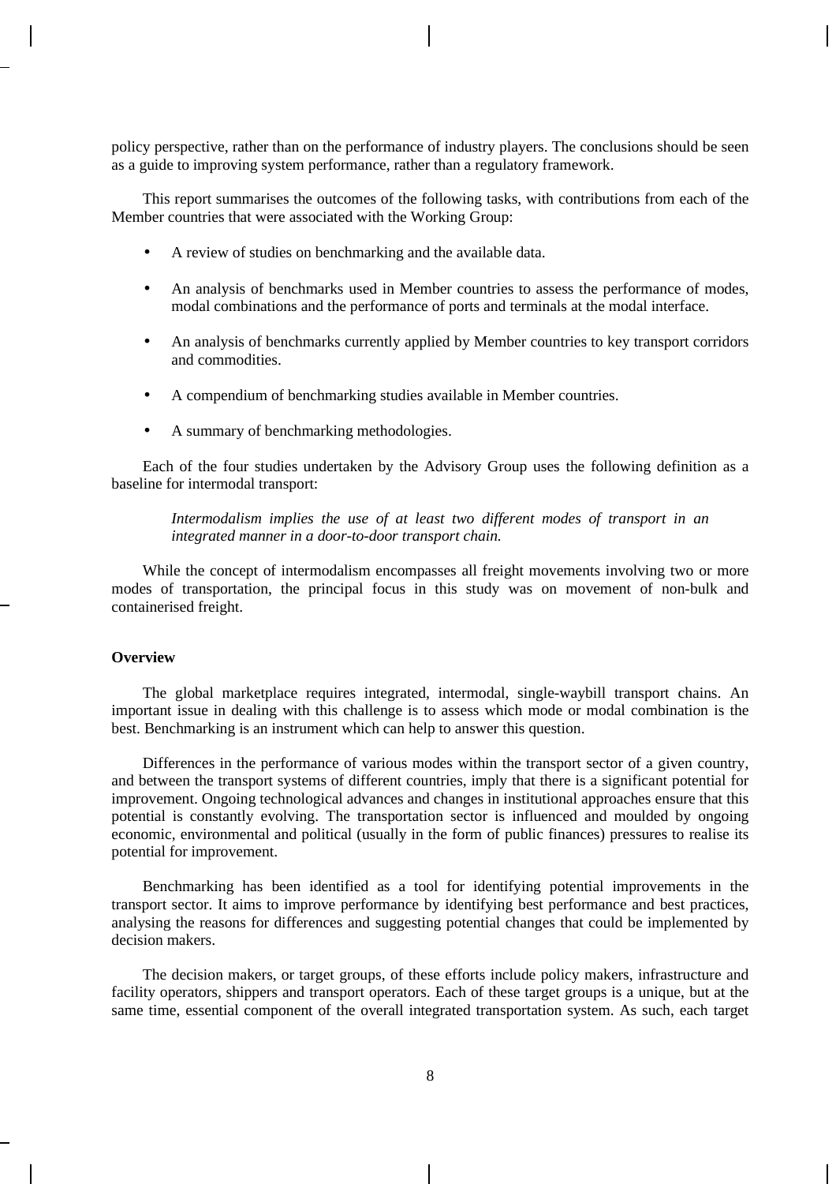policy perspective, rather than on the performance of industry players. The conclusions should be seen as a guide to improving system performance, rather than a regulatory framework.

This report summarises the outcomes of the following tasks, with contributions from each of the Member countries that were associated with the Working Group:

- A review of studies on benchmarking and the available data.
- An analysis of benchmarks used in Member countries to assess the performance of modes, modal combinations and the performance of ports and terminals at the modal interface.
- An analysis of benchmarks currently applied by Member countries to key transport corridors and commodities.
- A compendium of benchmarking studies available in Member countries.
- A summary of benchmarking methodologies.

Each of the four studies undertaken by the Advisory Group uses the following definition as a baseline for intermodal transport:

> *Intermodalism implies the use of at least two different modes of transport in an integrated manner in a door-to-door transport chain.*

While the concept of intermodalism encompasses all freight movements involving two or more modes of transportation, the principal focus in this study was on movement of non-bulk and containerised freight.

**Overview**

The global marketplace requires integrated, intermodal, single-waybill transport chains. An important issue in dealing with this challenge is to assess which mode or modal combination is the best. Benchmarking is an instrument which can help to answer this question.

Differences in the performance of various modes within the transport sector of a given country, and between the transport systems of different countries, imply that there is a significant potential for improvement. Ongoing technological advances and changes in institutional approaches ensure that this potential is constantly evolving. The transportation sector is influenced and moulded by ongoing economic, environmental and political (usually in the form of public finances) pressures to realise its potential for improvement.

Benchmarking has been identified as a tool for identifying potential improvements in the transport sector. It aims to improve performance by identifying best performance and best practices, analysing the reasons for differences and suggesting potential changes that could be implemented by decision makers.

The decision makers, or target groups, of these efforts include policy makers, infrastructure and facility operators, shippers and transport operators. Each of these target groups is a unique, but at the same time, essential component of the overall integrated transportation system. As such, each target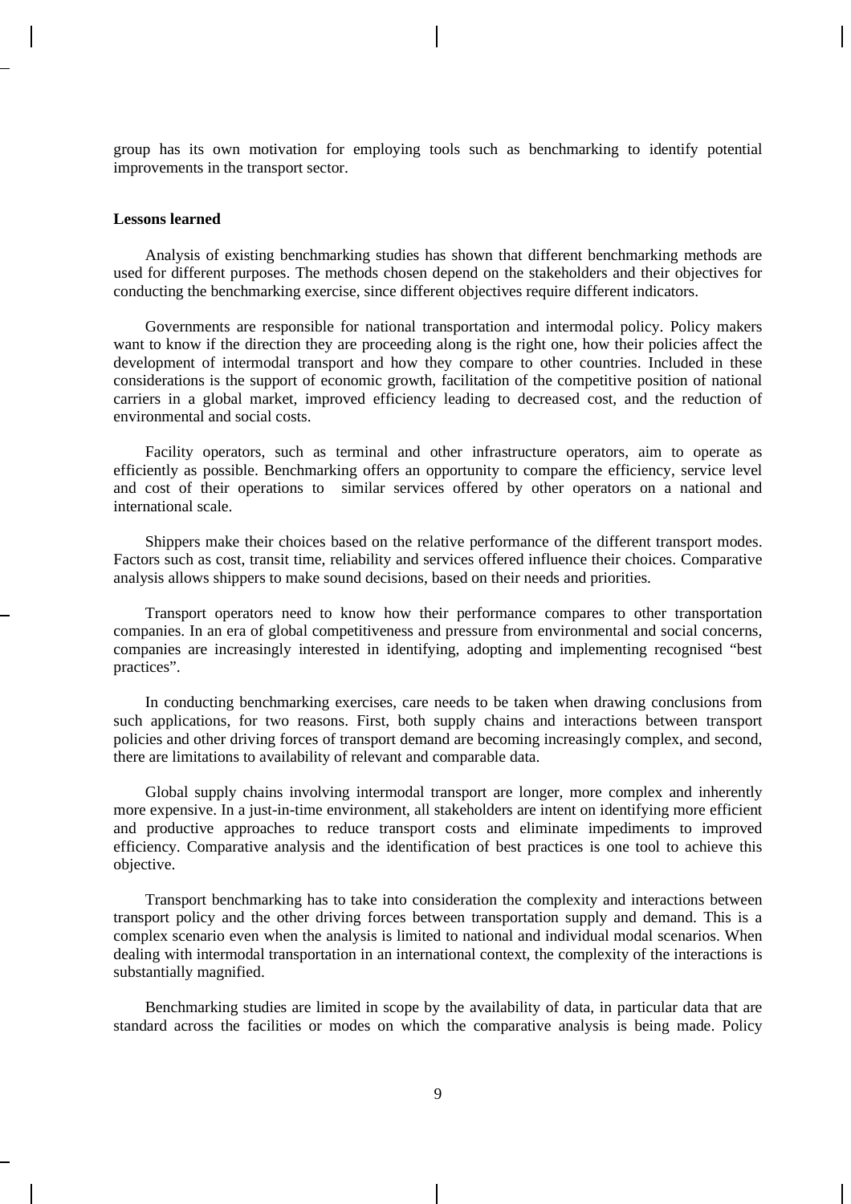group has its own motivation for employing tools such as benchmarking to identify potential improvements in the transport sector.

**Lessons learned**

Analysis of existing benchmarking studies has shown that different benchmarking methods are used for different purposes. The methods chosen depend on the stakeholders and their objectives for conducting the benchmarking exercise, since different objectives require different indicators.

Governments are responsible for national transportation and intermodal policy. Policy makers want to know if the direction they are proceeding along is the right one, how their policies affect the development of intermodal transport and how they compare to other countries. Included in these considerations is the support of economic growth, facilitation of the competitive position of national carriers in a global market, improved efficiency leading to decreased cost, and the reduction of environmental and social costs.

Facility operators, such as terminal and other infrastructure operators, aim to operate as efficiently as possible. Benchmarking offers an opportunity to compare the efficiency, service level and cost of their operations to similar services offered by other operators on a national and international scale.

Shippers make their choices based on the relative performance of the different transport modes. Factors such as cost, transit time, reliability and services offered influence their choices. Comparative analysis allows shippers to make sound decisions, based on their needs and priorities.

Transport operators need to know how their performance compares to other transportation companies. In an era of global competitiveness and pressure from environmental and social concerns, companies are increasingly interested in identifying, adopting and implementing recognised "best practices".

In conducting benchmarking exercises, care needs to be taken when drawing conclusions from such applications, for two reasons. First, both supply chains and interactions between transport policies and other driving forces of transport demand are becoming increasingly complex, and second, there are limitations to availability of relevant and comparable data.

Global supply chains involving intermodal transport are longer, more complex and inherently more expensive. In a just-in-time environment, all stakeholders are intent on identifying more efficient and productive approaches to reduce transport costs and eliminate impediments to improved efficiency. Comparative analysis and the identification of best practices is one tool to achieve this objective.

Transport benchmarking has to take into consideration the complexity and interactions between transport policy and the other driving forces between transportation supply and demand. This is a complex scenario even when the analysis is limited to national and individual modal scenarios. When dealing with intermodal transportation in an international context, the complexity of the interactions is substantially magnified.

Benchmarking studies are limited in scope by the availability of data, in particular data that are standard across the facilities or modes on which the comparative analysis is being made. Policy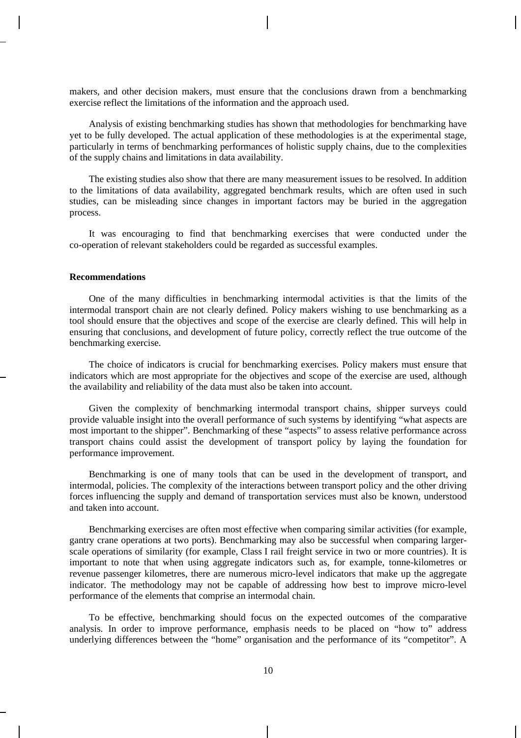makers, and other decision makers, must ensure that the conclusions drawn from a benchmarking exercise reflect the limitations of the information and the approach used.

Analysis of existing benchmarking studies has shown that methodologies for benchmarking have yet to be fully developed. The actual application of these methodologies is at the experimental stage, particularly in terms of benchmarking performances of holistic supply chains, due to the complexities of the supply chains and limitations in data availability.

The existing studies also show that there are many measurement issues to be resolved. In addition to the limitations of data availability, aggregated benchmark results, which are often used in such studies, can be misleading since changes in important factors may be buried in the aggregation process.

It was encouraging to find that benchmarking exercises that were conducted under the co-operation of relevant stakeholders could be regarded as successful examples.

**Recommendations**

One of the many difficulties in benchmarking intermodal activities is that the limits of the intermodal transport chain are not clearly defined. Policy makers wishing to use benchmarking as a tool should ensure that the objectives and scope of the exercise are clearly defined. This will help in ensuring that conclusions, and development of future policy, correctly reflect the true outcome of the benchmarking exercise.

The choice of indicators is crucial for benchmarking exercises. Policy makers must ensure that indicators which are most appropriate for the objectives and scope of the exercise are used, although the availability and reliability of the data must also be taken into account.

Given the complexity of benchmarking intermodal transport chains, shipper surveys could provide valuable insight into the overall performance of such systems by identifying "what aspects are most important to the shipper". Benchmarking of these "aspects" to assess relative performance across transport chains could assist the development of transport policy by laying the foundation for performance improvement.

Benchmarking is one of many tools that can be used in the development of transport, and intermodal, policies. The complexity of the interactions between transport policy and the other driving forces influencing the supply and demand of transportation services must also be known, understood and taken into account.

Benchmarking exercises are often most effective when comparing similar activities (for example, gantry crane operations at two ports). Benchmarking may also be successful when comparing larger-scale operations of similarity (for example, Class I rail freight service in two or more countries). It is important to note that when using aggregate indicators such as, for example, tonne-kilometres or revenue passenger kilometres, there are numerous micro-level indicators that make up the aggregate indicator. The methodology may not be capable of addressing how best to improve micro-level performance of the elements that comprise an intermodal chain.

To be effective, benchmarking should focus on the expected outcomes of the comparative analysis. In order to improve performance, emphasis needs to be placed on "how to" address underlying differences between the "home" organisation and the performance of its "competitor". A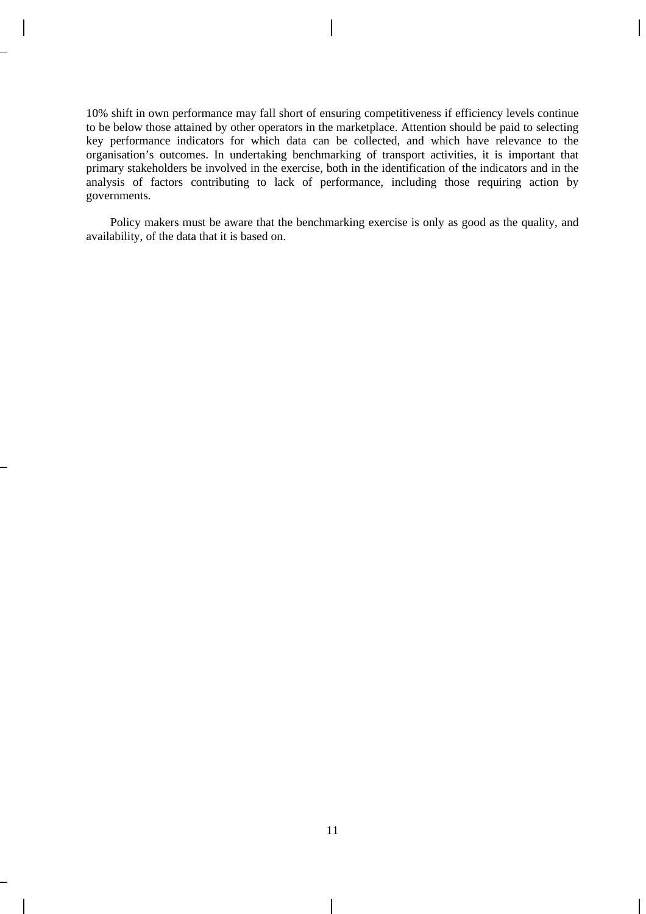10% shift in own performance may fall short of ensuring competitiveness if efficiency levels continue to be below those attained by other operators in the marketplace. Attention should be paid to selecting key performance indicators for which data can be collected, and which have relevance to the organisation's outcomes. In undertaking benchmarking of transport activities, it is important that primary stakeholders be involved in the exercise, both in the identification of the indicators and in the analysis of factors contributing to lack of performance, including those requiring action by governments.

Policy makers must be aware that the benchmarking exercise is only as good as the quality, and availability, of the data that it is based on.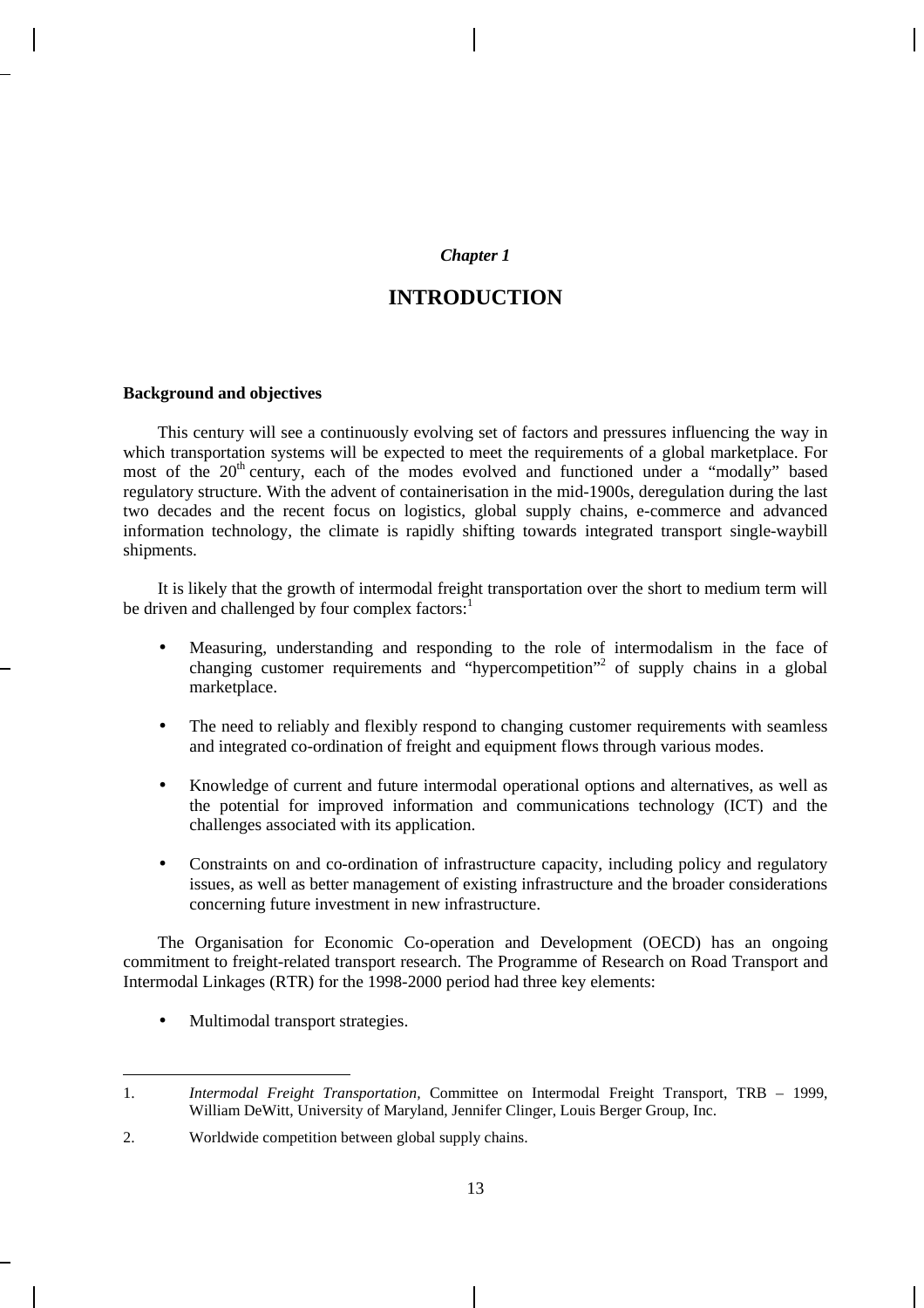*Chapter 1*

# INTRODUCTION

## Background and objectives

This century will see a continuously evolving set of factors and pressures influencing the way in which transportation systems will be expected to meet the requirements of a global marketplace. For most of the 20th century, each of the modes evolved and functioned under a "modally" based regulatory structure. With the advent of containerisation in the mid-1900s, deregulation during the last two decades and the recent focus on logistics, global supply chains, e-commerce and advanced information technology, the climate is rapidly shifting towards integrated transport single-waybill shipments.

It is likely that the growth of intermodal freight transportation over the short to medium term will be driven and challenged by four complex factors:[1]

- Measuring, understanding and responding to the role of intermodalism in the face of changing customer requirements and "hypercompetition"[2] of supply chains in a global marketplace.
- The need to reliably and flexibly respond to changing customer requirements with seamless and integrated co-ordination of freight and equipment flows through various modes.
- Knowledge of current and future intermodal operational options and alternatives, as well as the potential for improved information and communications technology (ICT) and the challenges associated with its application.
- Constraints on and co-ordination of infrastructure capacity, including policy and regulatory issues, as well as better management of existing infrastructure and the broader considerations concerning future investment in new infrastructure.

The Organisation for Economic Co-operation and Development (OECD) has an ongoing commitment to freight-related transport research. The Programme of Research on Road Transport and Intermodal Linkages (RTR) for the 1998-2000 period had three key elements:

- Multimodal transport strategies.

---

1. *Intermodal Freight Transportation*, Committee on Intermodal Freight Transport, TRB – 1999, William DeWitt, University of Maryland, Jennifer Clinger, Louis Berger Group, Inc.

2. Worldwide competition between global supply chains.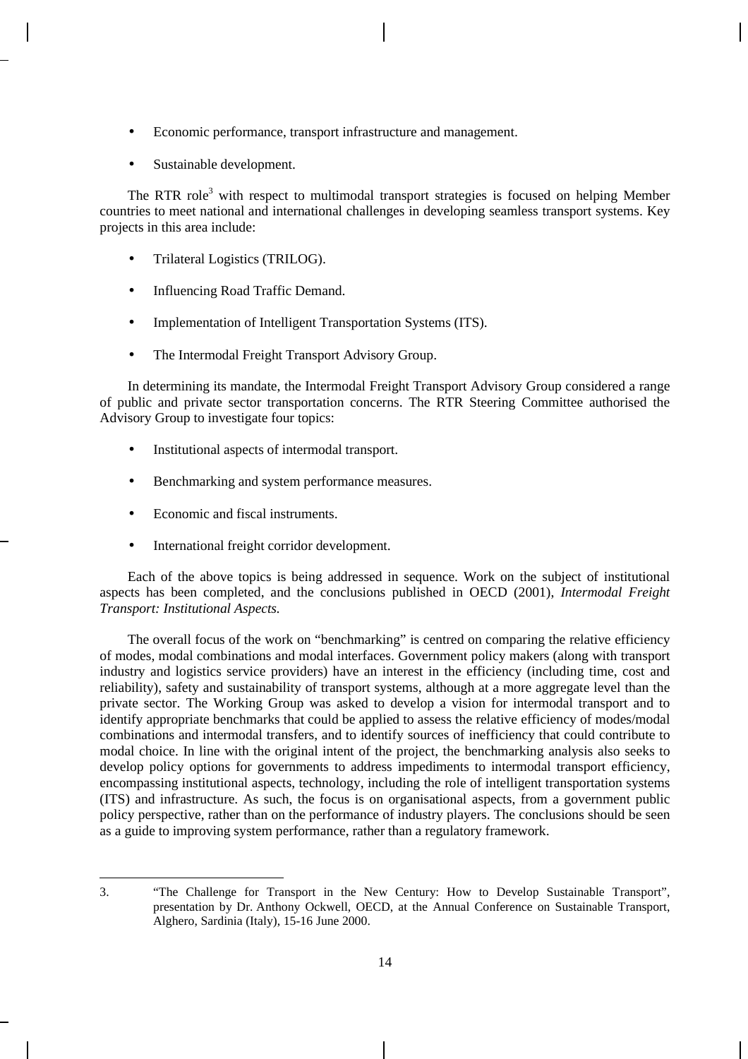- Economic performance, transport infrastructure and management.
- Sustainable development.

The RTR role[3] with respect to multimodal transport strategies is focused on helping Member countries to meet national and international challenges in developing seamless transport systems. Key projects in this area include:

- Trilateral Logistics (TRILOG).
- Influencing Road Traffic Demand.
- Implementation of Intelligent Transportation Systems (ITS).
- The Intermodal Freight Transport Advisory Group.

In determining its mandate, the Intermodal Freight Transport Advisory Group considered a range of public and private sector transportation concerns. The RTR Steering Committee authorised the Advisory Group to investigate four topics:

- Institutional aspects of intermodal transport.
- Benchmarking and system performance measures.
- Economic and fiscal instruments.
- International freight corridor development.

Each of the above topics is being addressed in sequence. Work on the subject of institutional aspects has been completed, and the conclusions published in OECD (2001), *Intermodal Freight Transport: Institutional Aspects.*

The overall focus of the work on "benchmarking" is centred on comparing the relative efficiency of modes, modal combinations and modal interfaces. Government policy makers (along with transport industry and logistics service providers) have an interest in the efficiency (including time, cost and reliability), safety and sustainability of transport systems, although at a more aggregate level than the private sector. The Working Group was asked to develop a vision for intermodal transport and to identify appropriate benchmarks that could be applied to assess the relative efficiency of modes/modal combinations and intermodal transfers, and to identify sources of inefficiency that could contribute to modal choice. In line with the original intent of the project, the benchmarking analysis also seeks to develop policy options for governments to address impediments to intermodal transport efficiency, encompassing institutional aspects, technology, including the role of intelligent transportation systems (ITS) and infrastructure. As such, the focus is on organisational aspects, from a government public policy perspective, rather than on the performance of industry players. The conclusions should be seen as a guide to improving system performance, rather than a regulatory framework.

---

3. "The Challenge for Transport in the New Century: How to Develop Sustainable Transport", presentation by Dr. Anthony Ockwell, OECD, at the Annual Conference on Sustainable Transport, Alghero, Sardinia (Italy), 15-16 June 2000.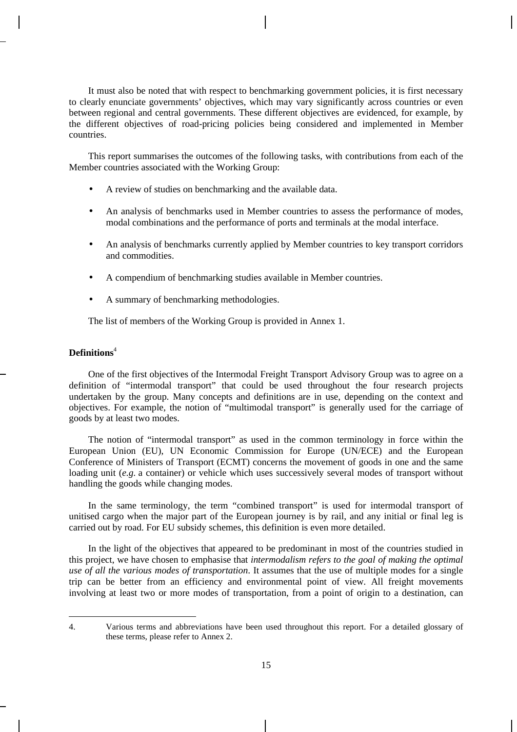It must also be noted that with respect to benchmarking government policies, it is first necessary to clearly enunciate governments' objectives, which may vary significantly across countries or even between regional and central governments. These different objectives are evidenced, for example, by the different objectives of road-pricing policies being considered and implemented in Member countries.

This report summarises the outcomes of the following tasks, with contributions from each of the Member countries associated with the Working Group:

- A review of studies on benchmarking and the available data.
- An analysis of benchmarks used in Member countries to assess the performance of modes, modal combinations and the performance of ports and terminals at the modal interface.
- An analysis of benchmarks currently applied by Member countries to key transport corridors and commodities.
- A compendium of benchmarking studies available in Member countries.
- A summary of benchmarking methodologies.

The list of members of the Working Group is provided in Annex 1.

**Definitions**[4]

One of the first objectives of the Intermodal Freight Transport Advisory Group was to agree on a definition of "intermodal transport" that could be used throughout the four research projects undertaken by the group. Many concepts and definitions are in use, depending on the context and objectives. For example, the notion of "multimodal transport" is generally used for the carriage of goods by at least two modes.

The notion of "intermodal transport" as used in the common terminology in force within the European Union (EU), UN Economic Commission for Europe (UN/ECE) and the European Conference of Ministers of Transport (ECMT) concerns the movement of goods in one and the same loading unit (*e.g.* a container) or vehicle which uses successively several modes of transport without handling the goods while changing modes.

In the same terminology, the term "combined transport" is used for intermodal transport of unitised cargo when the major part of the European journey is by rail, and any initial or final leg is carried out by road. For EU subsidy schemes, this definition is even more detailed.

In the light of the objectives that appeared to be predominant in most of the countries studied in this project, we have chosen to emphasise that *intermodalism refers to the goal of making the optimal use of all the various modes of transportation*. It assumes that the use of multiple modes for a single trip can be better from an efficiency and environmental point of view. All freight movements involving at least two or more modes of transportation, from a point of origin to a destination, can

---

4. Various terms and abbreviations have been used throughout this report. For a detailed glossary of these terms, please refer to Annex 2.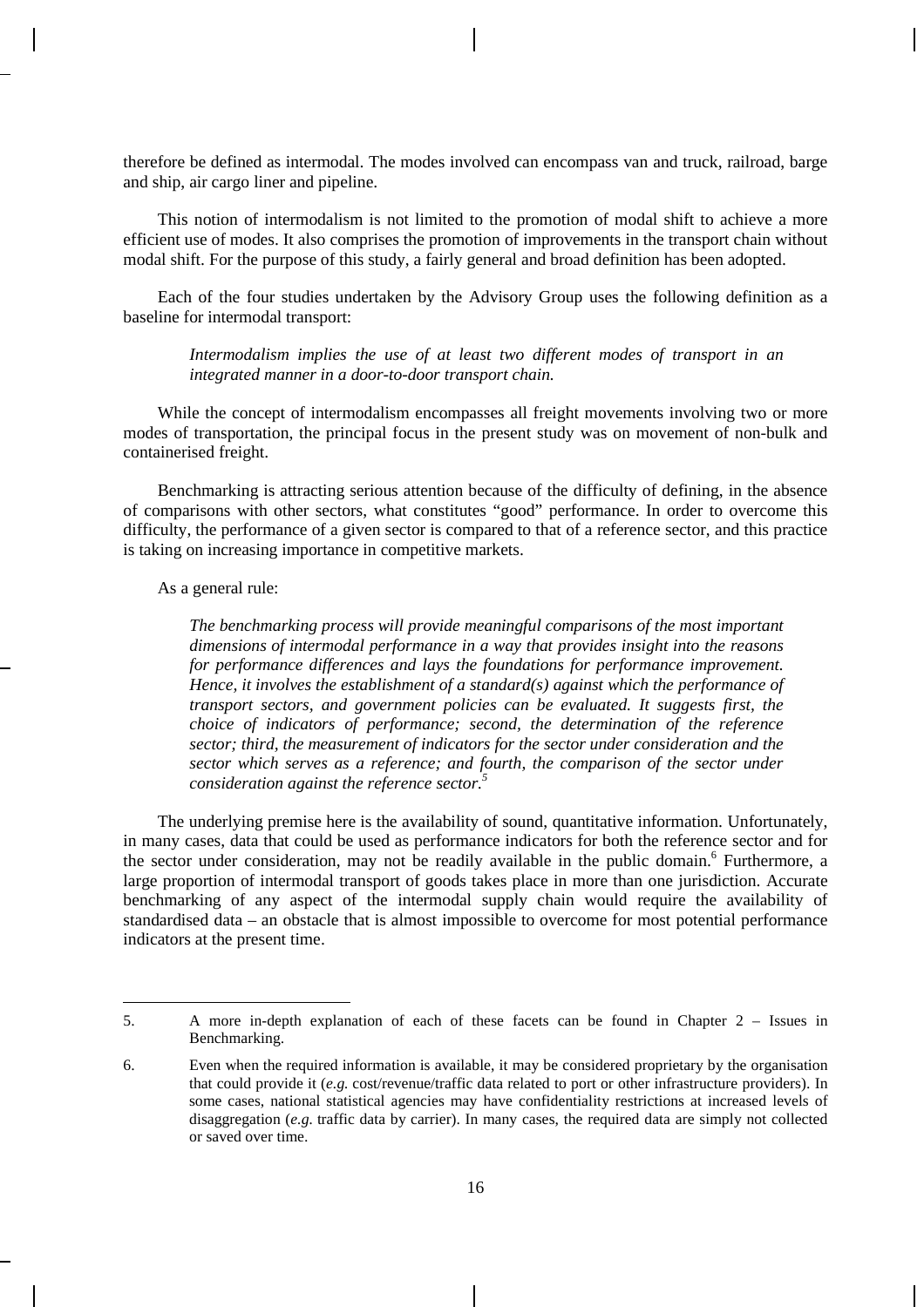therefore be defined as intermodal. The modes involved can encompass van and truck, railroad, barge and ship, air cargo liner and pipeline.

This notion of intermodalism is not limited to the promotion of modal shift to achieve a more efficient use of modes. It also comprises the promotion of improvements in the transport chain without modal shift. For the purpose of this study, a fairly general and broad definition has been adopted.

Each of the four studies undertaken by the Advisory Group uses the following definition as a baseline for intermodal transport:

> *Intermodalism implies the use of at least two different modes of transport in an integrated manner in a door-to-door transport chain.*

While the concept of intermodalism encompasses all freight movements involving two or more modes of transportation, the principal focus in the present study was on movement of non-bulk and containerised freight.

Benchmarking is attracting serious attention because of the difficulty of defining, in the absence of comparisons with other sectors, what constitutes "good" performance. In order to overcome this difficulty, the performance of a given sector is compared to that of a reference sector, and this practice is taking on increasing importance in competitive markets.

As a general rule:

> *The benchmarking process will provide meaningful comparisons of the most important dimensions of intermodal performance in a way that provides insight into the reasons for performance differences and lays the foundations for performance improvement. Hence, it involves the establishment of a standard(s) against which the performance of transport sectors, and government policies can be evaluated. It suggests first, the choice of indicators of performance; second, the determination of the reference sector; third, the measurement of indicators for the sector under consideration and the sector which serves as a reference; and fourth, the comparison of the sector under consideration against the reference sector.*[5]

The underlying premise here is the availability of sound, quantitative information. Unfortunately, in many cases, data that could be used as performance indicators for both the reference sector and for the sector under consideration, may not be readily available in the public domain.[6] Furthermore, a large proportion of intermodal transport of goods takes place in more than one jurisdiction. Accurate benchmarking of any aspect of the intermodal supply chain would require the availability of standardised data – an obstacle that is almost impossible to overcome for most potential performance indicators at the present time.

---

5. A more in-depth explanation of each of these facets can be found in Chapter 2 – Issues in Benchmarking.

6. Even when the required information is available, it may be considered proprietary by the organisation that could provide it (*e.g.* cost/revenue/traffic data related to port or other infrastructure providers). In some cases, national statistical agencies may have confidentiality restrictions at increased levels of disaggregation (*e.g.* traffic data by carrier). In many cases, the required data are simply not collected or saved over time.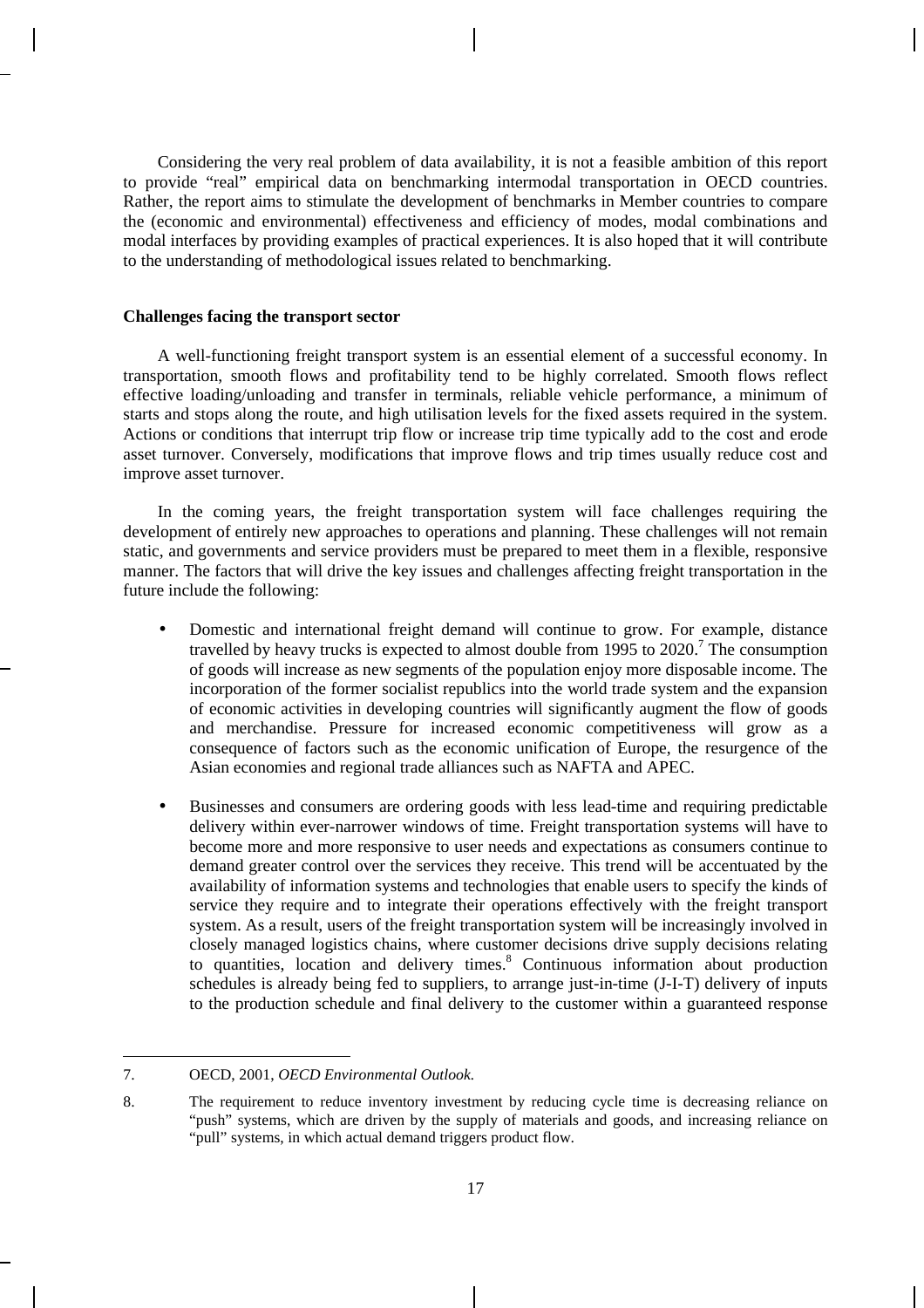Considering the very real problem of data availability, it is not a feasible ambition of this report to provide "real" empirical data on benchmarking intermodal transportation in OECD countries. Rather, the report aims to stimulate the development of benchmarks in Member countries to compare the (economic and environmental) effectiveness and efficiency of modes, modal combinations and modal interfaces by providing examples of practical experiences. It is also hoped that it will contribute to the understanding of methodological issues related to benchmarking.

**Challenges facing the transport sector**

A well-functioning freight transport system is an essential element of a successful economy. In transportation, smooth flows and profitability tend to be highly correlated. Smooth flows reflect effective loading/unloading and transfer in terminals, reliable vehicle performance, a minimum of starts and stops along the route, and high utilisation levels for the fixed assets required in the system. Actions or conditions that interrupt trip flow or increase trip time typically add to the cost and erode asset turnover. Conversely, modifications that improve flows and trip times usually reduce cost and improve asset turnover.

In the coming years, the freight transportation system will face challenges requiring the development of entirely new approaches to operations and planning. These challenges will not remain static, and governments and service providers must be prepared to meet them in a flexible, responsive manner. The factors that will drive the key issues and challenges affecting freight transportation in the future include the following:

- Domestic and international freight demand will continue to grow. For example, distance travelled by heavy trucks is expected to almost double from 1995 to 2020.[7] The consumption of goods will increase as new segments of the population enjoy more disposable income. The incorporation of the former socialist republics into the world trade system and the expansion of economic activities in developing countries will significantly augment the flow of goods and merchandise. Pressure for increased economic competitiveness will grow as a consequence of factors such as the economic unification of Europe, the resurgence of the Asian economies and regional trade alliances such as NAFTA and APEC.

- Businesses and consumers are ordering goods with less lead-time and requiring predictable delivery within ever-narrower windows of time. Freight transportation systems will have to become more and more responsive to user needs and expectations as consumers continue to demand greater control over the services they receive. This trend will be accentuated by the availability of information systems and technologies that enable users to specify the kinds of service they require and to integrate their operations effectively with the freight transport system. As a result, users of the freight transportation system will be increasingly involved in closely managed logistics chains, where customer decisions drive supply decisions relating to quantities, location and delivery times.[8] Continuous information about production schedules is already being fed to suppliers, to arrange just-in-time (J-I-T) delivery of inputs to the production schedule and final delivery to the customer within a guaranteed response

7. OECD, 2001, *OECD Environmental Outlook.*

8. The requirement to reduce inventory investment by reducing cycle time is decreasing reliance on "push" systems, which are driven by the supply of materials and goods, and increasing reliance on "pull" systems, in which actual demand triggers product flow.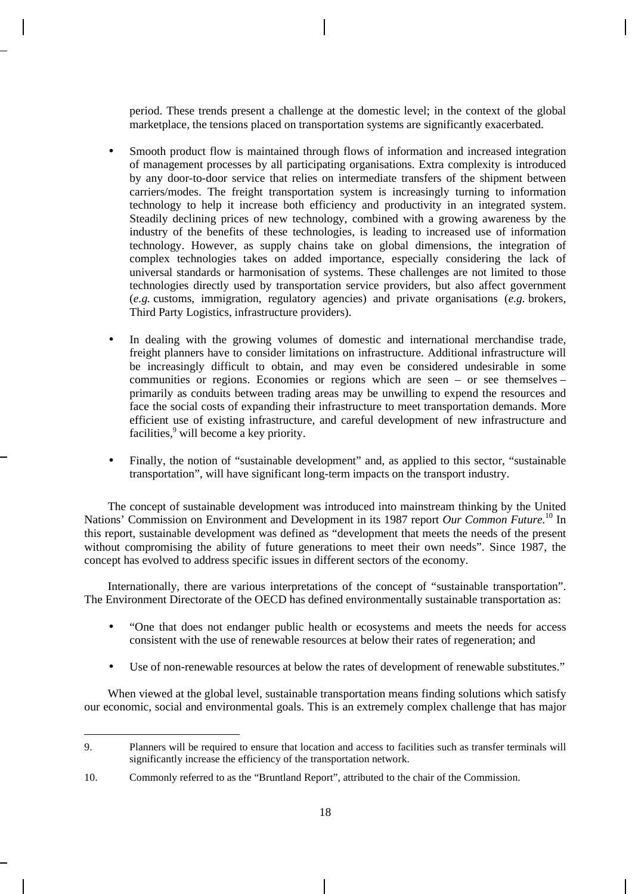period. These trends present a challenge at the domestic level; in the context of the global marketplace, the tensions placed on transportation systems are significantly exacerbated.

- Smooth product flow is maintained through flows of information and increased integration of management processes by all participating organisations. Extra complexity is introduced by any door-to-door service that relies on intermediate transfers of the shipment between carriers/modes. The freight transportation system is increasingly turning to information technology to help it increase both efficiency and productivity in an integrated system. Steadily declining prices of new technology, combined with a growing awareness by the industry of the benefits of these technologies, is leading to increased use of information technology. However, as supply chains take on global dimensions, the integration of complex technologies takes on added importance, especially considering the lack of universal standards or harmonisation of systems. These challenges are not limited to those technologies directly used by transportation service providers, but also affect government (*e.g.* customs, immigration, regulatory agencies) and private organisations (*e.g.* brokers, Third Party Logistics, infrastructure providers).

- In dealing with the growing volumes of domestic and international merchandise trade, freight planners have to consider limitations on infrastructure. Additional infrastructure will be increasingly difficult to obtain, and may even be considered undesirable in some communities or regions. Economies or regions which are seen – or see themselves – primarily as conduits between trading areas may be unwilling to expend the resources and face the social costs of expanding their infrastructure to meet transportation demands. More efficient use of existing infrastructure, and careful development of new infrastructure and facilities,[9] will become a key priority.

- Finally, the notion of "sustainable development" and, as applied to this sector, "sustainable transportation", will have significant long-term impacts on the transport industry.

The concept of sustainable development was introduced into mainstream thinking by the United Nations' Commission on Environment and Development in its 1987 report *Our Common Future.*[10] In this report, sustainable development was defined as "development that meets the needs of the present without compromising the ability of future generations to meet their own needs". Since 1987, the concept has evolved to address specific issues in different sectors of the economy.

Internationally, there are various interpretations of the concept of "sustainable transportation". The Environment Directorate of the OECD has defined environmentally sustainable transportation as:

- "One that does not endanger public health or ecosystems and meets the needs for access consistent with the use of renewable resources at below their rates of regeneration; and

- Use of non-renewable resources at below the rates of development of renewable substitutes."

When viewed at the global level, sustainable transportation means finding solutions which satisfy our economic, social and environmental goals. This is an extremely complex challenge that has major

---

9. Planners will be required to ensure that location and access to facilities such as transfer terminals will significantly increase the efficiency of the transportation network.

10. Commonly referred to as the "Bruntland Report", attributed to the chair of the Commission.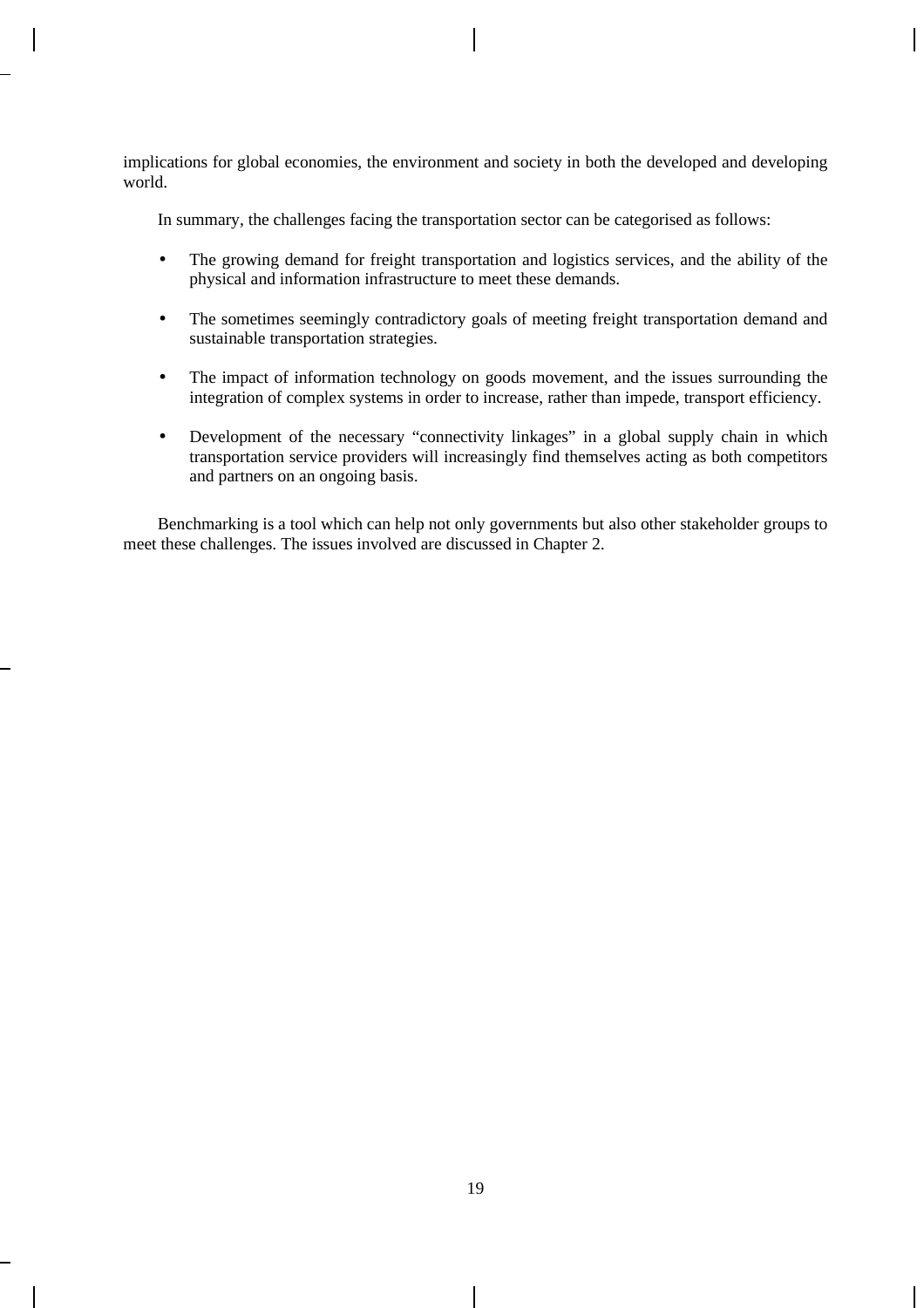implications for global economies, the environment and society in both the developed and developing world.

In summary, the challenges facing the transportation sector can be categorised as follows:

- The growing demand for freight transportation and logistics services, and the ability of the physical and information infrastructure to meet these demands.

- The sometimes seemingly contradictory goals of meeting freight transportation demand and sustainable transportation strategies.

- The impact of information technology on goods movement, and the issues surrounding the integration of complex systems in order to increase, rather than impede, transport efficiency.

- Development of the necessary "connectivity linkages" in a global supply chain in which transportation service providers will increasingly find themselves acting as both competitors and partners on an ongoing basis.

Benchmarking is a tool which can help not only governments but also other stakeholder groups to meet these challenges. The issues involved are discussed in Chapter 2.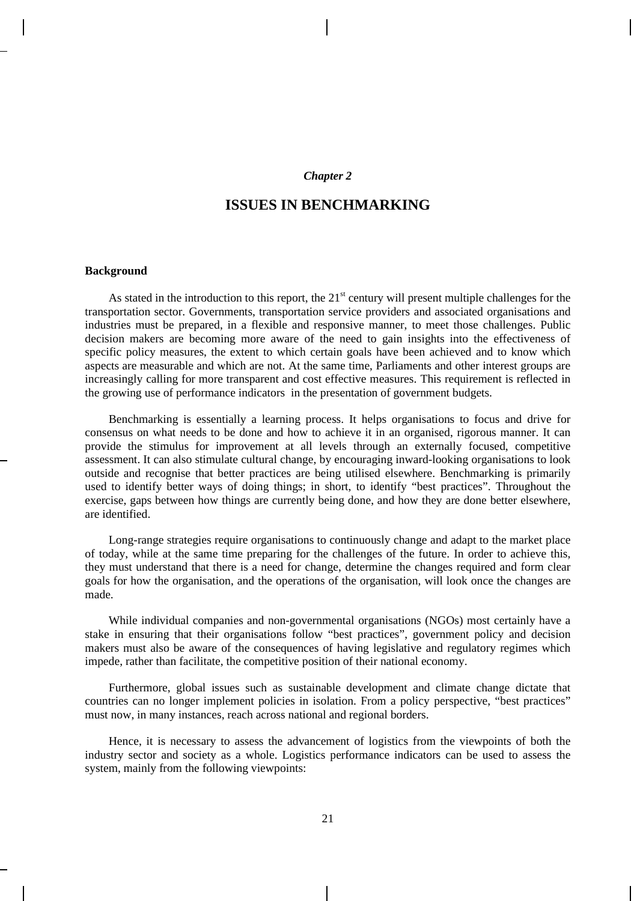*Chapter 2*

# ISSUES IN BENCHMARKING

**Background**

As stated in the introduction to this report, the 21st century will present multiple challenges for the transportation sector. Governments, transportation service providers and associated organisations and industries must be prepared, in a flexible and responsive manner, to meet those challenges. Public decision makers are becoming more aware of the need to gain insights into the effectiveness of specific policy measures, the extent to which certain goals have been achieved and to know which aspects are measurable and which are not. At the same time, Parliaments and other interest groups are increasingly calling for more transparent and cost effective measures. This requirement is reflected in the growing use of performance indicators in the presentation of government budgets.

Benchmarking is essentially a learning process. It helps organisations to focus and drive for consensus on what needs to be done and how to achieve it in an organised, rigorous manner. It can provide the stimulus for improvement at all levels through an externally focused, competitive assessment. It can also stimulate cultural change, by encouraging inward-looking organisations to look outside and recognise that better practices are being utilised elsewhere. Benchmarking is primarily used to identify better ways of doing things; in short, to identify "best practices". Throughout the exercise, gaps between how things are currently being done, and how they are done better elsewhere, are identified.

Long-range strategies require organisations to continuously change and adapt to the market place of today, while at the same time preparing for the challenges of the future. In order to achieve this, they must understand that there is a need for change, determine the changes required and form clear goals for how the organisation, and the operations of the organisation, will look once the changes are made.

While individual companies and non-governmental organisations (NGOs) most certainly have a stake in ensuring that their organisations follow "best practices", government policy and decision makers must also be aware of the consequences of having legislative and regulatory regimes which impede, rather than facilitate, the competitive position of their national economy.

Furthermore, global issues such as sustainable development and climate change dictate that countries can no longer implement policies in isolation. From a policy perspective, "best practices" must now, in many instances, reach across national and regional borders.

Hence, it is necessary to assess the advancement of logistics from the viewpoints of both the industry sector and society as a whole. Logistics performance indicators can be used to assess the system, mainly from the following viewpoints: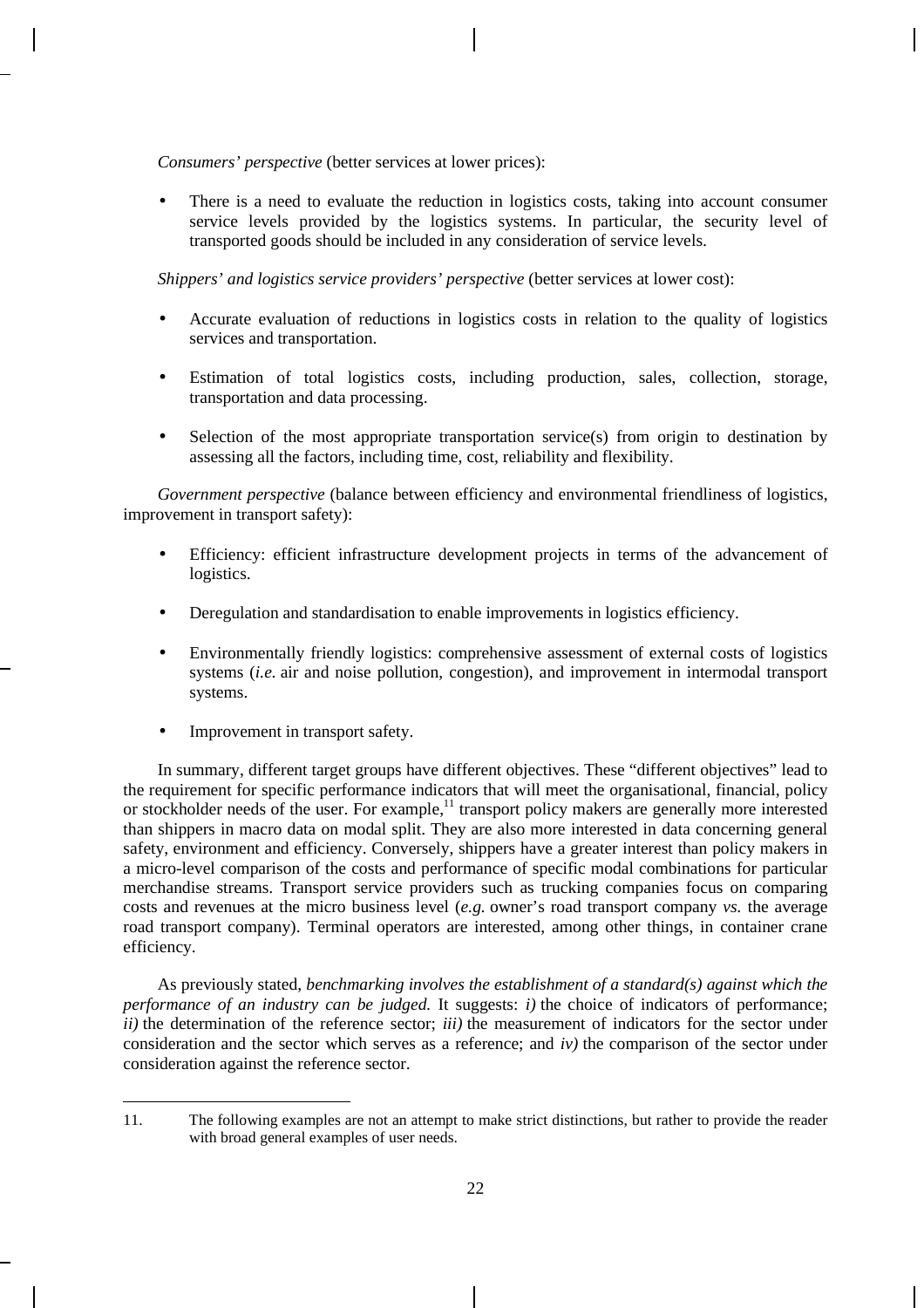*Consumers' perspective* (better services at lower prices):

- There is a need to evaluate the reduction in logistics costs, taking into account consumer service levels provided by the logistics systems. In particular, the security level of transported goods should be included in any consideration of service levels.

*Shippers' and logistics service providers' perspective* (better services at lower cost):

- Accurate evaluation of reductions in logistics costs in relation to the quality of logistics services and transportation.
- Estimation of total logistics costs, including production, sales, collection, storage, transportation and data processing.
- Selection of the most appropriate transportation service(s) from origin to destination by assessing all the factors, including time, cost, reliability and flexibility.

*Government perspective* (balance between efficiency and environmental friendliness of logistics, improvement in transport safety):

- Efficiency: efficient infrastructure development projects in terms of the advancement of logistics.
- Deregulation and standardisation to enable improvements in logistics efficiency.
- Environmentally friendly logistics: comprehensive assessment of external costs of logistics systems (*i.e.* air and noise pollution, congestion), and improvement in intermodal transport systems.
- Improvement in transport safety.

In summary, different target groups have different objectives. These "different objectives" lead to the requirement for specific performance indicators that will meet the organisational, financial, policy or stockholder needs of the user. For example,[11] transport policy makers are generally more interested than shippers in macro data on modal split. They are also more interested in data concerning general safety, environment and efficiency. Conversely, shippers have a greater interest than policy makers in a micro-level comparison of the costs and performance of specific modal combinations for particular merchandise streams. Transport service providers such as trucking companies focus on comparing costs and revenues at the micro business level (*e.g.* owner's road transport company *vs.* the average road transport company). Terminal operators are interested, among other things, in container crane efficiency.

As previously stated, *benchmarking involves the establishment of a standard(s) against which the performance of an industry can be judged.* It suggests: *i)* the choice of indicators of performance; *ii)* the determination of the reference sector; *iii)* the measurement of indicators for the sector under consideration and the sector which serves as a reference; and *iv)* the comparison of the sector under consideration against the reference sector.

11. The following examples are not an attempt to make strict distinctions, but rather to provide the reader with broad general examples of user needs.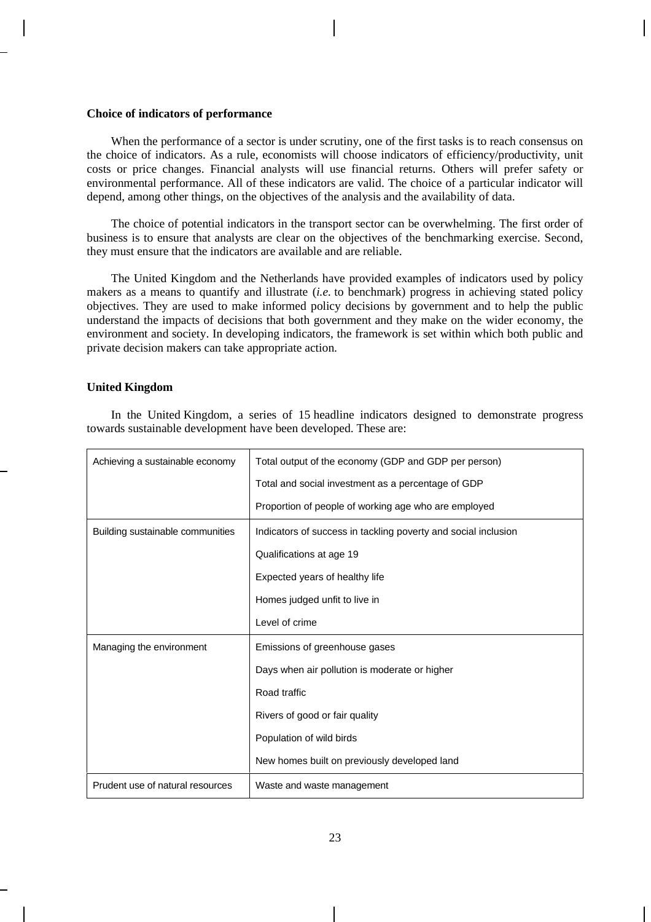**Choice of indicators of performance**

When the performance of a sector is under scrutiny, one of the first tasks is to reach consensus on the choice of indicators. As a rule, economists will choose indicators of efficiency/productivity, unit costs or price changes. Financial analysts will use financial returns. Others will prefer safety or environmental performance. All of these indicators are valid. The choice of a particular indicator will depend, among other things, on the objectives of the analysis and the availability of data.

The choice of potential indicators in the transport sector can be overwhelming. The first order of business is to ensure that analysts are clear on the objectives of the benchmarking exercise. Second, they must ensure that the indicators are available and are reliable.

The United Kingdom and the Netherlands have provided examples of indicators used by policy makers as a means to quantify and illustrate (*i.e.* to benchmark) progress in achieving stated policy objectives. They are used to make informed policy decisions by government and to help the public understand the impacts of decisions that both government and they make on the wider economy, the environment and society. In developing indicators, the framework is set within which both public and private decision makers can take appropriate action.

**United Kingdom**

In the United Kingdom, a series of 15 headline indicators designed to demonstrate progress towards sustainable development have been developed. These are:

| | |
|---|---|
| Achieving a sustainable economy | Total output of the economy (GDP and GDP per person) |
| | Total and social investment as a percentage of GDP |
| | Proportion of people of working age who are employed |
| Building sustainable communities | Indicators of success in tackling poverty and social inclusion |
| | Qualifications at age 19 |
| | Expected years of healthy life |
| | Homes judged unfit to live in |
| | Level of crime |
| Managing the environment | Emissions of greenhouse gases |
| | Days when air pollution is moderate or higher |
| | Road traffic |
| | Rivers of good or fair quality |
| | Population of wild birds |
| | New homes built on previously developed land |
| Prudent use of natural resources | Waste and waste management |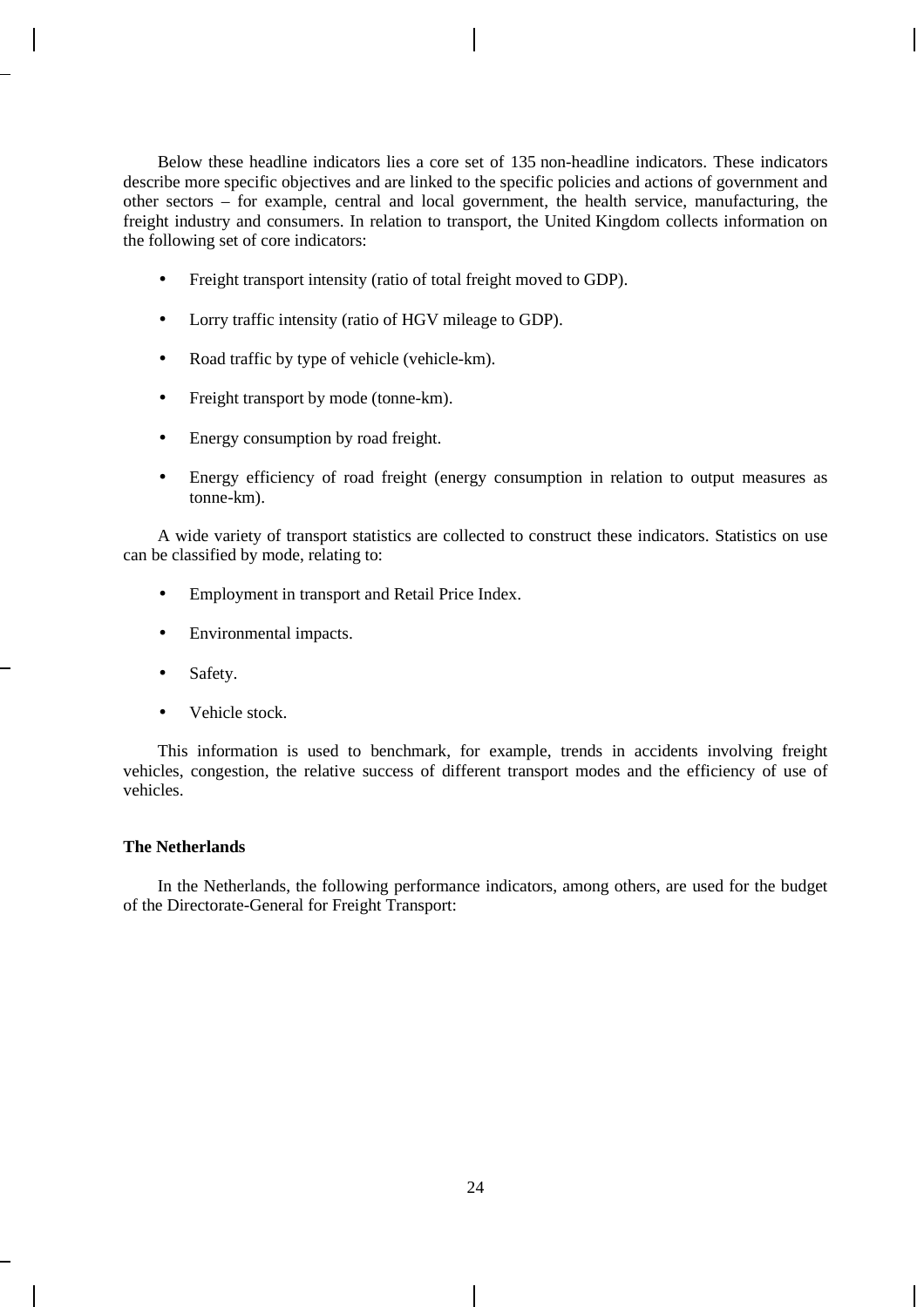Below these headline indicators lies a core set of 135 non-headline indicators. These indicators describe more specific objectives and are linked to the specific policies and actions of government and other sectors – for example, central and local government, the health service, manufacturing, the freight industry and consumers. In relation to transport, the United Kingdom collects information on the following set of core indicators:

- Freight transport intensity (ratio of total freight moved to GDP).
- Lorry traffic intensity (ratio of HGV mileage to GDP).
- Road traffic by type of vehicle (vehicle-km).
- Freight transport by mode (tonne-km).
- Energy consumption by road freight.
- Energy efficiency of road freight (energy consumption in relation to output measures as tonne-km).

A wide variety of transport statistics are collected to construct these indicators. Statistics on use can be classified by mode, relating to:

- Employment in transport and Retail Price Index.
- Environmental impacts.
- Safety.
- Vehicle stock.

This information is used to benchmark, for example, trends in accidents involving freight vehicles, congestion, the relative success of different transport modes and the efficiency of use of vehicles.

**The Netherlands**

In the Netherlands, the following performance indicators, among others, are used for the budget of the Directorate-General for Freight Transport: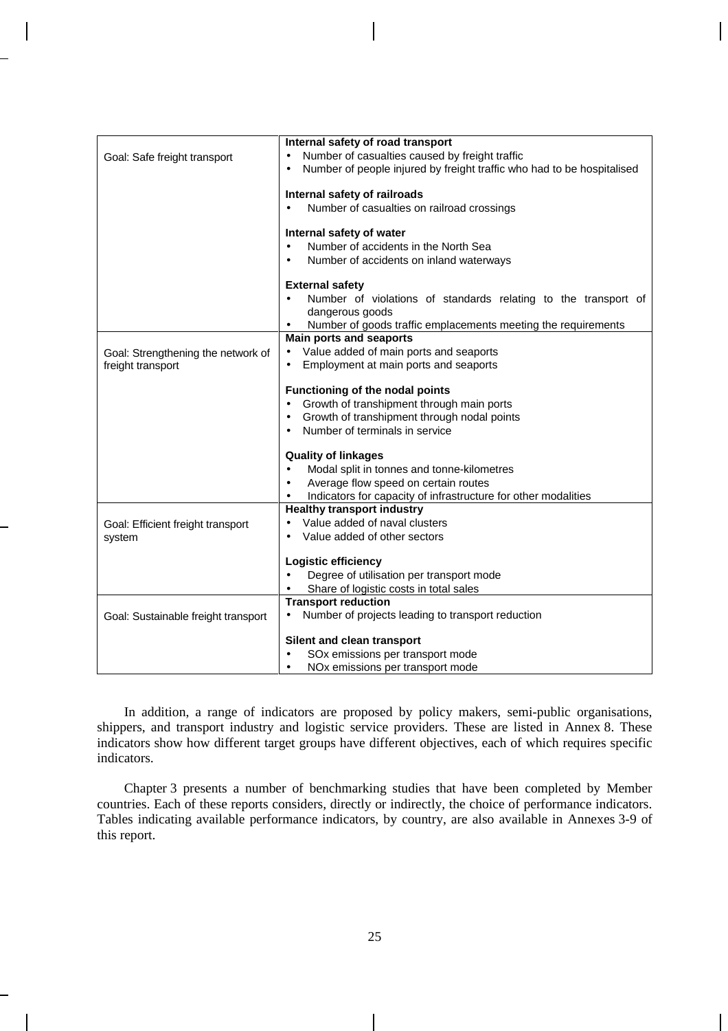| | |
|---|---|
| Goal: Safe freight transport | **Internal safety of road transport**<br>• Number of casualties caused by freight traffic<br>• Number of people injured by freight traffic who had to be hospitalised<br><br>**Internal safety of railroads**<br>• Number of casualties on railroad crossings<br><br>**Internal safety of water**<br>• Number of accidents in the North Sea<br>• Number of accidents on inland waterways<br><br>**External safety**<br>• Number of violations of standards relating to the transport of dangerous goods<br>• Number of goods traffic emplacements meeting the requirements |
| Goal: Strengthening the network of freight transport | **Main ports and seaports**<br>• Value added of main ports and seaports<br>• Employment at main ports and seaports<br><br>**Functioning of the nodal points**<br>• Growth of transhipment through main ports<br>• Growth of transhipment through nodal points<br>• Number of terminals in service<br><br>**Quality of linkages**<br>• Modal split in tonnes and tonne-kilometres<br>• Average flow speed on certain routes<br>• Indicators for capacity of infrastructure for other modalities |
| Goal: Efficient freight transport system | **Healthy transport industry**<br>• Value added of naval clusters<br>• Value added of other sectors<br><br>**Logistic efficiency**<br>• Degree of utilisation per transport mode<br>• Share of logistic costs in total sales |
| Goal: Sustainable freight transport | **Transport reduction**<br>• Number of projects leading to transport reduction<br><br>**Silent and clean transport**<br>• $SO_x$ emissions per transport mode<br>• $NO_x$ emissions per transport mode |

In addition, a range of indicators are proposed by policy makers, semi-public organisations, shippers, and transport industry and logistic service providers. These are listed in Annex 8. These indicators show how different target groups have different objectives, each of which requires specific indicators.

Chapter 3 presents a number of benchmarking studies that have been completed by Member countries. Each of these reports considers, directly or indirectly, the choice of performance indicators. Tables indicating available performance indicators, by country, are also available in Annexes 3-9 of this report.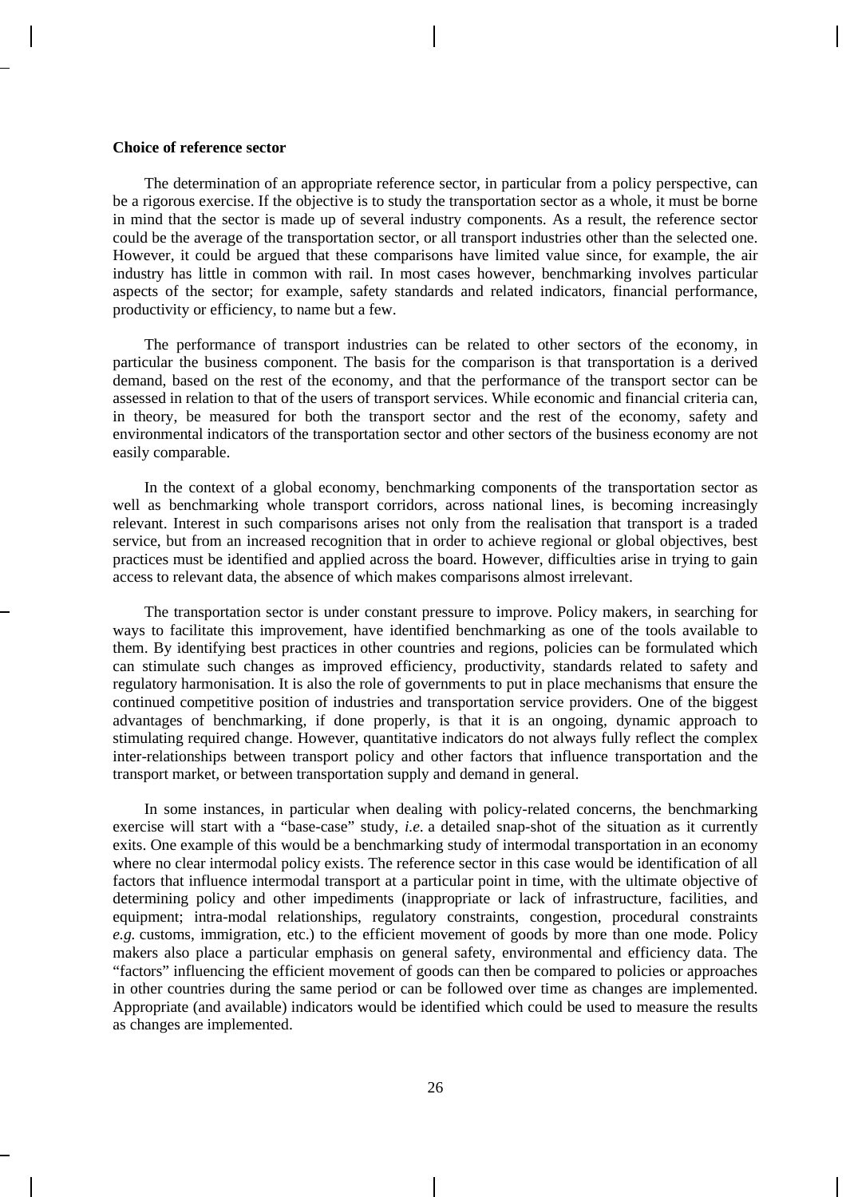**Choice of reference sector**

The determination of an appropriate reference sector, in particular from a policy perspective, can be a rigorous exercise. If the objective is to study the transportation sector as a whole, it must be borne in mind that the sector is made up of several industry components. As a result, the reference sector could be the average of the transportation sector, or all transport industries other than the selected one. However, it could be argued that these comparisons have limited value since, for example, the air industry has little in common with rail. In most cases however, benchmarking involves particular aspects of the sector; for example, safety standards and related indicators, financial performance, productivity or efficiency, to name but a few.

The performance of transport industries can be related to other sectors of the economy, in particular the business component. The basis for the comparison is that transportation is a derived demand, based on the rest of the economy, and that the performance of the transport sector can be assessed in relation to that of the users of transport services. While economic and financial criteria can, in theory, be measured for both the transport sector and the rest of the economy, safety and environmental indicators of the transportation sector and other sectors of the business economy are not easily comparable.

In the context of a global economy, benchmarking components of the transportation sector as well as benchmarking whole transport corridors, across national lines, is becoming increasingly relevant. Interest in such comparisons arises not only from the realisation that transport is a traded service, but from an increased recognition that in order to achieve regional or global objectives, best practices must be identified and applied across the board. However, difficulties arise in trying to gain access to relevant data, the absence of which makes comparisons almost irrelevant.

The transportation sector is under constant pressure to improve. Policy makers, in searching for ways to facilitate this improvement, have identified benchmarking as one of the tools available to them. By identifying best practices in other countries and regions, policies can be formulated which can stimulate such changes as improved efficiency, productivity, standards related to safety and regulatory harmonisation. It is also the role of governments to put in place mechanisms that ensure the continued competitive position of industries and transportation service providers. One of the biggest advantages of benchmarking, if done properly, is that it is an ongoing, dynamic approach to stimulating required change. However, quantitative indicators do not always fully reflect the complex inter-relationships between transport policy and other factors that influence transportation and the transport market, or between transportation supply and demand in general.

In some instances, in particular when dealing with policy-related concerns, the benchmarking exercise will start with a "base-case" study, *i.e.* a detailed snap-shot of the situation as it currently exits. One example of this would be a benchmarking study of intermodal transportation in an economy where no clear intermodal policy exists. The reference sector in this case would be identification of all factors that influence intermodal transport at a particular point in time, with the ultimate objective of determining policy and other impediments (inappropriate or lack of infrastructure, facilities, and equipment; intra-modal relationships, regulatory constraints, congestion, procedural constraints *e.g.* customs, immigration, etc.) to the efficient movement of goods by more than one mode. Policy makers also place a particular emphasis on general safety, environmental and efficiency data. The "factors" influencing the efficient movement of goods can then be compared to policies or approaches in other countries during the same period or can be followed over time as changes are implemented. Appropriate (and available) indicators would be identified which could be used to measure the results as changes are implemented.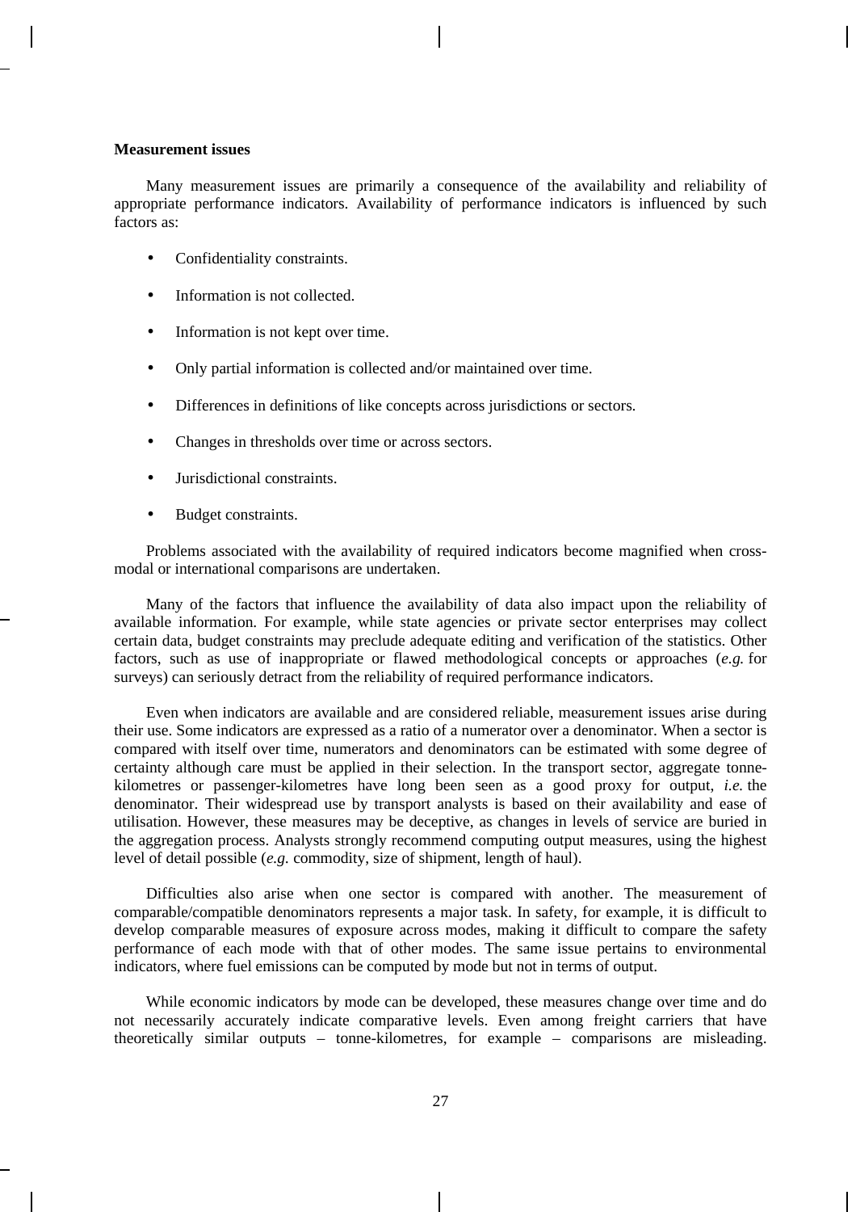**Measurement issues**

Many measurement issues are primarily a consequence of the availability and reliability of appropriate performance indicators. Availability of performance indicators is influenced by such factors as:

- Confidentiality constraints.
- Information is not collected.
- Information is not kept over time.
- Only partial information is collected and/or maintained over time.
- Differences in definitions of like concepts across jurisdictions or sectors.
- Changes in thresholds over time or across sectors.
- Jurisdictional constraints.
- Budget constraints.

Problems associated with the availability of required indicators become magnified when cross-modal or international comparisons are undertaken.

Many of the factors that influence the availability of data also impact upon the reliability of available information. For example, while state agencies or private sector enterprises may collect certain data, budget constraints may preclude adequate editing and verification of the statistics. Other factors, such as use of inappropriate or flawed methodological concepts or approaches (*e.g.* for surveys) can seriously detract from the reliability of required performance indicators.

Even when indicators are available and are considered reliable, measurement issues arise during their use. Some indicators are expressed as a ratio of a numerator over a denominator. When a sector is compared with itself over time, numerators and denominators can be estimated with some degree of certainty although care must be applied in their selection. In the transport sector, aggregate tonne-kilometres or passenger-kilometres have long been seen as a good proxy for output, *i.e.* the denominator. Their widespread use by transport analysts is based on their availability and ease of utilisation. However, these measures may be deceptive, as changes in levels of service are buried in the aggregation process. Analysts strongly recommend computing output measures, using the highest level of detail possible (*e.g.* commodity, size of shipment, length of haul).

Difficulties also arise when one sector is compared with another. The measurement of comparable/compatible denominators represents a major task. In safety, for example, it is difficult to develop comparable measures of exposure across modes, making it difficult to compare the safety performance of each mode with that of other modes. The same issue pertains to environmental indicators, where fuel emissions can be computed by mode but not in terms of output.

While economic indicators by mode can be developed, these measures change over time and do not necessarily accurately indicate comparative levels. Even among freight carriers that have theoretically similar outputs – tonne-kilometres, for example – comparisons are misleading.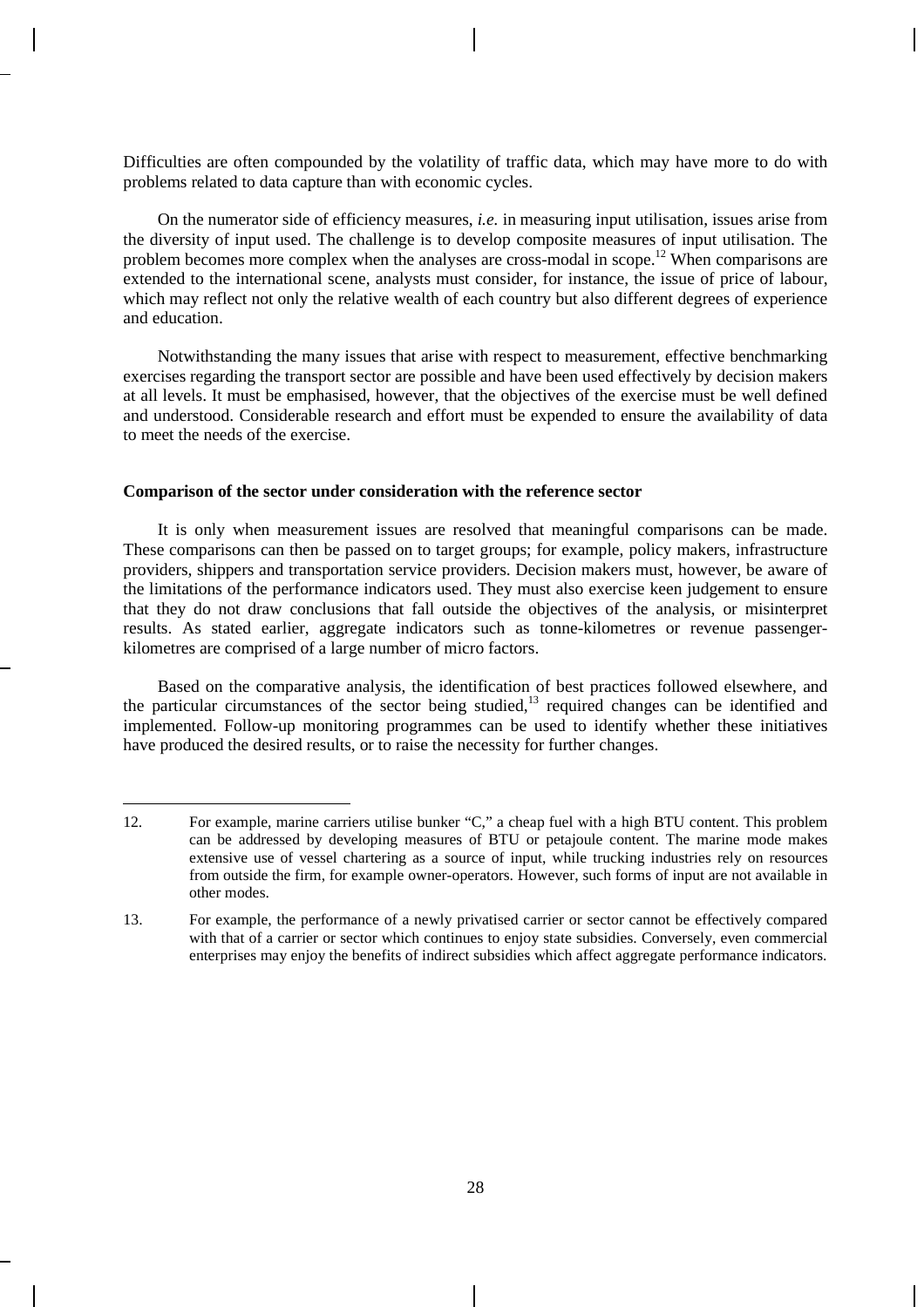Difficulties are often compounded by the volatility of traffic data, which may have more to do with problems related to data capture than with economic cycles.

On the numerator side of efficiency measures, *i.e.* in measuring input utilisation, issues arise from the diversity of input used. The challenge is to develop composite measures of input utilisation. The problem becomes more complex when the analyses are cross-modal in scope.[12] When comparisons are extended to the international scene, analysts must consider, for instance, the issue of price of labour, which may reflect not only the relative wealth of each country but also different degrees of experience and education.

Notwithstanding the many issues that arise with respect to measurement, effective benchmarking exercises regarding the transport sector are possible and have been used effectively by decision makers at all levels. It must be emphasised, however, that the objectives of the exercise must be well defined and understood. Considerable research and effort must be expended to ensure the availability of data to meet the needs of the exercise.

**Comparison of the sector under consideration with the reference sector**

It is only when measurement issues are resolved that meaningful comparisons can be made. These comparisons can then be passed on to target groups; for example, policy makers, infrastructure providers, shippers and transportation service providers. Decision makers must, however, be aware of the limitations of the performance indicators used. They must also exercise keen judgement to ensure that they do not draw conclusions that fall outside the objectives of the analysis, or misinterpret results. As stated earlier, aggregate indicators such as tonne-kilometres or revenue passenger-kilometres are comprised of a large number of micro factors.

Based on the comparative analysis, the identification of best practices followed elsewhere, and the particular circumstances of the sector being studied,[13] required changes can be identified and implemented. Follow-up monitoring programmes can be used to identify whether these initiatives have produced the desired results, or to raise the necessity for further changes.

---

12. For example, marine carriers utilise bunker "C," a cheap fuel with a high BTU content. This problem can be addressed by developing measures of BTU or petajoule content. The marine mode makes extensive use of vessel chartering as a source of input, while trucking industries rely on resources from outside the firm, for example owner-operators. However, such forms of input are not available in other modes.

13. For example, the performance of a newly privatised carrier or sector cannot be effectively compared with that of a carrier or sector which continues to enjoy state subsidies. Conversely, even commercial enterprises may enjoy the benefits of indirect subsidies which affect aggregate performance indicators.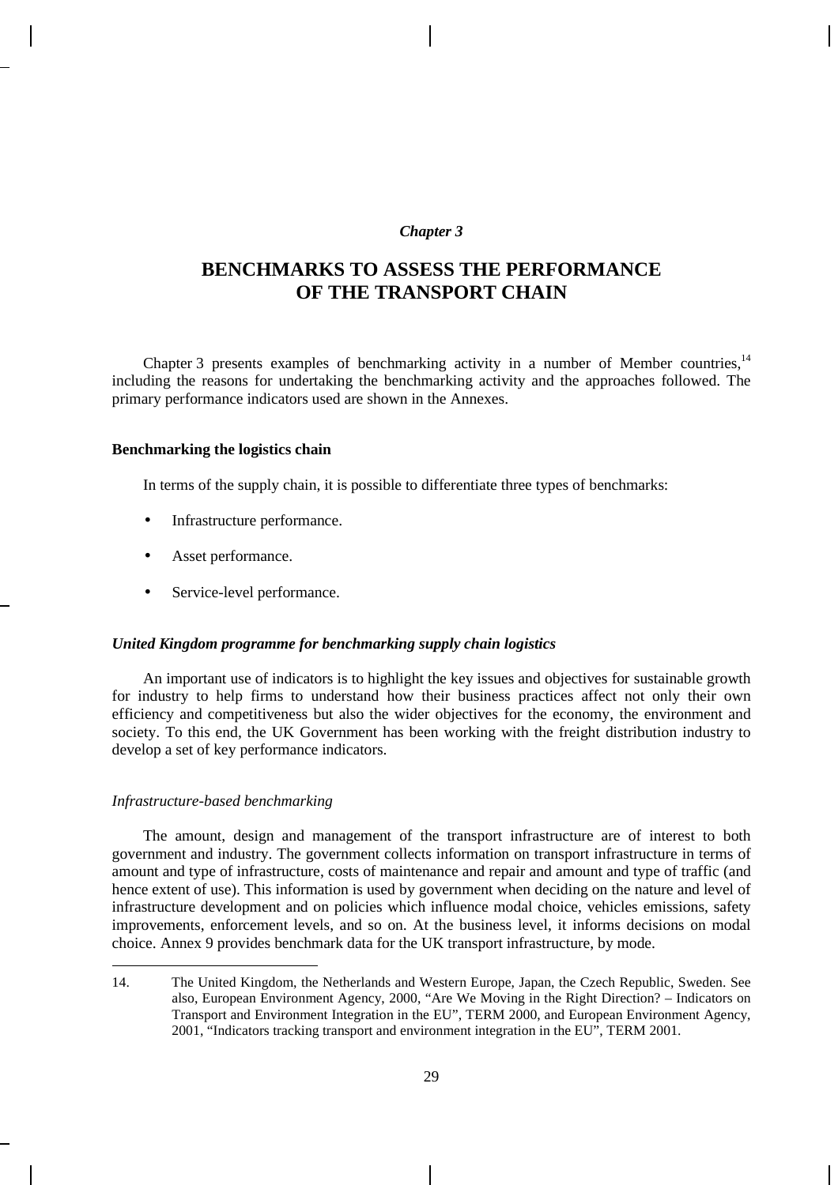*Chapter 3*

# BENCHMARKS TO ASSESS THE PERFORMANCE OF THE TRANSPORT CHAIN

Chapter 3 presents examples of benchmarking activity in a number of Member countries,[14] including the reasons for undertaking the benchmarking activity and the approaches followed. The primary performance indicators used are shown in the Annexes.

## Benchmarking the logistics chain

In terms of the supply chain, it is possible to differentiate three types of benchmarks:

- Infrastructure performance.
- Asset performance.
- Service-level performance.

### *United Kingdom programme for benchmarking supply chain logistics*

An important use of indicators is to highlight the key issues and objectives for sustainable growth for industry to help firms to understand how their business practices affect not only their own efficiency and competitiveness but also the wider objectives for the economy, the environment and society. To this end, the UK Government has been working with the freight distribution industry to develop a set of key performance indicators.

#### *Infrastructure-based benchmarking*

The amount, design and management of the transport infrastructure are of interest to both government and industry. The government collects information on transport infrastructure in terms of amount and type of infrastructure, costs of maintenance and repair and amount and type of traffic (and hence extent of use). This information is used by government when deciding on the nature and level of infrastructure development and on policies which influence modal choice, vehicles emissions, safety improvements, enforcement levels, and so on. At the business level, it informs decisions on modal choice. Annex 9 provides benchmark data for the UK transport infrastructure, by mode.

---

14. The United Kingdom, the Netherlands and Western Europe, Japan, the Czech Republic, Sweden. See also, European Environment Agency, 2000, "Are We Moving in the Right Direction? – Indicators on Transport and Environment Integration in the EU", TERM 2000, and European Environment Agency, 2001, "Indicators tracking transport and environment integration in the EU", TERM 2001.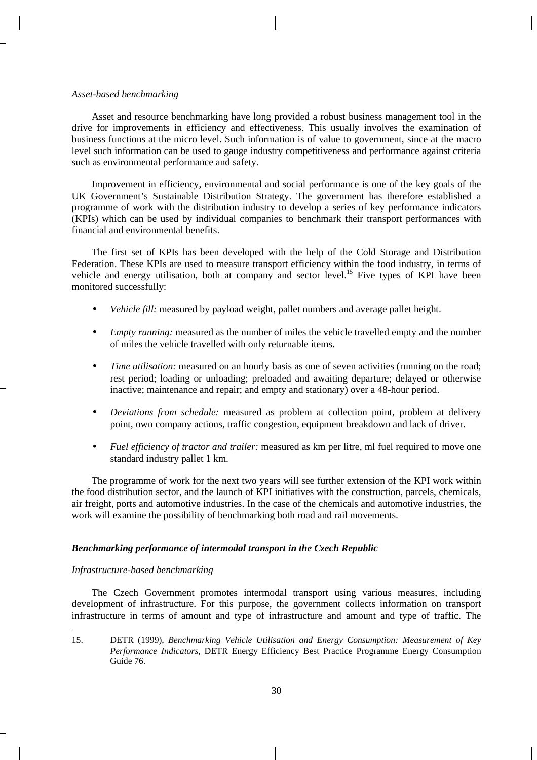*Asset-based benchmarking*

Asset and resource benchmarking have long provided a robust business management tool in the drive for improvements in efficiency and effectiveness. This usually involves the examination of business functions at the micro level. Such information is of value to government, since at the macro level such information can be used to gauge industry competitiveness and performance against criteria such as environmental performance and safety.

Improvement in efficiency, environmental and social performance is one of the key goals of the UK Government's Sustainable Distribution Strategy. The government has therefore established a programme of work with the distribution industry to develop a series of key performance indicators (KPIs) which can be used by individual companies to benchmark their transport performances with financial and environmental benefits.

The first set of KPIs has been developed with the help of the Cold Storage and Distribution Federation. These KPIs are used to measure transport efficiency within the food industry, in terms of vehicle and energy utilisation, both at company and sector level.[15] Five types of KPI have been monitored successfully:

- *Vehicle fill:* measured by payload weight, pallet numbers and average pallet height.
- *Empty running:* measured as the number of miles the vehicle travelled empty and the number of miles the vehicle travelled with only returnable items.
- *Time utilisation:* measured on an hourly basis as one of seven activities (running on the road; rest period; loading or unloading; preloaded and awaiting departure; delayed or otherwise inactive; maintenance and repair; and empty and stationary) over a 48-hour period.
- *Deviations from schedule:* measured as problem at collection point, problem at delivery point, own company actions, traffic congestion, equipment breakdown and lack of driver.
- *Fuel efficiency of tractor and trailer:* measured as km per litre, ml fuel required to move one standard industry pallet 1 km.

The programme of work for the next two years will see further extension of the KPI work within the food distribution sector, and the launch of KPI initiatives with the construction, parcels, chemicals, air freight, ports and automotive industries. In the case of the chemicals and automotive industries, the work will examine the possibility of benchmarking both road and rail movements.

***Benchmarking performance of intermodal transport in the Czech Republic***

*Infrastructure-based benchmarking*

The Czech Government promotes intermodal transport using various measures, including development of infrastructure. For this purpose, the government collects information on transport infrastructure in terms of amount and type of infrastructure and amount and type of traffic. The

---

15. DETR (1999), *Benchmarking Vehicle Utilisation and Energy Consumption: Measurement of Key Performance Indicators*, DETR Energy Efficiency Best Practice Programme Energy Consumption Guide 76.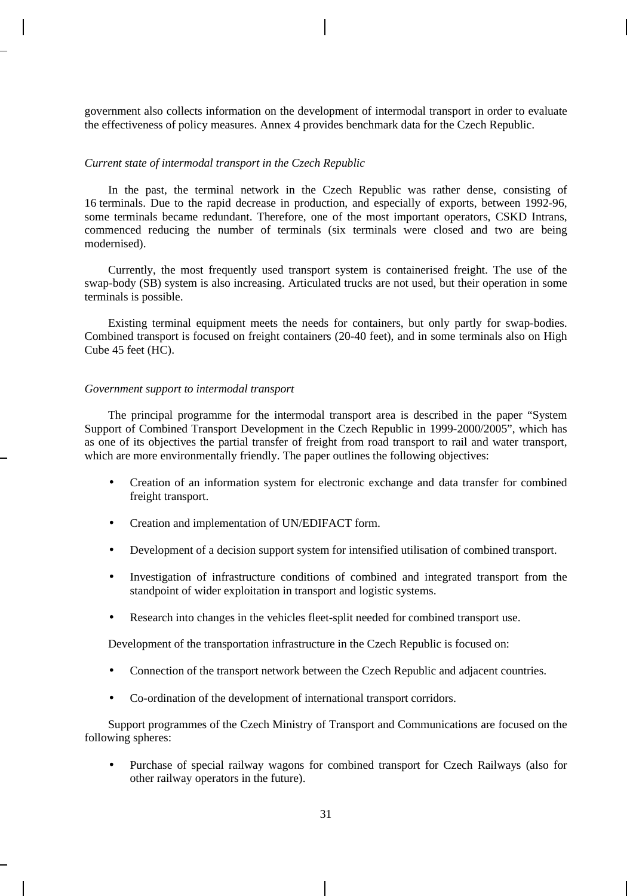government also collects information on the development of intermodal transport in order to evaluate the effectiveness of policy measures. Annex 4 provides benchmark data for the Czech Republic.

*Current state of intermodal transport in the Czech Republic*

In the past, the terminal network in the Czech Republic was rather dense, consisting of 16 terminals. Due to the rapid decrease in production, and especially of exports, between 1992-96, some terminals became redundant. Therefore, one of the most important operators, CSKD Intrans, commenced reducing the number of terminals (six terminals were closed and two are being modernised).

Currently, the most frequently used transport system is containerised freight. The use of the swap-body (SB) system is also increasing. Articulated trucks are not used, but their operation in some terminals is possible.

Existing terminal equipment meets the needs for containers, but only partly for swap-bodies. Combined transport is focused on freight containers (20-40 feet), and in some terminals also on High Cube 45 feet (HC).

*Government support to intermodal transport*

The principal programme for the intermodal transport area is described in the paper "System Support of Combined Transport Development in the Czech Republic in 1999-2000/2005", which has as one of its objectives the partial transfer of freight from road transport to rail and water transport, which are more environmentally friendly. The paper outlines the following objectives:

- Creation of an information system for electronic exchange and data transfer for combined freight transport.
- Creation and implementation of UN/EDIFACT form.
- Development of a decision support system for intensified utilisation of combined transport.
- Investigation of infrastructure conditions of combined and integrated transport from the standpoint of wider exploitation in transport and logistic systems.
- Research into changes in the vehicles fleet-split needed for combined transport use.

Development of the transportation infrastructure in the Czech Republic is focused on:

- Connection of the transport network between the Czech Republic and adjacent countries.
- Co-ordination of the development of international transport corridors.

Support programmes of the Czech Ministry of Transport and Communications are focused on the following spheres:

- Purchase of special railway wagons for combined transport for Czech Railways (also for other railway operators in the future).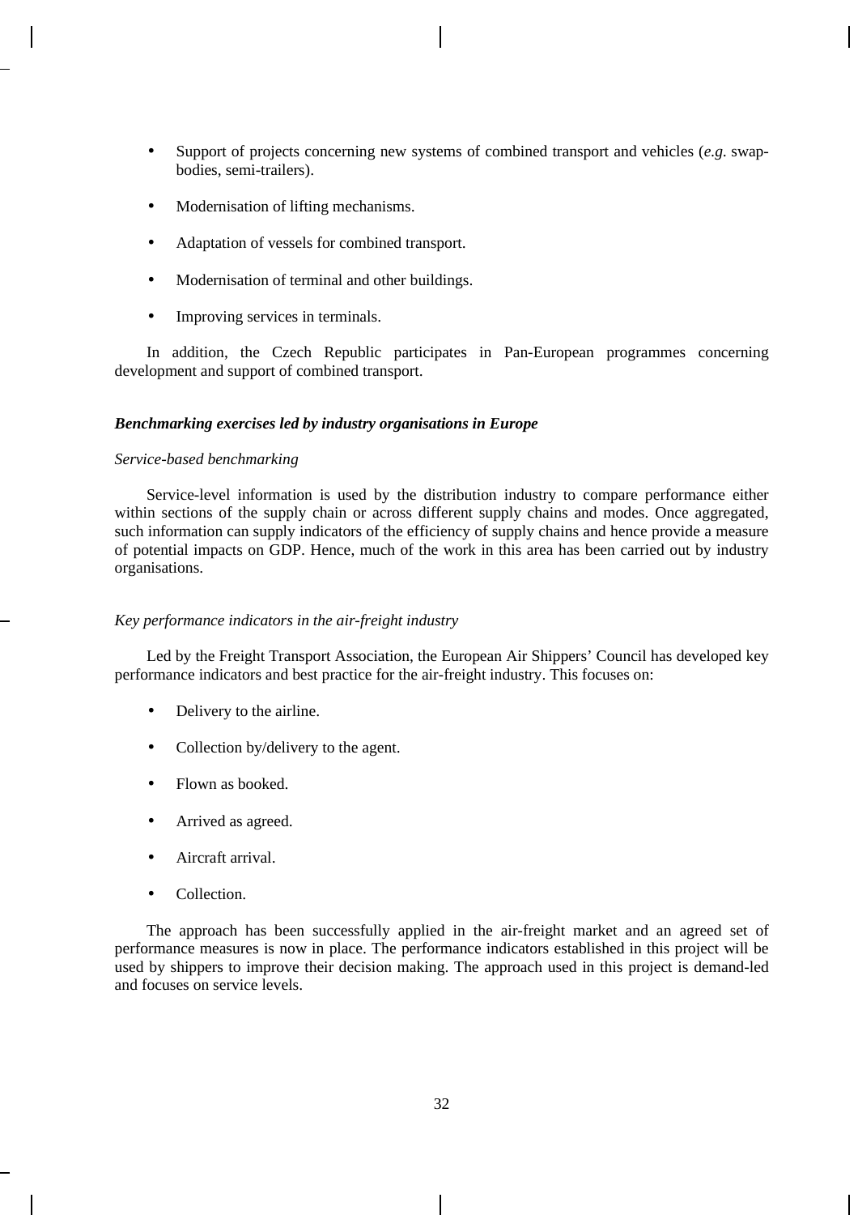- Support of projects concerning new systems of combined transport and vehicles (*e.g.* swap-bodies, semi-trailers).
- Modernisation of lifting mechanisms.
- Adaptation of vessels for combined transport.
- Modernisation of terminal and other buildings.
- Improving services in terminals.

In addition, the Czech Republic participates in Pan-European programmes concerning development and support of combined transport.

### *Benchmarking exercises led by industry organisations in Europe*

#### *Service-based benchmarking*

Service-level information is used by the distribution industry to compare performance either within sections of the supply chain or across different supply chains and modes. Once aggregated, such information can supply indicators of the efficiency of supply chains and hence provide a measure of potential impacts on GDP. Hence, much of the work in this area has been carried out by industry organisations.

#### *Key performance indicators in the air-freight industry*

Led by the Freight Transport Association, the European Air Shippers' Council has developed key performance indicators and best practice for the air-freight industry. This focuses on:

- Delivery to the airline.
- Collection by/delivery to the agent.
- Flown as booked.
- Arrived as agreed.
- Aircraft arrival.
- Collection.

The approach has been successfully applied in the air-freight market and an agreed set of performance measures is now in place. The performance indicators established in this project will be used by shippers to improve their decision making. The approach used in this project is demand-led and focuses on service levels.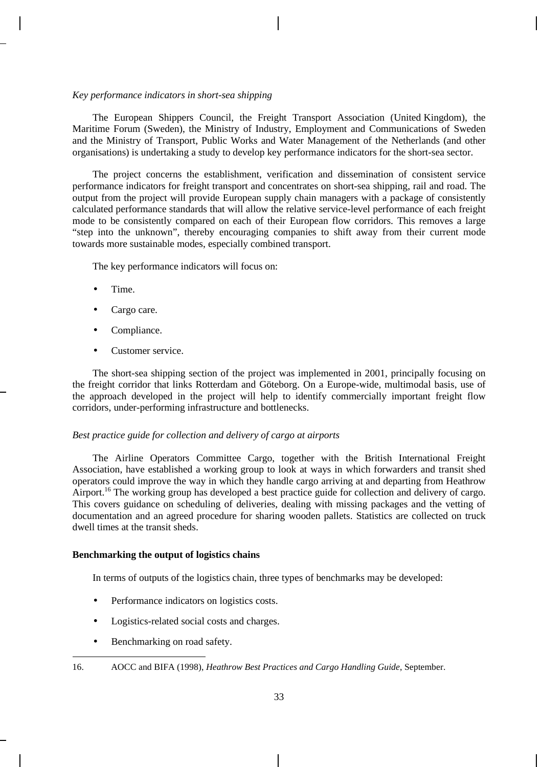*Key performance indicators in short-sea shipping*

The European Shippers Council, the Freight Transport Association (United Kingdom), the Maritime Forum (Sweden), the Ministry of Industry, Employment and Communications of Sweden and the Ministry of Transport, Public Works and Water Management of the Netherlands (and other organisations) is undertaking a study to develop key performance indicators for the short-sea sector.

The project concerns the establishment, verification and dissemination of consistent service performance indicators for freight transport and concentrates on short-sea shipping, rail and road. The output from the project will provide European supply chain managers with a package of consistently calculated performance standards that will allow the relative service-level performance of each freight mode to be consistently compared on each of their European flow corridors. This removes a large "step into the unknown", thereby encouraging companies to shift away from their current mode towards more sustainable modes, especially combined transport.

The key performance indicators will focus on:

- Time.
- Cargo care.
- Compliance.
- Customer service.

The short-sea shipping section of the project was implemented in 2001, principally focusing on the freight corridor that links Rotterdam and Göteborg. On a Europe-wide, multimodal basis, use of the approach developed in the project will help to identify commercially important freight flow corridors, under-performing infrastructure and bottlenecks.

*Best practice guide for collection and delivery of cargo at airports*

The Airline Operators Committee Cargo, together with the British International Freight Association, have established a working group to look at ways in which forwarders and transit shed operators could improve the way in which they handle cargo arriving at and departing from Heathrow Airport.[16] The working group has developed a best practice guide for collection and delivery of cargo. This covers guidance on scheduling of deliveries, dealing with missing packages and the vetting of documentation and an agreed procedure for sharing wooden pallets. Statistics are collected on truck dwell times at the transit sheds.

**Benchmarking the output of logistics chains**

In terms of outputs of the logistics chain, three types of benchmarks may be developed:

- Performance indicators on logistics costs.
- Logistics-related social costs and charges.
- Benchmarking on road safety.

---

16. AOCC and BIFA (1998), *Heathrow Best Practices and Cargo Handling Guide*, September.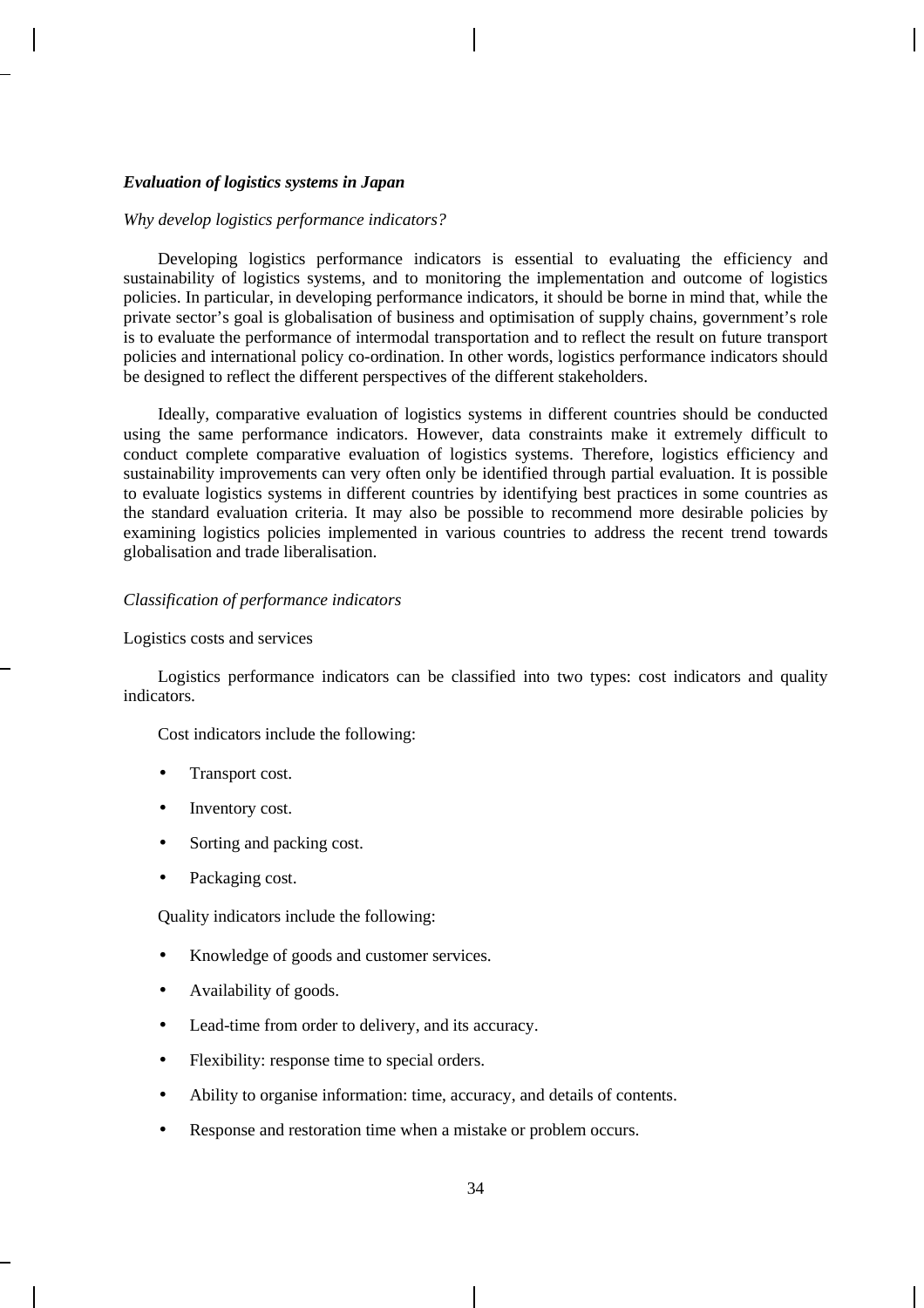### ***Evaluation of logistics systems in Japan***

*Why develop logistics performance indicators?*

Developing logistics performance indicators is essential to evaluating the efficiency and sustainability of logistics systems, and to monitoring the implementation and outcome of logistics policies. In particular, in developing performance indicators, it should be borne in mind that, while the private sector's goal is globalisation of business and optimisation of supply chains, government's role is to evaluate the performance of intermodal transportation and to reflect the result on future transport policies and international policy co-ordination. In other words, logistics performance indicators should be designed to reflect the different perspectives of the different stakeholders.

Ideally, comparative evaluation of logistics systems in different countries should be conducted using the same performance indicators. However, data constraints make it extremely difficult to conduct complete comparative evaluation of logistics systems. Therefore, logistics efficiency and sustainability improvements can very often only be identified through partial evaluation. It is possible to evaluate logistics systems in different countries by identifying best practices in some countries as the standard evaluation criteria. It may also be possible to recommend more desirable policies by examining logistics policies implemented in various countries to address the recent trend towards globalisation and trade liberalisation.

*Classification of performance indicators*

Logistics costs and services

Logistics performance indicators can be classified into two types: cost indicators and quality indicators.

Cost indicators include the following:

- Transport cost.
- Inventory cost.
- Sorting and packing cost.
- Packaging cost.

Quality indicators include the following:

- Knowledge of goods and customer services.
- Availability of goods.
- Lead-time from order to delivery, and its accuracy.
- Flexibility: response time to special orders.
- Ability to organise information: time, accuracy, and details of contents.
- Response and restoration time when a mistake or problem occurs.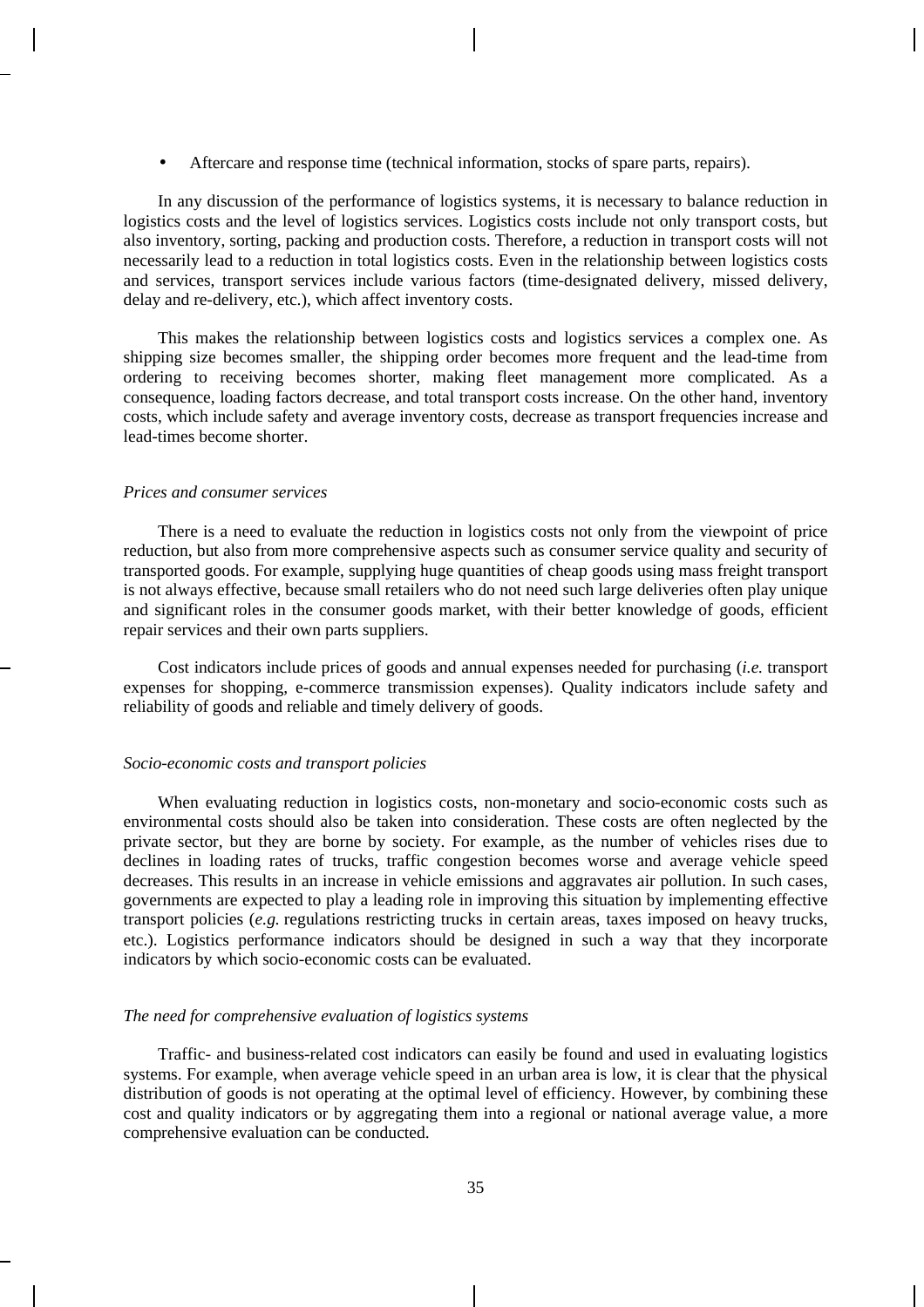- Aftercare and response time (technical information, stocks of spare parts, repairs).

In any discussion of the performance of logistics systems, it is necessary to balance reduction in logistics costs and the level of logistics services. Logistics costs include not only transport costs, but also inventory, sorting, packing and production costs. Therefore, a reduction in transport costs will not necessarily lead to a reduction in total logistics costs. Even in the relationship between logistics costs and services, transport services include various factors (time-designated delivery, missed delivery, delay and re-delivery, etc.), which affect inventory costs.

This makes the relationship between logistics costs and logistics services a complex one. As shipping size becomes smaller, the shipping order becomes more frequent and the lead-time from ordering to receiving becomes shorter, making fleet management more complicated. As a consequence, loading factors decrease, and total transport costs increase. On the other hand, inventory costs, which include safety and average inventory costs, decrease as transport frequencies increase and lead-times become shorter.

*Prices and consumer services*

There is a need to evaluate the reduction in logistics costs not only from the viewpoint of price reduction, but also from more comprehensive aspects such as consumer service quality and security of transported goods. For example, supplying huge quantities of cheap goods using mass freight transport is not always effective, because small retailers who do not need such large deliveries often play unique and significant roles in the consumer goods market, with their better knowledge of goods, efficient repair services and their own parts suppliers.

Cost indicators include prices of goods and annual expenses needed for purchasing (*i.e.* transport expenses for shopping, e-commerce transmission expenses). Quality indicators include safety and reliability of goods and reliable and timely delivery of goods.

*Socio-economic costs and transport policies*

When evaluating reduction in logistics costs, non-monetary and socio-economic costs such as environmental costs should also be taken into consideration. These costs are often neglected by the private sector, but they are borne by society. For example, as the number of vehicles rises due to declines in loading rates of trucks, traffic congestion becomes worse and average vehicle speed decreases. This results in an increase in vehicle emissions and aggravates air pollution. In such cases, governments are expected to play a leading role in improving this situation by implementing effective transport policies (*e.g.* regulations restricting trucks in certain areas, taxes imposed on heavy trucks, etc.). Logistics performance indicators should be designed in such a way that they incorporate indicators by which socio-economic costs can be evaluated.

*The need for comprehensive evaluation of logistics systems*

Traffic- and business-related cost indicators can easily be found and used in evaluating logistics systems. For example, when average vehicle speed in an urban area is low, it is clear that the physical distribution of goods is not operating at the optimal level of efficiency. However, by combining these cost and quality indicators or by aggregating them into a regional or national average value, a more comprehensive evaluation can be conducted.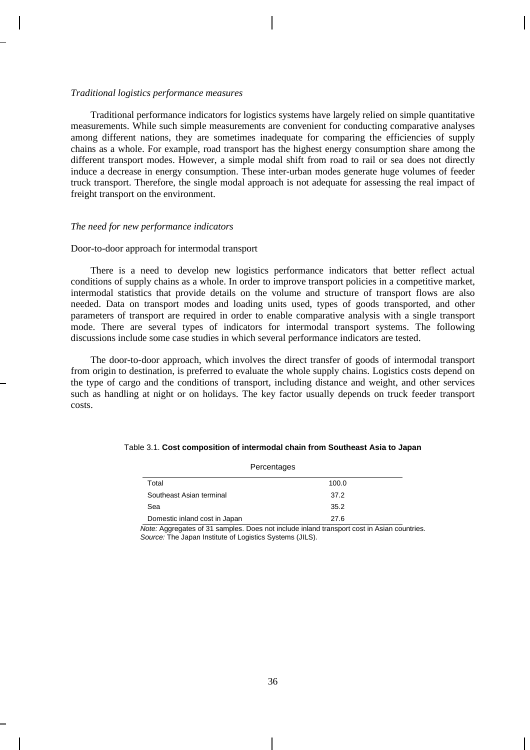*Traditional logistics performance measures*

Traditional performance indicators for logistics systems have largely relied on simple quantitative measurements. While such simple measurements are convenient for conducting comparative analyses among different nations, they are sometimes inadequate for comparing the efficiencies of supply chains as a whole. For example, road transport has the highest energy consumption share among the different transport modes. However, a simple modal shift from road to rail or sea does not directly induce a decrease in energy consumption. These inter-urban modes generate huge volumes of feeder truck transport. Therefore, the single modal approach is not adequate for assessing the real impact of freight transport on the environment.

*The need for new performance indicators*

Door-to-door approach for intermodal transport

There is a need to develop new logistics performance indicators that better reflect actual conditions of supply chains as a whole. In order to improve transport policies in a competitive market, intermodal statistics that provide details on the volume and structure of transport flows are also needed. Data on transport modes and loading units used, types of goods transported, and other parameters of transport are required in order to enable comparative analysis with a single transport mode. There are several types of indicators for intermodal transport systems. The following discussions include some case studies in which several performance indicators are tested.

The door-to-door approach, which involves the direct transfer of goods of intermodal transport from origin to destination, is preferred to evaluate the whole supply chains. Logistics costs depend on the type of cargo and the conditions of transport, including distance and weight, and other services such as handling at night or on holidays. The key factor usually depends on truck feeder transport costs.

Table 3.1. **Cost composition of intermodal chain from Southeast Asia to Japan**

Percentages

| | |
|---|---|
| Total | 100.0 |
| Southeast Asian terminal | 37.2 |
| Sea | 35.2 |
| Domestic inland cost in Japan | 27.6 |

*Note:* Aggregates of 31 samples. Does not include inland transport cost in Asian countries.
*Source:* The Japan Institute of Logistics Systems (JILS).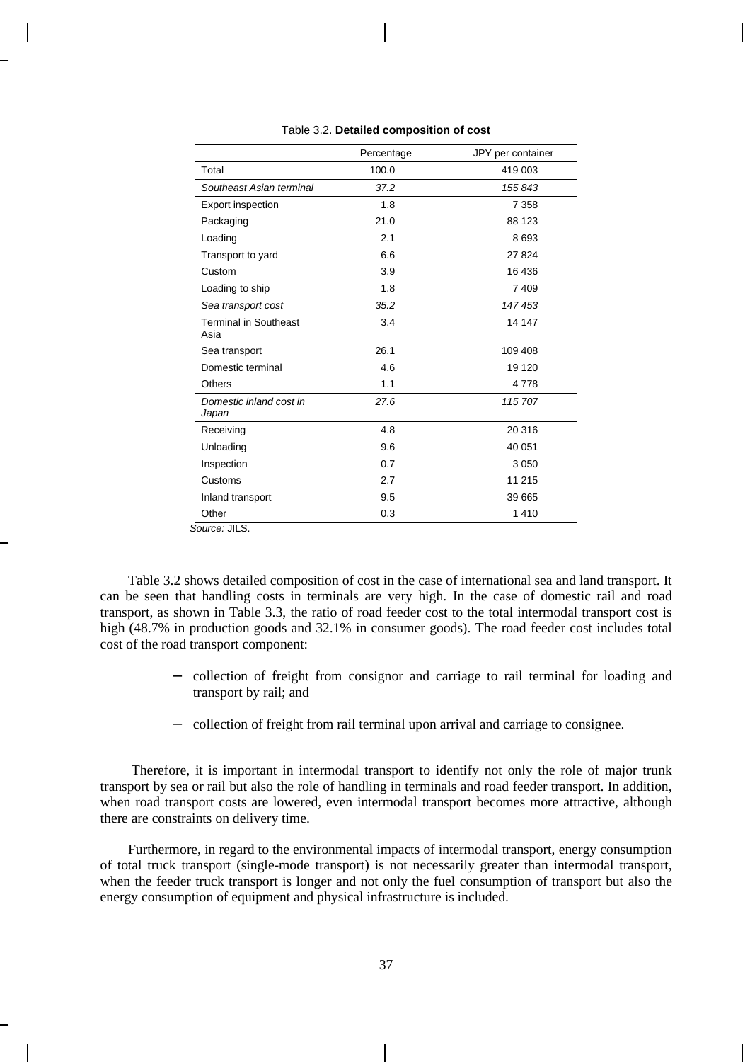Table 3.2. **Detailed composition of cost**

| | Percentage | JPY per container |
|---|---|---|
| Total | 100.0 | 419 003 |
| *Southeast Asian terminal* | *37.2* | *155 843* |
| Export inspection | 1.8 | 7 358 |
| Packaging | 21.0 | 88 123 |
| Loading | 2.1 | 8 693 |
| Transport to yard | 6.6 | 27 824 |
| Custom | 3.9 | 16 436 |
| Loading to ship | 1.8 | 7 409 |
| *Sea transport cost* | *35.2* | *147 453* |
| Terminal in Southeast Asia | 3.4 | 14 147 |
| Sea transport | 26.1 | 109 408 |
| Domestic terminal | 4.6 | 19 120 |
| Others | 1.1 | 4 778 |
| *Domestic inland cost in Japan* | *27.6* | *115 707* |
| Receiving | 4.8 | 20 316 |
| Unloading | 9.6 | 40 051 |
| Inspection | 0.7 | 3 050 |
| Customs | 2.7 | 11 215 |
| Inland transport | 9.5 | 39 665 |
| Other | 0.3 | 1 410 |

*Source:* JILS.

Table 3.2 shows detailed composition of cost in the case of international sea and land transport. It can be seen that handling costs in terminals are very high. In the case of domestic rail and road transport, as shown in Table 3.3, the ratio of road feeder cost to the total intermodal transport cost is high (48.7% in production goods and 32.1% in consumer goods). The road feeder cost includes total cost of the road transport component:

- collection of freight from consignor and carriage to rail terminal for loading and transport by rail; and
- collection of freight from rail terminal upon arrival and carriage to consignee.

Therefore, it is important in intermodal transport to identify not only the role of major trunk transport by sea or rail but also the role of handling in terminals and road feeder transport. In addition, when road transport costs are lowered, even intermodal transport becomes more attractive, although there are constraints on delivery time.

Furthermore, in regard to the environmental impacts of intermodal transport, energy consumption of total truck transport (single-mode transport) is not necessarily greater than intermodal transport, when the feeder truck transport is longer and not only the fuel consumption of transport but also the energy consumption of equipment and physical infrastructure is included.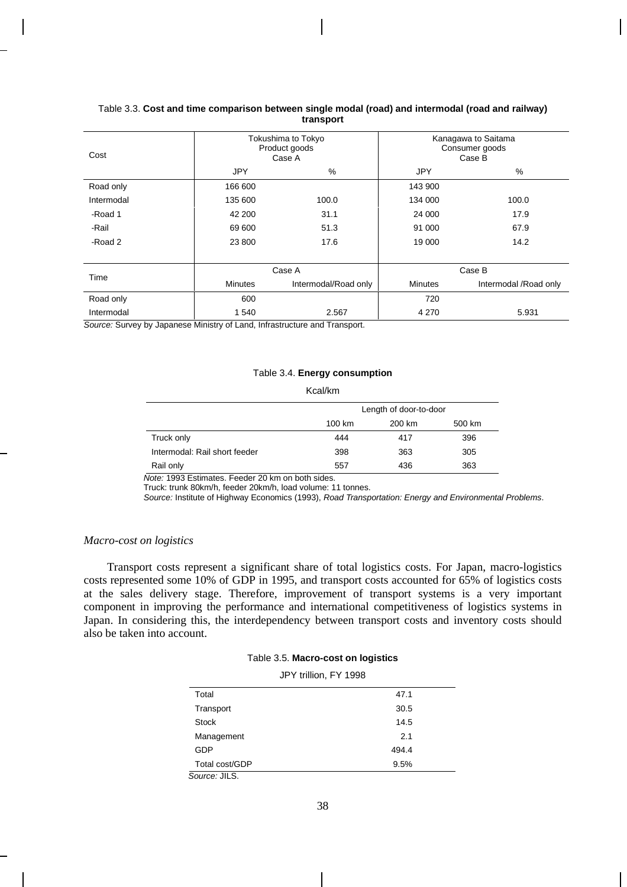Table 3.3. **Cost and time comparison between single modal (road) and intermodal (road and railway) transport**

| Cost | Tokushima to Tokyo Product goods Case A | | Kanagawa to Saitama Consumer goods Case B | |
|---|---|---|---|---|
| | JPY | % | JPY | % |
| Road only | 166 600 | | 143 900 | |
| Intermodal | 135 600 | 100.0 | 134 000 | 100.0 |
| -Road 1 | 42 200 | 31.1 | 24 000 | 17.9 |
| -Rail | 69 600 | 51.3 | 91 000 | 67.9 |
| -Road 2 | 23 800 | 17.6 | 19 000 | 14.2 |
| **Time** | **Case A** | | **Case B** | |
| | Minutes | Intermodal/Road only | Minutes | Intermodal /Road only |
| Road only | 600 | | 720 | |
| Intermodal | 1 540 | 2.567 | 4 270 | 5.931 |

*Source:* Survey by Japanese Ministry of Land, Infrastructure and Transport.

Table 3.4. **Energy consumption**

Kcal/km

| | Length of door-to-door | | |
|---|---|---|---|
| | 100 km | 200 km | 500 km |
| Truck only | 444 | 417 | 396 |
| Intermodal: Rail short feeder | 398 | 363 | 305 |
| Rail only | 557 | 436 | 363 |

*Note:* 1993 Estimates. Feeder 20 km on both sides.
Truck: trunk 80km/h, feeder 20km/h, load volume: 11 tonnes.
*Source:* Institute of Highway Economics (1993), *Road Transportation: Energy and Environmental Problems*.

*Macro-cost on logistics*

Transport costs represent a significant share of total logistics costs. For Japan, macro-logistics costs represented some 10% of GDP in 1995, and transport costs accounted for 65% of logistics costs at the sales delivery stage. Therefore, improvement of transport systems is a very important component in improving the performance and international competitiveness of logistics systems in Japan. In considering this, the interdependency between transport costs and inventory costs should also be taken into account.

Table 3.5. **Macro-cost on logistics**

JPY trillion, FY 1998

| | |
|---|---|
| Total | 47.1 |
| Transport | 30.5 |
| Stock | 14.5 |
| Management | 2.1 |
| GDP | 494.4 |
| Total cost/GDP | 9.5% |

*Source:* JILS.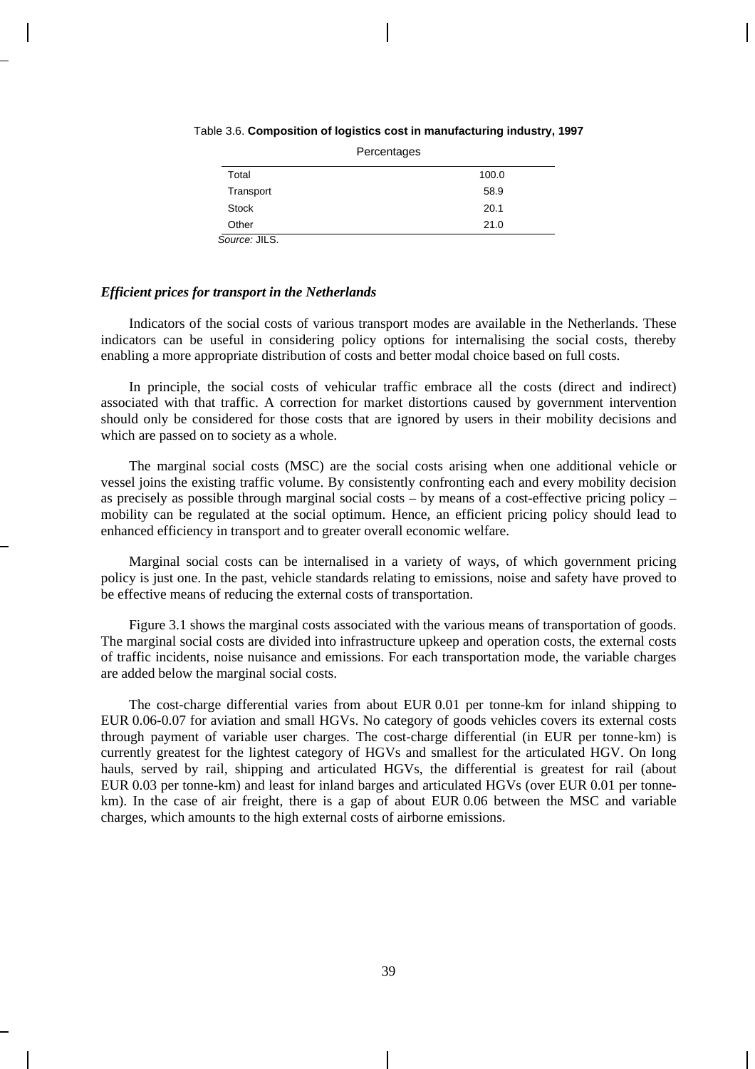Table 3.6. **Composition of logistics cost in manufacturing industry, 1997**

Percentages

| | |
|---|---|
| Total | 100.0 |
| Transport | 58.9 |
| Stock | 20.1 |
| Other | 21.0 |

*Source:* JILS.

### *Efficient prices for transport in the Netherlands*

Indicators of the social costs of various transport modes are available in the Netherlands. These indicators can be useful in considering policy options for internalising the social costs, thereby enabling a more appropriate distribution of costs and better modal choice based on full costs.

In principle, the social costs of vehicular traffic embrace all the costs (direct and indirect) associated with that traffic. A correction for market distortions caused by government intervention should only be considered for those costs that are ignored by users in their mobility decisions and which are passed on to society as a whole.

The marginal social costs (MSC) are the social costs arising when one additional vehicle or vessel joins the existing traffic volume. By consistently confronting each and every mobility decision as precisely as possible through marginal social costs – by means of a cost-effective pricing policy – mobility can be regulated at the social optimum. Hence, an efficient pricing policy should lead to enhanced efficiency in transport and to greater overall economic welfare.

Marginal social costs can be internalised in a variety of ways, of which government pricing policy is just one. In the past, vehicle standards relating to emissions, noise and safety have proved to be effective means of reducing the external costs of transportation.

Figure 3.1 shows the marginal costs associated with the various means of transportation of goods. The marginal social costs are divided into infrastructure upkeep and operation costs, the external costs of traffic incidents, noise nuisance and emissions. For each transportation mode, the variable charges are added below the marginal social costs.

The cost-charge differential varies from about EUR 0.01 per tonne-km for inland shipping to EUR 0.06-0.07 for aviation and small HGVs. No category of goods vehicles covers its external costs through payment of variable user charges. The cost-charge differential (in EUR per tonne-km) is currently greatest for the lightest category of HGVs and smallest for the articulated HGV. On long hauls, served by rail, shipping and articulated HGVs, the differential is greatest for rail (about EUR 0.03 per tonne-km) and least for inland barges and articulated HGVs (over EUR 0.01 per tonne-km). In the case of air freight, there is a gap of about EUR 0.06 between the MSC and variable charges, which amounts to the high external costs of airborne emissions.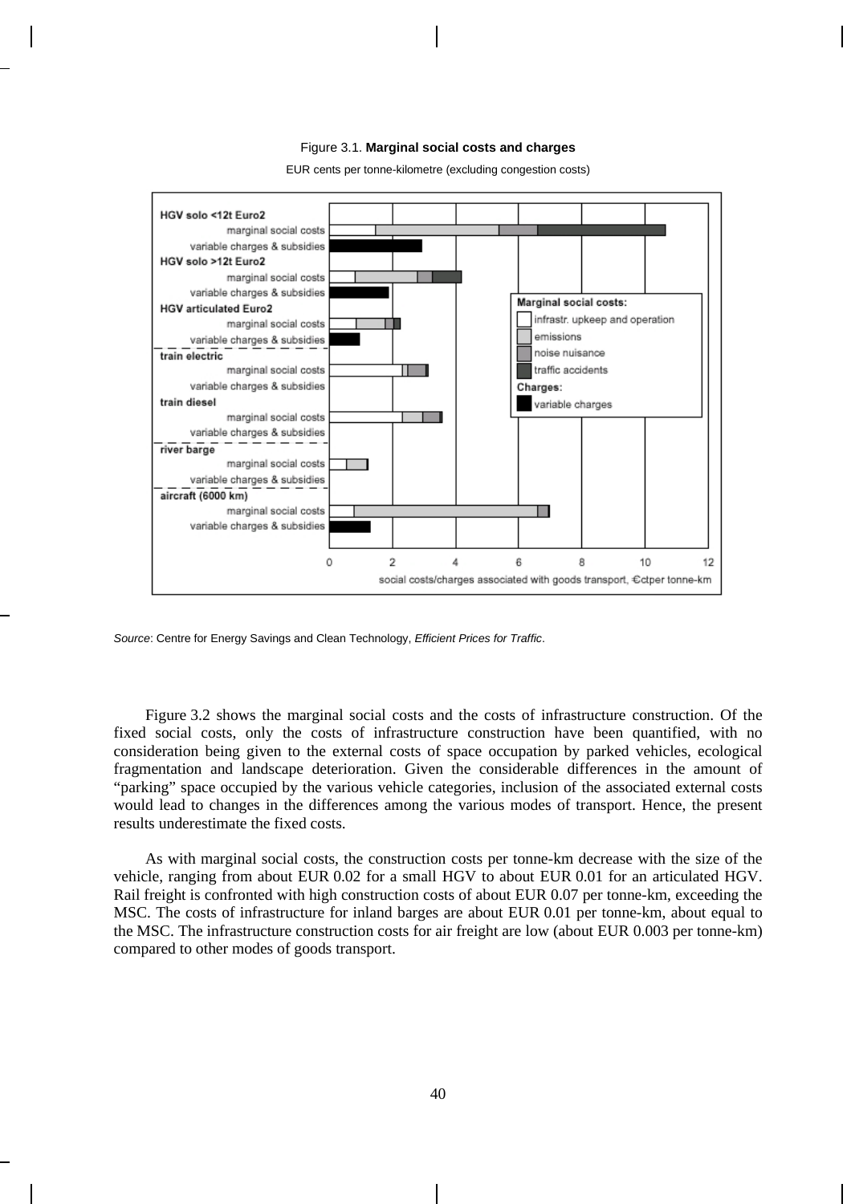Figure 3.1. **Marginal social costs and charges**

EUR cents per tonne-kilometre (excluding congestion costs)

*Source*: Centre for Energy Savings and Clean Technology, *Efficient Prices for Traffic*.

Figure 3.2 shows the marginal social costs and the costs of infrastructure construction. Of the fixed social costs, only the costs of infrastructure construction have been quantified, with no consideration being given to the external costs of space occupation by parked vehicles, ecological fragmentation and landscape deterioration. Given the considerable differences in the amount of "parking" space occupied by the various vehicle categories, inclusion of the associated external costs would lead to changes in the differences among the various modes of transport. Hence, the present results underestimate the fixed costs.

As with marginal social costs, the construction costs per tonne-km decrease with the size of the vehicle, ranging from about EUR 0.02 for a small HGV to about EUR 0.01 for an articulated HGV. Rail freight is confronted with high construction costs of about EUR 0.07 per tonne-km, exceeding the MSC. The costs of infrastructure for inland barges are about EUR 0.01 per tonne-km, about equal to the MSC. The infrastructure construction costs for air freight are low (about EUR 0.003 per tonne-km) compared to other modes of goods transport.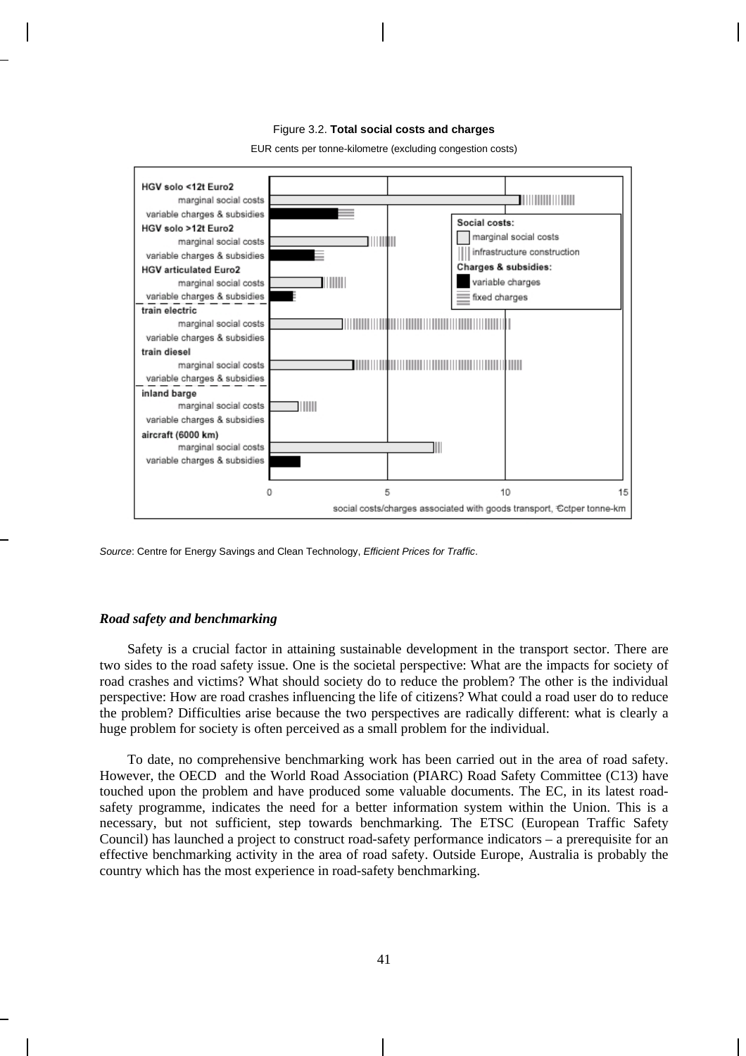Figure 3.2. **Total social costs and charges**

EUR cents per tonne-kilometre (excluding congestion costs)

*Source*: Centre for Energy Savings and Clean Technology, *Efficient Prices for Traffic*.

***Road safety and benchmarking***

Safety is a crucial factor in attaining sustainable development in the transport sector. There are two sides to the road safety issue. One is the societal perspective: What are the impacts for society of road crashes and victims? What should society do to reduce the problem? The other is the individual perspective: How are road crashes influencing the life of citizens? What could a road user do to reduce the problem? Difficulties arise because the two perspectives are radically different: what is clearly a huge problem for society is often perceived as a small problem for the individual.

To date, no comprehensive benchmarking work has been carried out in the area of road safety. However, the OECD and the World Road Association (PIARC) Road Safety Committee (C13) have touched upon the problem and have produced some valuable documents. The EC, in its latest road-safety programme, indicates the need for a better information system within the Union. This is a necessary, but not sufficient, step towards benchmarking. The ETSC (European Traffic Safety Council) has launched a project to construct road-safety performance indicators – a prerequisite for an effective benchmarking activity in the area of road safety. Outside Europe, Australia is probably the country which has the most experience in road-safety benchmarking.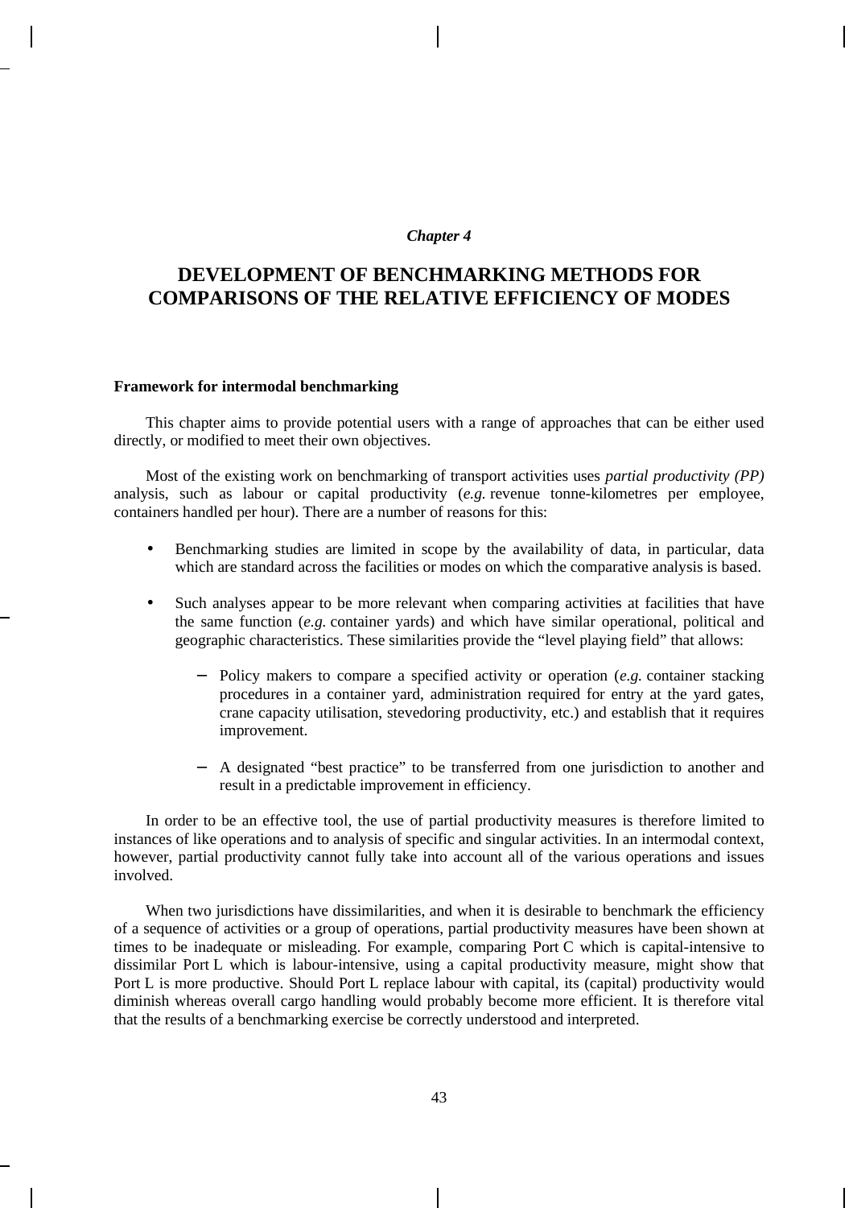*Chapter 4*

# DEVELOPMENT OF BENCHMARKING METHODS FOR COMPARISONS OF THE RELATIVE EFFICIENCY OF MODES

**Framework for intermodal benchmarking**

This chapter aims to provide potential users with a range of approaches that can be either used directly, or modified to meet their own objectives.

Most of the existing work on benchmarking of transport activities uses *partial productivity (PP)* analysis, such as labour or capital productivity (*e.g.* revenue tonne-kilometres per employee, containers handled per hour). There are a number of reasons for this:

- Benchmarking studies are limited in scope by the availability of data, in particular, data which are standard across the facilities or modes on which the comparative analysis is based.
- Such analyses appear to be more relevant when comparing activities at facilities that have the same function (*e.g.* container yards) and which have similar operational, political and geographic characteristics. These similarities provide the "level playing field" that allows:
  - Policy makers to compare a specified activity or operation (*e.g.* container stacking procedures in a container yard, administration required for entry at the yard gates, crane capacity utilisation, stevedoring productivity, etc.) and establish that it requires improvement.
  - A designated "best practice" to be transferred from one jurisdiction to another and result in a predictable improvement in efficiency.

In order to be an effective tool, the use of partial productivity measures is therefore limited to instances of like operations and to analysis of specific and singular activities. In an intermodal context, however, partial productivity cannot fully take into account all of the various operations and issues involved.

When two jurisdictions have dissimilarities, and when it is desirable to benchmark the efficiency of a sequence of activities or a group of operations, partial productivity measures have been shown at times to be inadequate or misleading. For example, comparing Port C which is capital-intensive to dissimilar Port L which is labour-intensive, using a capital productivity measure, might show that Port L is more productive. Should Port L replace labour with capital, its (capital) productivity would diminish whereas overall cargo handling would probably become more efficient. It is therefore vital that the results of a benchmarking exercise be correctly understood and interpreted.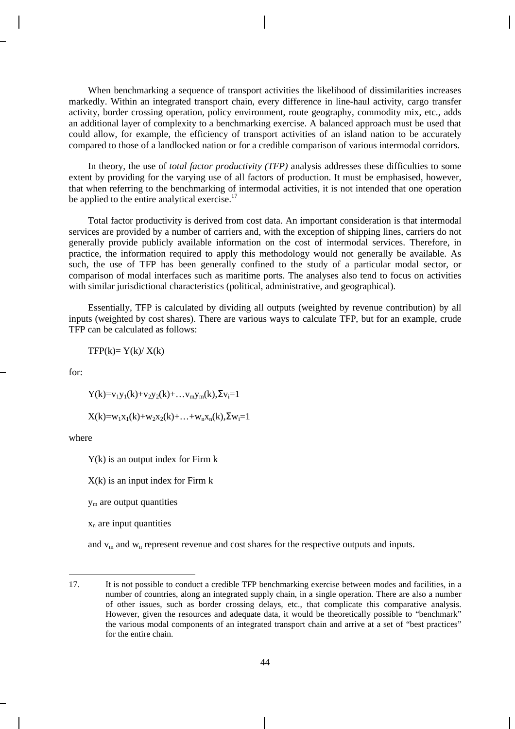When benchmarking a sequence of transport activities the likelihood of dissimilarities increases markedly. Within an integrated transport chain, every difference in line-haul activity, cargo transfer activity, border crossing operation, policy environment, route geography, commodity mix, etc., adds an additional layer of complexity to a benchmarking exercise. A balanced approach must be used that could allow, for example, the efficiency of transport activities of an island nation to be accurately compared to those of a landlocked nation or for a credible comparison of various intermodal corridors.

In theory, the use of *total factor productivity (TFP)* analysis addresses these difficulties to some extent by providing for the varying use of all factors of production. It must be emphasised, however, that when referring to the benchmarking of intermodal activities, it is not intended that one operation be applied to the entire analytical exercise.[17]

Total factor productivity is derived from cost data. An important consideration is that intermodal services are provided by a number of carriers and, with the exception of shipping lines, carriers do not generally provide publicly available information on the cost of intermodal services. Therefore, in practice, the information required to apply this methodology would not generally be available. As such, the use of TFP has been generally confined to the study of a particular modal sector, or comparison of modal interfaces such as maritime ports. The analyses also tend to focus on activities with similar jurisdictional characteristics (political, administrative, and geographical).

Essentially, TFP is calculated by dividing all outputs (weighted by revenue contribution) by all inputs (weighted by cost shares). There are various ways to calculate TFP, but for an example, crude TFP can be calculated as follows:

$$TFP(k) = Y(k) / X(k)$$

for:

$$Y(k) = v_1 y_1(k) + v_2 y_2(k) + \ldots v_m y_m(k), \Sigma v_i = 1$$

$$X(k) = w_1 x_1(k) + w_2 x_2(k) + \ldots + w_n x_n(k), \Sigma w_i = 1$$

where

$Y(k)$ is an output index for Firm k

$X(k)$ is an input index for Firm k

$y_m$ are output quantities

$x_n$ are input quantities

and $v_m$ and $w_n$ represent revenue and cost shares for the respective outputs and inputs.

---

17. It is not possible to conduct a credible TFP benchmarking exercise between modes and facilities, in a number of countries, along an integrated supply chain, in a single operation. There are also a number of other issues, such as border crossing delays, etc., that complicate this comparative analysis. However, given the resources and adequate data, it would be theoretically possible to "benchmark" the various modal components of an integrated transport chain and arrive at a set of "best practices" for the entire chain.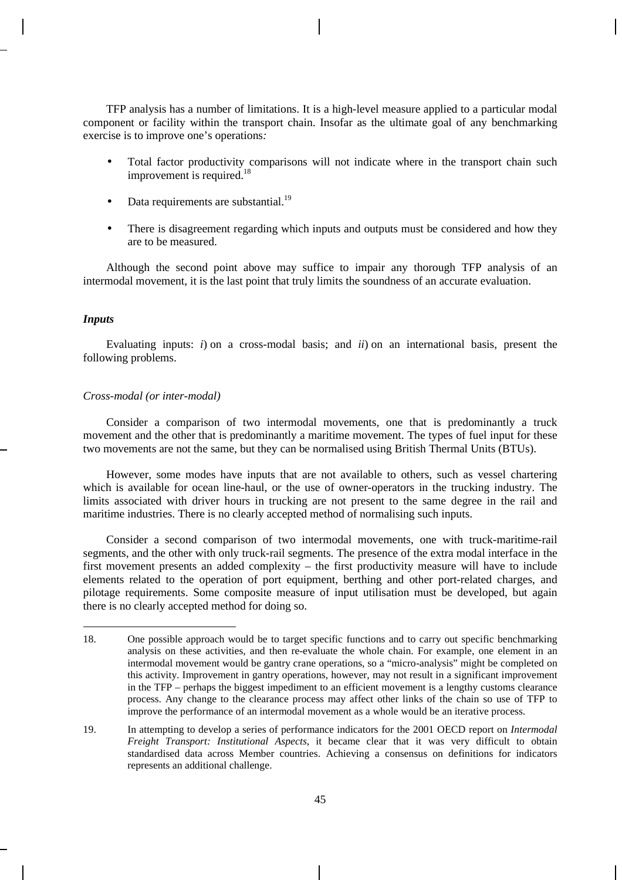TFP analysis has a number of limitations. It is a high-level measure applied to a particular modal component or facility within the transport chain. Insofar as the ultimate goal of any benchmarking exercise is to improve one's operations*:*

- Total factor productivity comparisons will not indicate where in the transport chain such improvement is required.[18]
- Data requirements are substantial.[19]
- There is disagreement regarding which inputs and outputs must be considered and how they are to be measured.

Although the second point above may suffice to impair any thorough TFP analysis of an intermodal movement, it is the last point that truly limits the soundness of an accurate evaluation.

***Inputs***

Evaluating inputs: *i*) on a cross-modal basis; and *ii*) on an international basis, present the following problems.

*Cross-modal (or inter-modal)*

Consider a comparison of two intermodal movements, one that is predominantly a truck movement and the other that is predominantly a maritime movement. The types of fuel input for these two movements are not the same, but they can be normalised using British Thermal Units (BTUs).

However, some modes have inputs that are not available to others, such as vessel chartering which is available for ocean line-haul, or the use of owner-operators in the trucking industry. The limits associated with driver hours in trucking are not present to the same degree in the rail and maritime industries. There is no clearly accepted method of normalising such inputs.

Consider a second comparison of two intermodal movements, one with truck-maritime-rail segments, and the other with only truck-rail segments. The presence of the extra modal interface in the first movement presents an added complexity – the first productivity measure will have to include elements related to the operation of port equipment, berthing and other port-related charges, and pilotage requirements. Some composite measure of input utilisation must be developed, but again there is no clearly accepted method for doing so.

18. One possible approach would be to target specific functions and to carry out specific benchmarking analysis on these activities, and then re-evaluate the whole chain. For example, one element in an intermodal movement would be gantry crane operations, so a "micro-analysis" might be completed on this activity. Improvement in gantry operations, however, may not result in a significant improvement in the TFP – perhaps the biggest impediment to an efficient movement is a lengthy customs clearance process. Any change to the clearance process may affect other links of the chain so use of TFP to improve the performance of an intermodal movement as a whole would be an iterative process.

19. In attempting to develop a series of performance indicators for the 2001 OECD report on *Intermodal Freight Transport: Institutional Aspects*, it became clear that it was very difficult to obtain standardised data across Member countries. Achieving a consensus on definitions for indicators represents an additional challenge.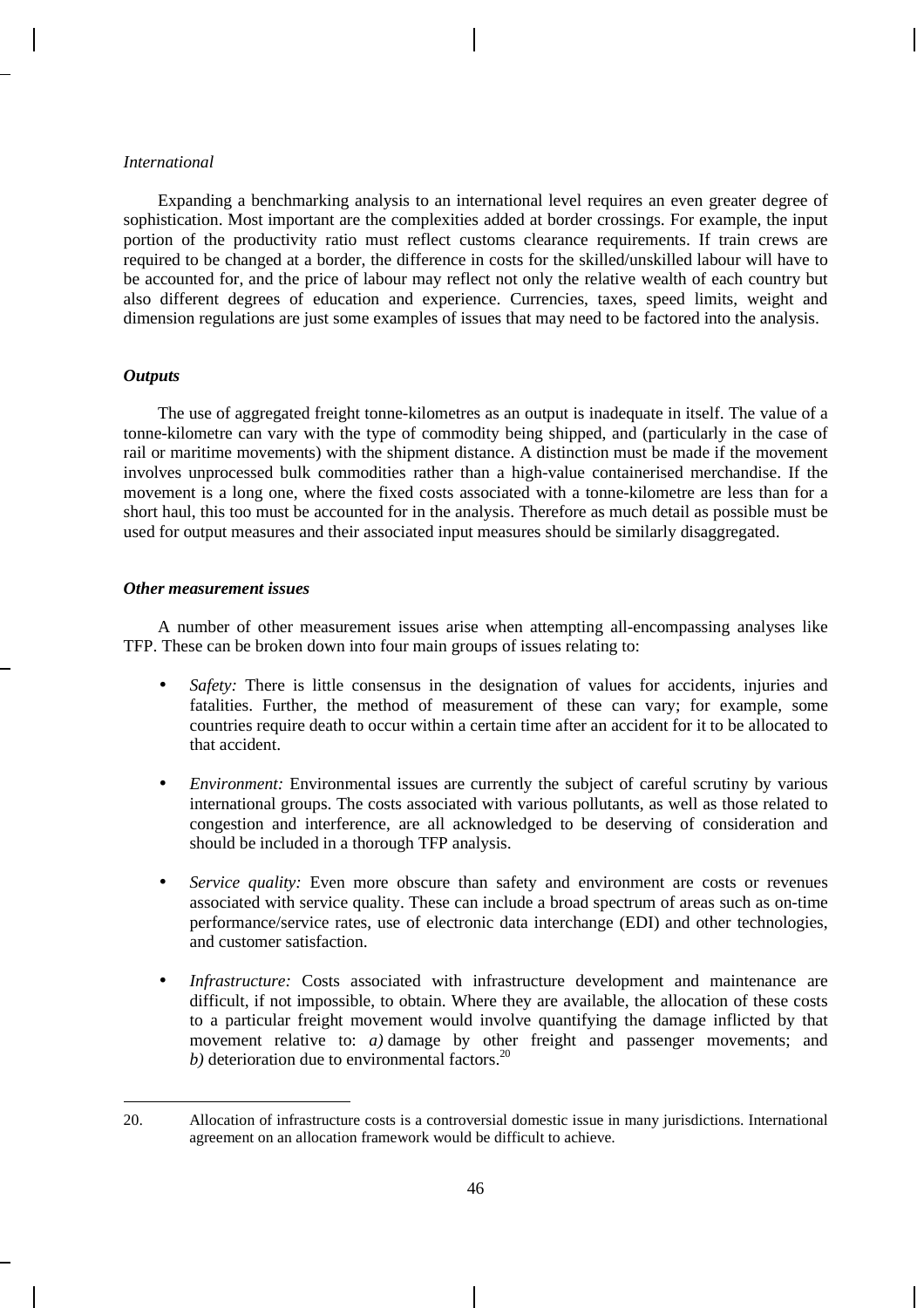*International*

Expanding a benchmarking analysis to an international level requires an even greater degree of sophistication. Most important are the complexities added at border crossings. For example, the input portion of the productivity ratio must reflect customs clearance requirements. If train crews are required to be changed at a border, the difference in costs for the skilled/unskilled labour will have to be accounted for, and the price of labour may reflect not only the relative wealth of each country but also different degrees of education and experience. Currencies, taxes, speed limits, weight and dimension regulations are just some examples of issues that may need to be factored into the analysis.

***Outputs***

The use of aggregated freight tonne-kilometres as an output is inadequate in itself. The value of a tonne-kilometre can vary with the type of commodity being shipped, and (particularly in the case of rail or maritime movements) with the shipment distance. A distinction must be made if the movement involves unprocessed bulk commodities rather than a high-value containerised merchandise. If the movement is a long one, where the fixed costs associated with a tonne-kilometre are less than for a short haul, this too must be accounted for in the analysis. Therefore as much detail as possible must be used for output measures and their associated input measures should be similarly disaggregated.

***Other measurement issues***

A number of other measurement issues arise when attempting all-encompassing analyses like TFP. These can be broken down into four main groups of issues relating to:

- *Safety:* There is little consensus in the designation of values for accidents, injuries and fatalities. Further, the method of measurement of these can vary; for example, some countries require death to occur within a certain time after an accident for it to be allocated to that accident.

- *Environment:* Environmental issues are currently the subject of careful scrutiny by various international groups. The costs associated with various pollutants, as well as those related to congestion and interference, are all acknowledged to be deserving of consideration and should be included in a thorough TFP analysis.

- *Service quality:* Even more obscure than safety and environment are costs or revenues associated with service quality. These can include a broad spectrum of areas such as on-time performance/service rates, use of electronic data interchange (EDI) and other technologies, and customer satisfaction.

- *Infrastructure:* Costs associated with infrastructure development and maintenance are difficult, if not impossible, to obtain. Where they are available, the allocation of these costs to a particular freight movement would involve quantifying the damage inflicted by that movement relative to: *a)* damage by other freight and passenger movements; and *b)* deterioration due to environmental factors.[20]

---

20. Allocation of infrastructure costs is a controversial domestic issue in many jurisdictions. International agreement on an allocation framework would be difficult to achieve.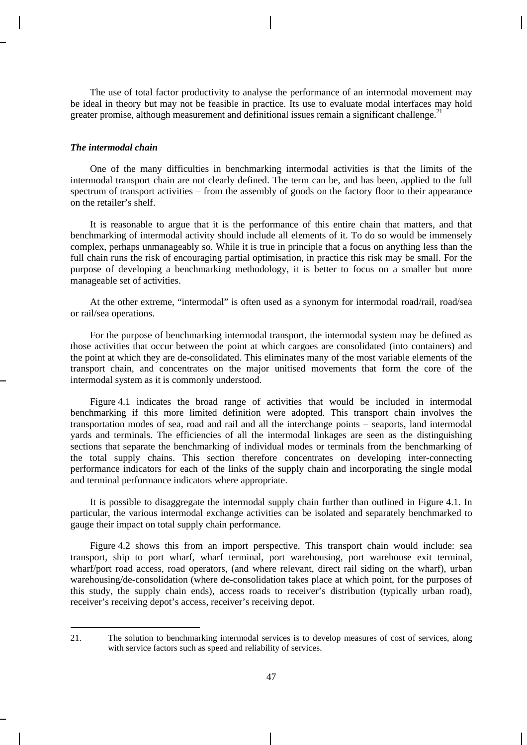The use of total factor productivity to analyse the performance of an intermodal movement may be ideal in theory but may not be feasible in practice. Its use to evaluate modal interfaces may hold greater promise, although measurement and definitional issues remain a significant challenge.[21]

### *The intermodal chain*

One of the many difficulties in benchmarking intermodal activities is that the limits of the intermodal transport chain are not clearly defined. The term can be, and has been, applied to the full spectrum of transport activities – from the assembly of goods on the factory floor to their appearance on the retailer's shelf.

It is reasonable to argue that it is the performance of this entire chain that matters, and that benchmarking of intermodal activity should include all elements of it. To do so would be immensely complex, perhaps unmanageably so. While it is true in principle that a focus on anything less than the full chain runs the risk of encouraging partial optimisation, in practice this risk may be small. For the purpose of developing a benchmarking methodology, it is better to focus on a smaller but more manageable set of activities.

At the other extreme, "intermodal" is often used as a synonym for intermodal road/rail, road/sea or rail/sea operations.

For the purpose of benchmarking intermodal transport, the intermodal system may be defined as those activities that occur between the point at which cargoes are consolidated (into containers) and the point at which they are de-consolidated. This eliminates many of the most variable elements of the transport chain, and concentrates on the major unitised movements that form the core of the intermodal system as it is commonly understood.

Figure 4.1 indicates the broad range of activities that would be included in intermodal benchmarking if this more limited definition were adopted. This transport chain involves the transportation modes of sea, road and rail and all the interchange points – seaports, land intermodal yards and terminals. The efficiencies of all the intermodal linkages are seen as the distinguishing sections that separate the benchmarking of individual modes or terminals from the benchmarking of the total supply chains. This section therefore concentrates on developing inter-connecting performance indicators for each of the links of the supply chain and incorporating the single modal and terminal performance indicators where appropriate.

It is possible to disaggregate the intermodal supply chain further than outlined in Figure 4.1. In particular, the various intermodal exchange activities can be isolated and separately benchmarked to gauge their impact on total supply chain performance.

Figure 4.2 shows this from an import perspective. This transport chain would include: sea transport, ship to port wharf, wharf terminal, port warehousing, port warehouse exit terminal, wharf/port road access, road operators, (and where relevant, direct rail siding on the wharf), urban warehousing/de-consolidation (where de-consolidation takes place at which point, for the purposes of this study, the supply chain ends), access roads to receiver's distribution (typically urban road), receiver's receiving depot's access, receiver's receiving depot.

---

21. The solution to benchmarking intermodal services is to develop measures of cost of services, along with service factors such as speed and reliability of services.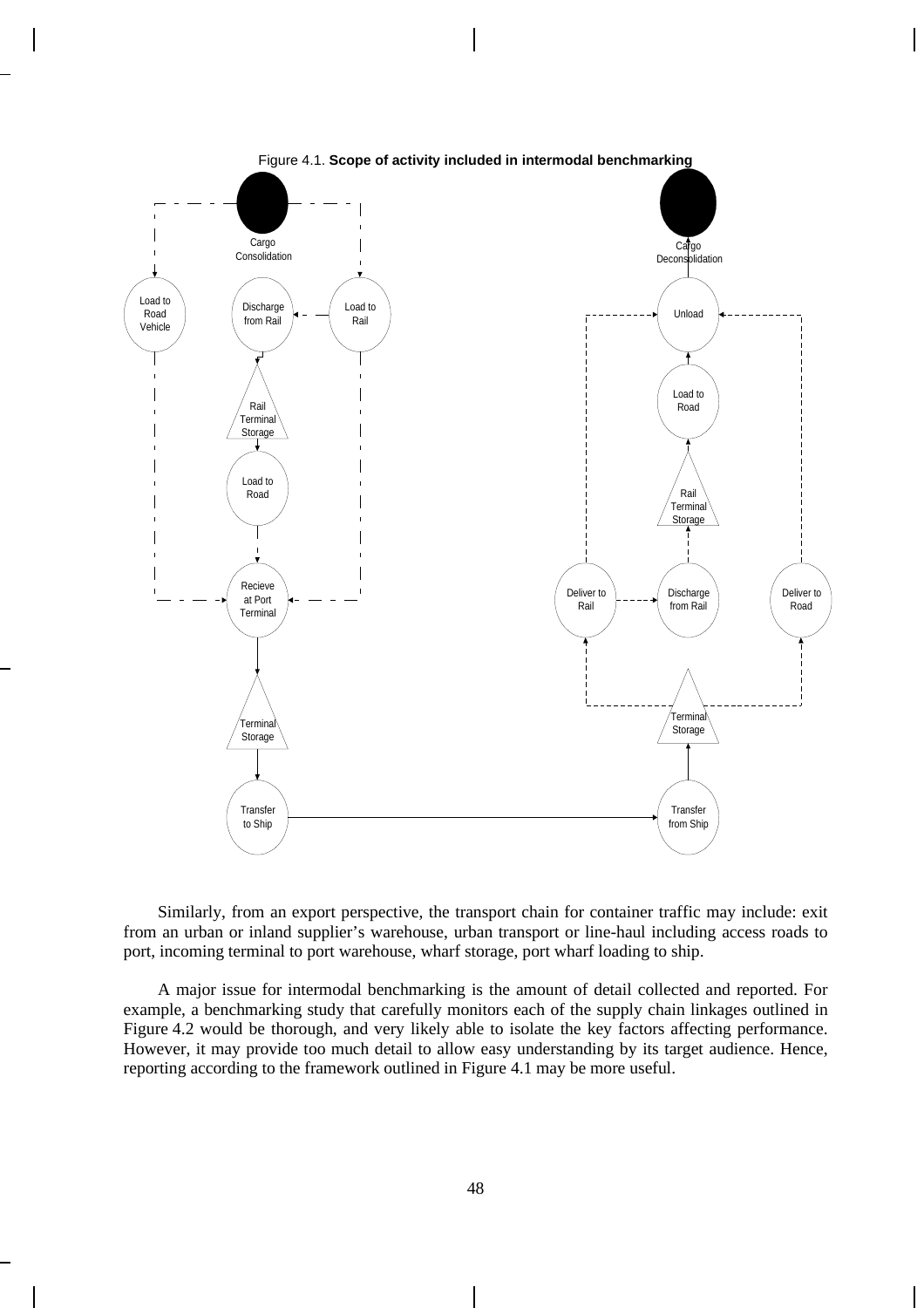Figure 4.1. **Scope of activity included in intermodal benchmarking**

Similarly, from an export perspective, the transport chain for container traffic may include: exit from an urban or inland supplier's warehouse, urban transport or line-haul including access roads to port, incoming terminal to port warehouse, wharf storage, port wharf loading to ship.

A major issue for intermodal benchmarking is the amount of detail collected and reported. For example, a benchmarking study that carefully monitors each of the supply chain linkages outlined in Figure 4.2 would be thorough, and very likely able to isolate the key factors affecting performance. However, it may provide too much detail to allow easy understanding by its target audience. Hence, reporting according to the framework outlined in Figure 4.1 may be more useful.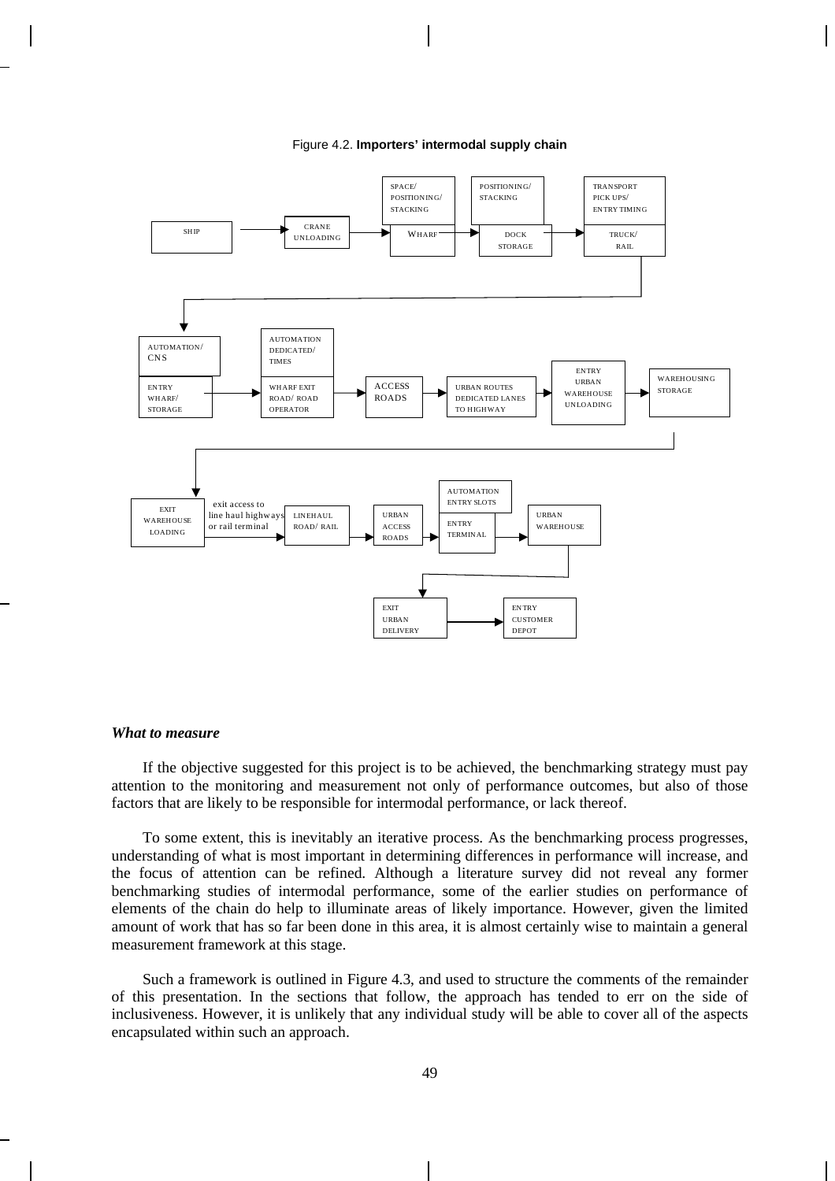Figure 4.2. **Importers' intermodal supply chain**

SHIP → CRANE UNLOADING → WHARF (SPACE/ POSITIONING/ STACKING) → DOCK STORAGE (POSITIONING/ STACKING) → TRUCK/ RAIL (TRANSPORT PICK UPS/ ENTRY TIMING)

→ ENTRY WHARF/ STORAGE (AUTOMATION/ CNS) → WHARF EXIT ROAD/ ROAD OPERATOR (AUTOMATION DEDICATED/ TIMES) → ACCESS ROADS → URBAN ROUTES DEDICATED LANES TO HIGHWAY → ENTRY URBAN WAREHOUSE UNLOADING → WAREHOUSING STORAGE

→ EXIT WAREHOUSE LOADING → (exit access to line haul highways or rail terminal) → LINEHAUL ROAD/ RAIL → URBAN ACCESS ROADS → ENTRY TERMINAL (AUTOMATION ENTRY SLOTS) → URBAN WAREHOUSE

→ EXIT URBAN DELIVERY → ENTRY CUSTOMER DEPOT

***What to measure***

If the objective suggested for this project is to be achieved, the benchmarking strategy must pay attention to the monitoring and measurement not only of performance outcomes, but also of those factors that are likely to be responsible for intermodal performance, or lack thereof.

To some extent, this is inevitably an iterative process. As the benchmarking process progresses, understanding of what is most important in determining differences in performance will increase, and the focus of attention can be refined. Although a literature survey did not reveal any former benchmarking studies of intermodal performance, some of the earlier studies on performance of elements of the chain do help to illuminate areas of likely importance. However, given the limited amount of work that has so far been done in this area, it is almost certainly wise to maintain a general measurement framework at this stage.

Such a framework is outlined in Figure 4.3, and used to structure the comments of the remainder of this presentation. In the sections that follow, the approach has tended to err on the side of inclusiveness. However, it is unlikely that any individual study will be able to cover all of the aspects encapsulated within such an approach.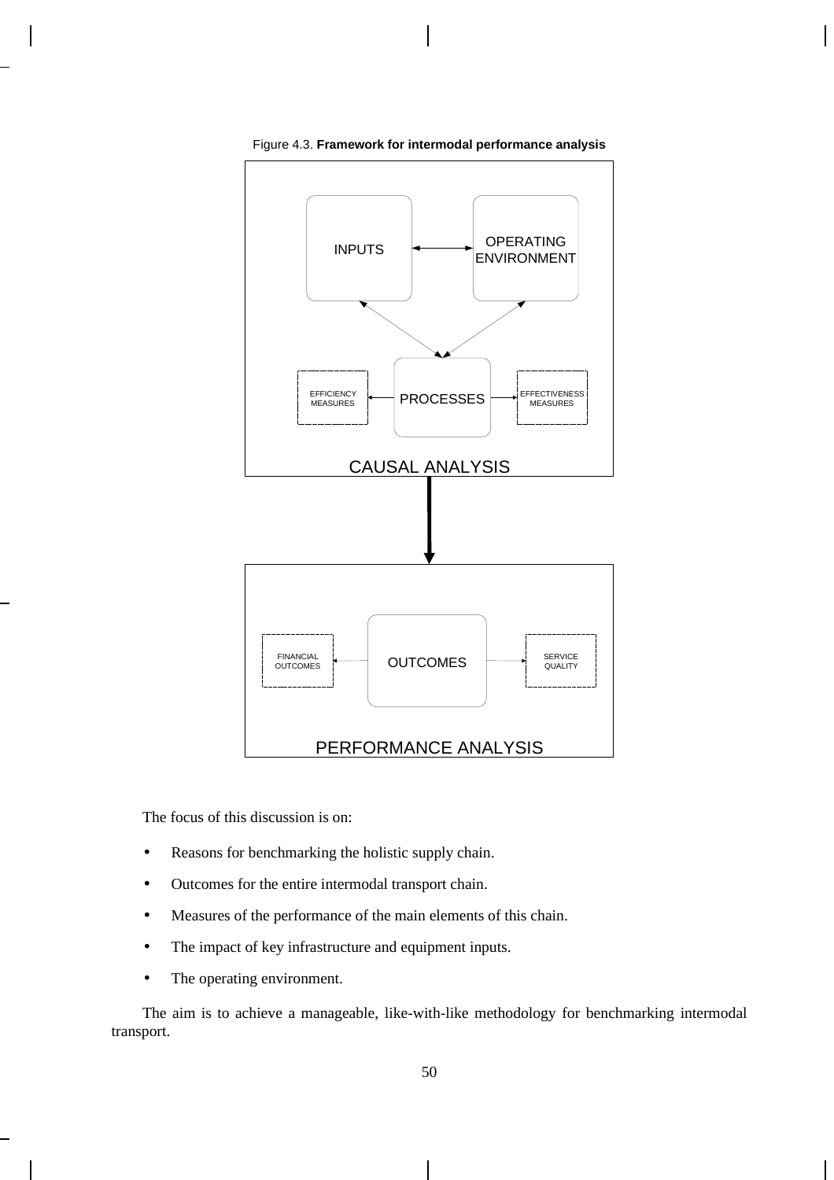Figure 4.3. **Framework for intermodal performance analysis**

INPUTS

OPERATING ENVIRONMENT

EFFICIENCY MEASURES

PROCESSES

EFFECTIVENESS MEASURES

CAUSAL ANALYSIS

FINANCIAL OUTCOMES

OUTCOMES

SERVICE QUALITY

PERFORMANCE ANALYSIS

The focus of this discussion is on:

- Reasons for benchmarking the holistic supply chain.
- Outcomes for the entire intermodal transport chain.
- Measures of the performance of the main elements of this chain.
- The impact of key infrastructure and equipment inputs.
- The operating environment.

The aim is to achieve a manageable, like-with-like methodology for benchmarking intermodal transport.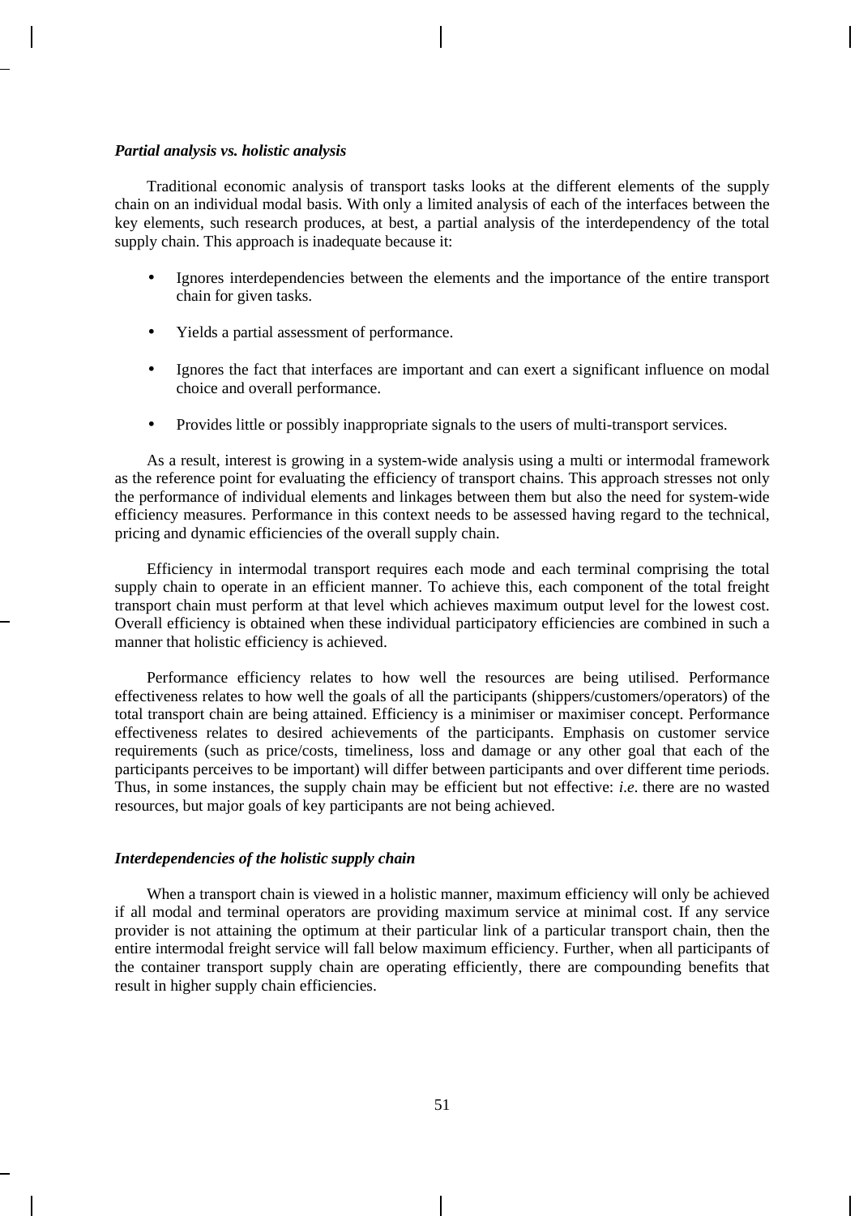### *Partial analysis vs. holistic analysis*

Traditional economic analysis of transport tasks looks at the different elements of the supply chain on an individual modal basis. With only a limited analysis of each of the interfaces between the key elements, such research produces, at best, a partial analysis of the interdependency of the total supply chain. This approach is inadequate because it:

- Ignores interdependencies between the elements and the importance of the entire transport chain for given tasks.
- Yields a partial assessment of performance.
- Ignores the fact that interfaces are important and can exert a significant influence on modal choice and overall performance.
- Provides little or possibly inappropriate signals to the users of multi-transport services.

As a result, interest is growing in a system-wide analysis using a multi or intermodal framework as the reference point for evaluating the efficiency of transport chains. This approach stresses not only the performance of individual elements and linkages between them but also the need for system-wide efficiency measures. Performance in this context needs to be assessed having regard to the technical, pricing and dynamic efficiencies of the overall supply chain.

Efficiency in intermodal transport requires each mode and each terminal comprising the total supply chain to operate in an efficient manner. To achieve this, each component of the total freight transport chain must perform at that level which achieves maximum output level for the lowest cost. Overall efficiency is obtained when these individual participatory efficiencies are combined in such a manner that holistic efficiency is achieved.

Performance efficiency relates to how well the resources are being utilised. Performance effectiveness relates to how well the goals of all the participants (shippers/customers/operators) of the total transport chain are being attained. Efficiency is a minimiser or maximiser concept. Performance effectiveness relates to desired achievements of the participants. Emphasis on customer service requirements (such as price/costs, timeliness, loss and damage or any other goal that each of the participants perceives to be important) will differ between participants and over different time periods. Thus, in some instances, the supply chain may be efficient but not effective: *i.e.* there are no wasted resources, but major goals of key participants are not being achieved.

### *Interdependencies of the holistic supply chain*

When a transport chain is viewed in a holistic manner, maximum efficiency will only be achieved if all modal and terminal operators are providing maximum service at minimal cost. If any service provider is not attaining the optimum at their particular link of a particular transport chain, then the entire intermodal freight service will fall below maximum efficiency. Further, when all participants of the container transport supply chain are operating efficiently, there are compounding benefits that result in higher supply chain efficiencies.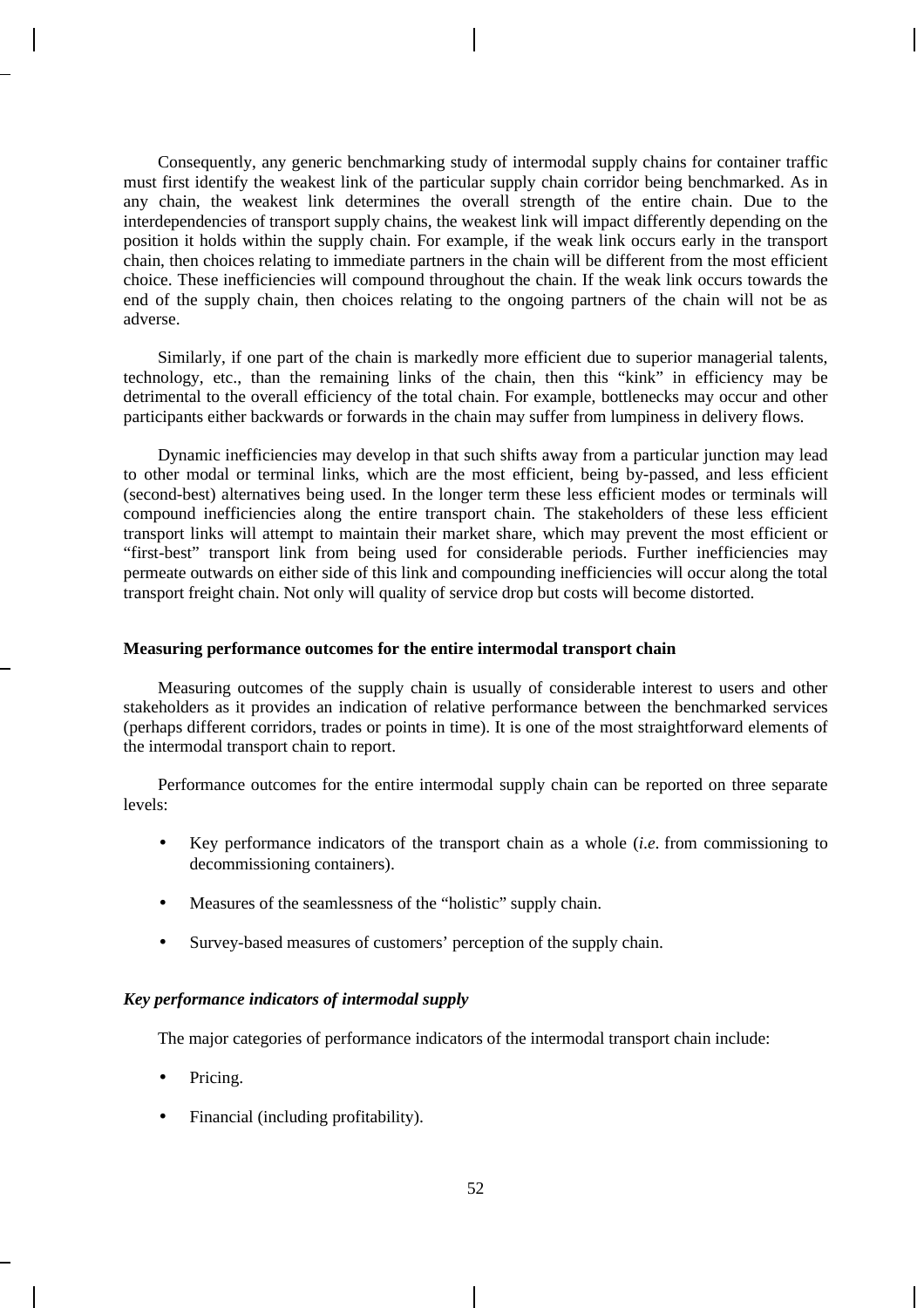Consequently, any generic benchmarking study of intermodal supply chains for container traffic must first identify the weakest link of the particular supply chain corridor being benchmarked. As in any chain, the weakest link determines the overall strength of the entire chain. Due to the interdependencies of transport supply chains, the weakest link will impact differently depending on the position it holds within the supply chain. For example, if the weak link occurs early in the transport chain, then choices relating to immediate partners in the chain will be different from the most efficient choice. These inefficiencies will compound throughout the chain. If the weak link occurs towards the end of the supply chain, then choices relating to the ongoing partners of the chain will not be as adverse.

Similarly, if one part of the chain is markedly more efficient due to superior managerial talents, technology, etc., than the remaining links of the chain, then this "kink" in efficiency may be detrimental to the overall efficiency of the total chain. For example, bottlenecks may occur and other participants either backwards or forwards in the chain may suffer from lumpiness in delivery flows.

Dynamic inefficiencies may develop in that such shifts away from a particular junction may lead to other modal or terminal links, which are the most efficient, being by-passed, and less efficient (second-best) alternatives being used. In the longer term these less efficient modes or terminals will compound inefficiencies along the entire transport chain. The stakeholders of these less efficient transport links will attempt to maintain their market share, which may prevent the most efficient or "first-best" transport link from being used for considerable periods. Further inefficiencies may permeate outwards on either side of this link and compounding inefficiencies will occur along the total transport freight chain. Not only will quality of service drop but costs will become distorted.

**Measuring performance outcomes for the entire intermodal transport chain**

Measuring outcomes of the supply chain is usually of considerable interest to users and other stakeholders as it provides an indication of relative performance between the benchmarked services (perhaps different corridors, trades or points in time). It is one of the most straightforward elements of the intermodal transport chain to report.

Performance outcomes for the entire intermodal supply chain can be reported on three separate levels:

- Key performance indicators of the transport chain as a whole (*i.e*. from commissioning to decommissioning containers).
- Measures of the seamlessness of the "holistic" supply chain.
- Survey-based measures of customers' perception of the supply chain.

***Key performance indicators of intermodal supply***

The major categories of performance indicators of the intermodal transport chain include:

- Pricing.
- Financial (including profitability).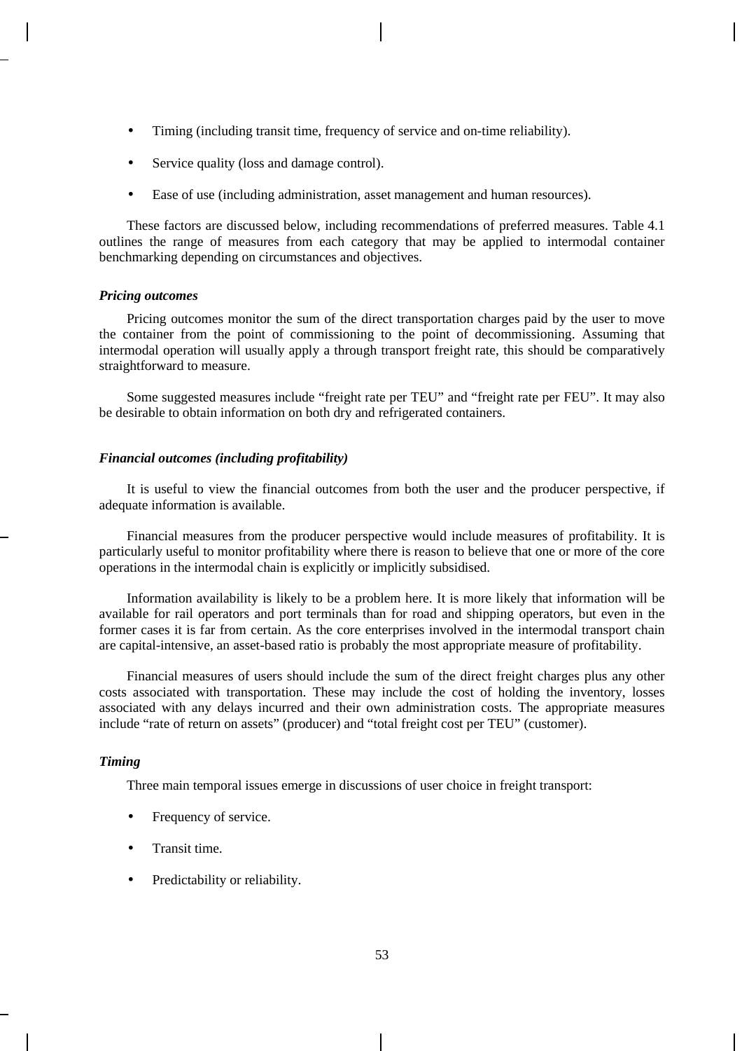- Timing (including transit time, frequency of service and on-time reliability).
- Service quality (loss and damage control).
- Ease of use (including administration, asset management and human resources).

These factors are discussed below, including recommendations of preferred measures. Table 4.1 outlines the range of measures from each category that may be applied to intermodal container benchmarking depending on circumstances and objectives.

### *Pricing outcomes*

Pricing outcomes monitor the sum of the direct transportation charges paid by the user to move the container from the point of commissioning to the point of decommissioning. Assuming that intermodal operation will usually apply a through transport freight rate, this should be comparatively straightforward to measure.

Some suggested measures include "freight rate per TEU" and "freight rate per FEU". It may also be desirable to obtain information on both dry and refrigerated containers.

### *Financial outcomes (including profitability)*

It is useful to view the financial outcomes from both the user and the producer perspective, if adequate information is available.

Financial measures from the producer perspective would include measures of profitability. It is particularly useful to monitor profitability where there is reason to believe that one or more of the core operations in the intermodal chain is explicitly or implicitly subsidised.

Information availability is likely to be a problem here. It is more likely that information will be available for rail operators and port terminals than for road and shipping operators, but even in the former cases it is far from certain. As the core enterprises involved in the intermodal transport chain are capital-intensive, an asset-based ratio is probably the most appropriate measure of profitability.

Financial measures of users should include the sum of the direct freight charges plus any other costs associated with transportation. These may include the cost of holding the inventory, losses associated with any delays incurred and their own administration costs. The appropriate measures include "rate of return on assets" (producer) and "total freight cost per TEU" (customer).

### *Timing*

Three main temporal issues emerge in discussions of user choice in freight transport:

- Frequency of service.
- Transit time.
- Predictability or reliability.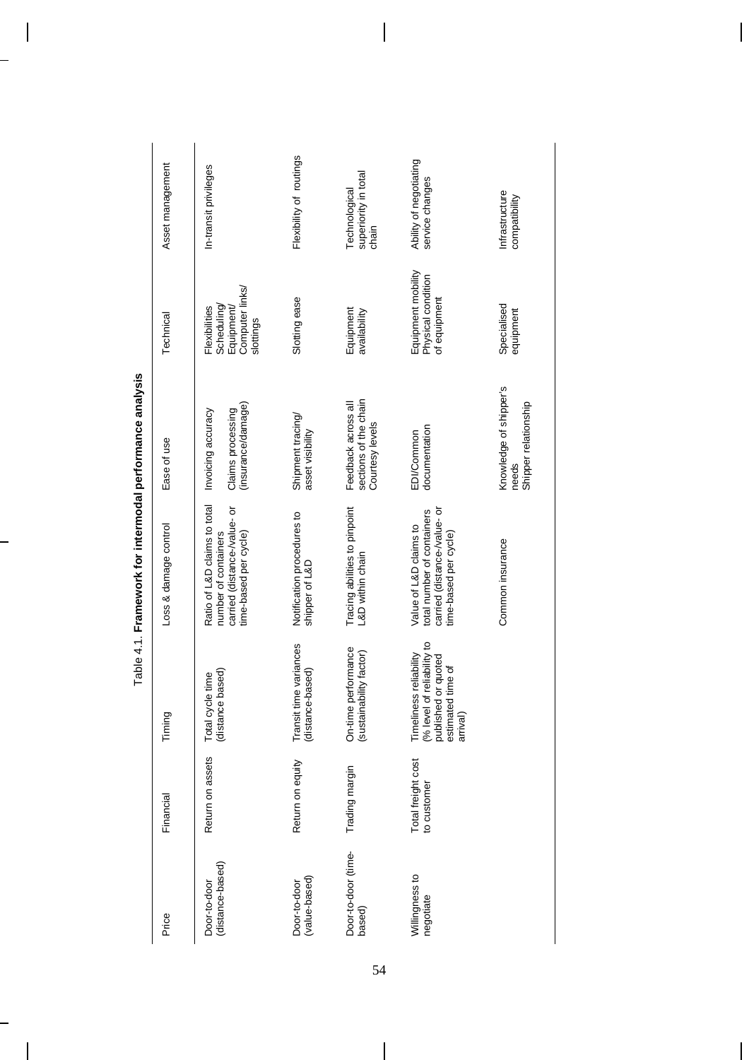Table 4.1. **Framework for intermodal performance analysis**

| Price | Financial | Timing | Loss & damage control | Ease of use | Technical | Asset management |
|---|---|---|---|---|---|---|
| Door-to-door (distance-based) | Return on assets | Total cycle time (distance based) | Ratio of L&D claims to total number of containers carried (distance-/value- or time-based per cycle) | Invoicing accuracy<br><br>Claims processing (insurance/damage) | Flexibilities Scheduling/ Equipment/ Computer links/ slottings | In-transit privileges |
| Door-to-door (value-based) | Return on equity | Transit time variances (distance-based) | Notification procedures to shipper of L&D | Shipment tracing/ asset visibility | Slotting ease | Flexibility of routings |
| Door-to-door (time-based) | Trading margin | On-time performance (sustainability factor) | Tracing abilities to pinpoint L&D within chain | Feedback across all sections of the chain<br>Courtesy levels | Equipment availability | Technological superiority in total chain |
| Willingness to negotiate | Total freight cost to customer | Timeliness reliability (% level of reliability to published or quoted estimated time of arrival) | Value of L&D claims to total number of containers carried (distance-/value- or time-based per cycle) | EDI/Common documentation | Equipment mobility<br>Physical condition of equipment | Ability of negotiating service changes |
| | | | Common insurance | Knowledge of shipper's needs<br>Shipper relationship | Specialised equipment | Infrastructure compatibility |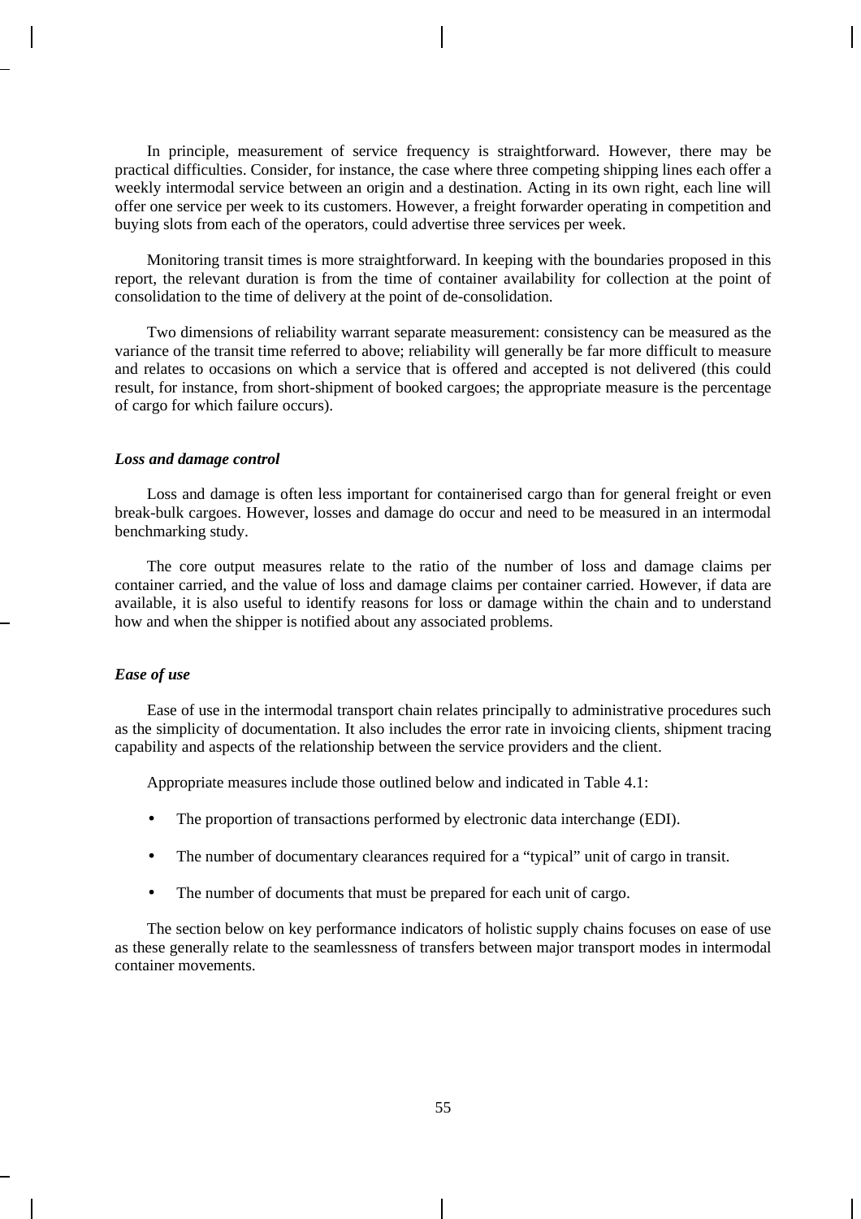In principle, measurement of service frequency is straightforward. However, there may be practical difficulties. Consider, for instance, the case where three competing shipping lines each offer a weekly intermodal service between an origin and a destination. Acting in its own right, each line will offer one service per week to its customers. However, a freight forwarder operating in competition and buying slots from each of the operators, could advertise three services per week.

Monitoring transit times is more straightforward. In keeping with the boundaries proposed in this report, the relevant duration is from the time of container availability for collection at the point of consolidation to the time of delivery at the point of de-consolidation.

Two dimensions of reliability warrant separate measurement: consistency can be measured as the variance of the transit time referred to above; reliability will generally be far more difficult to measure and relates to occasions on which a service that is offered and accepted is not delivered (this could result, for instance, from short-shipment of booked cargoes; the appropriate measure is the percentage of cargo for which failure occurs).

***Loss and damage control***

Loss and damage is often less important for containerised cargo than for general freight or even break-bulk cargoes. However, losses and damage do occur and need to be measured in an intermodal benchmarking study.

The core output measures relate to the ratio of the number of loss and damage claims per container carried, and the value of loss and damage claims per container carried. However, if data are available, it is also useful to identify reasons for loss or damage within the chain and to understand how and when the shipper is notified about any associated problems.

***Ease of use***

Ease of use in the intermodal transport chain relates principally to administrative procedures such as the simplicity of documentation. It also includes the error rate in invoicing clients, shipment tracing capability and aspects of the relationship between the service providers and the client.

Appropriate measures include those outlined below and indicated in Table 4.1:

- The proportion of transactions performed by electronic data interchange (EDI).
- The number of documentary clearances required for a "typical" unit of cargo in transit.
- The number of documents that must be prepared for each unit of cargo.

The section below on key performance indicators of holistic supply chains focuses on ease of use as these generally relate to the seamlessness of transfers between major transport modes in intermodal container movements.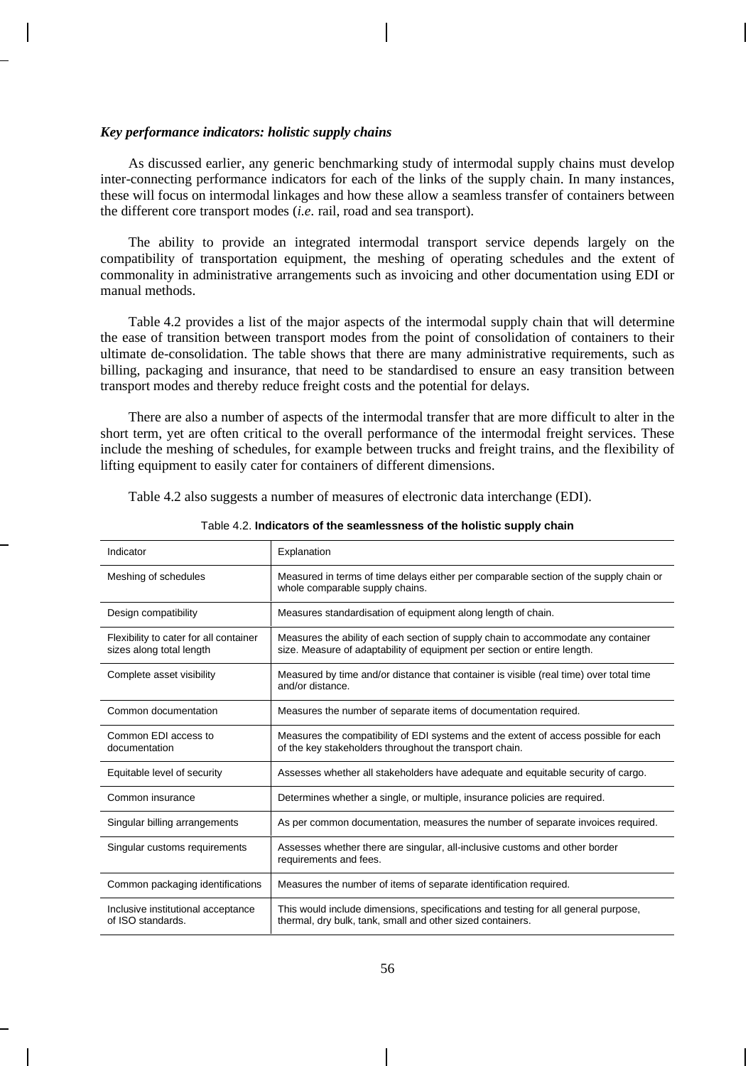### *Key performance indicators: holistic supply chains*

As discussed earlier, any generic benchmarking study of intermodal supply chains must develop inter-connecting performance indicators for each of the links of the supply chain. In many instances, these will focus on intermodal linkages and how these allow a seamless transfer of containers between the different core transport modes (*i.e.* rail, road and sea transport).

The ability to provide an integrated intermodal transport service depends largely on the compatibility of transportation equipment, the meshing of operating schedules and the extent of commonality in administrative arrangements such as invoicing and other documentation using EDI or manual methods.

Table 4.2 provides a list of the major aspects of the intermodal supply chain that will determine the ease of transition between transport modes from the point of consolidation of containers to their ultimate de-consolidation. The table shows that there are many administrative requirements, such as billing, packaging and insurance, that need to be standardised to ensure an easy transition between transport modes and thereby reduce freight costs and the potential for delays.

There are also a number of aspects of the intermodal transfer that are more difficult to alter in the short term, yet are often critical to the overall performance of the intermodal freight services. These include the meshing of schedules, for example between trucks and freight trains, and the flexibility of lifting equipment to easily cater for containers of different dimensions.

Table 4.2 also suggests a number of measures of electronic data interchange (EDI).

Table 4.2. **Indicators of the seamlessness of the holistic supply chain**

| Indicator | Explanation |
|---|---|
| Meshing of schedules | Measured in terms of time delays either per comparable section of the supply chain or whole comparable supply chains. |
| Design compatibility | Measures standardisation of equipment along length of chain. |
| Flexibility to cater for all container sizes along total length | Measures the ability of each section of supply chain to accommodate any container size. Measure of adaptability of equipment per section or entire length. |
| Complete asset visibility | Measured by time and/or distance that container is visible (real time) over total time and/or distance. |
| Common documentation | Measures the number of separate items of documentation required. |
| Common EDI access to documentation | Measures the compatibility of EDI systems and the extent of access possible for each of the key stakeholders throughout the transport chain. |
| Equitable level of security | Assesses whether all stakeholders have adequate and equitable security of cargo. |
| Common insurance | Determines whether a single, or multiple, insurance policies are required. |
| Singular billing arrangements | As per common documentation, measures the number of separate invoices required. |
| Singular customs requirements | Assesses whether there are singular, all-inclusive customs and other border requirements and fees. |
| Common packaging identifications | Measures the number of items of separate identification required. |
| Inclusive institutional acceptance of ISO standards. | This would include dimensions, specifications and testing for all general purpose, thermal, dry bulk, tank, small and other sized containers. |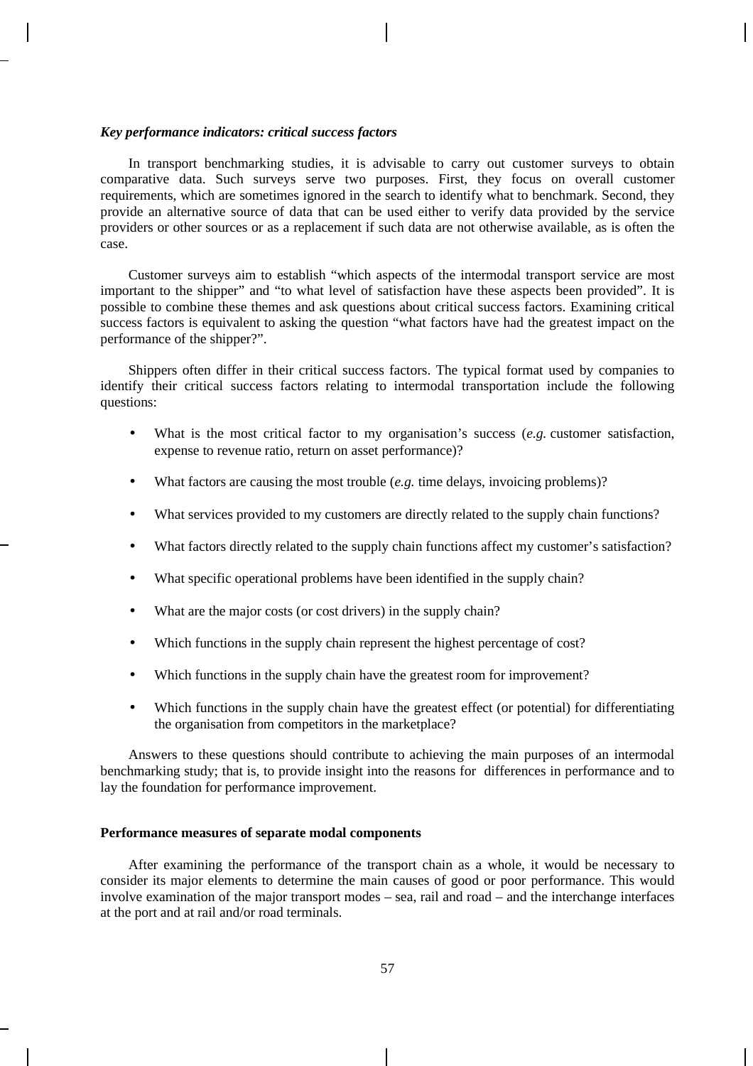### *Key performance indicators: critical success factors*

In transport benchmarking studies, it is advisable to carry out customer surveys to obtain comparative data. Such surveys serve two purposes. First, they focus on overall customer requirements, which are sometimes ignored in the search to identify what to benchmark. Second, they provide an alternative source of data that can be used either to verify data provided by the service providers or other sources or as a replacement if such data are not otherwise available, as is often the case.

Customer surveys aim to establish "which aspects of the intermodal transport service are most important to the shipper" and "to what level of satisfaction have these aspects been provided". It is possible to combine these themes and ask questions about critical success factors. Examining critical success factors is equivalent to asking the question "what factors have had the greatest impact on the performance of the shipper?".

Shippers often differ in their critical success factors. The typical format used by companies to identify their critical success factors relating to intermodal transportation include the following questions:

- What is the most critical factor to my organisation's success (*e.g.* customer satisfaction, expense to revenue ratio, return on asset performance)?
- What factors are causing the most trouble (*e.g.* time delays, invoicing problems)?
- What services provided to my customers are directly related to the supply chain functions?
- What factors directly related to the supply chain functions affect my customer's satisfaction?
- What specific operational problems have been identified in the supply chain?
- What are the major costs (or cost drivers) in the supply chain?
- Which functions in the supply chain represent the highest percentage of cost?
- Which functions in the supply chain have the greatest room for improvement?
- Which functions in the supply chain have the greatest effect (or potential) for differentiating the organisation from competitors in the marketplace?

Answers to these questions should contribute to achieving the main purposes of an intermodal benchmarking study; that is, to provide insight into the reasons for differences in performance and to lay the foundation for performance improvement.

### **Performance measures of separate modal components**

After examining the performance of the transport chain as a whole, it would be necessary to consider its major elements to determine the main causes of good or poor performance. This would involve examination of the major transport modes – sea, rail and road – and the interchange interfaces at the port and at rail and/or road terminals.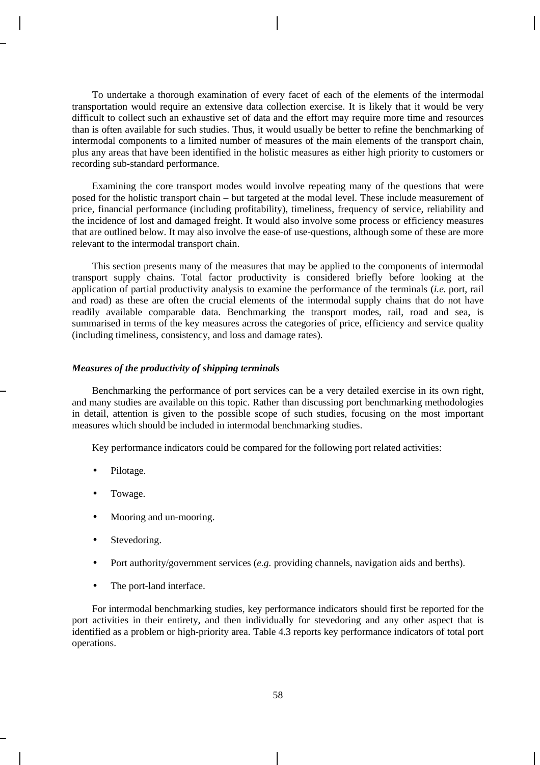To undertake a thorough examination of every facet of each of the elements of the intermodal transportation would require an extensive data collection exercise. It is likely that it would be very difficult to collect such an exhaustive set of data and the effort may require more time and resources than is often available for such studies. Thus, it would usually be better to refine the benchmarking of intermodal components to a limited number of measures of the main elements of the transport chain, plus any areas that have been identified in the holistic measures as either high priority to customers or recording sub-standard performance.

Examining the core transport modes would involve repeating many of the questions that were posed for the holistic transport chain – but targeted at the modal level. These include measurement of price, financial performance (including profitability), timeliness, frequency of service, reliability and the incidence of lost and damaged freight. It would also involve some process or efficiency measures that are outlined below. It may also involve the ease-of use-questions, although some of these are more relevant to the intermodal transport chain.

This section presents many of the measures that may be applied to the components of intermodal transport supply chains. Total factor productivity is considered briefly before looking at the application of partial productivity analysis to examine the performance of the terminals (*i.e.* port, rail and road) as these are often the crucial elements of the intermodal supply chains that do not have readily available comparable data. Benchmarking the transport modes, rail, road and sea, is summarised in terms of the key measures across the categories of price, efficiency and service quality (including timeliness, consistency, and loss and damage rates).

***Measures of the productivity of shipping terminals***

Benchmarking the performance of port services can be a very detailed exercise in its own right, and many studies are available on this topic. Rather than discussing port benchmarking methodologies in detail, attention is given to the possible scope of such studies, focusing on the most important measures which should be included in intermodal benchmarking studies.

Key performance indicators could be compared for the following port related activities:

- Pilotage.
- Towage.
- Mooring and un-mooring.
- Stevedoring.
- Port authority/government services (*e.g.* providing channels, navigation aids and berths).
- The port-land interface.

For intermodal benchmarking studies, key performance indicators should first be reported for the port activities in their entirety, and then individually for stevedoring and any other aspect that is identified as a problem or high-priority area. Table 4.3 reports key performance indicators of total port operations.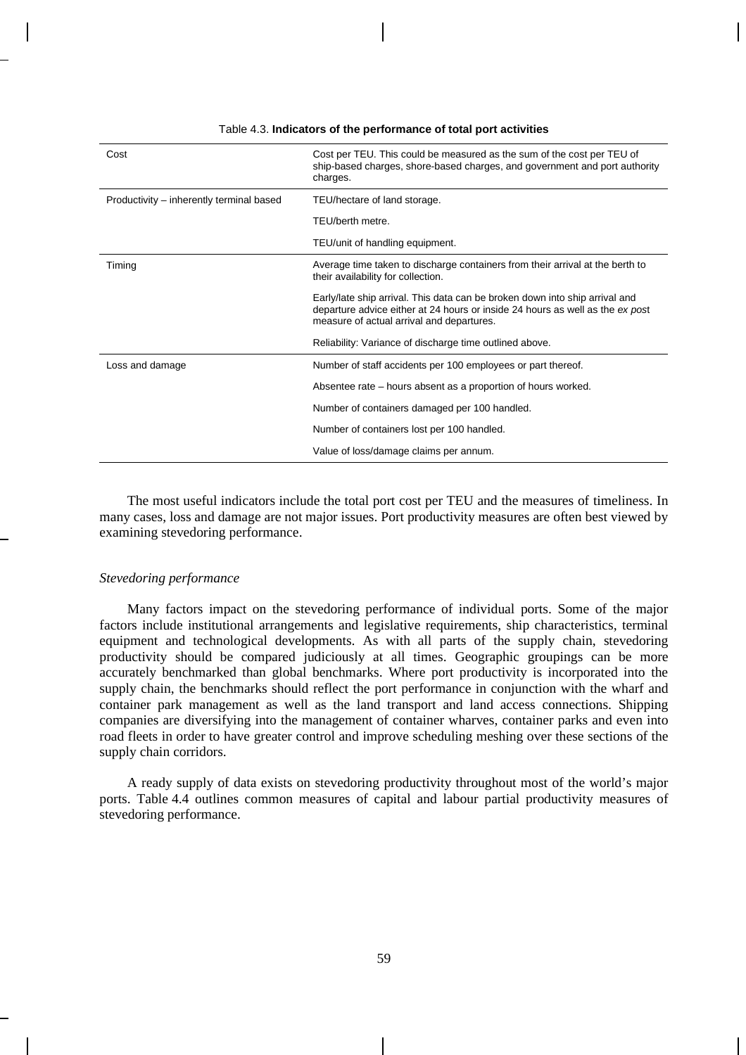Table 4.3. **Indicators of the performance of total port activities**

| | |
|---|---|
| Cost | Cost per TEU. This could be measured as the sum of the cost per TEU of ship-based charges, shore-based charges, and government and port authority charges. |
| Productivity – inherently terminal based | TEU/hectare of land storage. |
| | TEU/berth metre. |
| | TEU/unit of handling equipment. |
| Timing | Average time taken to discharge containers from their arrival at the berth to their availability for collection. |
| | Early/late ship arrival. This data can be broken down into ship arrival and departure advice either at 24 hours or inside 24 hours as well as the *ex post* measure of actual arrival and departures. |
| | Reliability: Variance of discharge time outlined above. |
| Loss and damage | Number of staff accidents per 100 employees or part thereof. |
| | Absentee rate – hours absent as a proportion of hours worked. |
| | Number of containers damaged per 100 handled. |
| | Number of containers lost per 100 handled. |
| | Value of loss/damage claims per annum. |

The most useful indicators include the total port cost per TEU and the measures of timeliness. In many cases, loss and damage are not major issues. Port productivity measures are often best viewed by examining stevedoring performance.

*Stevedoring performance*

Many factors impact on the stevedoring performance of individual ports. Some of the major factors include institutional arrangements and legislative requirements, ship characteristics, terminal equipment and technological developments. As with all parts of the supply chain, stevedoring productivity should be compared judiciously at all times. Geographic groupings can be more accurately benchmarked than global benchmarks. Where port productivity is incorporated into the supply chain, the benchmarks should reflect the port performance in conjunction with the wharf and container park management as well as the land transport and land access connections. Shipping companies are diversifying into the management of container wharves, container parks and even into road fleets in order to have greater control and improve scheduling meshing over these sections of the supply chain corridors.

A ready supply of data exists on stevedoring productivity throughout most of the world's major ports. Table 4.4 outlines common measures of capital and labour partial productivity measures of stevedoring performance.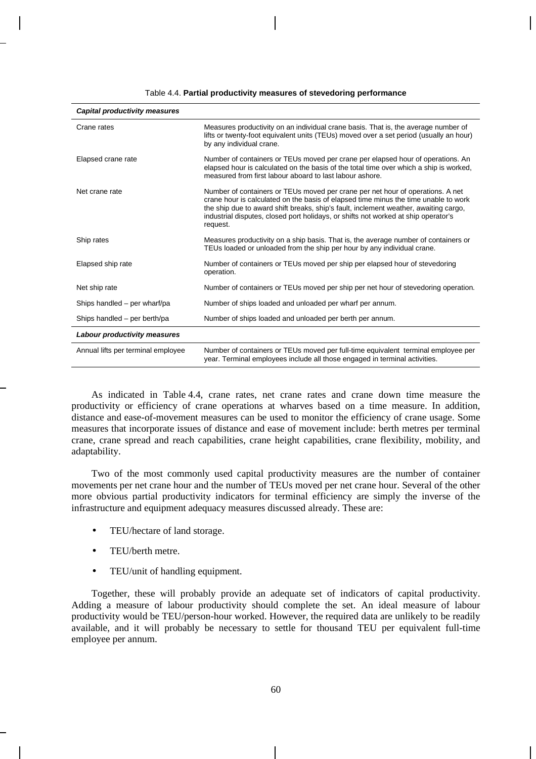Table 4.4. **Partial productivity measures of stevedoring performance**

| ***Capital productivity measures*** | |
|---|---|
| Crane rates | Measures productivity on an individual crane basis. That is, the average number of lifts or twenty-foot equivalent units (TEUs) moved over a set period (usually an hour) by any individual crane. |
| Elapsed crane rate | Number of containers or TEUs moved per crane per elapsed hour of operations. An elapsed hour is calculated on the basis of the total time over which a ship is worked, measured from first labour aboard to last labour ashore. |
| Net crane rate | Number of containers or TEUs moved per crane per net hour of operations. A net crane hour is calculated on the basis of elapsed time minus the time unable to work the ship due to award shift breaks, ship's fault, inclement weather, awaiting cargo, industrial disputes, closed port holidays, or shifts not worked at ship operator's request. |
| Ship rates | Measures productivity on a ship basis. That is, the average number of containers or TEUs loaded or unloaded from the ship per hour by any individual crane. |
| Elapsed ship rate | Number of containers or TEUs moved per ship per elapsed hour of stevedoring operation. |
| Net ship rate | Number of containers or TEUs moved per ship per net hour of stevedoring operation. |
| Ships handled – per wharf/pa | Number of ships loaded and unloaded per wharf per annum. |
| Ships handled – per berth/pa | Number of ships loaded and unloaded per berth per annum. |
| ***Labour productivity measures*** | |
| Annual lifts per terminal employee | Number of containers or TEUs moved per full-time equivalent terminal employee per year. Terminal employees include all those engaged in terminal activities. |

As indicated in Table 4.4, crane rates, net crane rates and crane down time measure the productivity or efficiency of crane operations at wharves based on a time measure. In addition, distance and ease-of-movement measures can be used to monitor the efficiency of crane usage. Some measures that incorporate issues of distance and ease of movement include: berth metres per terminal crane, crane spread and reach capabilities, crane height capabilities, crane flexibility, mobility, and adaptability.

Two of the most commonly used capital productivity measures are the number of container movements per net crane hour and the number of TEUs moved per net crane hour. Several of the other more obvious partial productivity indicators for terminal efficiency are simply the inverse of the infrastructure and equipment adequacy measures discussed already. These are:

- TEU/hectare of land storage.
- TEU/berth metre.
- TEU/unit of handling equipment.

Together, these will probably provide an adequate set of indicators of capital productivity. Adding a measure of labour productivity should complete the set. An ideal measure of labour productivity would be TEU/person-hour worked. However, the required data are unlikely to be readily available, and it will probably be necessary to settle for thousand TEU per equivalent full-time employee per annum.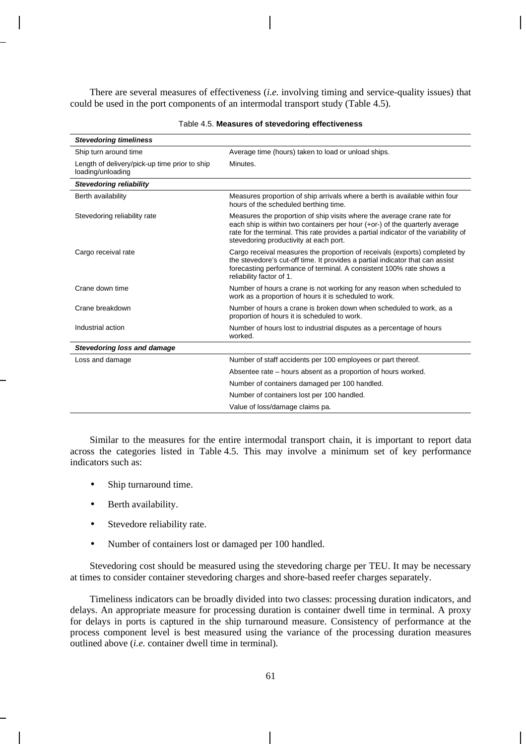There are several measures of effectiveness (*i.e.* involving timing and service-quality issues) that could be used in the port components of an intermodal transport study (Table 4.5).

Table 4.5. **Measures of stevedoring effectiveness**

| | |
|---|---|
| ***Stevedoring timeliness*** | |
| Ship turn around time | Average time (hours) taken to load or unload ships. |
| Length of delivery/pick-up time prior to ship loading/unloading | Minutes. |
| ***Stevedoring reliability*** | |
| Berth availability | Measures proportion of ship arrivals where a berth is available within four hours of the scheduled berthing time. |
| Stevedoring reliability rate | Measures the proportion of ship visits where the average crane rate for each ship is within two containers per hour (+or-) of the quarterly average rate for the terminal. This rate provides a partial indicator of the variability of stevedoring productivity at each port. |
| Cargo receival rate | Cargo receival measures the proportion of receivals (exports) completed by the stevedore's cut-off time. It provides a partial indicator that can assist forecasting performance of terminal. A consistent 100% rate shows a reliability factor of 1. |
| Crane down time | Number of hours a crane is not working for any reason when scheduled to work as a proportion of hours it is scheduled to work. |
| Crane breakdown | Number of hours a crane is broken down when scheduled to work, as a proportion of hours it is scheduled to work. |
| Industrial action | Number of hours lost to industrial disputes as a percentage of hours worked. |
| ***Stevedoring loss and damage*** | |
| Loss and damage | Number of staff accidents per 100 employees or part thereof. |
| | Absentee rate – hours absent as a proportion of hours worked. |
| | Number of containers damaged per 100 handled. |
| | Number of containers lost per 100 handled. |
| | Value of loss/damage claims pa. |

Similar to the measures for the entire intermodal transport chain, it is important to report data across the categories listed in Table 4.5. This may involve a minimum set of key performance indicators such as:

- Ship turnaround time.
- Berth availability.
- Stevedore reliability rate.
- Number of containers lost or damaged per 100 handled.

Stevedoring cost should be measured using the stevedoring charge per TEU. It may be necessary at times to consider container stevedoring charges and shore-based reefer charges separately.

Timeliness indicators can be broadly divided into two classes: processing duration indicators, and delays. An appropriate measure for processing duration is container dwell time in terminal. A proxy for delays in ports is captured in the ship turnaround measure. Consistency of performance at the process component level is best measured using the variance of the processing duration measures outlined above (*i.e.* container dwell time in terminal).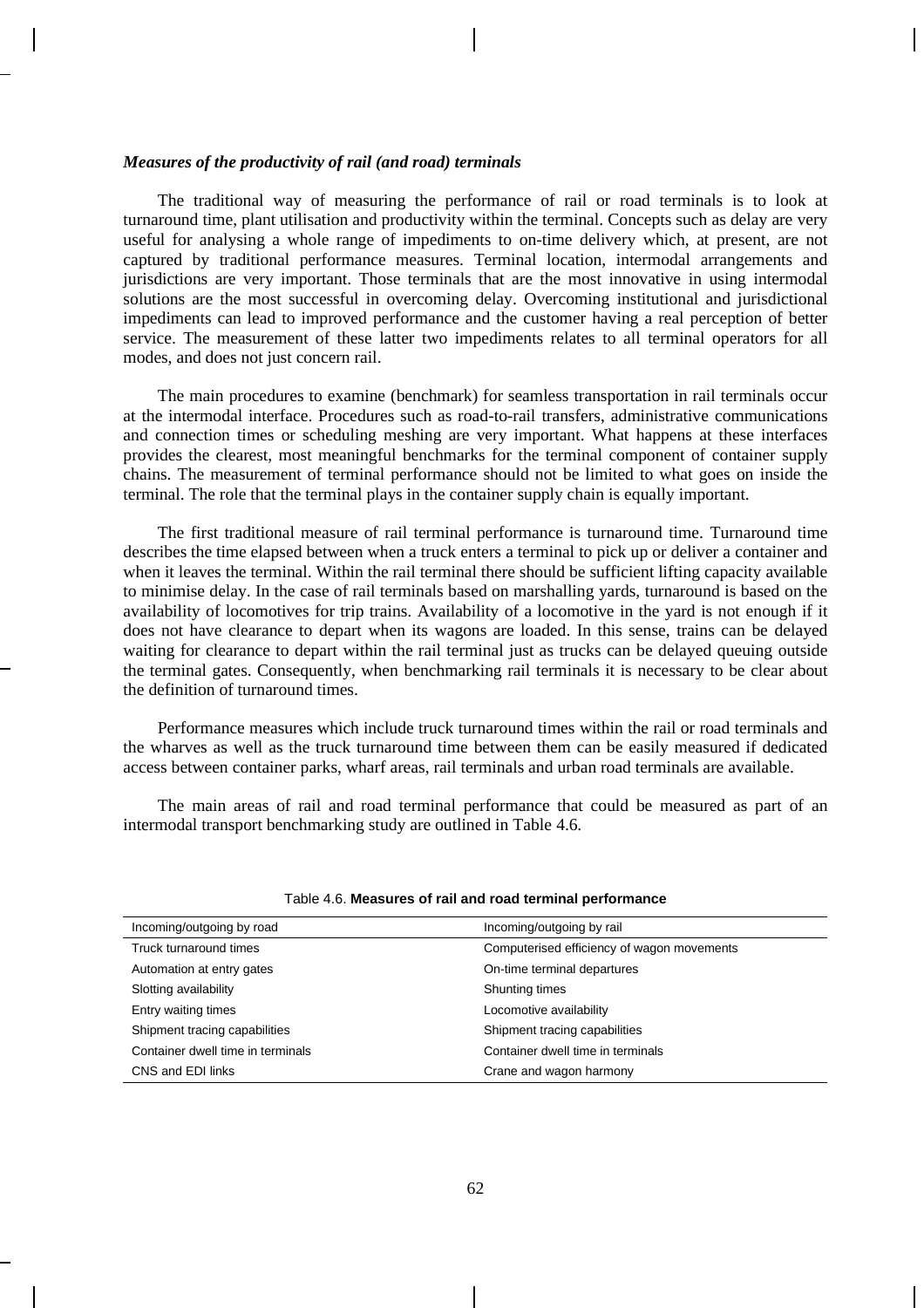*Measures of the productivity of rail (and road) terminals*

The traditional way of measuring the performance of rail or road terminals is to look at turnaround time, plant utilisation and productivity within the terminal. Concepts such as delay are very useful for analysing a whole range of impediments to on-time delivery which, at present, are not captured by traditional performance measures. Terminal location, intermodal arrangements and jurisdictions are very important. Those terminals that are the most innovative in using intermodal solutions are the most successful in overcoming delay. Overcoming institutional and jurisdictional impediments can lead to improved performance and the customer having a real perception of better service. The measurement of these latter two impediments relates to all terminal operators for all modes, and does not just concern rail.

The main procedures to examine (benchmark) for seamless transportation in rail terminals occur at the intermodal interface. Procedures such as road-to-rail transfers, administrative communications and connection times or scheduling meshing are very important. What happens at these interfaces provides the clearest, most meaningful benchmarks for the terminal component of container supply chains. The measurement of terminal performance should not be limited to what goes on inside the terminal. The role that the terminal plays in the container supply chain is equally important.

The first traditional measure of rail terminal performance is turnaround time. Turnaround time describes the time elapsed between when a truck enters a terminal to pick up or deliver a container and when it leaves the terminal. Within the rail terminal there should be sufficient lifting capacity available to minimise delay. In the case of rail terminals based on marshalling yards, turnaround is based on the availability of locomotives for trip trains. Availability of a locomotive in the yard is not enough if it does not have clearance to depart when its wagons are loaded. In this sense, trains can be delayed waiting for clearance to depart within the rail terminal just as trucks can be delayed queuing outside the terminal gates. Consequently, when benchmarking rail terminals it is necessary to be clear about the definition of turnaround times.

Performance measures which include truck turnaround times within the rail or road terminals and the wharves as well as the truck turnaround time between them can be easily measured if dedicated access between container parks, wharf areas, rail terminals and urban road terminals are available.

The main areas of rail and road terminal performance that could be measured as part of an intermodal transport benchmarking study are outlined in Table 4.6.

Table 4.6. **Measures of rail and road terminal performance**

| Incoming/outgoing by road | Incoming/outgoing by rail |
|---|---|
| Truck turnaround times | Computerised efficiency of wagon movements |
| Automation at entry gates | On-time terminal departures |
| Slotting availability | Shunting times |
| Entry waiting times | Locomotive availability |
| Shipment tracing capabilities | Shipment tracing capabilities |
| Container dwell time in terminals | Container dwell time in terminals |
| CNS and EDI links | Crane and wagon harmony |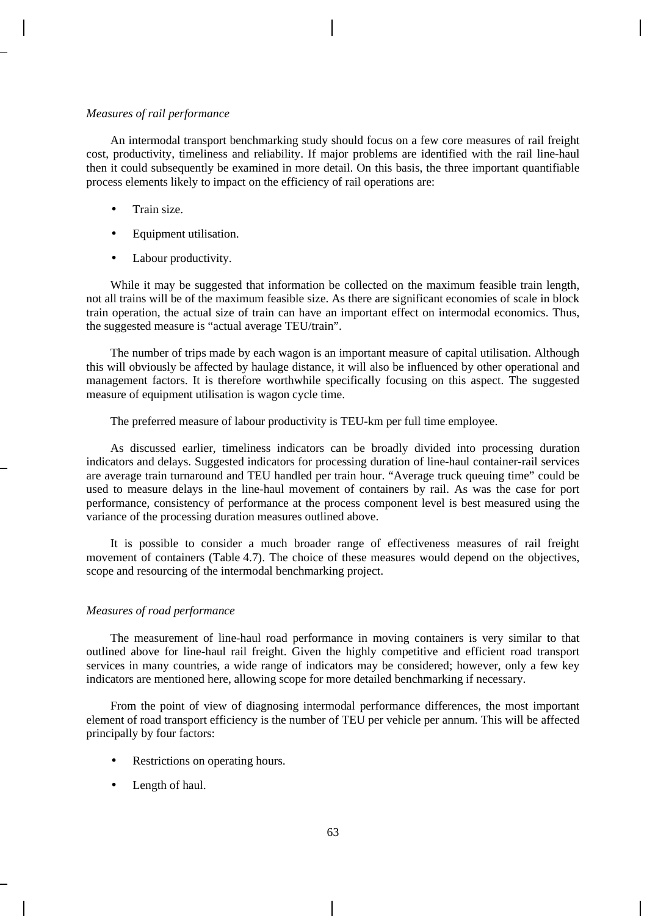*Measures of rail performance*

An intermodal transport benchmarking study should focus on a few core measures of rail freight cost, productivity, timeliness and reliability. If major problems are identified with the rail line-haul then it could subsequently be examined in more detail. On this basis, the three important quantifiable process elements likely to impact on the efficiency of rail operations are:

- Train size.
- Equipment utilisation.
- Labour productivity.

While it may be suggested that information be collected on the maximum feasible train length, not all trains will be of the maximum feasible size. As there are significant economies of scale in block train operation, the actual size of train can have an important effect on intermodal economics. Thus, the suggested measure is "actual average TEU/train".

The number of trips made by each wagon is an important measure of capital utilisation. Although this will obviously be affected by haulage distance, it will also be influenced by other operational and management factors. It is therefore worthwhile specifically focusing on this aspect. The suggested measure of equipment utilisation is wagon cycle time.

The preferred measure of labour productivity is TEU-km per full time employee.

As discussed earlier, timeliness indicators can be broadly divided into processing duration indicators and delays. Suggested indicators for processing duration of line-haul container-rail services are average train turnaround and TEU handled per train hour. "Average truck queuing time" could be used to measure delays in the line-haul movement of containers by rail. As was the case for port performance, consistency of performance at the process component level is best measured using the variance of the processing duration measures outlined above.

It is possible to consider a much broader range of effectiveness measures of rail freight movement of containers (Table 4.7). The choice of these measures would depend on the objectives, scope and resourcing of the intermodal benchmarking project.

*Measures of road performance*

The measurement of line-haul road performance in moving containers is very similar to that outlined above for line-haul rail freight. Given the highly competitive and efficient road transport services in many countries, a wide range of indicators may be considered; however, only a few key indicators are mentioned here, allowing scope for more detailed benchmarking if necessary.

From the point of view of diagnosing intermodal performance differences, the most important element of road transport efficiency is the number of TEU per vehicle per annum. This will be affected principally by four factors:

- Restrictions on operating hours.
- Length of haul.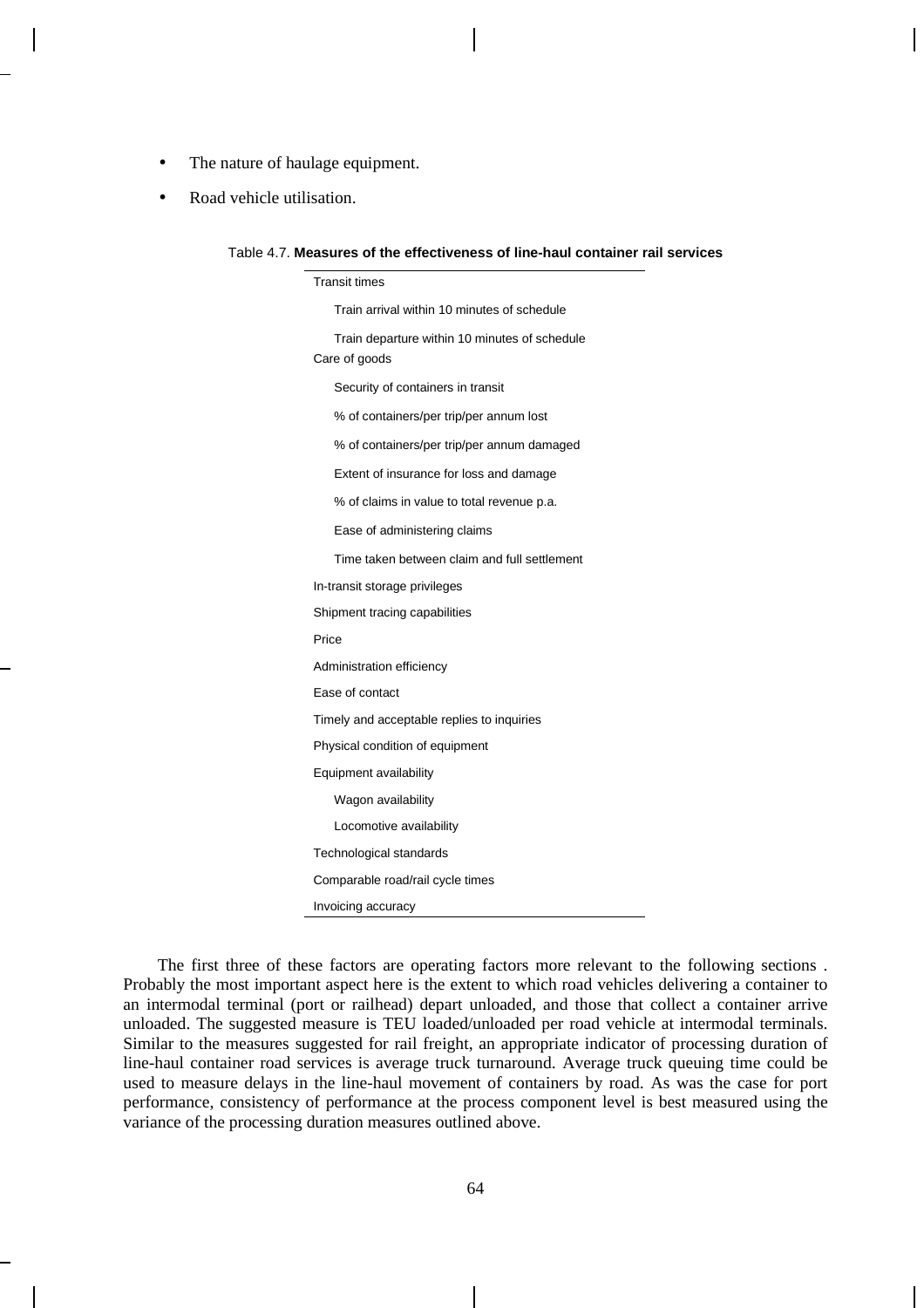- The nature of haulage equipment.
- Road vehicle utilisation.

Table 4.7. **Measures of the effectiveness of line-haul container rail services**

| |
|---|
| Transit times |
| Train arrival within 10 minutes of schedule |
| Train departure within 10 minutes of schedule |
| Care of goods |
| Security of containers in transit |
| % of containers/per trip/per annum lost |
| % of containers/per trip/per annum damaged |
| Extent of insurance for loss and damage |
| % of claims in value to total revenue p.a. |
| Ease of administering claims |
| Time taken between claim and full settlement |
| In-transit storage privileges |
| Shipment tracing capabilities |
| Price |
| Administration efficiency |
| Ease of contact |
| Timely and acceptable replies to inquiries |
| Physical condition of equipment |
| Equipment availability |
| Wagon availability |
| Locomotive availability |
| Technological standards |
| Comparable road/rail cycle times |
| Invoicing accuracy |

The first three of these factors are operating factors more relevant to the following sections . Probably the most important aspect here is the extent to which road vehicles delivering a container to an intermodal terminal (port or railhead) depart unloaded, and those that collect a container arrive unloaded. The suggested measure is TEU loaded/unloaded per road vehicle at intermodal terminals. Similar to the measures suggested for rail freight, an appropriate indicator of processing duration of line-haul container road services is average truck turnaround. Average truck queuing time could be used to measure delays in the line-haul movement of containers by road. As was the case for port performance, consistency of performance at the process component level is best measured using the variance of the processing duration measures outlined above.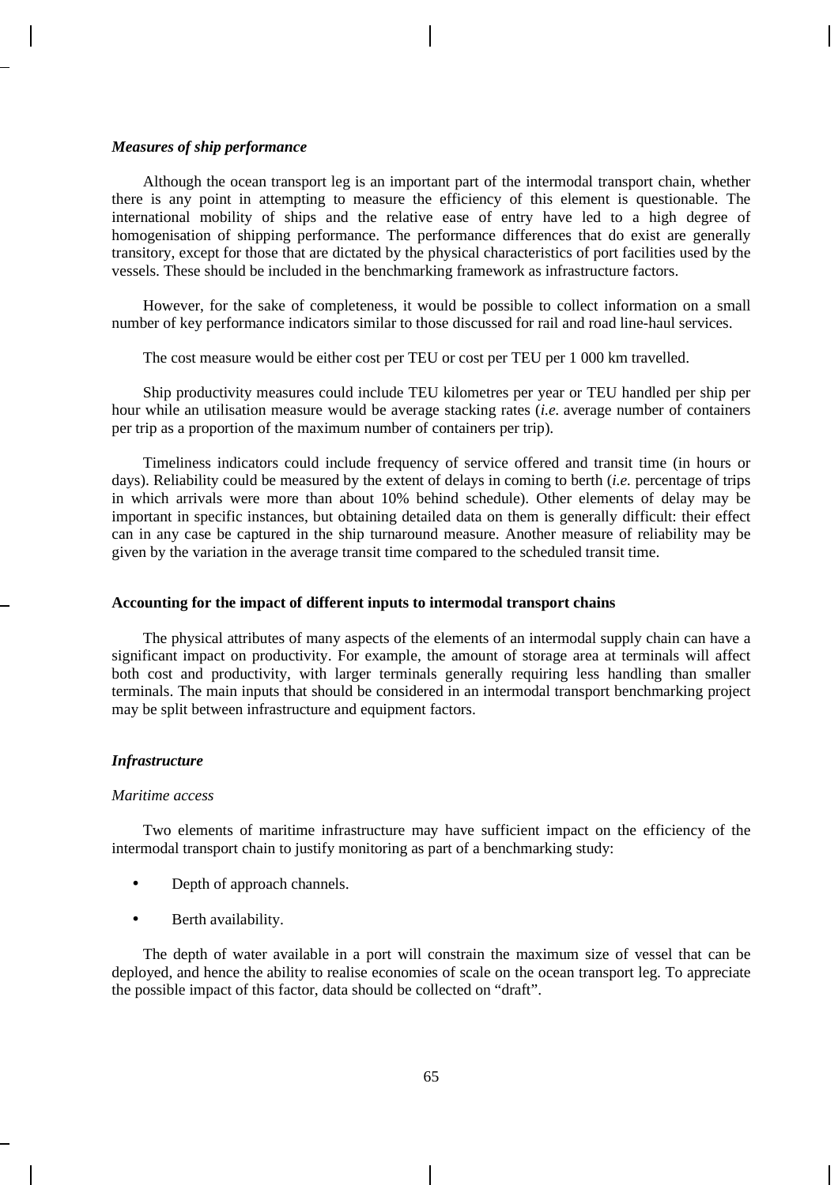### *Measures of ship performance*

Although the ocean transport leg is an important part of the intermodal transport chain, whether there is any point in attempting to measure the efficiency of this element is questionable. The international mobility of ships and the relative ease of entry have led to a high degree of homogenisation of shipping performance. The performance differences that do exist are generally transitory, except for those that are dictated by the physical characteristics of port facilities used by the vessels. These should be included in the benchmarking framework as infrastructure factors.

However, for the sake of completeness, it would be possible to collect information on a small number of key performance indicators similar to those discussed for rail and road line-haul services.

The cost measure would be either cost per TEU or cost per TEU per 1 000 km travelled.

Ship productivity measures could include TEU kilometres per year or TEU handled per ship per hour while an utilisation measure would be average stacking rates (*i.e.* average number of containers per trip as a proportion of the maximum number of containers per trip).

Timeliness indicators could include frequency of service offered and transit time (in hours or days). Reliability could be measured by the extent of delays in coming to berth (*i.e.* percentage of trips in which arrivals were more than about 10% behind schedule). Other elements of delay may be important in specific instances, but obtaining detailed data on them is generally difficult: their effect can in any case be captured in the ship turnaround measure. Another measure of reliability may be given by the variation in the average transit time compared to the scheduled transit time.

## Accounting for the impact of different inputs to intermodal transport chains

The physical attributes of many aspects of the elements of an intermodal supply chain can have a significant impact on productivity. For example, the amount of storage area at terminals will affect both cost and productivity, with larger terminals generally requiring less handling than smaller terminals. The main inputs that should be considered in an intermodal transport benchmarking project may be split between infrastructure and equipment factors.

### *Infrastructure*

#### *Maritime access*

Two elements of maritime infrastructure may have sufficient impact on the efficiency of the intermodal transport chain to justify monitoring as part of a benchmarking study:

- Depth of approach channels.
- Berth availability.

The depth of water available in a port will constrain the maximum size of vessel that can be deployed, and hence the ability to realise economies of scale on the ocean transport leg. To appreciate the possible impact of this factor, data should be collected on “draft”.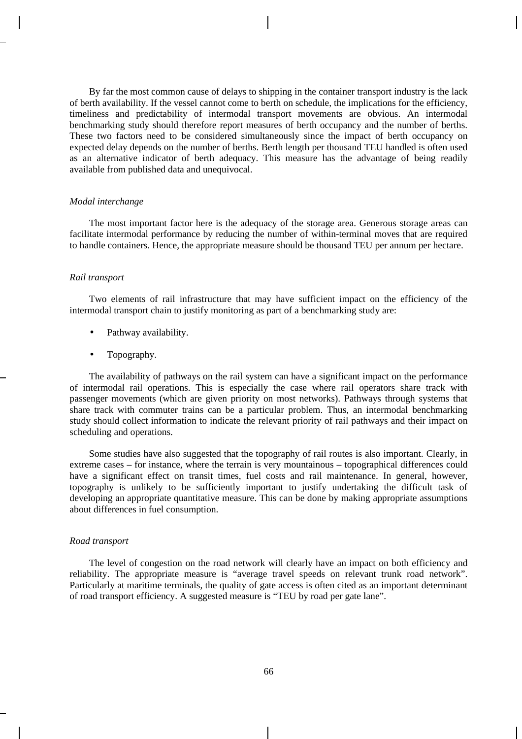By far the most common cause of delays to shipping in the container transport industry is the lack of berth availability. If the vessel cannot come to berth on schedule, the implications for the efficiency, timeliness and predictability of intermodal transport movements are obvious. An intermodal benchmarking study should therefore report measures of berth occupancy and the number of berths. These two factors need to be considered simultaneously since the impact of berth occupancy on expected delay depends on the number of berths. Berth length per thousand TEU handled is often used as an alternative indicator of berth adequacy. This measure has the advantage of being readily available from published data and unequivocal.

*Modal interchange*

The most important factor here is the adequacy of the storage area. Generous storage areas can facilitate intermodal performance by reducing the number of within-terminal moves that are required to handle containers. Hence, the appropriate measure should be thousand TEU per annum per hectare.

*Rail transport*

Two elements of rail infrastructure that may have sufficient impact on the efficiency of the intermodal transport chain to justify monitoring as part of a benchmarking study are:

- Pathway availability.
- Topography.

The availability of pathways on the rail system can have a significant impact on the performance of intermodal rail operations. This is especially the case where rail operators share track with passenger movements (which are given priority on most networks). Pathways through systems that share track with commuter trains can be a particular problem. Thus, an intermodal benchmarking study should collect information to indicate the relevant priority of rail pathways and their impact on scheduling and operations.

Some studies have also suggested that the topography of rail routes is also important. Clearly, in extreme cases – for instance, where the terrain is very mountainous – topographical differences could have a significant effect on transit times, fuel costs and rail maintenance. In general, however, topography is unlikely to be sufficiently important to justify undertaking the difficult task of developing an appropriate quantitative measure. This can be done by making appropriate assumptions about differences in fuel consumption.

*Road transport*

The level of congestion on the road network will clearly have an impact on both efficiency and reliability. The appropriate measure is "average travel speeds on relevant trunk road network". Particularly at maritime terminals, the quality of gate access is often cited as an important determinant of road transport efficiency. A suggested measure is "TEU by road per gate lane".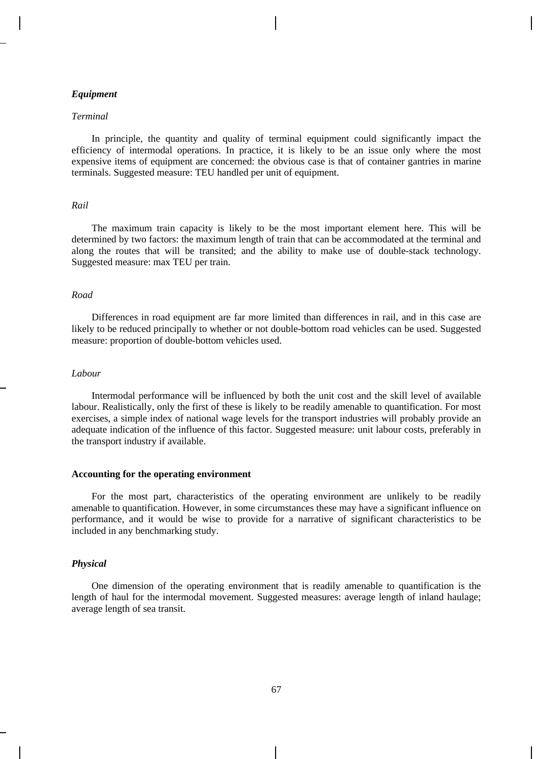### ***Equipment***

*Terminal*

In principle, the quantity and quality of terminal equipment could significantly impact the efficiency of intermodal operations. In practice, it is likely to be an issue only where the most expensive items of equipment are concerned: the obvious case is that of container gantries in marine terminals. Suggested measure: TEU handled per unit of equipment.

*Rail*

The maximum train capacity is likely to be the most important element here. This will be determined by two factors: the maximum length of train that can be accommodated at the terminal and along the routes that will be transited; and the ability to make use of double-stack technology. Suggested measure: max TEU per train.

*Road*

Differences in road equipment are far more limited than differences in rail, and in this case are likely to be reduced principally to whether or not double-bottom road vehicles can be used. Suggested measure: proportion of double-bottom vehicles used.

*Labour*

Intermodal performance will be influenced by both the unit cost and the skill level of available labour. Realistically, only the first of these is likely to be readily amenable to quantification. For most exercises, a simple index of national wage levels for the transport industries will probably provide an adequate indication of the influence of this factor. Suggested measure: unit labour costs, preferably in the transport industry if available.

## **Accounting for the operating environment**

For the most part, characteristics of the operating environment are unlikely to be readily amenable to quantification. However, in some circumstances these may have a significant influence on performance, and it would be wise to provide for a narrative of significant characteristics to be included in any benchmarking study.

### ***Physical***

One dimension of the operating environment that is readily amenable to quantification is the length of haul for the intermodal movement. Suggested measures: average length of inland haulage; average length of sea transit.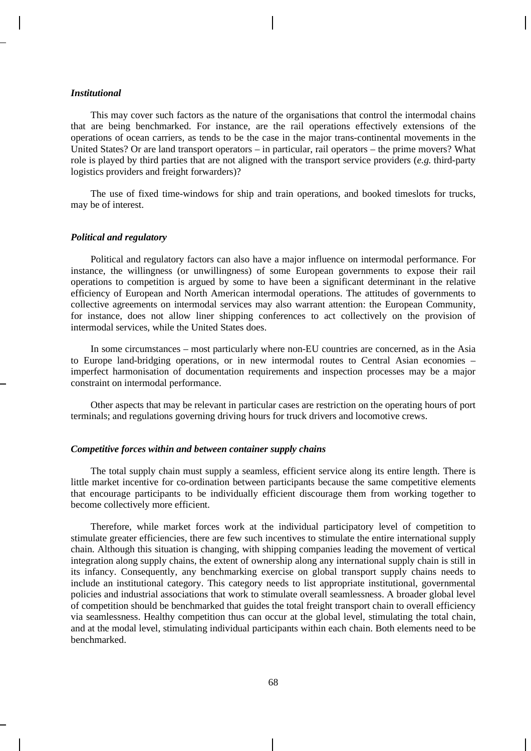### *Institutional*

This may cover such factors as the nature of the organisations that control the intermodal chains that are being benchmarked. For instance, are the rail operations effectively extensions of the operations of ocean carriers, as tends to be the case in the major trans-continental movements in the United States? Or are land transport operators – in particular, rail operators – the prime movers? What role is played by third parties that are not aligned with the transport service providers (*e.g.* third-party logistics providers and freight forwarders)?

The use of fixed time-windows for ship and train operations, and booked timeslots for trucks, may be of interest.

### *Political and regulatory*

Political and regulatory factors can also have a major influence on intermodal performance. For instance, the willingness (or unwillingness) of some European governments to expose their rail operations to competition is argued by some to have been a significant determinant in the relative efficiency of European and North American intermodal operations. The attitudes of governments to collective agreements on intermodal services may also warrant attention: the European Community, for instance, does not allow liner shipping conferences to act collectively on the provision of intermodal services, while the United States does.

In some circumstances – most particularly where non-EU countries are concerned, as in the Asia to Europe land-bridging operations, or in new intermodal routes to Central Asian economies – imperfect harmonisation of documentation requirements and inspection processes may be a major constraint on intermodal performance.

Other aspects that may be relevant in particular cases are restriction on the operating hours of port terminals; and regulations governing driving hours for truck drivers and locomotive crews.

### *Competitive forces within and between container supply chains*

The total supply chain must supply a seamless, efficient service along its entire length. There is little market incentive for co-ordination between participants because the same competitive elements that encourage participants to be individually efficient discourage them from working together to become collectively more efficient.

Therefore, while market forces work at the individual participatory level of competition to stimulate greater efficiencies, there are few such incentives to stimulate the entire international supply chain. Although this situation is changing, with shipping companies leading the movement of vertical integration along supply chains, the extent of ownership along any international supply chain is still in its infancy. Consequently, any benchmarking exercise on global transport supply chains needs to include an institutional category. This category needs to list appropriate institutional, governmental policies and industrial associations that work to stimulate overall seamlessness. A broader global level of competition should be benchmarked that guides the total freight transport chain to overall efficiency via seamlessness. Healthy competition thus can occur at the global level, stimulating the total chain, and at the modal level, stimulating individual participants within each chain. Both elements need to be benchmarked.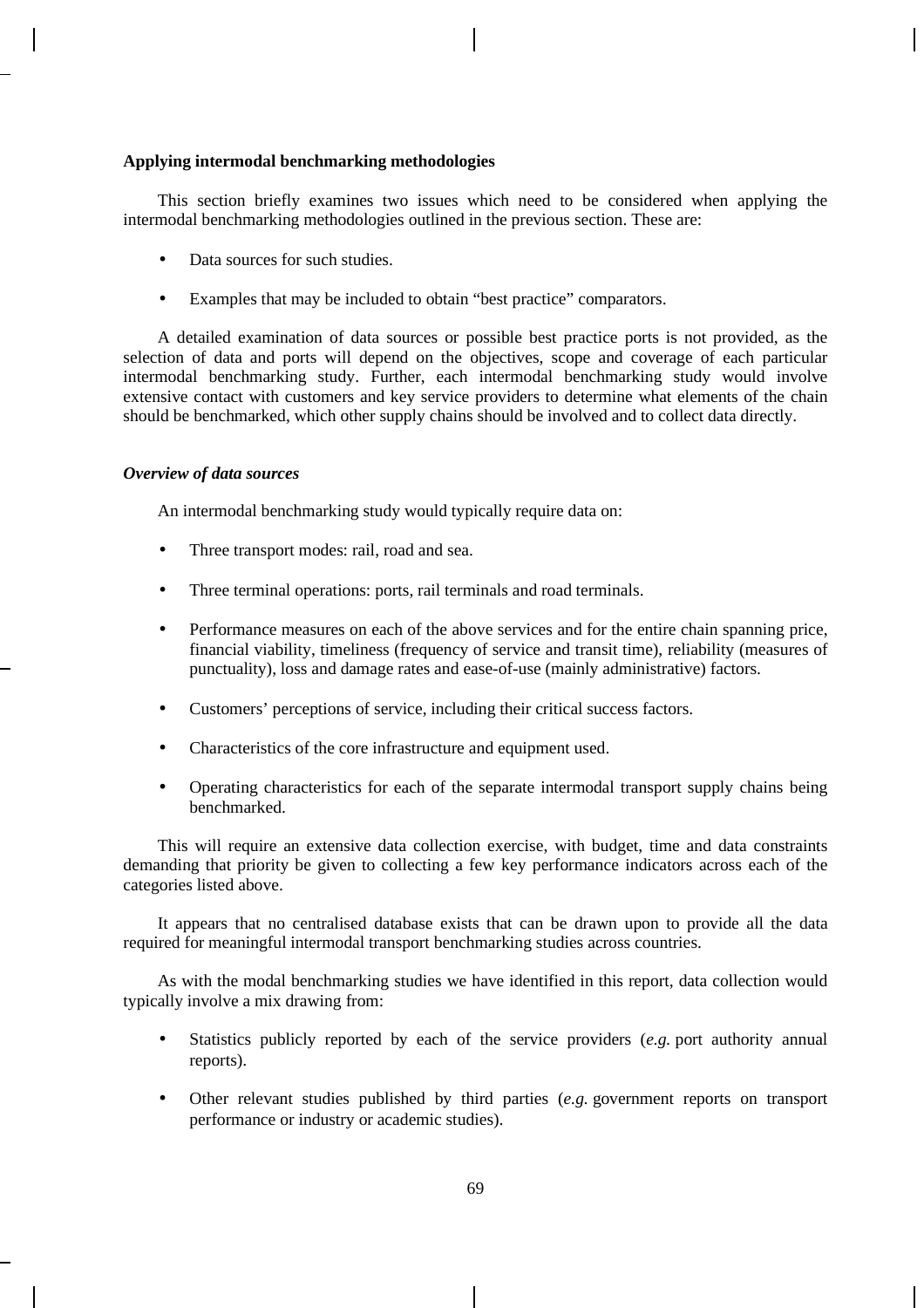**Applying intermodal benchmarking methodologies**

This section briefly examines two issues which need to be considered when applying the intermodal benchmarking methodologies outlined in the previous section. These are:

- Data sources for such studies.
- Examples that may be included to obtain "best practice" comparators.

A detailed examination of data sources or possible best practice ports is not provided, as the selection of data and ports will depend on the objectives, scope and coverage of each particular intermodal benchmarking study. Further, each intermodal benchmarking study would involve extensive contact with customers and key service providers to determine what elements of the chain should be benchmarked, which other supply chains should be involved and to collect data directly.

***Overview of data sources***

An intermodal benchmarking study would typically require data on:

- Three transport modes: rail, road and sea.
- Three terminal operations: ports, rail terminals and road terminals.
- Performance measures on each of the above services and for the entire chain spanning price, financial viability, timeliness (frequency of service and transit time), reliability (measures of punctuality), loss and damage rates and ease-of-use (mainly administrative) factors.
- Customers' perceptions of service, including their critical success factors.
- Characteristics of the core infrastructure and equipment used.
- Operating characteristics for each of the separate intermodal transport supply chains being benchmarked.

This will require an extensive data collection exercise, with budget, time and data constraints demanding that priority be given to collecting a few key performance indicators across each of the categories listed above.

It appears that no centralised database exists that can be drawn upon to provide all the data required for meaningful intermodal transport benchmarking studies across countries.

As with the modal benchmarking studies we have identified in this report, data collection would typically involve a mix drawing from:

- Statistics publicly reported by each of the service providers (*e.g.* port authority annual reports).
- Other relevant studies published by third parties (*e.g.* government reports on transport performance or industry or academic studies).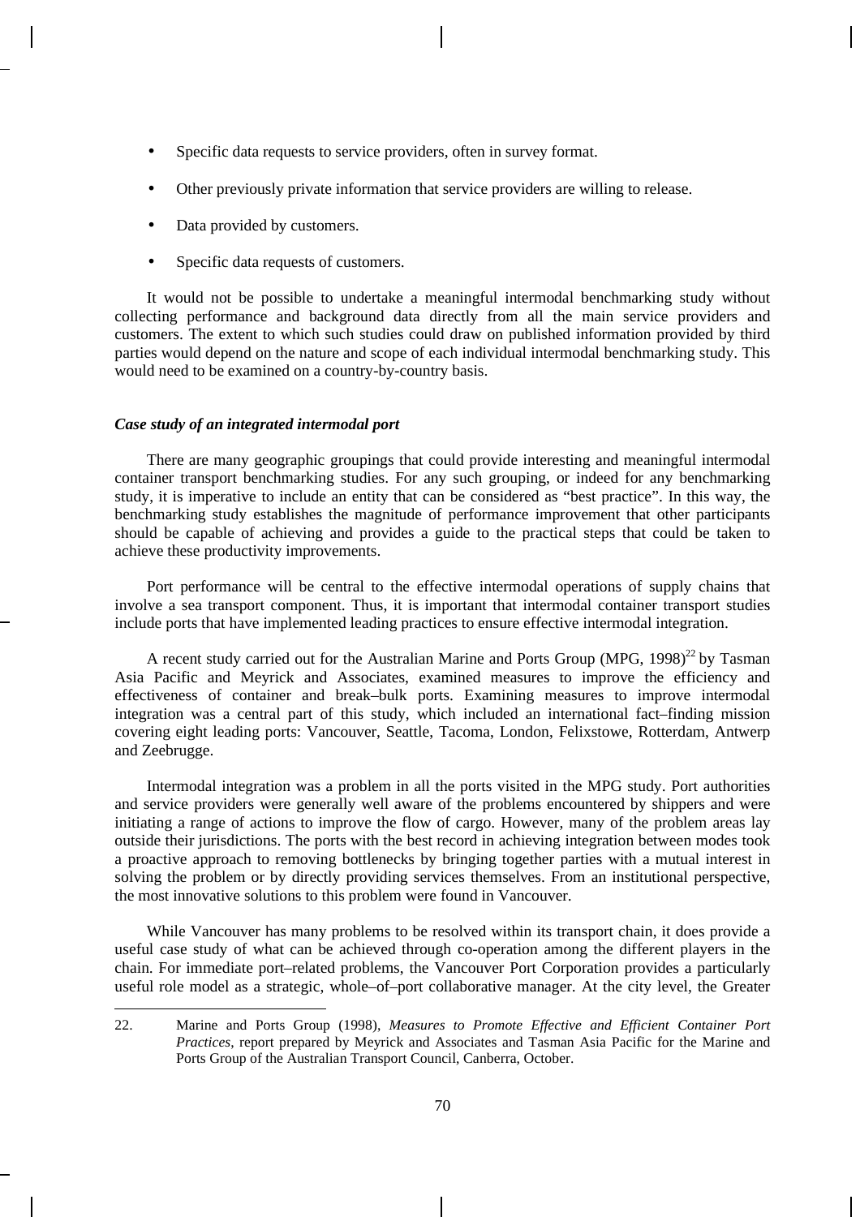- Specific data requests to service providers, often in survey format.
- Other previously private information that service providers are willing to release.
- Data provided by customers.
- Specific data requests of customers.

It would not be possible to undertake a meaningful intermodal benchmarking study without collecting performance and background data directly from all the main service providers and customers. The extent to which such studies could draw on published information provided by third parties would depend on the nature and scope of each individual intermodal benchmarking study. This would need to be examined on a country-by-country basis.

### *Case study of an integrated intermodal port*

There are many geographic groupings that could provide interesting and meaningful intermodal container transport benchmarking studies. For any such grouping, or indeed for any benchmarking study, it is imperative to include an entity that can be considered as "best practice". In this way, the benchmarking study establishes the magnitude of performance improvement that other participants should be capable of achieving and provides a guide to the practical steps that could be taken to achieve these productivity improvements.

Port performance will be central to the effective intermodal operations of supply chains that involve a sea transport component. Thus, it is important that intermodal container transport studies include ports that have implemented leading practices to ensure effective intermodal integration.

A recent study carried out for the Australian Marine and Ports Group (MPG, 1998)[22] by Tasman Asia Pacific and Meyrick and Associates, examined measures to improve the efficiency and effectiveness of container and break–bulk ports. Examining measures to improve intermodal integration was a central part of this study, which included an international fact–finding mission covering eight leading ports: Vancouver, Seattle, Tacoma, London, Felixstowe, Rotterdam, Antwerp and Zeebrugge.

Intermodal integration was a problem in all the ports visited in the MPG study. Port authorities and service providers were generally well aware of the problems encountered by shippers and were initiating a range of actions to improve the flow of cargo. However, many of the problem areas lay outside their jurisdictions. The ports with the best record in achieving integration between modes took a proactive approach to removing bottlenecks by bringing together parties with a mutual interest in solving the problem or by directly providing services themselves. From an institutional perspective, the most innovative solutions to this problem were found in Vancouver.

While Vancouver has many problems to be resolved within its transport chain, it does provide a useful case study of what can be achieved through co-operation among the different players in the chain. For immediate port–related problems, the Vancouver Port Corporation provides a particularly useful role model as a strategic, whole–of–port collaborative manager. At the city level, the Greater

22. Marine and Ports Group (1998), *Measures to Promote Effective and Efficient Container Port Practices*, report prepared by Meyrick and Associates and Tasman Asia Pacific for the Marine and Ports Group of the Australian Transport Council, Canberra, October.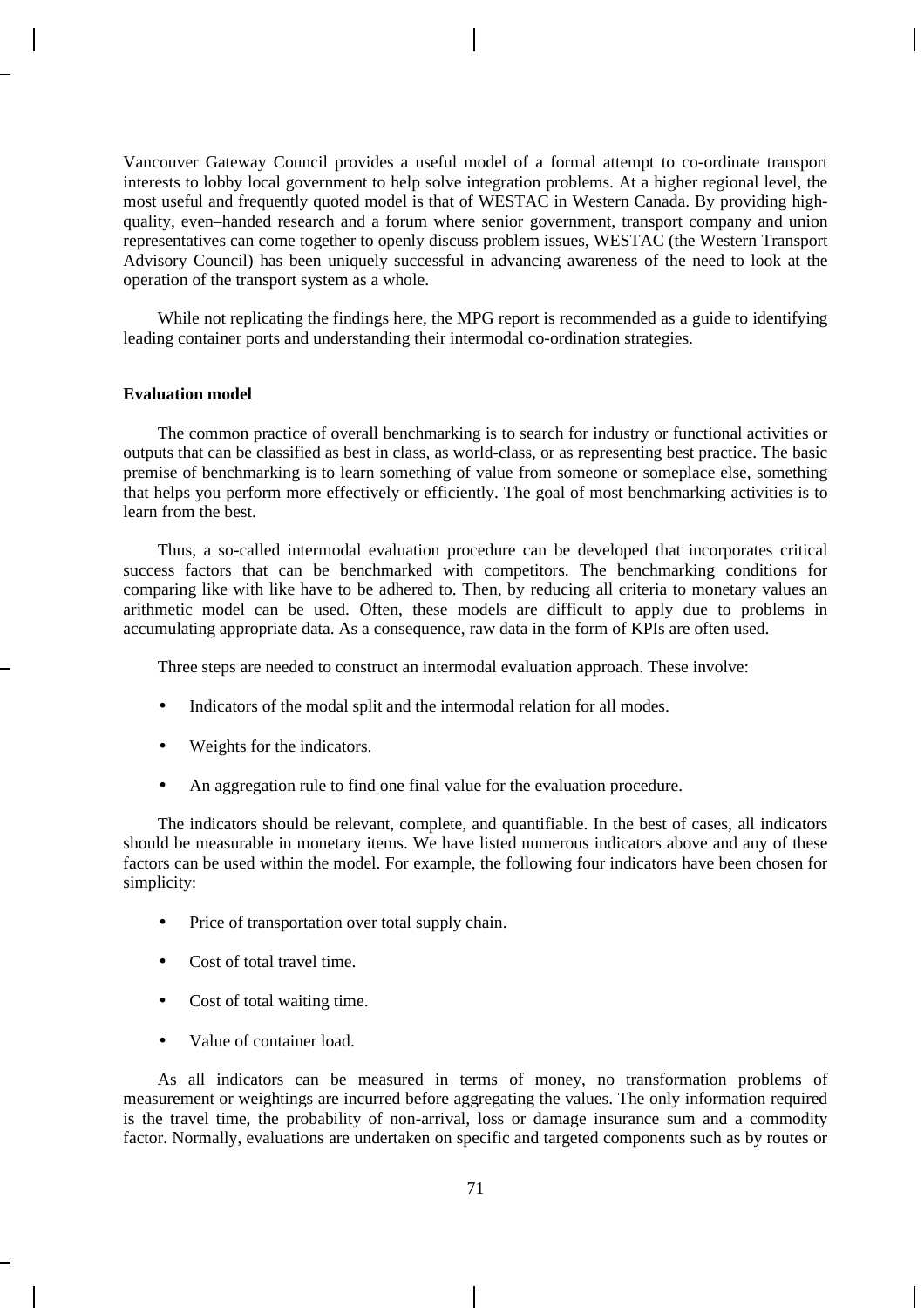Vancouver Gateway Council provides a useful model of a formal attempt to co-ordinate transport interests to lobby local government to help solve integration problems. At a higher regional level, the most useful and frequently quoted model is that of WESTAC in Western Canada. By providing high-quality, even–handed research and a forum where senior government, transport company and union representatives can come together to openly discuss problem issues, WESTAC (the Western Transport Advisory Council) has been uniquely successful in advancing awareness of the need to look at the operation of the transport system as a whole.

While not replicating the findings here, the MPG report is recommended as a guide to identifying leading container ports and understanding their intermodal co-ordination strategies.

**Evaluation model**

The common practice of overall benchmarking is to search for industry or functional activities or outputs that can be classified as best in class, as world-class, or as representing best practice. The basic premise of benchmarking is to learn something of value from someone or someplace else, something that helps you perform more effectively or efficiently. The goal of most benchmarking activities is to learn from the best.

Thus, a so-called intermodal evaluation procedure can be developed that incorporates critical success factors that can be benchmarked with competitors. The benchmarking conditions for comparing like with like have to be adhered to. Then, by reducing all criteria to monetary values an arithmetic model can be used. Often, these models are difficult to apply due to problems in accumulating appropriate data. As a consequence, raw data in the form of KPIs are often used.

Three steps are needed to construct an intermodal evaluation approach. These involve:

- Indicators of the modal split and the intermodal relation for all modes.
- Weights for the indicators.
- An aggregation rule to find one final value for the evaluation procedure.

The indicators should be relevant, complete, and quantifiable. In the best of cases, all indicators should be measurable in monetary items. We have listed numerous indicators above and any of these factors can be used within the model. For example, the following four indicators have been chosen for simplicity:

- Price of transportation over total supply chain.
- Cost of total travel time.
- Cost of total waiting time.
- Value of container load.

As all indicators can be measured in terms of money, no transformation problems of measurement or weightings are incurred before aggregating the values. The only information required is the travel time, the probability of non-arrival, loss or damage insurance sum and a commodity factor. Normally, evaluations are undertaken on specific and targeted components such as by routes or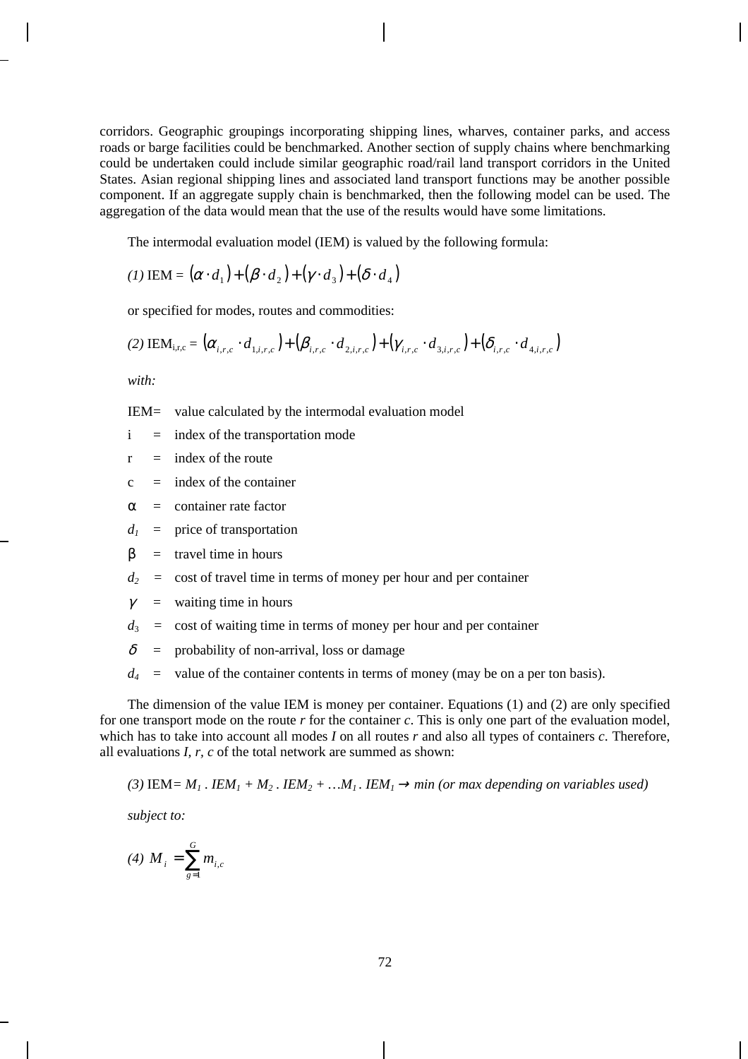corridors. Geographic groupings incorporating shipping lines, wharves, container parks, and access roads or barge facilities could be benchmarked. Another section of supply chains where benchmarking could be undertaken could include similar geographic road/rail land transport corridors in the United States. Asian regional shipping lines and associated land transport functions may be another possible component. If an aggregate supply chain is benchmarked, then the following model can be used. The aggregation of the data would mean that the use of the results would have some limitations.

The intermodal evaluation model (IEM) is valued by the following formula:

*(1)* IEM = $(\alpha \cdot d_1) + (\beta \cdot d_2) + (\gamma \cdot d_3) + (\delta \cdot d_4)$

or specified for modes, routes and commodities:

*(2)* $\text{IEM}_{i,r,c} = (\alpha_{i,r,c} \cdot d_{1,i,r,c}) + (\beta_{i,r,c} \cdot d_{2,i,r,c}) + (\gamma_{i,r,c} \cdot d_{3,i,r,c}) + (\delta_{i,r,c} \cdot d_{4,i,r,c})$

*with:*

IEM= value calculated by the intermodal evaluation model

$i$ = index of the transportation mode

$r$ = index of the route

$c$ = index of the container

$\alpha$ = container rate factor

$d_1$ = price of transportation

$\beta$ = travel time in hours

$d_2$ = cost of travel time in terms of money per hour and per container

$\gamma$ = waiting time in hours

$d_3$ = cost of waiting time in terms of money per hour and per container

$\delta$ = probability of non-arrival, loss or damage

$d_4$ = value of the container contents in terms of money (may be on a per ton basis).

The dimension of the value IEM is money per container. Equations (1) and (2) are only specified for one transport mode on the route *r* for the container *c*. This is only one part of the evaluation model, which has to take into account all modes *I* on all routes *r* and also all types of containers *c*. Therefore, all evaluations *I, r, c* of the total network are summed as shown:

*(3)* IEM= $M_1 \,.\, IEM_1 + M_2 \,.\, IEM_2 + \ldots M_1 \,.\, IEM_1 \rightarrow$ *min (or max depending on variables used)*

*subject to:*

*(4)* $M_i = \sum_{g=1}^{G} m_{i,c}$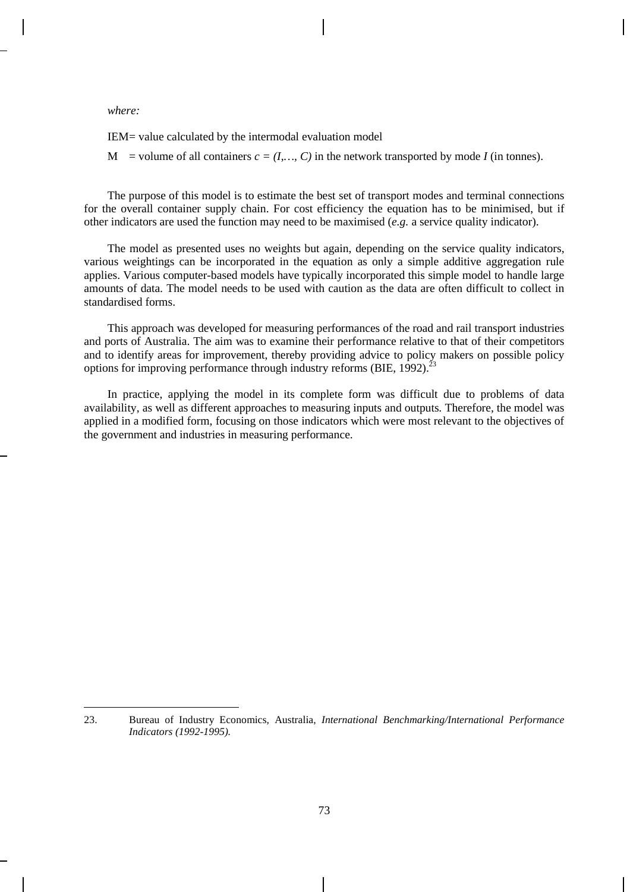*where:*

IEM= value calculated by the intermodal evaluation model

M = volume of all containers $c = (I,\ldots, C)$ in the network transported by mode $I$ (in tonnes).

The purpose of this model is to estimate the best set of transport modes and terminal connections for the overall container supply chain. For cost efficiency the equation has to be minimised, but if other indicators are used the function may need to be maximised (*e.g.* a service quality indicator).

The model as presented uses no weights but again, depending on the service quality indicators, various weightings can be incorporated in the equation as only a simple additive aggregation rule applies. Various computer-based models have typically incorporated this simple model to handle large amounts of data. The model needs to be used with caution as the data are often difficult to collect in standardised forms.

This approach was developed for measuring performances of the road and rail transport industries and ports of Australia. The aim was to examine their performance relative to that of their competitors and to identify areas for improvement, thereby providing advice to policy makers on possible policy options for improving performance through industry reforms (BIE, 1992).[23]

In practice, applying the model in its complete form was difficult due to problems of data availability, as well as different approaches to measuring inputs and outputs. Therefore, the model was applied in a modified form, focusing on those indicators which were most relevant to the objectives of the government and industries in measuring performance.

---

23. Bureau of Industry Economics, Australia, *International Benchmarking/International Performance Indicators (1992-1995).*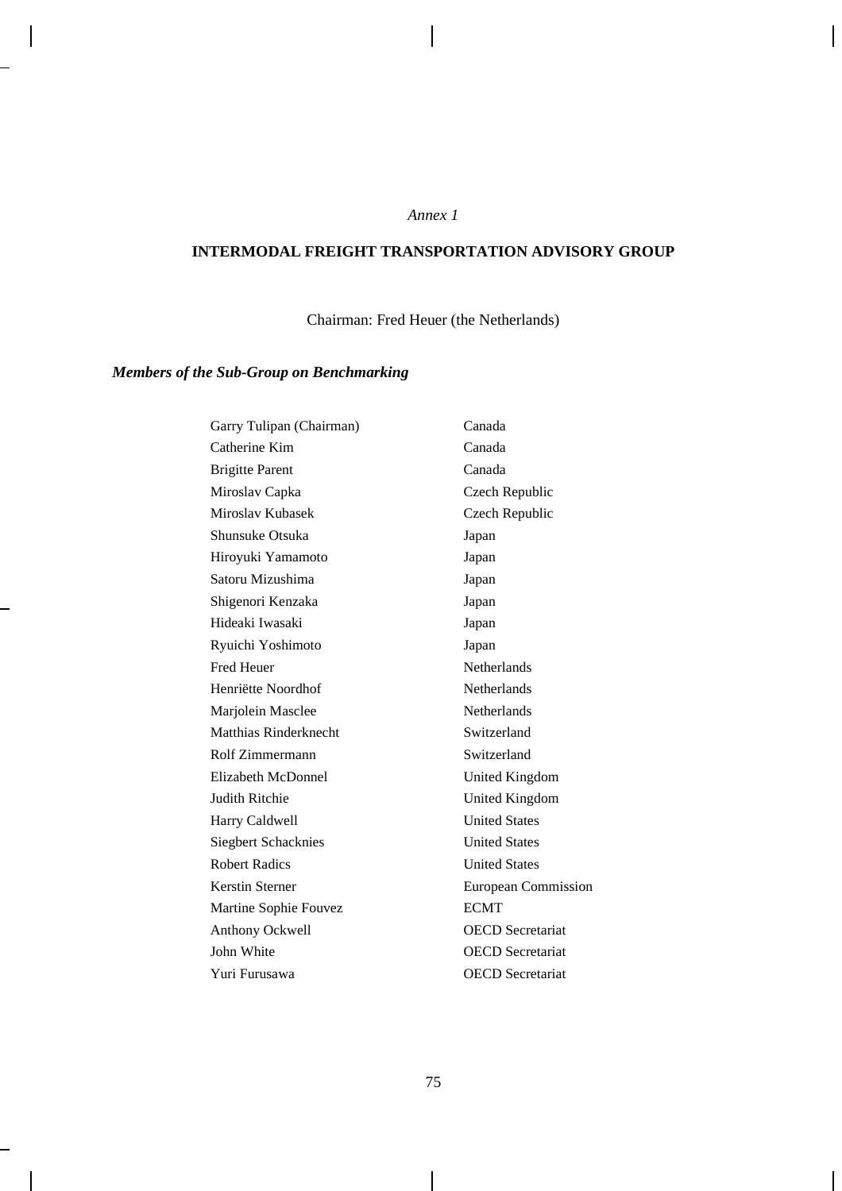*Annex 1*

# INTERMODAL FREIGHT TRANSPORTATION ADVISORY GROUP

Chairman: Fred Heuer (the Netherlands)

***Members of the Sub-Group on Benchmarking***

| | |
|---|---|
| Garry Tulipan (Chairman) | Canada |
| Catherine Kim | Canada |
| Brigitte Parent | Canada |
| Miroslav Capka | Czech Republic |
| Miroslav Kubasek | Czech Republic |
| Shunsuke Otsuka | Japan |
| Hiroyuki Yamamoto | Japan |
| Satoru Mizushima | Japan |
| Shigenori Kenzaka | Japan |
| Hideaki Iwasaki | Japan |
| Ryuichi Yoshimoto | Japan |
| Fred Heuer | Netherlands |
| Henriëtte Noordhof | Netherlands |
| Marjolein Masclee | Netherlands |
| Matthias Rinderknecht | Switzerland |
| Rolf Zimmermann | Switzerland |
| Elizabeth McDonnel | United Kingdom |
| Judith Ritchie | United Kingdom |
| Harry Caldwell | United States |
| Siegbert Schacknies | United States |
| Robert Radics | United States |
| Kerstin Sterner | European Commission |
| Martine Sophie Fouvez | ECMT |
| Anthony Ockwell | OECD Secretariat |
| John White | OECD Secretariat |
| Yuri Furusawa | OECD Secretariat |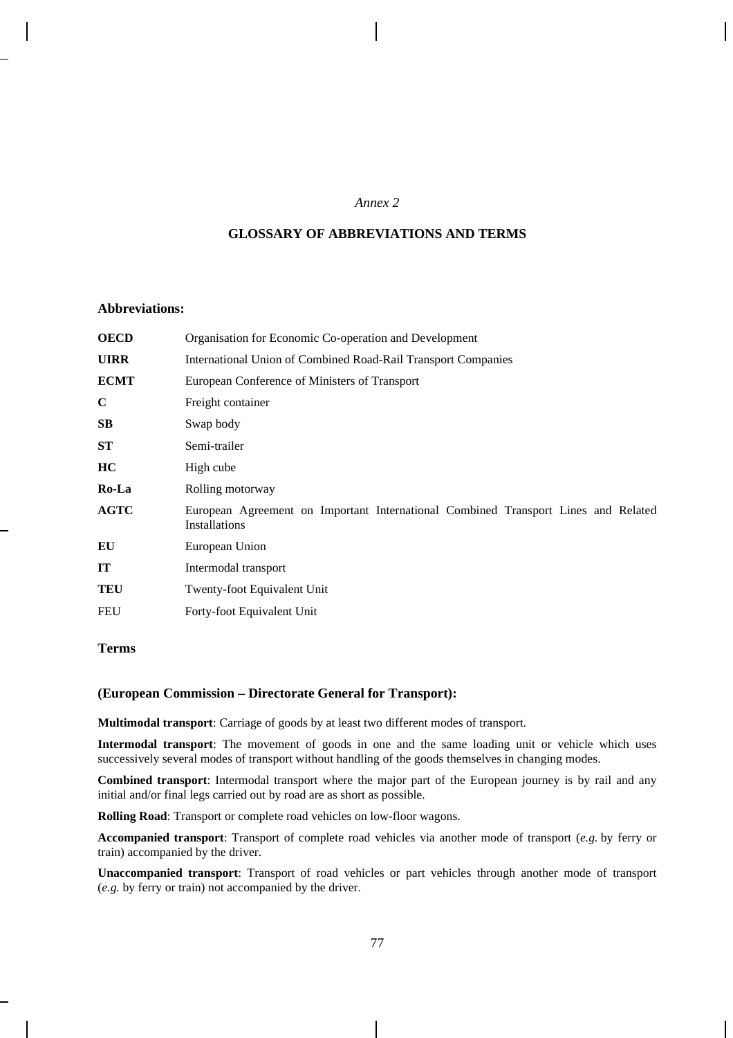*Annex 2*

## GLOSSARY OF ABBREVIATIONS AND TERMS

### Abbreviations:

| | |
|---|---|
| **OECD** | Organisation for Economic Co-operation and Development |
| **UIRR** | International Union of Combined Road-Rail Transport Companies |
| **ECMT** | European Conference of Ministers of Transport |
| **C** | Freight container |
| **SB** | Swap body |
| **ST** | Semi-trailer |
| **HC** | High cube |
| **Ro-La** | Rolling motorway |
| **AGTC** | European Agreement on Important International Combined Transport Lines and Related Installations |
| **EU** | European Union |
| **IT** | Intermodal transport |
| **TEU** | Twenty-foot Equivalent Unit |
| FEU | Forty-foot Equivalent Unit |

### Terms

### (European Commission – Directorate General for Transport):

**Multimodal transport**: Carriage of goods by at least two different modes of transport.

**Intermodal transport**: The movement of goods in one and the same loading unit or vehicle which uses successively several modes of transport without handling of the goods themselves in changing modes.

**Combined transport**: Intermodal transport where the major part of the European journey is by rail and any initial and/or final legs carried out by road are as short as possible.

**Rolling Road**: Transport or complete road vehicles on low-floor wagons.

**Accompanied transport**: Transport of complete road vehicles via another mode of transport (*e.g.* by ferry or train) accompanied by the driver.

**Unaccompanied transport**: Transport of road vehicles or part vehicles through another mode of transport (*e.g.* by ferry or train) not accompanied by the driver.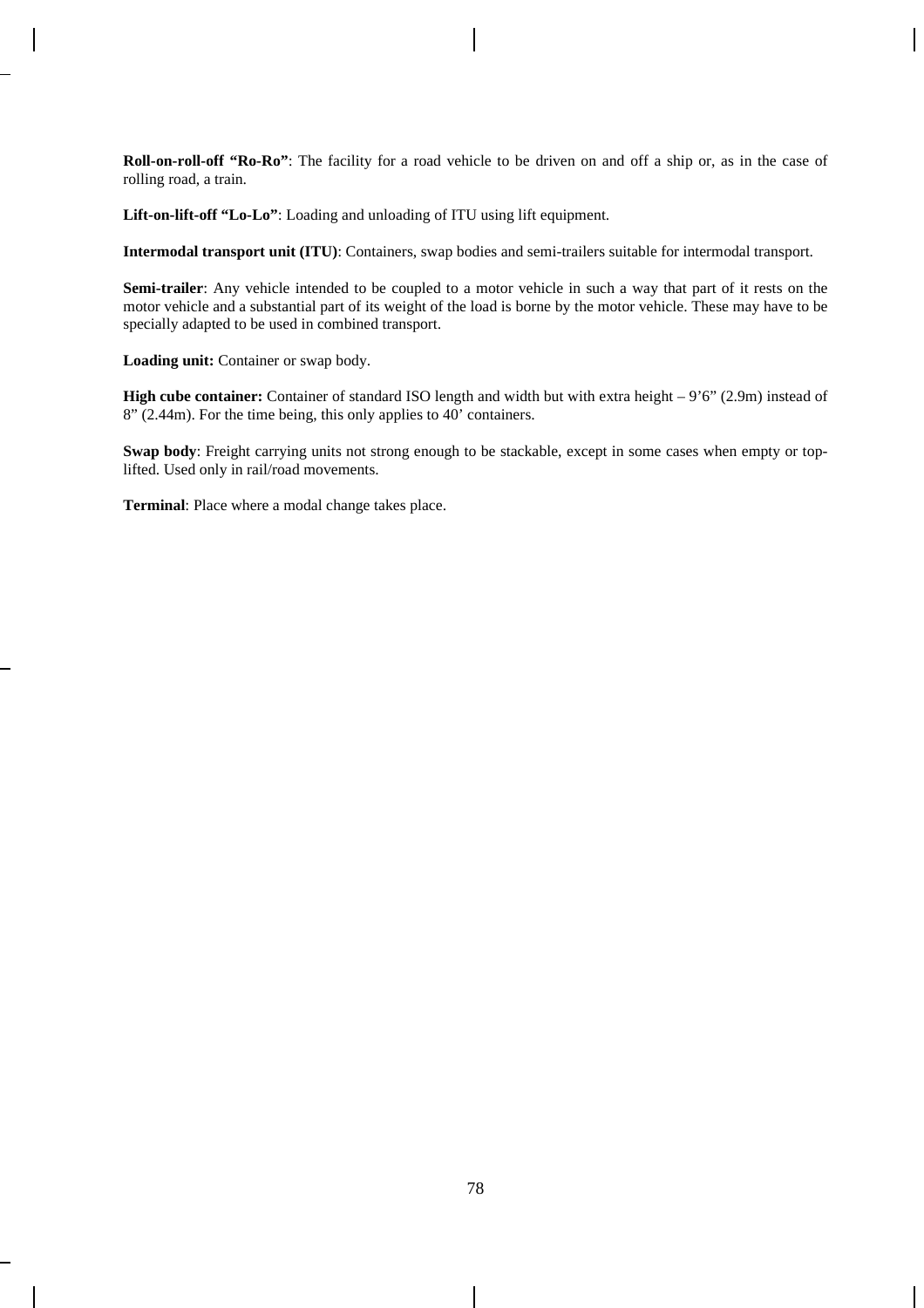**Roll-on-roll-off “Ro-Ro”**: The facility for a road vehicle to be driven on and off a ship or, as in the case of rolling road, a train.

**Lift-on-lift-off “Lo-Lo”**: Loading and unloading of ITU using lift equipment.

**Intermodal transport unit (ITU)**: Containers, swap bodies and semi-trailers suitable for intermodal transport.

**Semi-trailer**: Any vehicle intended to be coupled to a motor vehicle in such a way that part of it rests on the motor vehicle and a substantial part of its weight of the load is borne by the motor vehicle. These may have to be specially adapted to be used in combined transport.

**Loading unit:** Container or swap body.

**High cube container:** Container of standard ISO length and width but with extra height – 9’6” (2.9m) instead of 8” (2.44m). For the time being, this only applies to 40’ containers.

**Swap body**: Freight carrying units not strong enough to be stackable, except in some cases when empty or top-lifted. Used only in rail/road movements.

**Terminal**: Place where a modal change takes place.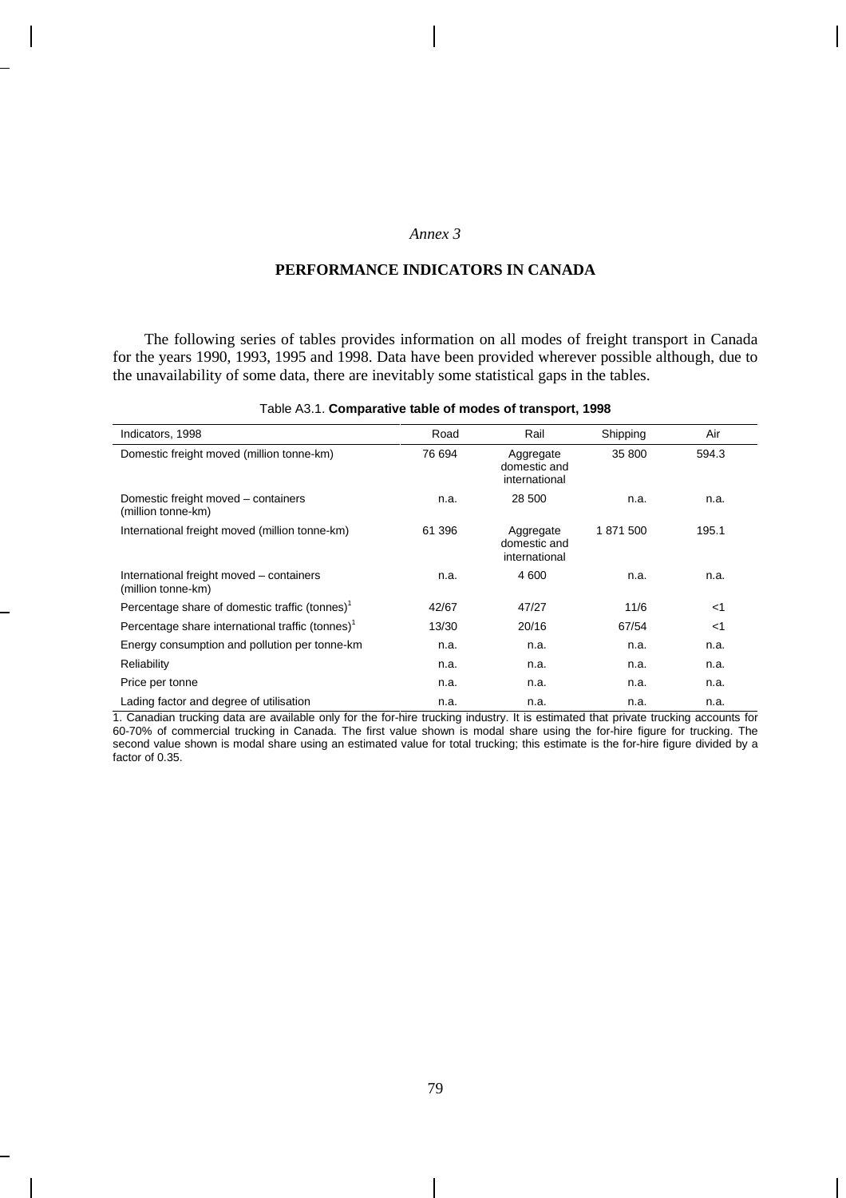*Annex 3*

# PERFORMANCE INDICATORS IN CANADA

The following series of tables provides information on all modes of freight transport in Canada for the years 1990, 1993, 1995 and 1998. Data have been provided wherever possible although, due to the unavailability of some data, there are inevitably some statistical gaps in the tables.

Table A3.1. **Comparative table of modes of transport, 1998**

| Indicators, 1998 | Road | Rail | Shipping | Air |
|---|---|---|---|---|
| Domestic freight moved (million tonne-km) | 76 694 | Aggregate domestic and international | 35 800 | 594.3 |
| Domestic freight moved – containers (million tonne-km) | n.a. | 28 500 | n.a. | n.a. |
| International freight moved (million tonne-km) | 61 396 | Aggregate domestic and international | 1 871 500 | 195.1 |
| International freight moved – containers (million tonne-km) | n.a. | 4 600 | n.a. | n.a. |
| Percentage share of domestic traffic (tonnes)[1] | 42/67 | 47/27 | 11/6 | <1 |
| Percentage share international traffic (tonnes)[1] | 13/30 | 20/16 | 67/54 | <1 |
| Energy consumption and pollution per tonne-km | n.a. | n.a. | n.a. | n.a. |
| Reliability | n.a. | n.a. | n.a. | n.a. |
| Price per tonne | n.a. | n.a. | n.a. | n.a. |
| Lading factor and degree of utilisation | n.a. | n.a. | n.a. | n.a. |

1. Canadian trucking data are available only for the for-hire trucking industry. It is estimated that private trucking accounts for 60-70% of commercial trucking in Canada. The first value shown is modal share using the for-hire figure for trucking. The second value shown is modal share using an estimated value for total trucking; this estimate is the for-hire figure divided by a factor of 0.35.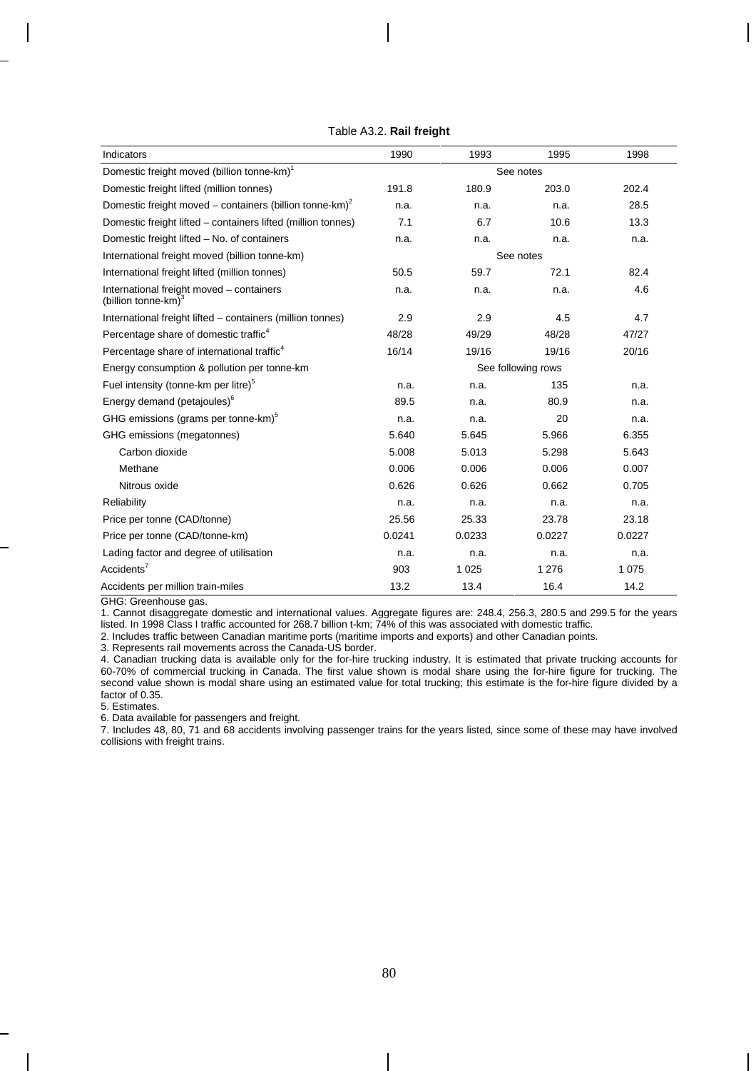Table A3.2. **Rail freight**

| Indicators | 1990 | 1993 | 1995 | 1998 |
|---|---|---|---|---|
| Domestic freight moved (billion tonne-km)[1] | See notes | | | |
| Domestic freight lifted (million tonnes) | 191.8 | 180.9 | 203.0 | 202.4 |
| Domestic freight moved – containers (billion tonne-km)[2] | n.a. | n.a. | n.a. | 28.5 |
| Domestic freight lifted – containers lifted (million tonnes) | 7.1 | 6.7 | 10.6 | 13.3 |
| Domestic freight lifted – No. of containers | n.a. | n.a. | n.a. | n.a. |
| International freight moved (billion tonne-km) | See notes | | | |
| International freight lifted (million tonnes) | 50.5 | 59.7 | 72.1 | 82.4 |
| International freight moved – containers (billion tonne-km)[3] | n.a. | n.a. | n.a. | 4.6 |
| International freight lifted – containers (million tonnes) | 2.9 | 2.9 | 4.5 | 4.7 |
| Percentage share of domestic traffic[4] | 48/28 | 49/29 | 48/28 | 47/27 |
| Percentage share of international traffic[4] | 16/14 | 19/16 | 19/16 | 20/16 |
| Energy consumption & pollution per tonne-km | See following rows | | | |
| Fuel intensity (tonne-km per litre)[5] | n.a. | n.a. | 135 | n.a. |
| Energy demand (petajoules)[6] | 89.5 | n.a. | 80.9 | n.a. |
| GHG emissions (grams per tonne-km)[5] | n.a. | n.a. | 20 | n.a. |
| GHG emissions (megatonnes) | 5.640 | 5.645 | 5.966 | 6.355 |
| Carbon dioxide | 5.008 | 5.013 | 5.298 | 5.643 |
| Methane | 0.006 | 0.006 | 0.006 | 0.007 |
| Nitrous oxide | 0.626 | 0.626 | 0.662 | 0.705 |
| Reliability | n.a. | n.a. | n.a. | n.a. |
| Price per tonne (CAD/tonne) | 25.56 | 25.33 | 23.78 | 23.18 |
| Price per tonne (CAD/tonne-km) | 0.0241 | 0.0233 | 0.0227 | 0.0227 |
| Lading factor and degree of utilisation | n.a. | n.a. | n.a. | n.a. |
| Accidents[7] | 903 | 1 025 | 1 276 | 1 075 |
| Accidents per million train-miles | 13.2 | 13.4 | 16.4 | 14.2 |

GHG: Greenhouse gas.

1. Cannot disaggregate domestic and international values. Aggregate figures are: 248.4, 256.3, 280.5 and 299.5 for the years listed. In 1998 Class I traffic accounted for 268.7 billion t-km; 74% of this was associated with domestic traffic.

2. Includes traffic between Canadian maritime ports (maritime imports and exports) and other Canadian points.

3. Represents rail movements across the Canada-US border.

4. Canadian trucking data is available only for the for-hire trucking industry. It is estimated that private trucking accounts for 60-70% of commercial trucking in Canada. The first value shown is modal share using the for-hire figure for trucking. The second value shown is modal share using an estimated value for total trucking; this estimate is the for-hire figure divided by a factor of 0.35.

5. Estimates.

6. Data available for passengers and freight.

7. Includes 48, 80, 71 and 68 accidents involving passenger trains for the years listed, since some of these may have involved collisions with freight trains.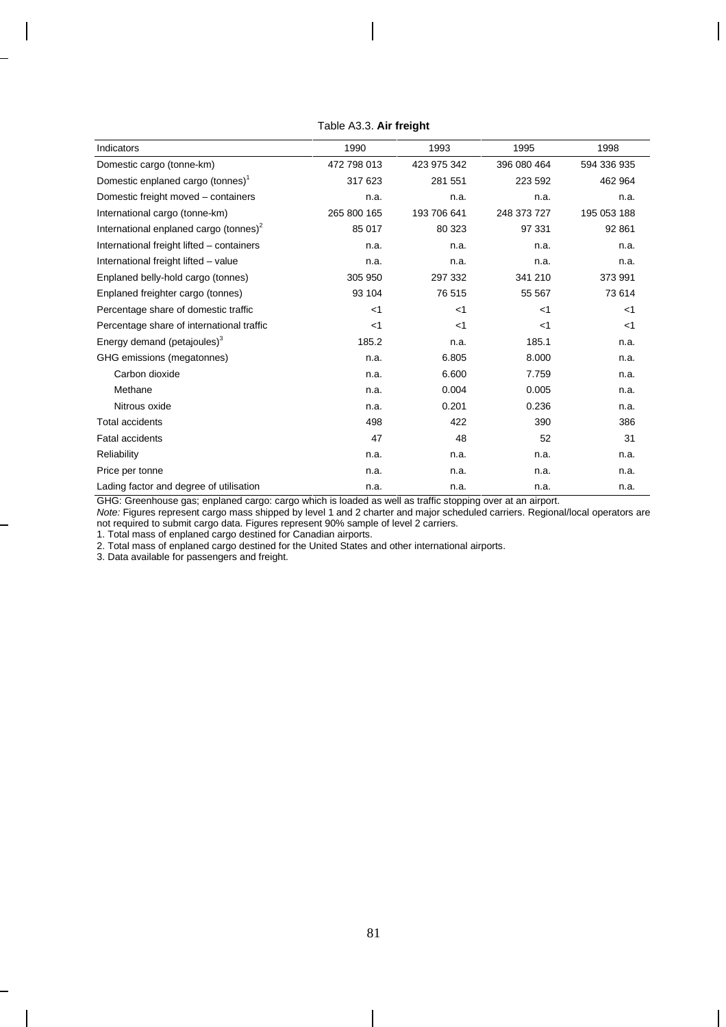Table A3.3. **Air freight**

| Indicators | 1990 | 1993 | 1995 | 1998 |
|---|---|---|---|---|
| Domestic cargo (tonne-km) | 472 798 013 | 423 975 342 | 396 080 464 | 594 336 935 |
| Domestic enplaned cargo (tonnes)[1] | 317 623 | 281 551 | 223 592 | 462 964 |
| Domestic freight moved – containers | n.a. | n.a. | n.a. | n.a. |
| International cargo (tonne-km) | 265 800 165 | 193 706 641 | 248 373 727 | 195 053 188 |
| International enplaned cargo (tonnes)[2] | 85 017 | 80 323 | 97 331 | 92 861 |
| International freight lifted – containers | n.a. | n.a. | n.a. | n.a. |
| International freight lifted – value | n.a. | n.a. | n.a. | n.a. |
| Enplaned belly-hold cargo (tonnes) | 305 950 | 297 332 | 341 210 | 373 991 |
| Enplaned freighter cargo (tonnes) | 93 104 | 76 515 | 55 567 | 73 614 |
| Percentage share of domestic traffic | <1 | <1 | <1 | <1 |
| Percentage share of international traffic | <1 | <1 | <1 | <1 |
| Energy demand (petajoules)[3] | 185.2 | n.a. | 185.1 | n.a. |
| GHG emissions (megatonnes) | n.a. | 6.805 | 8.000 | n.a. |
| Carbon dioxide | n.a. | 6.600 | 7.759 | n.a. |
| Methane | n.a. | 0.004 | 0.005 | n.a. |
| Nitrous oxide | n.a. | 0.201 | 0.236 | n.a. |
| Total accidents | 498 | 422 | 390 | 386 |
| Fatal accidents | 47 | 48 | 52 | 31 |
| Reliability | n.a. | n.a. | n.a. | n.a. |
| Price per tonne | n.a. | n.a. | n.a. | n.a. |
| Lading factor and degree of utilisation | n.a. | n.a. | n.a. | n.a. |

GHG: Greenhouse gas; enplaned cargo: cargo which is loaded as well as traffic stopping over at an airport.

*Note:* Figures represent cargo mass shipped by level 1 and 2 charter and major scheduled carriers. Regional/local operators are not required to submit cargo data. Figures represent 90% sample of level 2 carriers.

1. Total mass of enplaned cargo destined for Canadian airports.
2. Total mass of enplaned cargo destined for the United States and other international airports.
3. Data available for passengers and freight.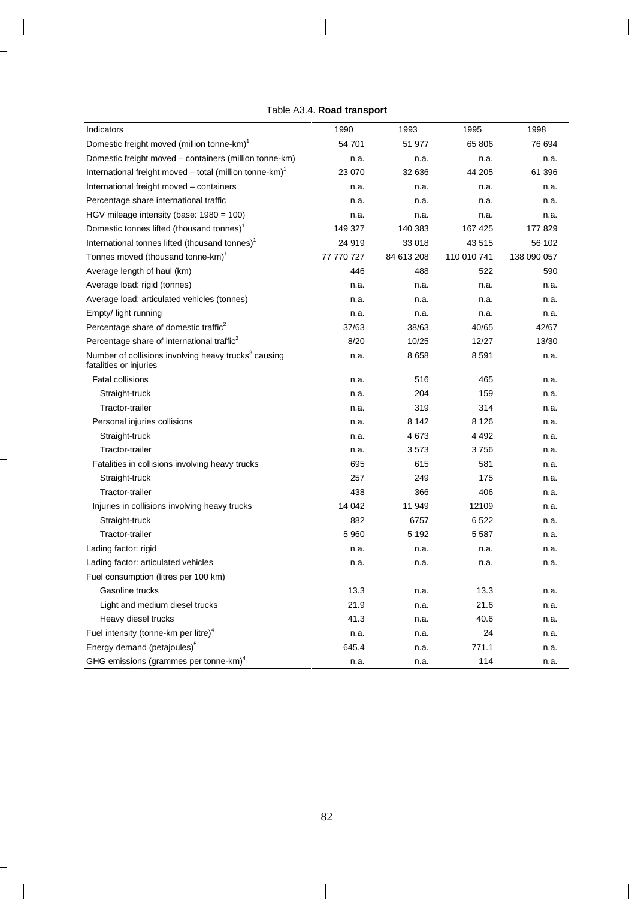Table A3.4. **Road transport**

| Indicators | 1990 | 1993 | 1995 | 1998 |
|---|---|---|---|---|
| Domestic freight moved (million tonne-km)[1] | 54 701 | 51 977 | 65 806 | 76 694 |
| Domestic freight moved – containers (million tonne-km) | n.a. | n.a. | n.a. | n.a. |
| International freight moved – total (million tonne-km)[1] | 23 070 | 32 636 | 44 205 | 61 396 |
| International freight moved – containers | n.a. | n.a. | n.a. | n.a. |
| Percentage share international traffic | n.a. | n.a. | n.a. | n.a. |
| HGV mileage intensity (base: 1980 = 100) | n.a. | n.a. | n.a. | n.a. |
| Domestic tonnes lifted (thousand tonnes)[1] | 149 327 | 140 383 | 167 425 | 177 829 |
| International tonnes lifted (thousand tonnes)[1] | 24 919 | 33 018 | 43 515 | 56 102 |
| Tonnes moved (thousand tonne-km)[1] | 77 770 727 | 84 613 208 | 110 010 741 | 138 090 057 |
| Average length of haul (km) | 446 | 488 | 522 | 590 |
| Average load: rigid (tonnes) | n.a. | n.a. | n.a. | n.a. |
| Average load: articulated vehicles (tonnes) | n.a. | n.a. | n.a. | n.a. |
| Empty/ light running | n.a. | n.a. | n.a. | n.a. |
| Percentage share of domestic traffic[2] | 37/63 | 38/63 | 40/65 | 42/67 |
| Percentage share of international traffic[2] | 8/20 | 10/25 | 12/27 | 13/30 |
| Number of collisions involving heavy trucks[3] causing fatalities or injuries | n.a. | 8 658 | 8 591 | n.a. |
| Fatal collisions | n.a. | 516 | 465 | n.a. |
| Straight-truck | n.a. | 204 | 159 | n.a. |
| Tractor-trailer | n.a. | 319 | 314 | n.a. |
| Personal injuries collisions | n.a. | 8 142 | 8 126 | n.a. |
| Straight-truck | n.a. | 4 673 | 4 492 | n.a. |
| Tractor-trailer | n.a. | 3 573 | 3 756 | n.a. |
| Fatalities in collisions involving heavy trucks | 695 | 615 | 581 | n.a. |
| Straight-truck | 257 | 249 | 175 | n.a. |
| Tractor-trailer | 438 | 366 | 406 | n.a. |
| Injuries in collisions involving heavy trucks | 14 042 | 11 949 | 12109 | n.a. |
| Straight-truck | 882 | 6757 | 6 522 | n.a. |
| Tractor-trailer | 5 960 | 5 192 | 5 587 | n.a. |
| Lading factor: rigid | n.a. | n.a. | n.a. | n.a. |
| Lading factor: articulated vehicles | n.a. | n.a. | n.a. | n.a. |
| Fuel consumption (litres per 100 km) | | | | |
| Gasoline trucks | 13.3 | n.a. | 13.3 | n.a. |
| Light and medium diesel trucks | 21.9 | n.a. | 21.6 | n.a. |
| Heavy diesel trucks | 41.3 | n.a. | 40.6 | n.a. |
| Fuel intensity (tonne-km per litre)[4] | n.a. | n.a. | 24 | n.a. |
| Energy demand (petajoules)[5] | 645.4 | n.a. | 771.1 | n.a. |
| GHG emissions (grammes per tonne-km)[4] | n.a. | n.a. | 114 | n.a. |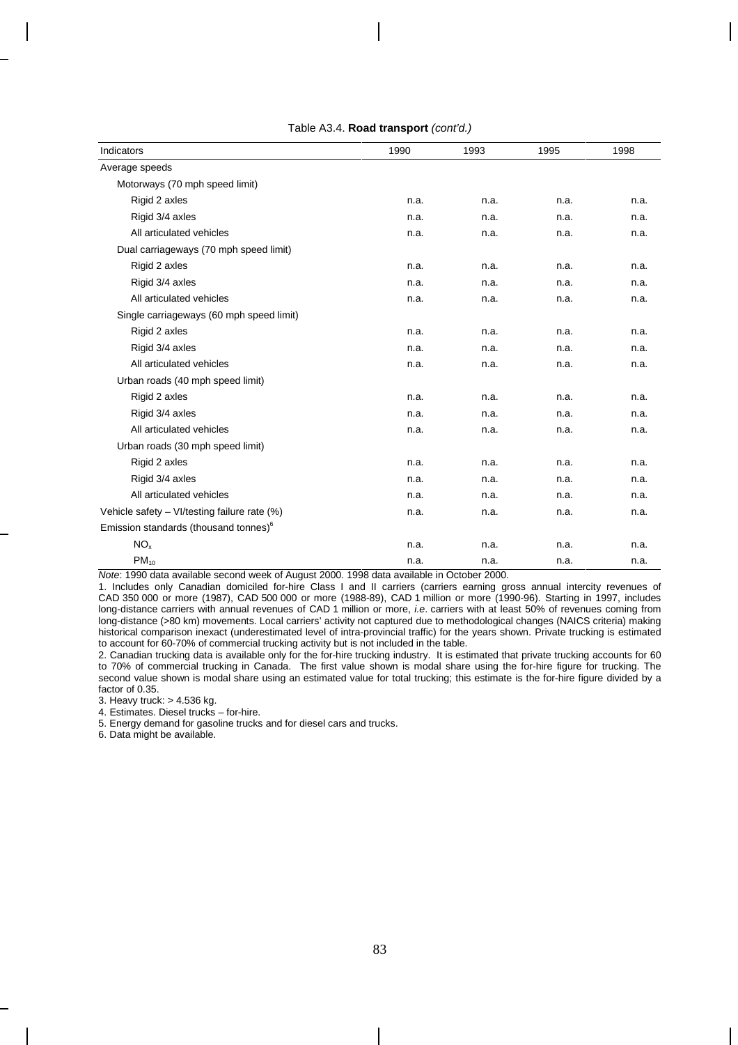Table A3.4. **Road transport** *(cont'd.)*

| Indicators | 1990 | 1993 | 1995 | 1998 |
|---|---|---|---|---|
| Average speeds | | | | |
| Motorways (70 mph speed limit) | | | | |
| Rigid 2 axles | n.a. | n.a. | n.a. | n.a. |
| Rigid 3/4 axles | n.a. | n.a. | n.a. | n.a. |
| All articulated vehicles | n.a. | n.a. | n.a. | n.a. |
| Dual carriageways (70 mph speed limit) | | | | |
| Rigid 2 axles | n.a. | n.a. | n.a. | n.a. |
| Rigid 3/4 axles | n.a. | n.a. | n.a. | n.a. |
| All articulated vehicles | n.a. | n.a. | n.a. | n.a. |
| Single carriageways (60 mph speed limit) | | | | |
| Rigid 2 axles | n.a. | n.a. | n.a. | n.a. |
| Rigid 3/4 axles | n.a. | n.a. | n.a. | n.a. |
| All articulated vehicles | n.a. | n.a. | n.a. | n.a. |
| Urban roads (40 mph speed limit) | | | | |
| Rigid 2 axles | n.a. | n.a. | n.a. | n.a. |
| Rigid 3/4 axles | n.a. | n.a. | n.a. | n.a. |
| All articulated vehicles | n.a. | n.a. | n.a. | n.a. |
| Urban roads (30 mph speed limit) | | | | |
| Rigid 2 axles | n.a. | n.a. | n.a. | n.a. |
| Rigid 3/4 axles | n.a. | n.a. | n.a. | n.a. |
| All articulated vehicles | n.a. | n.a. | n.a. | n.a. |
| Vehicle safety – VI/testing failure rate (%) | n.a. | n.a. | n.a. | n.a. |
| Emission standards (thousand tonnes)[6] | | | | |
| $NO_x$ | n.a. | n.a. | n.a. | n.a. |
| $PM_{10}$ | n.a. | n.a. | n.a. | n.a. |

*Note*: 1990 data available second week of August 2000. 1998 data available in October 2000.

1. Includes only Canadian domiciled for-hire Class I and II carriers (carriers earning gross annual intercity revenues of CAD 350 000 or more (1987), CAD 500 000 or more (1988-89), CAD 1 million or more (1990-96). Starting in 1997, includes long-distance carriers with annual revenues of CAD 1 million or more, *i.e*. carriers with at least 50% of revenues coming from long-distance (>80 km) movements. Local carriers' activity not captured due to methodological changes (NAICS criteria) making historical comparison inexact (underestimated level of intra-provincial traffic) for the years shown. Private trucking is estimated to account for 60-70% of commercial trucking activity but is not included in the table.

2. Canadian trucking data is available only for the for-hire trucking industry. It is estimated that private trucking accounts for 60 to 70% of commercial trucking in Canada. The first value shown is modal share using the for-hire figure for trucking. The second value shown is modal share using an estimated value for total trucking; this estimate is the for-hire figure divided by a factor of 0.35.

3. Heavy truck: > 4.536 kg.

4. Estimates. Diesel trucks – for-hire.

5. Energy demand for gasoline trucks and for diesel cars and trucks.

6. Data might be available.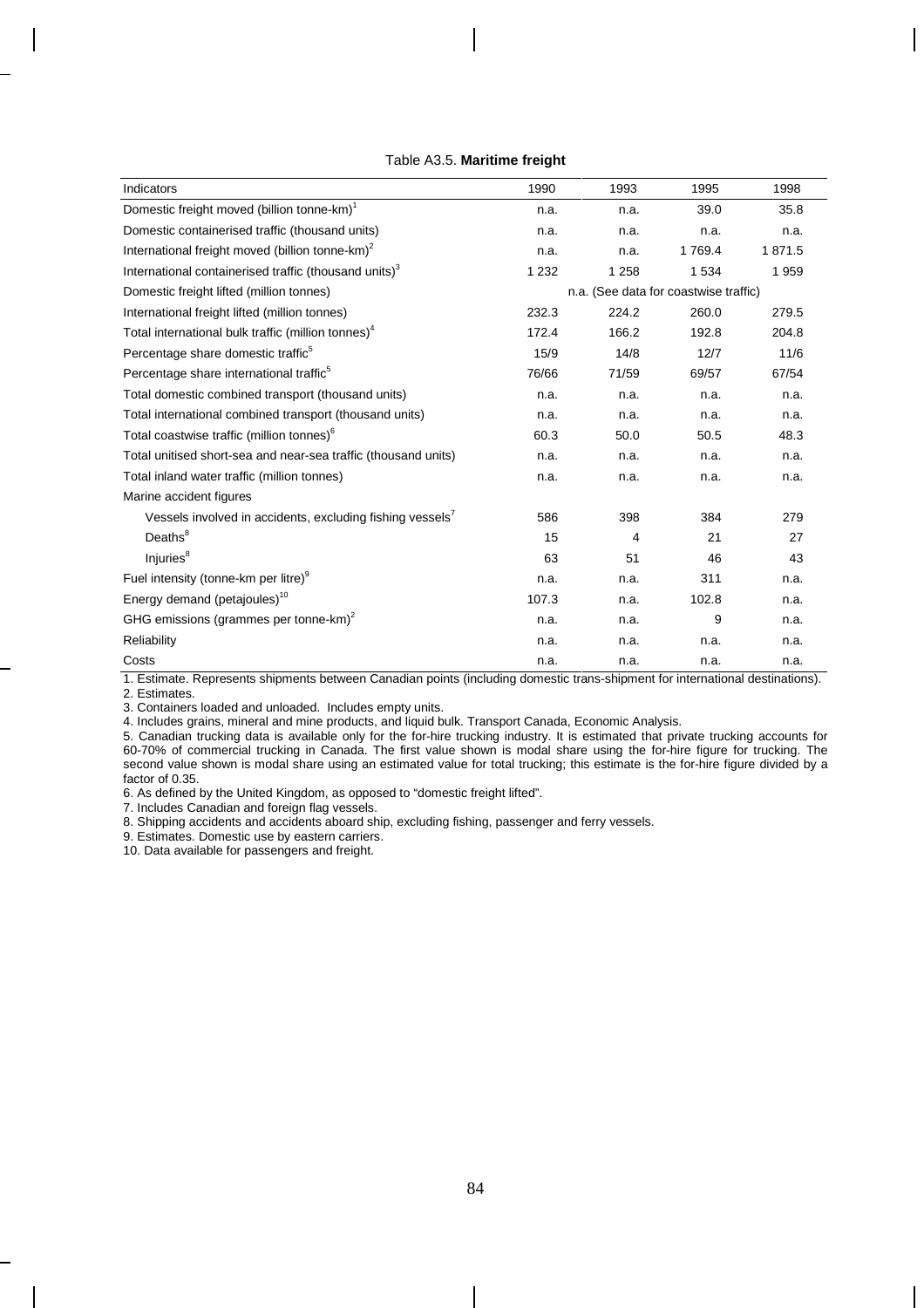Table A3.5. **Maritime freight**

| Indicators | 1990 | 1993 | 1995 | 1998 |
|---|---|---|---|---|
| Domestic freight moved (billion tonne-km)[1] | n.a. | n.a. | 39.0 | 35.8 |
| Domestic containerised traffic (thousand units) | n.a. | n.a. | n.a. | n.a. |
| International freight moved (billion tonne-km)[2] | n.a. | n.a. | 1 769.4 | 1 871.5 |
| International containerised traffic (thousand units)[3] | 1 232 | 1 258 | 1 534 | 1 959 |
| Domestic freight lifted (million tonnes) | n.a. (See data for coastwise traffic) | | | |
| International freight lifted (million tonnes) | 232.3 | 224.2 | 260.0 | 279.5 |
| Total international bulk traffic (million tonnes)[4] | 172.4 | 166.2 | 192.8 | 204.8 |
| Percentage share domestic traffic[5] | 15/9 | 14/8 | 12/7 | 11/6 |
| Percentage share international traffic[5] | 76/66 | 71/59 | 69/57 | 67/54 |
| Total domestic combined transport (thousand units) | n.a. | n.a. | n.a. | n.a. |
| Total international combined transport (thousand units) | n.a. | n.a. | n.a. | n.a. |
| Total coastwise traffic (million tonnes)[6] | 60.3 | 50.0 | 50.5 | 48.3 |
| Total unitised short-sea and near-sea traffic (thousand units) | n.a. | n.a. | n.a. | n.a. |
| Total inland water traffic (million tonnes) | n.a. | n.a. | n.a. | n.a. |
| Marine accident figures | | | | |
| Vessels involved in accidents, excluding fishing vessels[7] | 586 | 398 | 384 | 279 |
| Deaths[8] | 15 | 4 | 21 | 27 |
| Injuries[8] | 63 | 51 | 46 | 43 |
| Fuel intensity (tonne-km per litre)[9] | n.a. | n.a. | 311 | n.a. |
| Energy demand (petajoules)[10] | 107.3 | n.a. | 102.8 | n.a. |
| GHG emissions (grammes per tonne-km)[2] | n.a. | n.a. | 9 | n.a. |
| Reliability | n.a. | n.a. | n.a. | n.a. |
| Costs | n.a. | n.a. | n.a. | n.a. |

1. Estimate. Represents shipments between Canadian points (including domestic trans-shipment for international destinations).
2. Estimates.
3. Containers loaded and unloaded. Includes empty units.
4. Includes grains, mineral and mine products, and liquid bulk. Transport Canada, Economic Analysis.
5. Canadian trucking data is available only for the for-hire trucking industry. It is estimated that private trucking accounts for 60-70% of commercial trucking in Canada. The first value shown is modal share using the for-hire figure for trucking. The second value shown is modal share using an estimated value for total trucking; this estimate is the for-hire figure divided by a factor of 0.35.
6. As defined by the United Kingdom, as opposed to "domestic freight lifted".
7. Includes Canadian and foreign flag vessels.
8. Shipping accidents and accidents aboard ship, excluding fishing, passenger and ferry vessels.
9. Estimates. Domestic use by eastern carriers.
10. Data available for passengers and freight.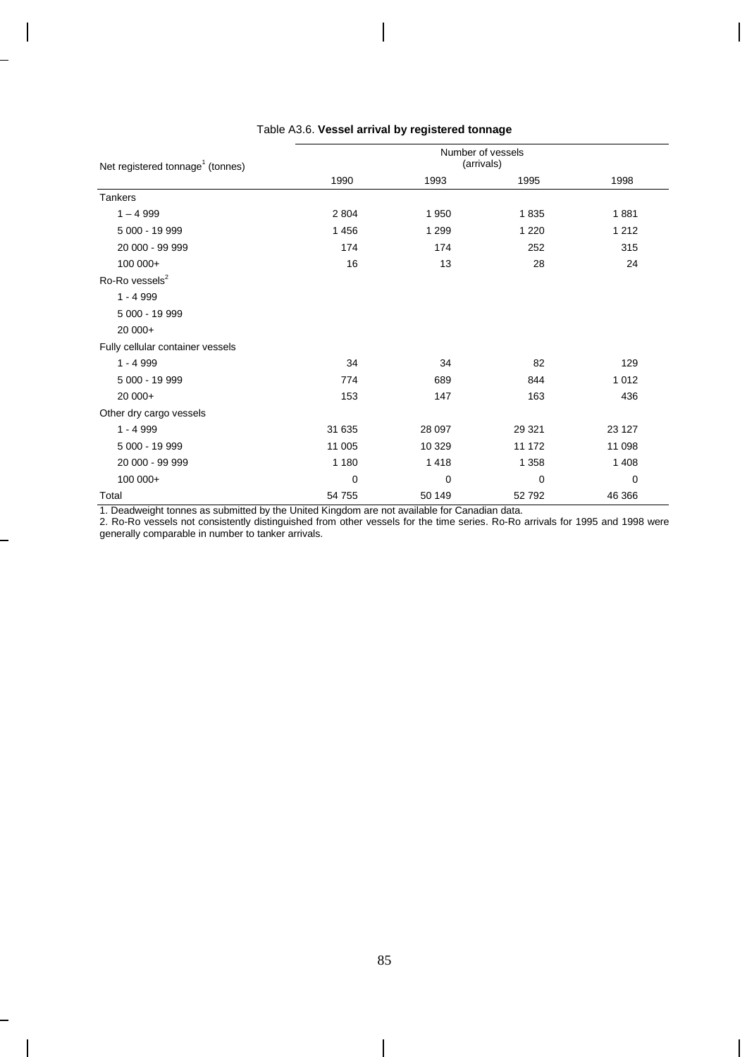Table A3.6. **Vessel arrival by registered tonnage**

| Net registered tonnage[1] (tonnes) | Number of vessels (arrivals) | | | |
|---|---|---|---|---|
| | 1990 | 1993 | 1995 | 1998 |
| Tankers | | | | |
| 1 – 4 999 | 2 804 | 1 950 | 1 835 | 1 881 |
| 5 000 - 19 999 | 1 456 | 1 299 | 1 220 | 1 212 |
| 20 000 - 99 999 | 174 | 174 | 252 | 315 |
| 100 000+ | 16 | 13 | 28 | 24 |
| Ro-Ro vessels[2] | | | | |
| 1 - 4 999 | | | | |
| 5 000 - 19 999 | | | | |
| 20 000+ | | | | |
| Fully cellular container vessels | | | | |
| 1 - 4 999 | 34 | 34 | 82 | 129 |
| 5 000 - 19 999 | 774 | 689 | 844 | 1 012 |
| 20 000+ | 153 | 147 | 163 | 436 |
| Other dry cargo vessels | | | | |
| 1 - 4 999 | 31 635 | 28 097 | 29 321 | 23 127 |
| 5 000 - 19 999 | 11 005 | 10 329 | 11 172 | 11 098 |
| 20 000 - 99 999 | 1 180 | 1 418 | 1 358 | 1 408 |
| 100 000+ | 0 | 0 | 0 | 0 |
| Total | 54 755 | 50 149 | 52 792 | 46 366 |

1. Deadweight tonnes as submitted by the United Kingdom are not available for Canadian data.

2. Ro-Ro vessels not consistently distinguished from other vessels for the time series. Ro-Ro arrivals for 1995 and 1998 were generally comparable in number to tanker arrivals.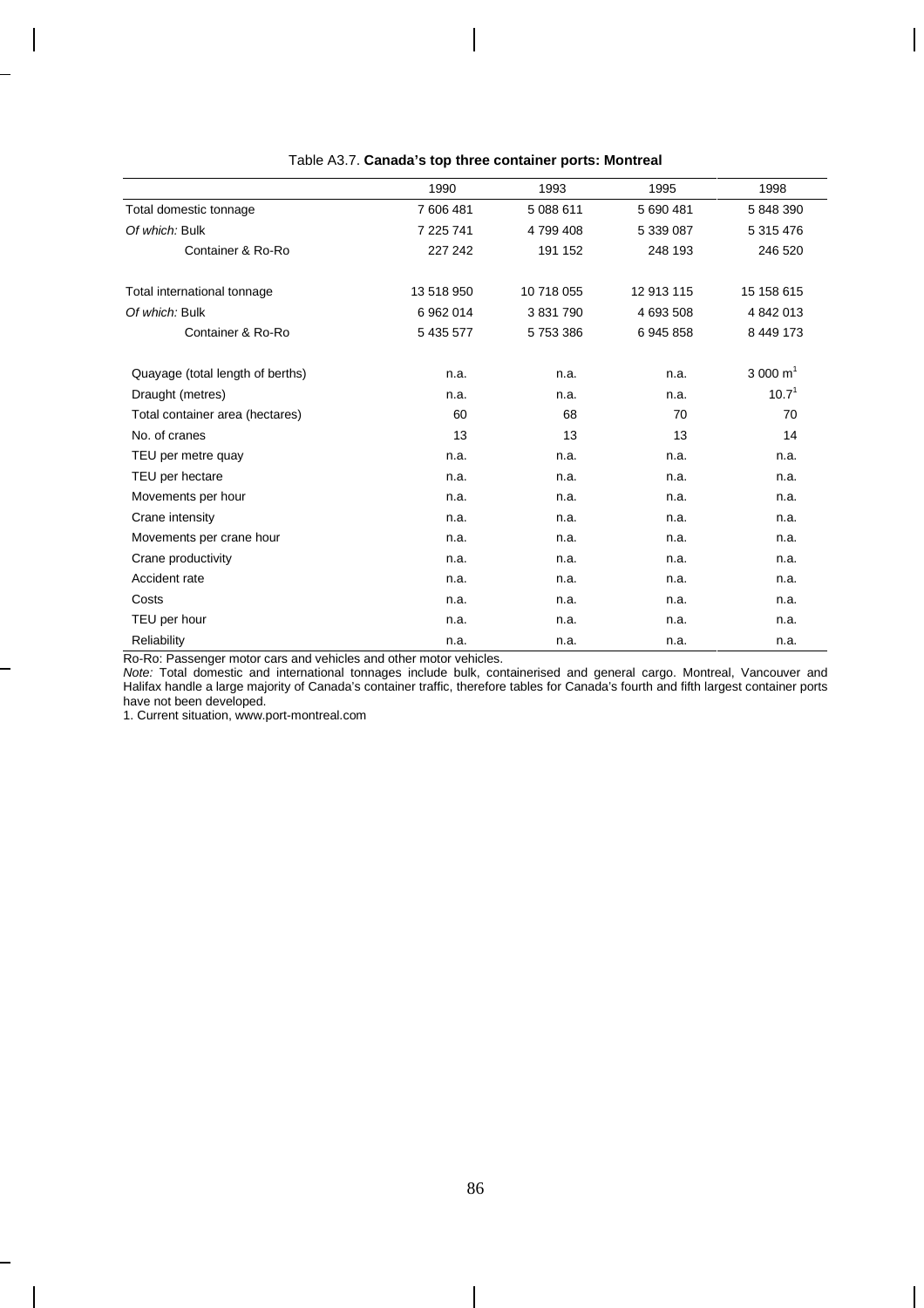Table A3.7. **Canada's top three container ports: Montreal**

| | 1990 | 1993 | 1995 | 1998 |
|---|---|---|---|---|
| Total domestic tonnage | 7 606 481 | 5 088 611 | 5 690 481 | 5 848 390 |
| *Of which:* Bulk | 7 225 741 | 4 799 408 | 5 339 087 | 5 315 476 |
| Container & Ro-Ro | 227 242 | 191 152 | 248 193 | 246 520 |
| Total international tonnage | 13 518 950 | 10 718 055 | 12 913 115 | 15 158 615 |
| *Of which:* Bulk | 6 962 014 | 3 831 790 | 4 693 508 | 4 842 013 |
| Container & Ro-Ro | 5 435 577 | 5 753 386 | 6 945 858 | 8 449 173 |
| Quayage (total length of berths) | n.a. | n.a. | n.a. | 3 000 $m^2$ [1] |
| Draught (metres) | n.a. | n.a. | n.a. | 10.7[1] |
| Total container area (hectares) | 60 | 68 | 70 | 70 |
| No. of cranes | 13 | 13 | 13 | 14 |
| TEU per metre quay | n.a. | n.a. | n.a. | n.a. |
| TEU per hectare | n.a. | n.a. | n.a. | n.a. |
| Movements per hour | n.a. | n.a. | n.a. | n.a. |
| Crane intensity | n.a. | n.a. | n.a. | n.a. |
| Movements per crane hour | n.a. | n.a. | n.a. | n.a. |
| Crane productivity | n.a. | n.a. | n.a. | n.a. |
| Accident rate | n.a. | n.a. | n.a. | n.a. |
| Costs | n.a. | n.a. | n.a. | n.a. |
| TEU per hour | n.a. | n.a. | n.a. | n.a. |
| Reliability | n.a. | n.a. | n.a. | n.a. |

Ro-Ro: Passenger motor cars and vehicles and other motor vehicles.

*Note:* Total domestic and international tonnages include bulk, containerised and general cargo. Montreal, Vancouver and Halifax handle a large majority of Canada's container traffic, therefore tables for Canada's fourth and fifth largest container ports have not been developed.

1. Current situation, www.port-montreal.com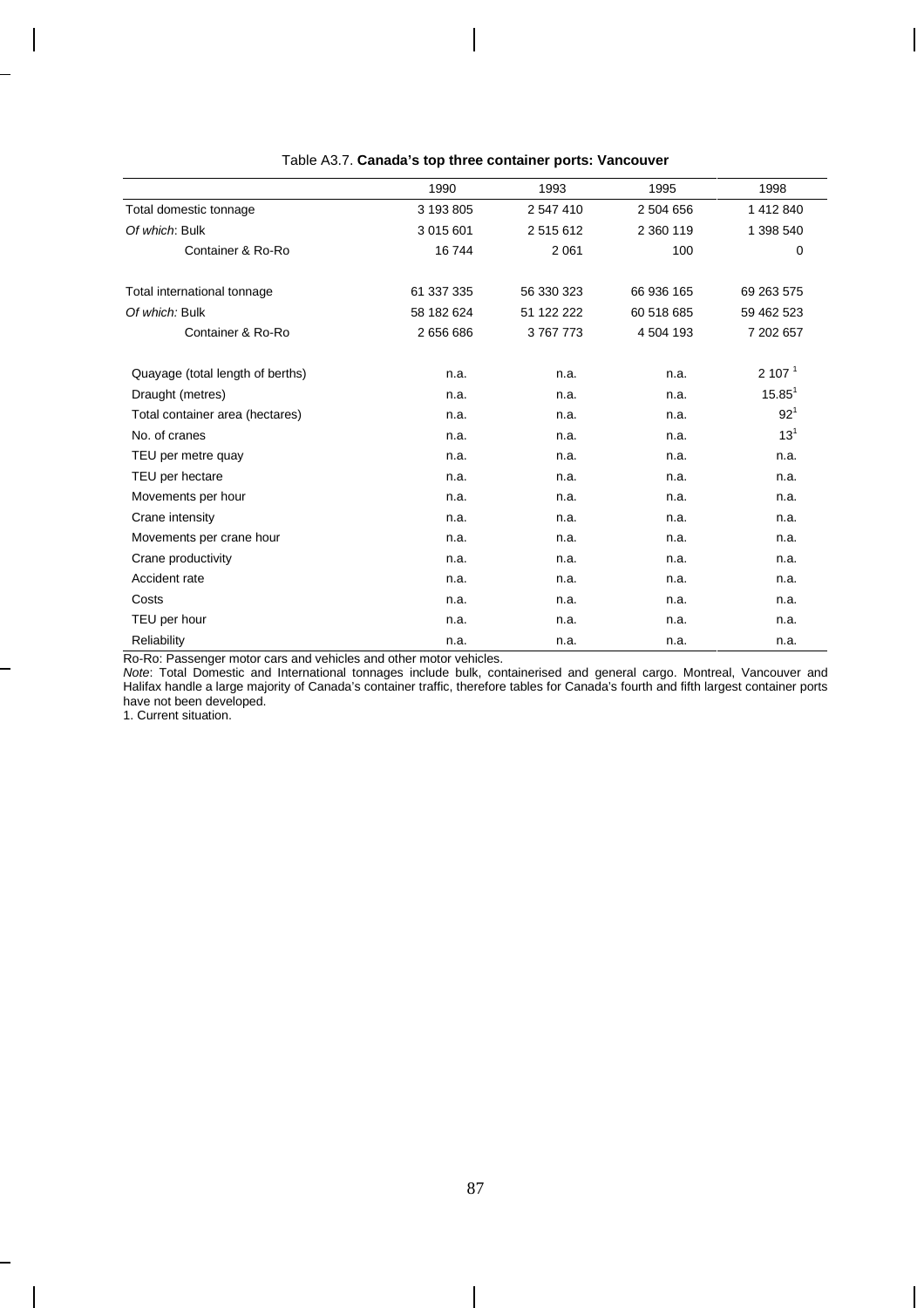Table A3.7. **Canada's top three container ports: Vancouver**

| | 1990 | 1993 | 1995 | 1998 |
|---|---|---|---|---|
| Total domestic tonnage | 3 193 805 | 2 547 410 | 2 504 656 | 1 412 840 |
| *Of which*: Bulk | 3 015 601 | 2 515 612 | 2 360 119 | 1 398 540 |
| Container & Ro-Ro | 16 744 | 2 061 | 100 | 0 |
| Total international tonnage | 61 337 335 | 56 330 323 | 66 936 165 | 69 263 575 |
| *Of which:* Bulk | 58 182 624 | 51 122 222 | 60 518 685 | 59 462 523 |
| Container & Ro-Ro | 2 656 686 | 3 767 773 | 4 504 193 | 7 202 657 |
| Quayage (total length of berths) | n.a. | n.a. | n.a. | 2 107 [1] |
| Draught (metres) | n.a. | n.a. | n.a. | 15.85[1] |
| Total container area (hectares) | n.a. | n.a. | n.a. | 92[1] |
| No. of cranes | n.a. | n.a. | n.a. | 13[1] |
| TEU per metre quay | n.a. | n.a. | n.a. | n.a. |
| TEU per hectare | n.a. | n.a. | n.a. | n.a. |
| Movements per hour | n.a. | n.a. | n.a. | n.a. |
| Crane intensity | n.a. | n.a. | n.a. | n.a. |
| Movements per crane hour | n.a. | n.a. | n.a. | n.a. |
| Crane productivity | n.a. | n.a. | n.a. | n.a. |
| Accident rate | n.a. | n.a. | n.a. | n.a. |
| Costs | n.a. | n.a. | n.a. | n.a. |
| TEU per hour | n.a. | n.a. | n.a. | n.a. |
| Reliability | n.a. | n.a. | n.a. | n.a. |

Ro-Ro: Passenger motor cars and vehicles and other motor vehicles.

*Note*: Total Domestic and International tonnages include bulk, containerised and general cargo. Montreal, Vancouver and Halifax handle a large majority of Canada's container traffic, therefore tables for Canada's fourth and fifth largest container ports have not been developed.

1. Current situation.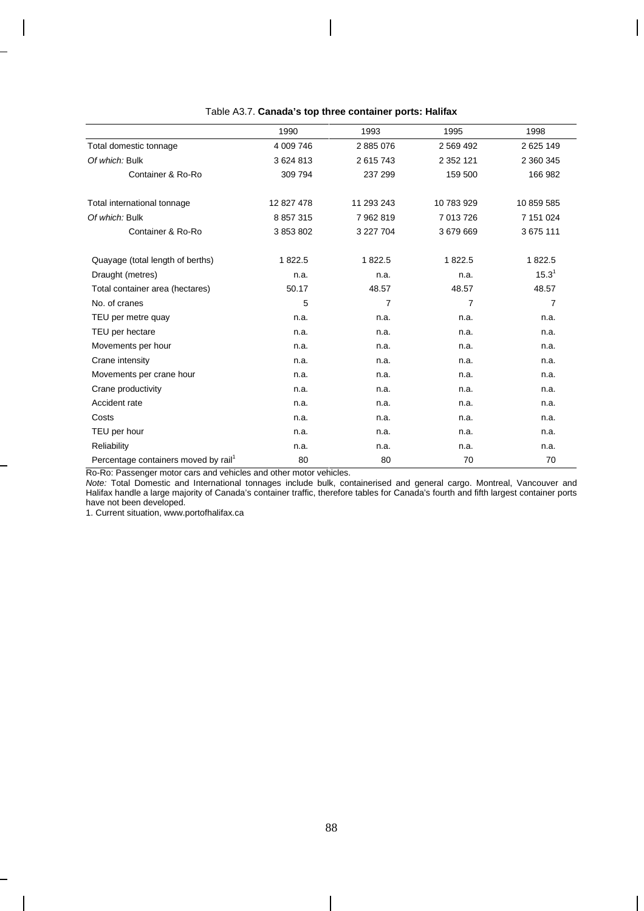Table A3.7. **Canada's top three container ports: Halifax**

| | 1990 | 1993 | 1995 | 1998 |
|---|---|---|---|---|
| Total domestic tonnage | 4 009 746 | 2 885 076 | 2 569 492 | 2 625 149 |
| *Of which:* Bulk | 3 624 813 | 2 615 743 | 2 352 121 | 2 360 345 |
| Container & Ro-Ro | 309 794 | 237 299 | 159 500 | 166 982 |
| Total international tonnage | 12 827 478 | 11 293 243 | 10 783 929 | 10 859 585 |
| *Of which:* Bulk | 8 857 315 | 7 962 819 | 7 013 726 | 7 151 024 |
| Container & Ro-Ro | 3 853 802 | 3 227 704 | 3 679 669 | 3 675 111 |
| Quayage (total length of berths) | 1 822.5 | 1 822.5 | 1 822.5 | 1 822.5 |
| Draught (metres) | n.a. | n.a. | n.a. | 15.3[1] |
| Total container area (hectares) | 50.17 | 48.57 | 48.57 | 48.57 |
| No. of cranes | 5 | 7 | 7 | 7 |
| TEU per metre quay | n.a. | n.a. | n.a. | n.a. |
| TEU per hectare | n.a. | n.a. | n.a. | n.a. |
| Movements per hour | n.a. | n.a. | n.a. | n.a. |
| Crane intensity | n.a. | n.a. | n.a. | n.a. |
| Movements per crane hour | n.a. | n.a. | n.a. | n.a. |
| Crane productivity | n.a. | n.a. | n.a. | n.a. |
| Accident rate | n.a. | n.a. | n.a. | n.a. |
| Costs | n.a. | n.a. | n.a. | n.a. |
| TEU per hour | n.a. | n.a. | n.a. | n.a. |
| Reliability | n.a. | n.a. | n.a. | n.a. |
| Percentage containers moved by rail[1] | 80 | 80 | 70 | 70 |

Ro-Ro: Passenger motor cars and vehicles and other motor vehicles.

*Note:* Total Domestic and International tonnages include bulk, containerised and general cargo. Montreal, Vancouver and Halifax handle a large majority of Canada's container traffic, therefore tables for Canada's fourth and fifth largest container ports have not been developed.

1. Current situation, www.portofhalifax.ca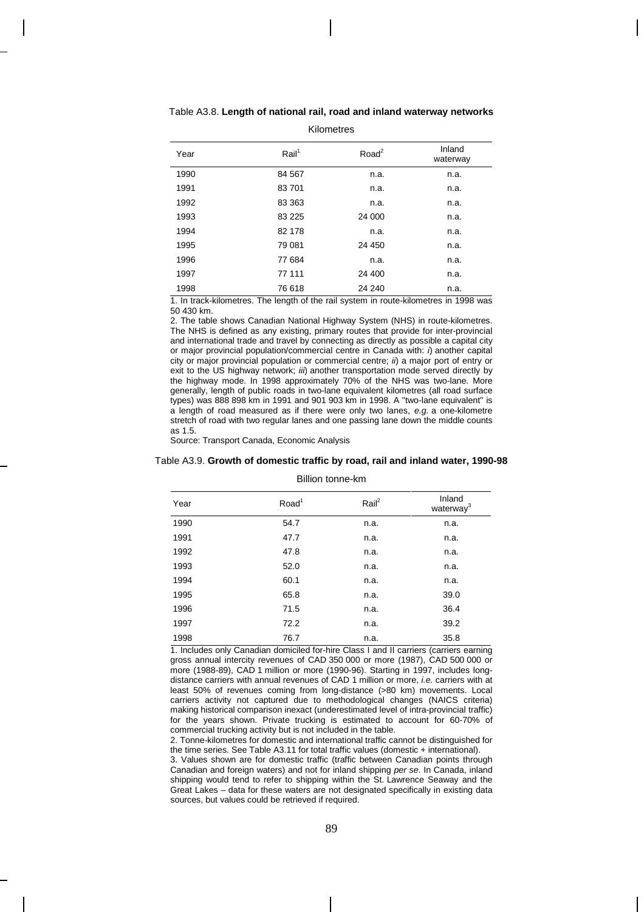Table A3.8. **Length of national rail, road and inland waterway networks**

Kilometres

| Year | Rail[1] | Road[2] | Inland waterway |
|---|---|---|---|
| 1990 | 84 567 | n.a. | n.a. |
| 1991 | 83 701 | n.a. | n.a. |
| 1992 | 83 363 | n.a. | n.a. |
| 1993 | 83 225 | 24 000 | n.a. |
| 1994 | 82 178 | n.a. | n.a. |
| 1995 | 79 081 | 24 450 | n.a. |
| 1996 | 77 684 | n.a. | n.a. |
| 1997 | 77 111 | 24 400 | n.a. |
| 1998 | 76 618 | 24 240 | n.a. |

1. In track-kilometres. The length of the rail system in route-kilometres in 1998 was 50 430 km.

2. The table shows Canadian National Highway System (NHS) in route-kilometres. The NHS is defined as any existing, primary routes that provide for inter-provincial and international trade and travel by connecting as directly as possible a capital city or major provincial population/commercial centre in Canada with: *i*) another capital city or major provincial population or commercial centre; *ii*) a major port of entry or exit to the US highway network; *iii*) another transportation mode served directly by the highway mode. In 1998 approximately 70% of the NHS was two-lane. More generally, length of public roads in two-lane equivalent kilometres (all road surface types) was 888 898 km in 1991 and 901 903 km in 1998. A "two-lane equivalent" is a length of road measured as if there were only two lanes, *e.g.* a one-kilometre stretch of road with two regular lanes and one passing lane down the middle counts as 1.5.

Source: Transport Canada, Economic Analysis

Table A3.9. **Growth of domestic traffic by road, rail and inland water, 1990-98**

Billion tonne-km

| Year | Road[1] | Rail[2] | Inland waterway[3] |
|---|---|---|---|
| 1990 | 54.7 | n.a. | n.a. |
| 1991 | 47.7 | n.a. | n.a. |
| 1992 | 47.8 | n.a. | n.a. |
| 1993 | 52.0 | n.a. | n.a. |
| 1994 | 60.1 | n.a. | n.a. |
| 1995 | 65.8 | n.a. | 39.0 |
| 1996 | 71.5 | n.a. | 36.4 |
| 1997 | 72.2 | n.a. | 39.2 |
| 1998 | 76.7 | n.a. | 35.8 |

1. Includes only Canadian domiciled for-hire Class I and II carriers (carriers earning gross annual intercity revenues of CAD 350 000 or more (1987), CAD 500 000 or more (1988-89), CAD 1 million or more (1990-96). Starting in 1997, includes long-distance carriers with annual revenues of CAD 1 million or more, *i.e.* carriers with at least 50% of revenues coming from long-distance (>80 km) movements. Local carriers activity not captured due to methodological changes (NAICS criteria) making historical comparison inexact (underestimated level of intra-provincial traffic) for the years shown. Private trucking is estimated to account for 60-70% of commercial trucking activity but is not included in the table.

2. Tonne-kilometres for domestic and international traffic cannot be distinguished for the time series. See Table A3.11 for total traffic values (domestic + international).

3. Values shown are for domestic traffic (traffic between Canadian points through Canadian and foreign waters) and not for inland shipping *per se*. In Canada, inland shipping would tend to refer to shipping within the St. Lawrence Seaway and the Great Lakes – data for these waters are not designated specifically in existing data sources, but values could be retrieved if required.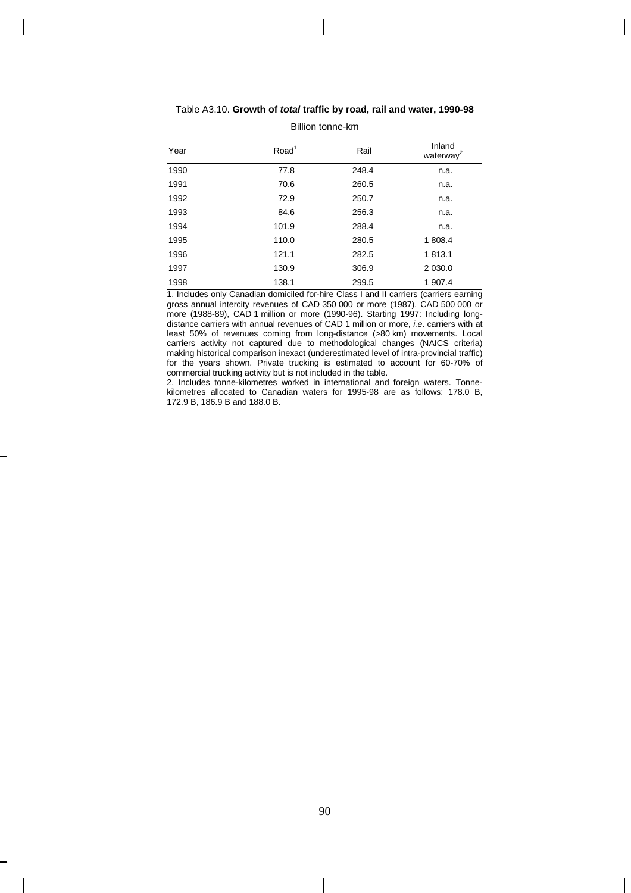Table A3.10. **Growth of *total* traffic by road, rail and water, 1990-98**

Billion tonne-km

| Year | Road[1] | Rail | Inland waterway[2] |
|---|---|---|---|
| 1990 | 77.8 | 248.4 | n.a. |
| 1991 | 70.6 | 260.5 | n.a. |
| 1992 | 72.9 | 250.7 | n.a. |
| 1993 | 84.6 | 256.3 | n.a. |
| 1994 | 101.9 | 288.4 | n.a. |
| 1995 | 110.0 | 280.5 | 1 808.4 |
| 1996 | 121.1 | 282.5 | 1 813.1 |
| 1997 | 130.9 | 306.9 | 2 030.0 |
| 1998 | 138.1 | 299.5 | 1 907.4 |

1. Includes only Canadian domiciled for-hire Class I and II carriers (carriers earning gross annual intercity revenues of CAD 350 000 or more (1987), CAD 500 000 or more (1988-89), CAD 1 million or more (1990-96). Starting 1997: Including long-distance carriers with annual revenues of CAD 1 million or more, *i.e.* carriers with at least 50% of revenues coming from long-distance (>80 km) movements. Local carriers activity not captured due to methodological changes (NAICS criteria) making historical comparison inexact (underestimated level of intra-provincial traffic) for the years shown. Private trucking is estimated to account for 60-70% of commercial trucking activity but is not included in the table.

2. Includes tonne-kilometres worked in international and foreign waters. Tonne-kilometres allocated to Canadian waters for 1995-98 are as follows: 178.0 B, 172.9 B, 186.9 B and 188.0 B.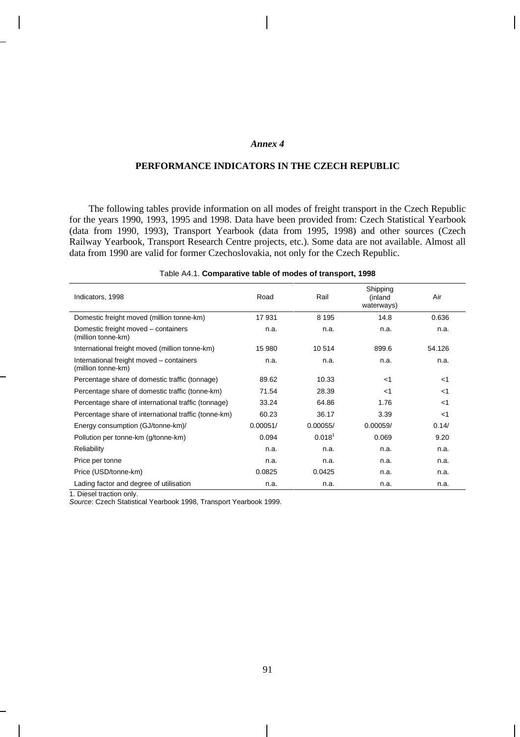*Annex 4*

## PERFORMANCE INDICATORS IN THE CZECH REPUBLIC

The following tables provide information on all modes of freight transport in the Czech Republic for the years 1990, 1993, 1995 and 1998. Data have been provided from: Czech Statistical Yearbook (data from 1990, 1993), Transport Yearbook (data from 1995, 1998) and other sources (Czech Railway Yearbook, Transport Research Centre projects, etc.). Some data are not available. Almost all data from 1990 are valid for former Czechoslovakia, not only for the Czech Republic.

Table A4.1. **Comparative table of modes of transport, 1998**

| Indicators, 1998 | Road | Rail | Shipping (inland waterways) | Air |
|---|---|---|---|---|
| Domestic freight moved (million tonne-km) | 17 931 | 8 195 | 14.8 | 0.636 |
| Domestic freight moved – containers (million tonne-km) | n.a. | n.a. | n.a. | n.a. |
| International freight moved (million tonne-km) | 15 980 | 10 514 | 899.6 | 54.126 |
| International freight moved – containers (million tonne-km) | n.a. | n.a. | n.a. | n.a. |
| Percentage share of domestic traffic (tonnage) | 89.62 | 10.33 | <1 | <1 |
| Percentage share of domestic traffic (tonne-km) | 71.54 | 28.39 | <1 | <1 |
| Percentage share of international traffic (tonnage) | 33.24 | 64.86 | 1.76 | <1 |
| Percentage share of international traffic (tonne-km) | 60.23 | 36.17 | 3.39 | <1 |
| Energy consumption (GJ/tonne-km)/ | 0.00051/ | 0.00055/ | 0.00059/ | 0.14/ |
| Pollution per tonne-km (g/tonne-km) | 0.094 | 0.018[1] | 0.069 | 9.20 |
| Reliability | n.a. | n.a. | n.a. | n.a. |
| Price per tonne | n.a. | n.a. | n.a. | n.a. |
| Price (USD/tonne-km) | 0.0825 | 0.0425 | n.a. | n.a. |
| Lading factor and degree of utilisation | n.a. | n.a. | n.a. | n.a. |

1. Diesel traction only.

*Source*: Czech Statistical Yearbook 1998, Transport Yearbook 1999.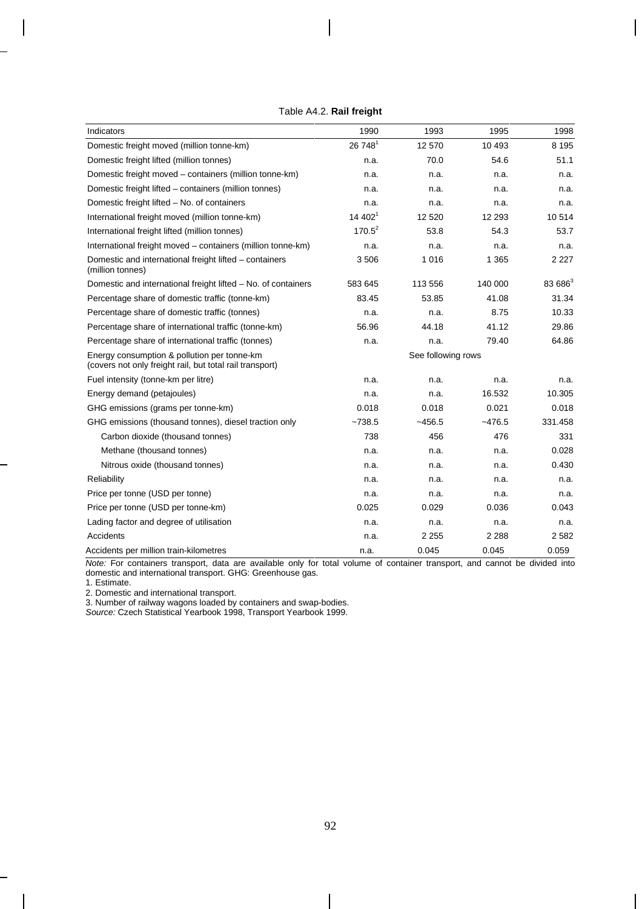Table A4.2. **Rail freight**

| Indicators | 1990 | 1993 | 1995 | 1998 |
|---|---|---|---|---|
| Domestic freight moved (million tonne-km) | 26 748[1] | 12 570 | 10 493 | 8 195 |
| Domestic freight lifted (million tonnes) | n.a. | 70.0 | 54.6 | 51.1 |
| Domestic freight moved – containers (million tonne-km) | n.a. | n.a. | n.a. | n.a. |
| Domestic freight lifted – containers (million tonnes) | n.a. | n.a. | n.a. | n.a. |
| Domestic freight lifted – No. of containers | n.a. | n.a. | n.a. | n.a. |
| International freight moved (million tonne-km) | 14 402[1] | 12 520 | 12 293 | 10 514 |
| International freight lifted (million tonnes) | 170.5[2] | 53.8 | 54.3 | 53.7 |
| International freight moved – containers (million tonne-km) | n.a. | n.a. | n.a. | n.a. |
| Domestic and international freight lifted – containers (million tonnes) | 3 506 | 1 016 | 1 365 | 2 227 |
| Domestic and international freight lifted – No. of containers | 583 645 | 113 556 | 140 000 | 83 686[3] |
| Percentage share of domestic traffic (tonne-km) | 83.45 | 53.85 | 41.08 | 31.34 |
| Percentage share of domestic traffic (tonnes) | n.a. | n.a. | 8.75 | 10.33 |
| Percentage share of international traffic (tonne-km) | 56.96 | 44.18 | 41.12 | 29.86 |
| Percentage share of international traffic (tonnes) | n.a. | n.a. | 79.40 | 64.86 |
| Energy consumption & pollution per tonne-km (covers not only freight rail, but total rail transport) | See following rows | | | |
| Fuel intensity (tonne-km per litre) | n.a. | n.a. | n.a. | n.a. |
| Energy demand (petajoules) | n.a. | n.a. | 16.532 | 10.305 |
| GHG emissions (grams per tonne-km) | 0.018 | 0.018 | 0.021 | 0.018 |
| GHG emissions (thousand tonnes), diesel traction only | ~738.5 | ~456.5 | ~476.5 | 331.458 |
| Carbon dioxide (thousand tonnes) | 738 | 456 | 476 | 331 |
| Methane (thousand tonnes) | n.a. | n.a. | n.a. | 0.028 |
| Nitrous oxide (thousand tonnes) | n.a. | n.a. | n.a. | 0.430 |
| Reliability | n.a. | n.a. | n.a. | n.a. |
| Price per tonne (USD per tonne) | n.a. | n.a. | n.a. | n.a. |
| Price per tonne (USD per tonne-km) | 0.025 | 0.029 | 0.036 | 0.043 |
| Lading factor and degree of utilisation | n.a. | n.a. | n.a. | n.a. |
| Accidents | n.a. | 2 255 | 2 288 | 2 582 |
| Accidents per million train-kilometres | n.a. | 0.045 | 0.045 | 0.059 |

*Note:* For containers transport, data are available only for total volume of container transport, and cannot be divided into domestic and international transport. GHG: Greenhouse gas.

1. Estimate.
2. Domestic and international transport.
3. Number of railway wagons loaded by containers and swap-bodies.

*Source:* Czech Statistical Yearbook 1998, Transport Yearbook 1999.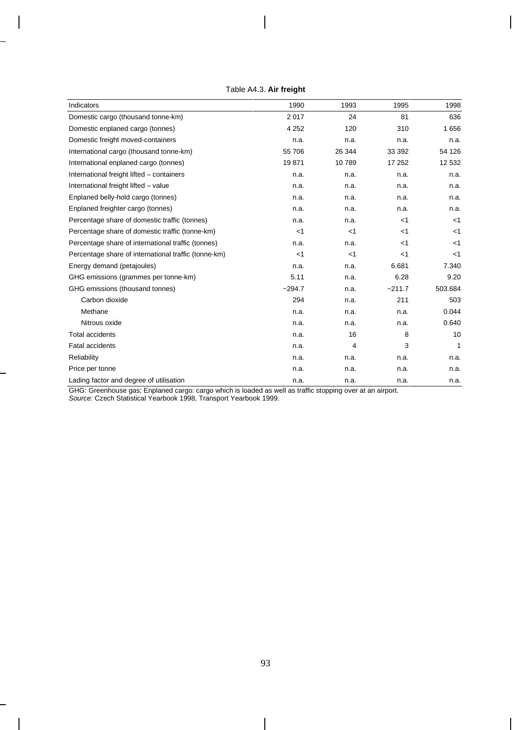Table A4.3. **Air freight**

| Indicators | 1990 | 1993 | 1995 | 1998 |
|---|---|---|---|---|
| Domestic cargo (thousand tonne-km) | 2 017 | 24 | 81 | 636 |
| Domestic enplaned cargo (tonnes) | 4 252 | 120 | 310 | 1 656 |
| Domestic freight moved-containers | n.a. | n.a. | n.a. | n.a. |
| International cargo (thousand tonne-km) | 55 706 | 26 344 | 33 392 | 54 126 |
| International enplaned cargo (tonnes) | 19 871 | 10 789 | 17 252 | 12 532 |
| International freight lifted – containers | n.a. | n.a. | n.a. | n.a. |
| International freight lifted – value | n.a. | n.a. | n.a. | n.a. |
| Enplaned belly-hold cargo (tonnes) | n.a. | n.a. | n.a. | n.a. |
| Enplaned freighter cargo (tonnes) | n.a. | n.a. | n.a. | n.a. |
| Percentage share of domestic traffic (tonnes) | n.a. | n.a. | <1 | <1 |
| Percentage share of domestic traffic (tonne-km) | <1 | <1 | <1 | <1 |
| Percentage share of international traffic (tonnes) | n.a. | n.a. | <1 | <1 |
| Percentage share of international traffic (tonne-km) | <1 | <1 | <1 | <1 |
| Energy demand (petajoules) | n.a. | n.a. | 6.681 | 7.340 |
| GHG emissions (grammes per tonne-km) | 5.11 | n.a. | 6.28 | 9.20 |
| GHG emissions (thousand tonnes) | ~294.7 | n.a. | ~211.7 | 503.684 |
| Carbon dioxide | 294 | n.a. | 211 | 503 |
| Methane | n.a. | n.a. | n.a. | 0.044 |
| Nitrous oxide | n.a. | n.a. | n.a. | 0.640 |
| Total accidents | n.a. | 16 | 8 | 10 |
| Fatal accidents | n.a. | 4 | 3 | 1 |
| Reliability | n.a. | n.a. | n.a. | n.a. |
| Price per tonne | n.a. | n.a. | n.a. | n.a. |
| Lading factor and degree of utilisation | n.a. | n.a. | n.a. | n.a. |

GHG: Greenhouse gas; Enplaned cargo: cargo which is loaded as well as traffic stopping over at an airport.
*Source:* Czech Statistical Yearbook 1998, Transport Yearbook 1999.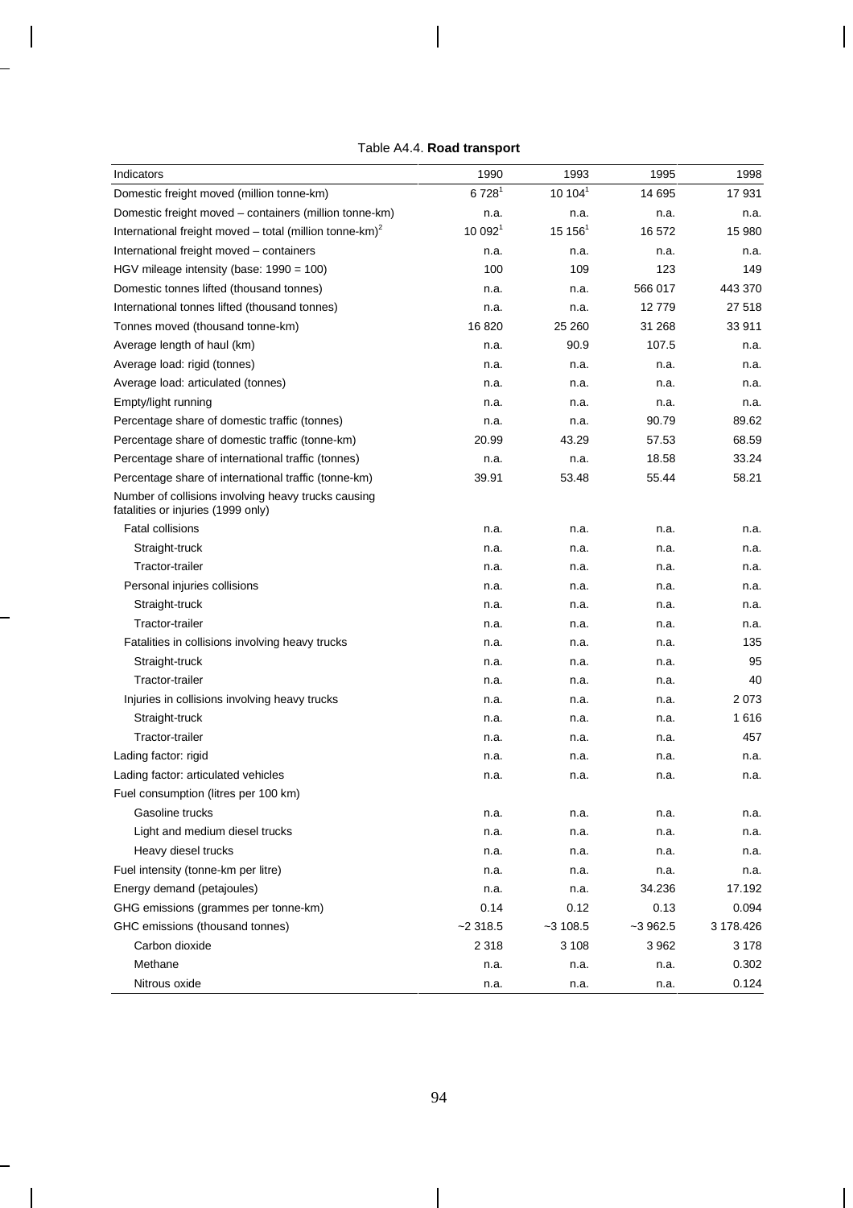Table A4.4. **Road transport**

| Indicators | 1990 | 1993 | 1995 | 1998 |
|---|---|---|---|---|
| Domestic freight moved (million tonne-km) | 6 728[1] | 10 104[1] | 14 695 | 17 931 |
| Domestic freight moved – containers (million tonne-km) | n.a. | n.a. | n.a. | n.a. |
| International freight moved – total (million tonne-km)[2] | 10 092[1] | 15 156[1] | 16 572 | 15 980 |
| International freight moved – containers | n.a. | n.a. | n.a. | n.a. |
| HGV mileage intensity (base: 1990 = 100) | 100 | 109 | 123 | 149 |
| Domestic tonnes lifted (thousand tonnes) | n.a. | n.a. | 566 017 | 443 370 |
| International tonnes lifted (thousand tonnes) | n.a. | n.a. | 12 779 | 27 518 |
| Tonnes moved (thousand tonne-km) | 16 820 | 25 260 | 31 268 | 33 911 |
| Average length of haul (km) | n.a. | 90.9 | 107.5 | n.a. |
| Average load: rigid (tonnes) | n.a. | n.a. | n.a. | n.a. |
| Average load: articulated (tonnes) | n.a. | n.a. | n.a. | n.a. |
| Empty/light running | n.a. | n.a. | n.a. | n.a. |
| Percentage share of domestic traffic (tonnes) | n.a. | n.a. | 90.79 | 89.62 |
| Percentage share of domestic traffic (tonne-km) | 20.99 | 43.29 | 57.53 | 68.59 |
| Percentage share of international traffic (tonnes) | n.a. | n.a. | 18.58 | 33.24 |
| Percentage share of international traffic (tonne-km) | 39.91 | 53.48 | 55.44 | 58.21 |
| Number of collisions involving heavy trucks causing fatalities or injuries (1999 only) | | | | |
| Fatal collisions | n.a. | n.a. | n.a. | n.a. |
| Straight-truck | n.a. | n.a. | n.a. | n.a. |
| Tractor-trailer | n.a. | n.a. | n.a. | n.a. |
| Personal injuries collisions | n.a. | n.a. | n.a. | n.a. |
| Straight-truck | n.a. | n.a. | n.a. | n.a. |
| Tractor-trailer | n.a. | n.a. | n.a. | n.a. |
| Fatalities in collisions involving heavy trucks | n.a. | n.a. | n.a. | 135 |
| Straight-truck | n.a. | n.a. | n.a. | 95 |
| Tractor-trailer | n.a. | n.a. | n.a. | 40 |
| Injuries in collisions involving heavy trucks | n.a. | n.a. | n.a. | 2 073 |
| Straight-truck | n.a. | n.a. | n.a. | 1 616 |
| Tractor-trailer | n.a. | n.a. | n.a. | 457 |
| Lading factor: rigid | n.a. | n.a. | n.a. | n.a. |
| Lading factor: articulated vehicles | n.a. | n.a. | n.a. | n.a. |
| Fuel consumption (litres per 100 km) | | | | |
| Gasoline trucks | n.a. | n.a. | n.a. | n.a. |
| Light and medium diesel trucks | n.a. | n.a. | n.a. | n.a. |
| Heavy diesel trucks | n.a. | n.a. | n.a. | n.a. |
| Fuel intensity (tonne-km per litre) | n.a. | n.a. | n.a. | n.a. |
| Energy demand (petajoules) | n.a. | n.a. | 34.236 | 17.192 |
| GHG emissions (grammes per tonne-km) | 0.14 | 0.12 | 0.13 | 0.094 |
| GHC emissions (thousand tonnes) | ~2 318.5 | ~3 108.5 | ~3 962.5 | 3 178.426 |
| Carbon dioxide | 2 318 | 3 108 | 3 962 | 3 178 |
| Methane | n.a. | n.a. | n.a. | 0.302 |
| Nitrous oxide | n.a. | n.a. | n.a. | 0.124 |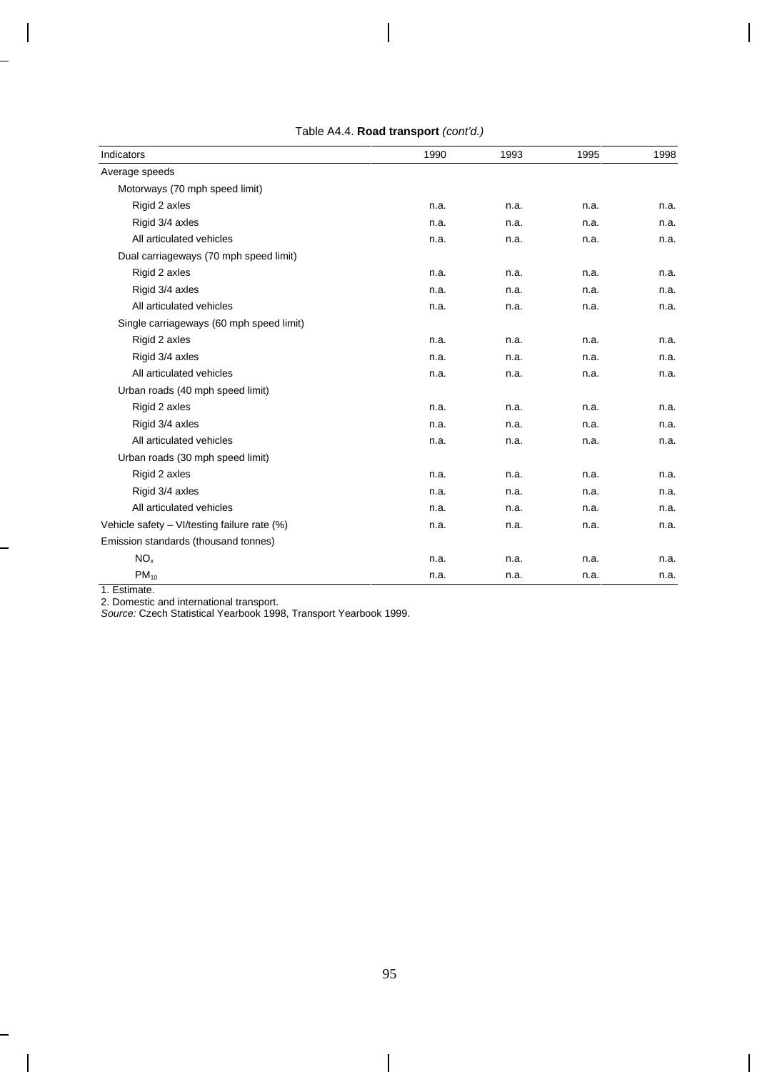Table A4.4. **Road transport** *(cont'd.)*

| Indicators | 1990 | 1993 | 1995 | 1998 |
|---|---|---|---|---|
| Average speeds | | | | |
| Motorways (70 mph speed limit) | | | | |
| Rigid 2 axles | n.a. | n.a. | n.a. | n.a. |
| Rigid 3/4 axles | n.a. | n.a. | n.a. | n.a. |
| All articulated vehicles | n.a. | n.a. | n.a. | n.a. |
| Dual carriageways (70 mph speed limit) | | | | |
| Rigid 2 axles | n.a. | n.a. | n.a. | n.a. |
| Rigid 3/4 axles | n.a. | n.a. | n.a. | n.a. |
| All articulated vehicles | n.a. | n.a. | n.a. | n.a. |
| Single carriageways (60 mph speed limit) | | | | |
| Rigid 2 axles | n.a. | n.a. | n.a. | n.a. |
| Rigid 3/4 axles | n.a. | n.a. | n.a. | n.a. |
| All articulated vehicles | n.a. | n.a. | n.a. | n.a. |
| Urban roads (40 mph speed limit) | | | | |
| Rigid 2 axles | n.a. | n.a. | n.a. | n.a. |
| Rigid 3/4 axles | n.a. | n.a. | n.a. | n.a. |
| All articulated vehicles | n.a. | n.a. | n.a. | n.a. |
| Urban roads (30 mph speed limit) | | | | |
| Rigid 2 axles | n.a. | n.a. | n.a. | n.a. |
| Rigid 3/4 axles | n.a. | n.a. | n.a. | n.a. |
| All articulated vehicles | n.a. | n.a. | n.a. | n.a. |
| Vehicle safety – VI/testing failure rate (%) | n.a. | n.a. | n.a. | n.a. |
| Emission standards (thousand tonnes) | | | | |
| $NO_x$ | n.a. | n.a. | n.a. | n.a. |
| $PM_{10}$ | n.a. | n.a. | n.a. | n.a. |

1. Estimate.
2. Domestic and international transport.
*Source:* Czech Statistical Yearbook 1998, Transport Yearbook 1999.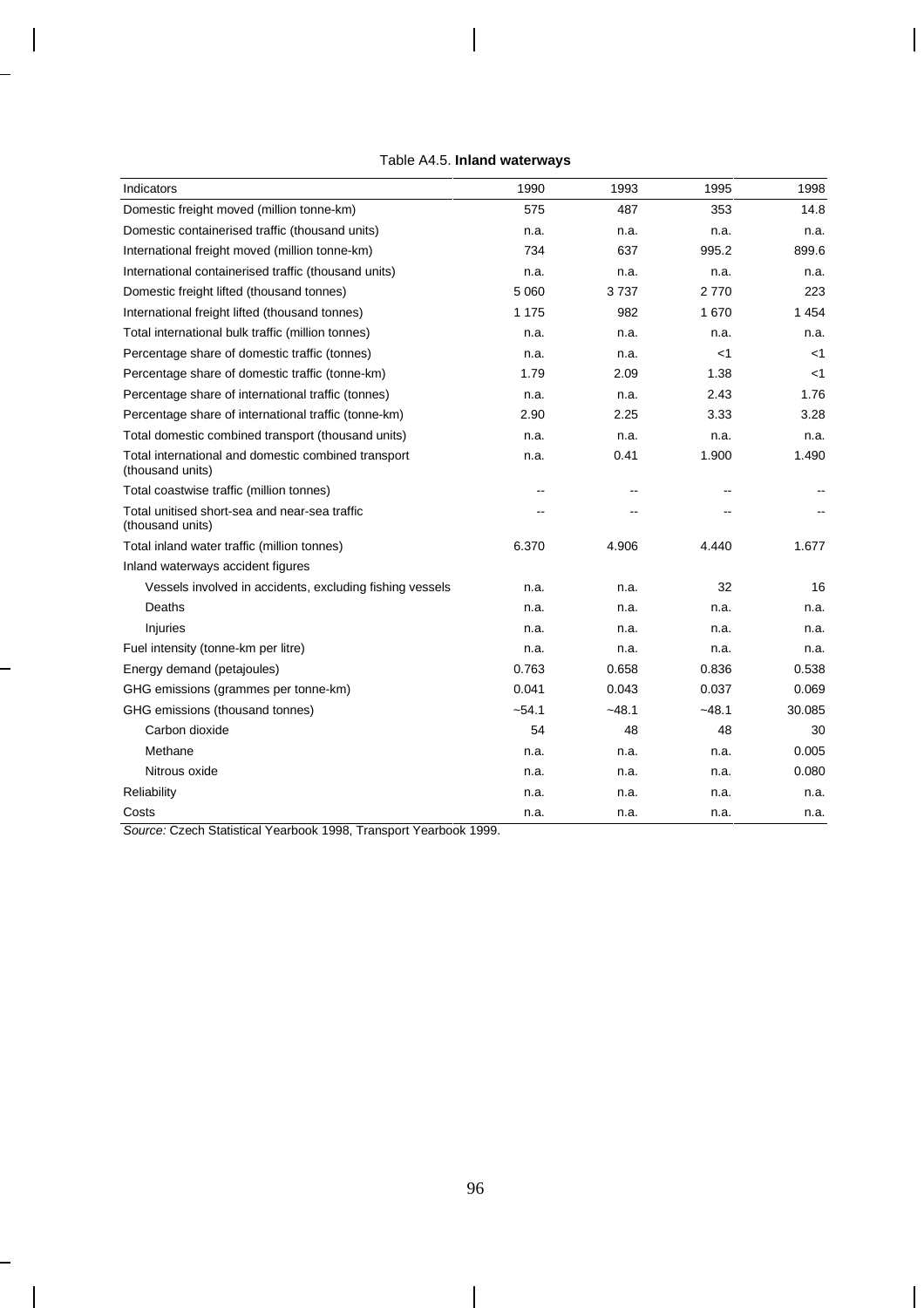Table A4.5. **Inland waterways**

| Indicators | 1990 | 1993 | 1995 | 1998 |
|---|---|---|---|---|
| Domestic freight moved (million tonne-km) | 575 | 487 | 353 | 14.8 |
| Domestic containerised traffic (thousand units) | n.a. | n.a. | n.a. | n.a. |
| International freight moved (million tonne-km) | 734 | 637 | 995.2 | 899.6 |
| International containerised traffic (thousand units) | n.a. | n.a. | n.a. | n.a. |
| Domestic freight lifted (thousand tonnes) | 5 060 | 3 737 | 2 770 | 223 |
| International freight lifted (thousand tonnes) | 1 175 | 982 | 1 670 | 1 454 |
| Total international bulk traffic (million tonnes) | n.a. | n.a. | n.a. | n.a. |
| Percentage share of domestic traffic (tonnes) | n.a. | n.a. | <1 | <1 |
| Percentage share of domestic traffic (tonne-km) | 1.79 | 2.09 | 1.38 | <1 |
| Percentage share of international traffic (tonnes) | n.a. | n.a. | 2.43 | 1.76 |
| Percentage share of international traffic (tonne-km) | 2.90 | 2.25 | 3.33 | 3.28 |
| Total domestic combined transport (thousand units) | n.a. | n.a. | n.a. | n.a. |
| Total international and domestic combined transport (thousand units) | n.a. | 0.41 | 1.900 | 1.490 |
| Total coastwise traffic (million tonnes) | -- | -- | -- | -- |
| Total unitised short-sea and near-sea traffic (thousand units) | -- | -- | -- | -- |
| Total inland water traffic (million tonnes) | 6.370 | 4.906 | 4.440 | 1.677 |
| Inland waterways accident figures | | | | |
| Vessels involved in accidents, excluding fishing vessels | n.a. | n.a. | 32 | 16 |
| Deaths | n.a. | n.a. | n.a. | n.a. |
| Injuries | n.a. | n.a. | n.a. | n.a. |
| Fuel intensity (tonne-km per litre) | n.a. | n.a. | n.a. | n.a. |
| Energy demand (petajoules) | 0.763 | 0.658 | 0.836 | 0.538 |
| GHG emissions (grammes per tonne-km) | 0.041 | 0.043 | 0.037 | 0.069 |
| GHG emissions (thousand tonnes) | ~54.1 | ~48.1 | ~48.1 | 30.085 |
| Carbon dioxide | 54 | 48 | 48 | 30 |
| Methane | n.a. | n.a. | n.a. | 0.005 |
| Nitrous oxide | n.a. | n.a. | n.a. | 0.080 |
| Reliability | n.a. | n.a. | n.a. | n.a. |
| Costs | n.a. | n.a. | n.a. | n.a. |

*Source:* Czech Statistical Yearbook 1998, Transport Yearbook 1999.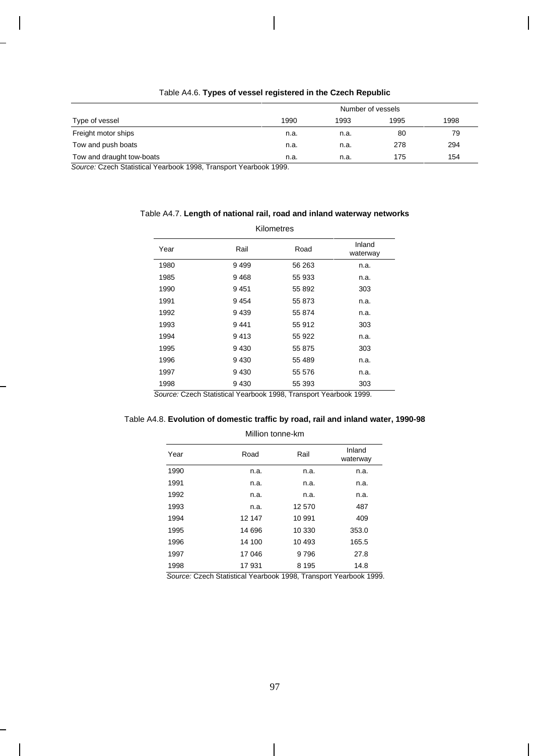Table A4.6. **Types of vessel registered in the Czech Republic**

| Type of vessel | Number of vessels | | | |
|---|---|---|---|---|
| | 1990 | 1993 | 1995 | 1998 |
| Freight motor ships | n.a. | n.a. | 80 | 79 |
| Tow and push boats | n.a. | n.a. | 278 | 294 |
| Tow and draught tow-boats | n.a. | n.a. | 175 | 154 |

*Source:* Czech Statistical Yearbook 1998, Transport Yearbook 1999.

Table A4.7. **Length of national rail, road and inland waterway networks**

Kilometres

| Year | Rail | Road | Inland waterway |
|---|---|---|---|
| 1980 | 9 499 | 56 263 | n.a. |
| 1985 | 9 468 | 55 933 | n.a. |
| 1990 | 9 451 | 55 892 | 303 |
| 1991 | 9 454 | 55 873 | n.a. |
| 1992 | 9 439 | 55 874 | n.a. |
| 1993 | 9 441 | 55 912 | 303 |
| 1994 | 9 413 | 55 922 | n.a. |
| 1995 | 9 430 | 55 875 | 303 |
| 1996 | 9 430 | 55 489 | n.a. |
| 1997 | 9 430 | 55 576 | n.a. |
| 1998 | 9 430 | 55 393 | 303 |

*Source:* Czech Statistical Yearbook 1998, Transport Yearbook 1999.

Table A4.8. **Evolution of domestic traffic by road, rail and inland water, 1990-98**

Million tonne-km

| Year | Road | Rail | Inland waterway |
|---|---|---|---|
| 1990 | n.a. | n.a. | n.a. |
| 1991 | n.a. | n.a. | n.a. |
| 1992 | n.a. | n.a. | n.a. |
| 1993 | n.a. | 12 570 | 487 |
| 1994 | 12 147 | 10 991 | 409 |
| 1995 | 14 696 | 10 330 | 353.0 |
| 1996 | 14 100 | 10 493 | 165.5 |
| 1997 | 17 046 | 9 796 | 27.8 |
| 1998 | 17 931 | 8 195 | 14.8 |

*Source:* Czech Statistical Yearbook 1998, Transport Yearbook 1999.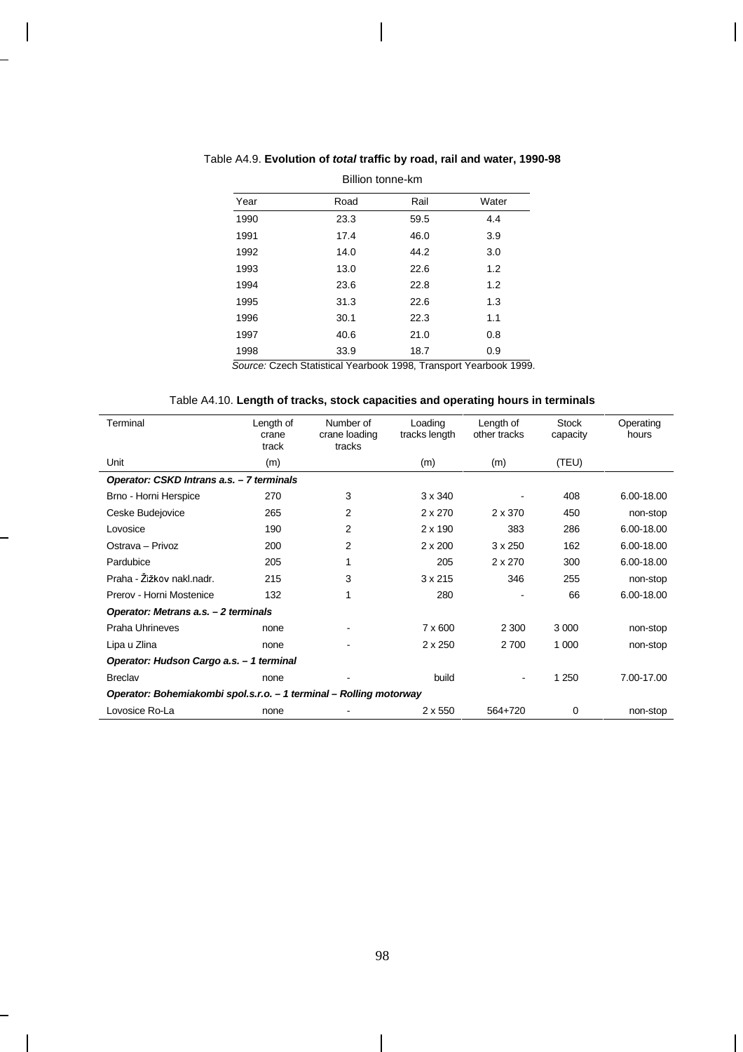Table A4.9. **Evolution of *total* traffic by road, rail and water, 1990-98**

Billion tonne-km

| Year | Road | Rail | Water |
|---|---|---|---|
| 1990 | 23.3 | 59.5 | 4.4 |
| 1991 | 17.4 | 46.0 | 3.9 |
| 1992 | 14.0 | 44.2 | 3.0 |
| 1993 | 13.0 | 22.6 | 1.2 |
| 1994 | 23.6 | 22.8 | 1.2 |
| 1995 | 31.3 | 22.6 | 1.3 |
| 1996 | 30.1 | 22.3 | 1.1 |
| 1997 | 40.6 | 21.0 | 0.8 |
| 1998 | 33.9 | 18.7 | 0.9 |

*Source:* Czech Statistical Yearbook 1998, Transport Yearbook 1999.

Table A4.10. **Length of tracks, stock capacities and operating hours in terminals**

| Terminal | Length of crane track | Number of crane loading tracks | Loading tracks length | Length of other tracks | Stock capacity | Operating hours |
|---|---|---|---|---|---|---|
| Unit | (m) | | (m) | (m) | (TEU) | |
| ***Operator: CSKD Intrans a.s. – 7 terminals*** | | | | | | |
| Brno - Horni Herspice | 270 | 3 | 3 x 340 | - | 408 | 6.00-18.00 |
| Ceske Budejovice | 265 | 2 | 2 x 270 | 2 x 370 | 450 | non-stop |
| Lovosice | 190 | 2 | 2 x 190 | 383 | 286 | 6.00-18.00 |
| Ostrava – Privoz | 200 | 2 | 2 x 200 | 3 x 250 | 162 | 6.00-18.00 |
| Pardubice | 205 | 1 | 205 | 2 x 270 | 300 | 6.00-18.00 |
| Praha - Žižkov nakl.nadr. | 215 | 3 | 3 x 215 | 346 | 255 | non-stop |
| Prerov - Horni Mostenice | 132 | 1 | 280 | - | 66 | 6.00-18.00 |
| ***Operator: Metrans a.s. – 2 terminals*** | | | | | | |
| Praha Uhrineves | none | - | 7 x 600 | 2 300 | 3 000 | non-stop |
| Lipa u Zlina | none | - | 2 x 250 | 2 700 | 1 000 | non-stop |
| ***Operator: Hudson Cargo a.s. – 1 terminal*** | | | | | | |
| Breclav | none | | build | - | 1 250 | 7.00-17.00 |
| ***Operator: Bohemiakombi spol.s.r.o. – 1 terminal – Rolling motorway*** | | | | | | |
| Lovosice Ro-La | none | - | 2 x 550 | 564+720 | 0 | non-stop |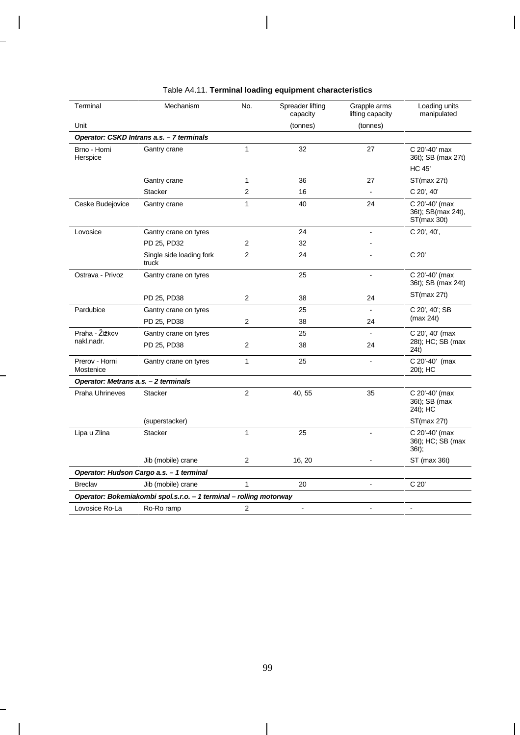Table A4.11. **Terminal loading equipment characteristics**

| Terminal | Mechanism | No. | Spreader lifting capacity | Grapple arms lifting capacity | Loading units manipulated |
|---|---|---|---|---|---|
| Unit | | | (tonnes) | (tonnes) | |
| ***Operator: CSKD Intrans a.s. – 7 terminals*** | | | | | |
| Brno - Horni Herspice | Gantry crane | 1 | 32 | 27 | C 20'-40' max 36t); SB (max 27t) HC 45' |
| | Gantry crane | 1 | 36 | 27 | ST(max 27t) |
| | Stacker | 2 | 16 | - | C 20', 40' |
| Ceske Budejovice | Gantry crane | 1 | 40 | 24 | C 20'-40' (max 36t); SB(max 24t), ST(max 30t) |
| Lovosice | Gantry crane on tyres | | 24 | - | C 20', 40', |
| | PD 25, PD32 | 2 | 32 | - | |
| | Single side loading fork truck | 2 | 24 | - | C 20' |
| Ostrava - Privoz | Gantry crane on tyres | | 25 | - | C 20'-40' (max 36t); SB (max 24t) |
| | PD 25, PD38 | 2 | 38 | 24 | ST(max 27t) |
| Pardubice | Gantry crane on tyres | | 25 | - | C 20', 40'; SB (max 24t) |
| | PD 25, PD38 | 2 | 38 | 24 | |
| Praha - Žižkov nakl.nadr. | Gantry crane on tyres | | 25 | - | C 20', 40' (max 28t); HC; SB (max 24t) |
| | PD 25, PD38 | 2 | 38 | 24 | |
| Prerov - Horni Mostenice | Gantry crane on tyres | 1 | 25 | - | C 20'-40' (max 20t); HC |
| ***Operator: Metrans a.s. – 2 terminals*** | | | | | |
| Praha Uhrineves | Stacker | 2 | 40, 55 | 35 | C 20'-40' (max 36t); SB (max 24t); HC |
| | (superstacker) | | | | ST(max 27t) |
| Lipa u Zlina | Stacker | 1 | 25 | - | C 20'-40' (max 36t); HC; SB (max 36t); |
| | Jib (mobile) crane | 2 | 16, 20 | - | ST (max 36t) |
| ***Operator: Hudson Cargo a.s. – 1 terminal*** | | | | | |
| Breclav | Jib (mobile) crane | 1 | 20 | - | C 20' |
| ***Operator: Bokemiakombi spol.s.r.o. – 1 terminal – rolling motorway*** | | | | | |
| Lovosice Ro-La | Ro-Ro ramp | 2 | - | - | - |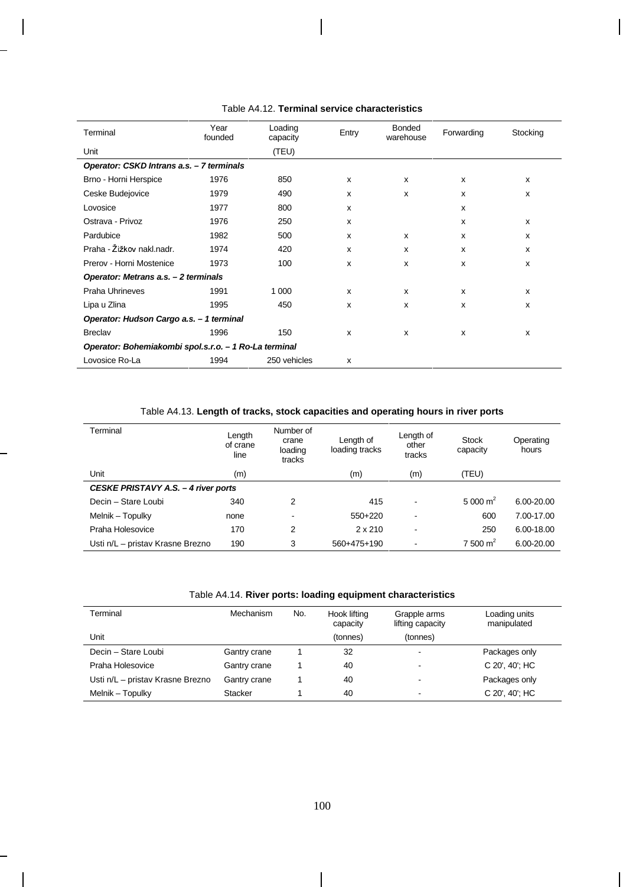Table A4.12. **Terminal service characteristics**

| Terminal | Year founded | Loading capacity | Entry | Bonded warehouse | Forwarding | Stocking |
|---|---|---|---|---|---|---|
| Unit | | (TEU) | | | | |
| ***Operator: CSKD Intrans a.s. – 7 terminals*** | | | | | | |
| Brno - Horni Herspice | 1976 | 850 | x | x | x | x |
| Ceske Budejovice | 1979 | 490 | x | x | x | x |
| Lovosice | 1977 | 800 | x | | x | |
| Ostrava - Privoz | 1976 | 250 | x | | x | x |
| Pardubice | 1982 | 500 | x | x | x | x |
| Praha - Žižkov nakl.nadr. | 1974 | 420 | x | x | x | x |
| Prerov - Horni Mostenice | 1973 | 100 | x | x | x | x |
| ***Operator: Metrans a.s. – 2 terminals*** | | | | | | |
| Praha Uhrineves | 1991 | 1 000 | x | x | x | x |
| Lipa u Zlina | 1995 | 450 | x | x | x | x |
| ***Operator: Hudson Cargo a.s. – 1 terminal*** | | | | | | |
| Breclav | 1996 | 150 | x | x | x | x |
| ***Operator: Bohemiakombi spol.s.r.o. – 1 Ro-La terminal*** | | | | | | |
| Lovosice Ro-La | 1994 | 250 vehicles | x | | | |

Table A4.13. **Length of tracks, stock capacities and operating hours in river ports**

| Terminal | Length of crane line | Number of crane loading tracks | Length of loading tracks | Length of other tracks | Stock capacity | Operating hours |
|---|---|---|---|---|---|---|
| Unit | (m) | | (m) | (m) | (TEU) | |
| ***CESKE PRISTAVY A.S. – 4 river ports*** | | | | | | |
| Decin – Stare Loubi | 340 | 2 | 415 | - | 5 000 m² | 6.00-20.00 |
| Melnik – Topulky | none | - | 550+220 | - | 600 | 7.00-17.00 |
| Praha Holesovice | 170 | 2 | 2 x 210 | - | 250 | 6.00-18.00 |
| Usti n/L – pristav Krasne Brezno | 190 | 3 | 560+475+190 | - | 7 500 m² | 6.00-20.00 |

Table A4.14. **River ports: loading equipment characteristics**

| Terminal | Mechanism | No. | Hook lifting capacity | Grapple arms lifting capacity | Loading units manipulated |
|---|---|---|---|---|---|
| Unit | | | (tonnes) | (tonnes) | |
| Decin – Stare Loubi | Gantry crane | 1 | 32 | - | Packages only |
| Praha Holesovice | Gantry crane | 1 | 40 | - | C 20', 40'; HC |
| Usti n/L – pristav Krasne Brezno | Gantry crane | 1 | 40 | - | Packages only |
| Melnik – Topulky | Stacker | 1 | 40 | - | C 20', 40'; HC |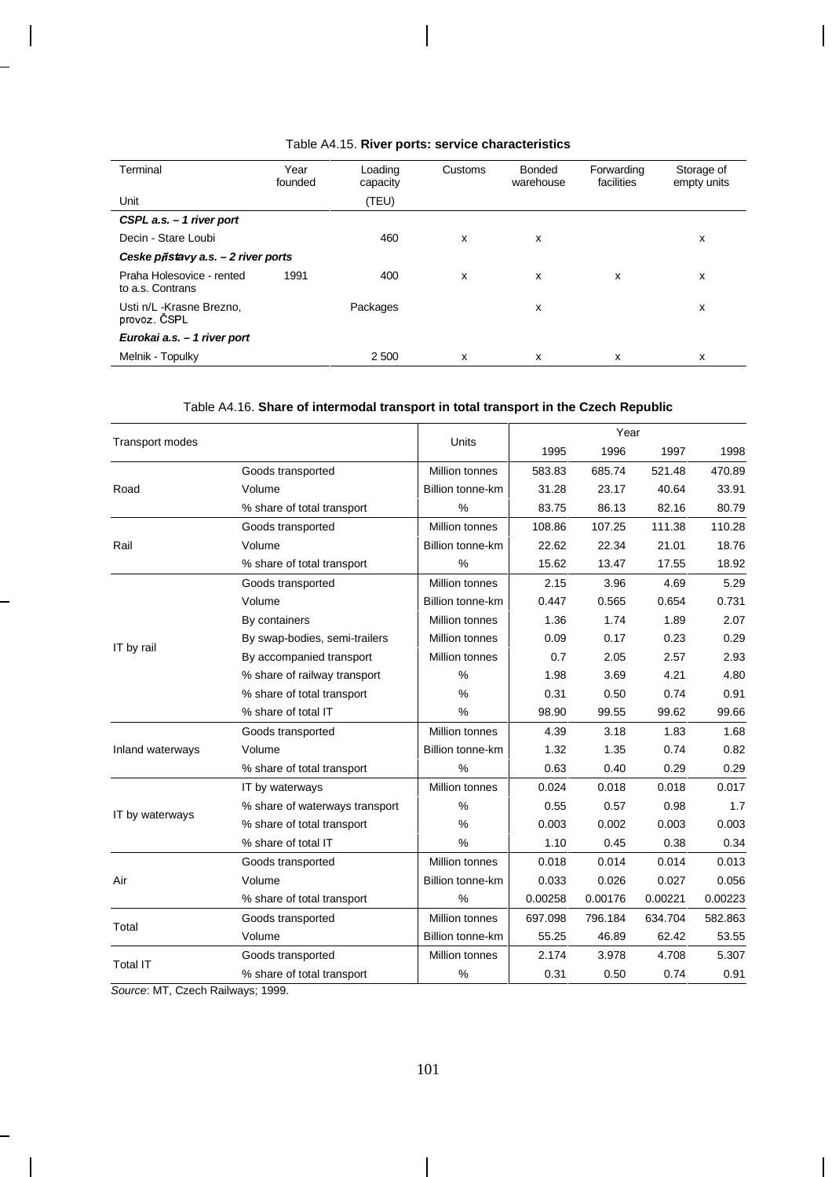Table A4.15. **River ports: service characteristics**

| Terminal | Year founded | Loading capacity | Customs | Bonded warehouse | Forwarding facilities | Storage of empty units |
|---|---|---|---|---|---|---|
| Unit | | (TEU) | | | | |
| ***CSPL a.s. – 1 river port*** | | | | | | |
| Decin - Stare Loubi | | 460 | x | x | | x |
| ***Ceske přístavy a.s. – 2 river ports*** | | | | | | |
| Praha Holesovice - rented to a.s. Contrans | 1991 | 400 | x | x | x | x |
| Usti n/L -Krasne Brezno, provoz. ČSPL | | Packages | | x | | x |
| ***Eurokai a.s. – 1 river port*** | | | | | | |
| Melnik - Topulky | | 2 500 | x | x | x | x |

Table A4.16. **Share of intermodal transport in total transport in the Czech Republic**

| Transport modes | | Units | Year | | | |
|---|---|---|---|---|---|---|
| | | | 1995 | 1996 | 1997 | 1998 |
| Road | Goods transported | Million tonnes | 583.83 | 685.74 | 521.48 | 470.89 |
| | Volume | Billion tonne-km | 31.28 | 23.17 | 40.64 | 33.91 |
| | % share of total transport | % | 83.75 | 86.13 | 82.16 | 80.79 |
| Rail | Goods transported | Million tonnes | 108.86 | 107.25 | 111.38 | 110.28 |
| | Volume | Billion tonne-km | 22.62 | 22.34 | 21.01 | 18.76 |
| | % share of total transport | % | 15.62 | 13.47 | 17.55 | 18.92 |
| IT by rail | Goods transported | Million tonnes | 2.15 | 3.96 | 4.69 | 5.29 |
| | Volume | Billion tonne-km | 0.447 | 0.565 | 0.654 | 0.731 |
| | By containers | Million tonnes | 1.36 | 1.74 | 1.89 | 2.07 |
| | By swap-bodies, semi-trailers | Million tonnes | 0.09 | 0.17 | 0.23 | 0.29 |
| | By accompanied transport | Million tonnes | 0.7 | 2.05 | 2.57 | 2.93 |
| | % share of railway transport | % | 1.98 | 3.69 | 4.21 | 4.80 |
| | % share of total transport | % | 0.31 | 0.50 | 0.74 | 0.91 |
| | % share of total IT | % | 98.90 | 99.55 | 99.62 | 99.66 |
| Inland waterways | Goods transported | Million tonnes | 4.39 | 3.18 | 1.83 | 1.68 |
| | Volume | Billion tonne-km | 1.32 | 1.35 | 0.74 | 0.82 |
| | % share of total transport | % | 0.63 | 0.40 | 0.29 | 0.29 |
| IT by waterways | IT by waterways | Million tonnes | 0.024 | 0.018 | 0.018 | 0.017 |
| | % share of waterways transport | % | 0.55 | 0.57 | 0.98 | 1.7 |
| | % share of total transport | % | 0.003 | 0.002 | 0.003 | 0.003 |
| | % share of total IT | % | 1.10 | 0.45 | 0.38 | 0.34 |
| Air | Goods transported | Million tonnes | 0.018 | 0.014 | 0.014 | 0.013 |
| | Volume | Billion tonne-km | 0.033 | 0.026 | 0.027 | 0.056 |
| | % share of total transport | % | 0.00258 | 0.00176 | 0.00221 | 0.00223 |
| Total | Goods transported | Million tonnes | 697.098 | 796.184 | 634.704 | 582.863 |
| | Volume | Billion tonne-km | 55.25 | 46.89 | 62.42 | 53.55 |
| Total IT | Goods transported | Million tonnes | 2.174 | 3.978 | 4.708 | 5.307 |
| | % share of total transport | % | 0.31 | 0.50 | 0.74 | 0.91 |

*Source*: MT, Czech Railways; 1999.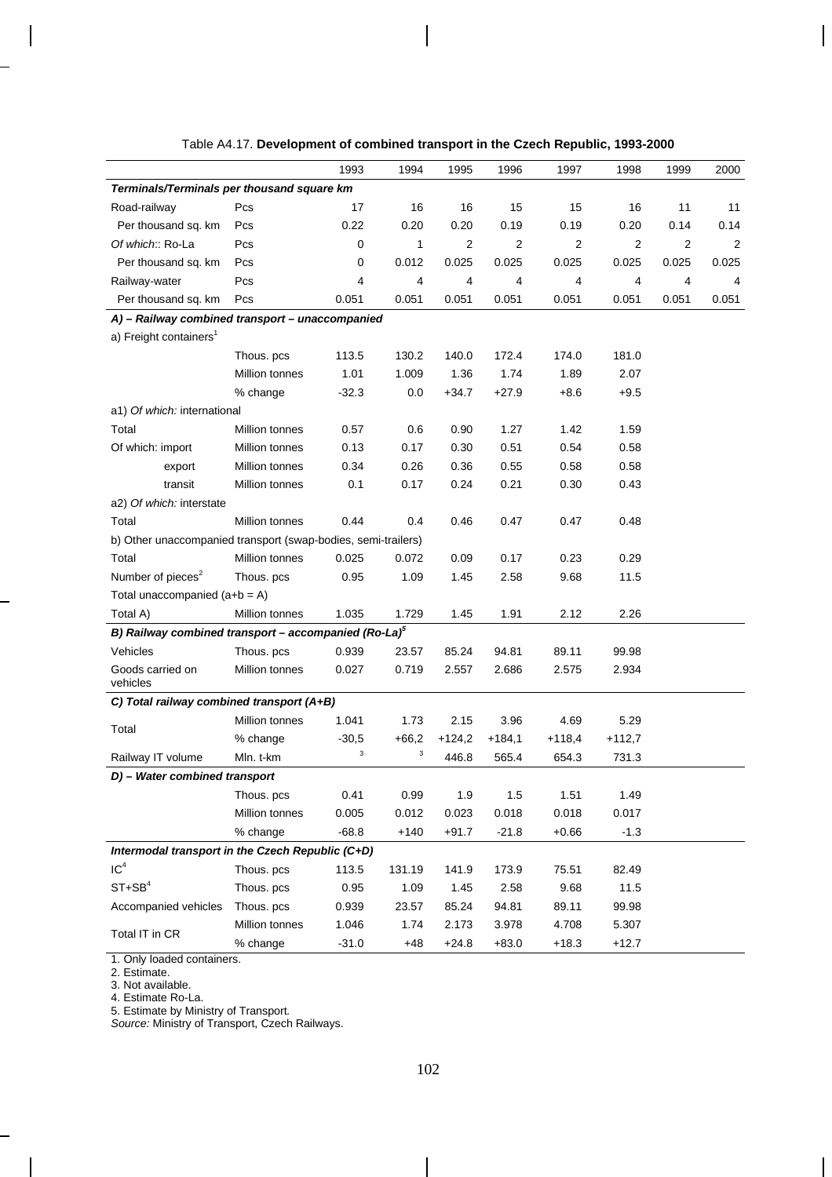Table A4.17. **Development of combined transport in the Czech Republic, 1993-2000**

| | | 1993 | 1994 | 1995 | 1996 | 1997 | 1998 | 1999 | 2000 |
|---|---|---|---|---|---|---|---|---|---|
| ***Terminals/Terminals per thousand square km*** | | | | | | | | | |
| Road-railway | Pcs | 17 | 16 | 16 | 15 | 15 | 16 | 11 | 11 |
| Per thousand sq. km | Pcs | 0.22 | 0.20 | 0.20 | 0.19 | 0.19 | 0.20 | 0.14 | 0.14 |
| *Of which*:: Ro-La | Pcs | 0 | 1 | 2 | 2 | 2 | 2 | 2 | 2 |
| Per thousand sq. km | Pcs | 0 | 0.012 | 0.025 | 0.025 | 0.025 | 0.025 | 0.025 | 0.025 |
| Railway-water | Pcs | 4 | 4 | 4 | 4 | 4 | 4 | 4 | 4 |
| Per thousand sq. km | Pcs | 0.051 | 0.051 | 0.051 | 0.051 | 0.051 | 0.051 | 0.051 | 0.051 |
| ***A) – Railway combined transport – unaccompanied*** | | | | | | | | | |
| a) Freight containers[1] | | | | | | | | | |
| | Thous. pcs | 113.5 | 130.2 | 140.0 | 172.4 | 174.0 | 181.0 | | |
| | Million tonnes | 1.01 | 1.009 | 1.36 | 1.74 | 1.89 | 2.07 | | |
| | % change | -32.3 | 0.0 | +34.7 | +27.9 | +8.6 | +9.5 | | |
| a1) *Of which:* international | | | | | | | | | |
| Total | Million tonnes | 0.57 | 0.6 | 0.90 | 1.27 | 1.42 | 1.59 | | |
| Of which: import | Million tonnes | 0.13 | 0.17 | 0.30 | 0.51 | 0.54 | 0.58 | | |
| export | Million tonnes | 0.34 | 0.26 | 0.36 | 0.55 | 0.58 | 0.58 | | |
| transit | Million tonnes | 0.1 | 0.17 | 0.24 | 0.21 | 0.30 | 0.43 | | |
| a2) *Of which:* interstate | | | | | | | | | |
| Total | Million tonnes | 0.44 | 0.4 | 0.46 | 0.47 | 0.47 | 0.48 | | |
| b) Other unaccompanied transport (swap-bodies, semi-trailers) | | | | | | | | | |
| Total | Million tonnes | 0.025 | 0.072 | 0.09 | 0.17 | 0.23 | 0.29 | | |
| Number of pieces[2] | Thous. pcs | 0.95 | 1.09 | 1.45 | 2.58 | 9.68 | 11.5 | | |
| Total unaccompanied (a+b = A) | | | | | | | | | |
| Total A) | Million tonnes | 1.035 | 1.729 | 1.45 | 1.91 | 2.12 | 2.26 | | |
| ***B) Railway combined transport – accompanied (Ro-La)[5]*** | | | | | | | | | |
| Vehicles | Thous. pcs | 0.939 | 23.57 | 85.24 | 94.81 | 89.11 | 99.98 | | |
| Goods carried on vehicles | Million tonnes | 0.027 | 0.719 | 2.557 | 2.686 | 2.575 | 2.934 | | |
| ***C) Total railway combined transport (A+B)*** | | | | | | | | | |
| Total | Million tonnes | 1.041 | 1.73 | 2.15 | 3.96 | 4.69 | 5.29 | | |
| | % change | -30,5 | +66,2 | +124,2 | +184,1 | +118,4 | +112,7 | | |
| Railway IT volume | Mln. t-km | [3] | [3] | 446.8 | 565.4 | 654.3 | 731.3 | | |
| ***D) – Water combined transport*** | | | | | | | | | |
| | Thous. pcs | 0.41 | 0.99 | 1.9 | 1.5 | 1.51 | 1.49 | | |
| | Million tonnes | 0.005 | 0.012 | 0.023 | 0.018 | 0.018 | 0.017 | | |
| | % change | -68.8 | +140 | +91.7 | -21.8 | +0.66 | -1.3 | | |
| ***Intermodal transport in the Czech Republic (C+D)*** | | | | | | | | | |
| IC[4] | Thous. pcs | 113.5 | 131.19 | 141.9 | 173.9 | 75.51 | 82.49 | | |
| ST+SB[4] | Thous. pcs | 0.95 | 1.09 | 1.45 | 2.58 | 9.68 | 11.5 | | |
| Accompanied vehicles | Thous. pcs | 0.939 | 23.57 | 85.24 | 94.81 | 89.11 | 99.98 | | |
| Total IT in CR | Million tonnes | 1.046 | 1.74 | 2.173 | 3.978 | 4.708 | 5.307 | | |
| | % change | -31.0 | +48 | +24.8 | +83.0 | +18.3 | +12.7 | | |

1. Only loaded containers.
2. Estimate.
3. Not available.
4. Estimate Ro-La.
5. Estimate by Ministry of Transport.

*Source:* Ministry of Transport, Czech Railways.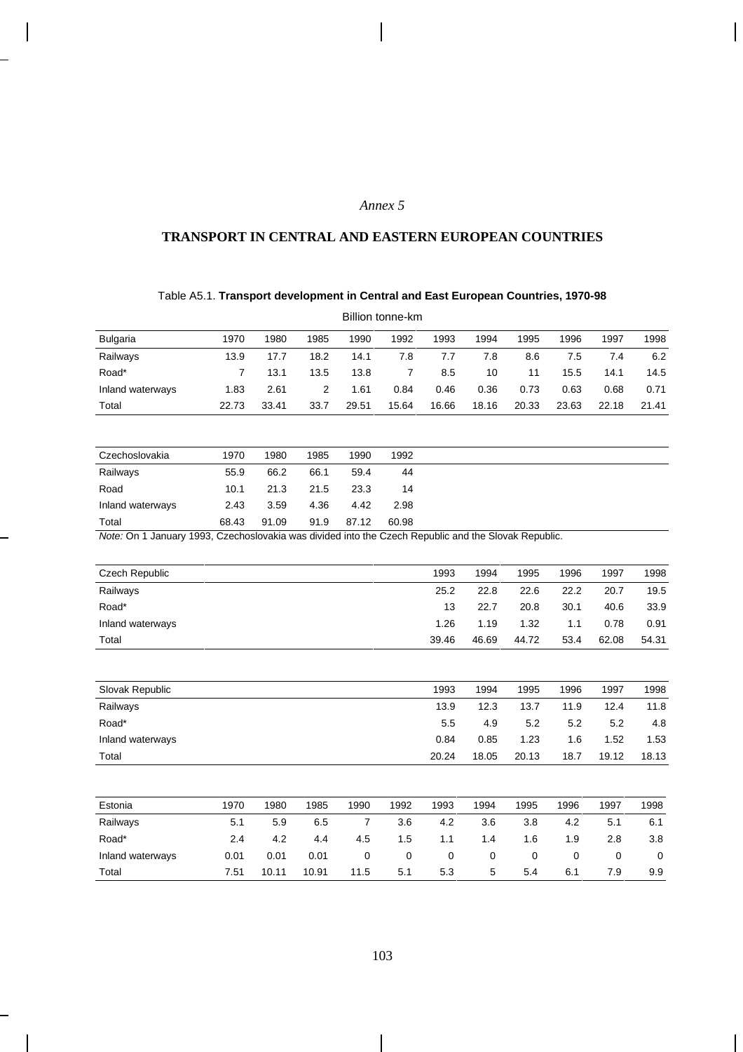*Annex 5*

# TRANSPORT IN CENTRAL AND EASTERN EUROPEAN COUNTRIES

Table A5.1. **Transport development in Central and East European Countries, 1970-98**

Billion tonne-km

| Bulgaria | 1970 | 1980 | 1985 | 1990 | 1992 | 1993 | 1994 | 1995 | 1996 | 1997 | 1998 |
|---|---|---|---|---|---|---|---|---|---|---|---|
| Railways | 13.9 | 17.7 | 18.2 | 14.1 | 7.8 | 7.7 | 7.8 | 8.6 | 7.5 | 7.4 | 6.2 |
| Road* | 7 | 13.1 | 13.5 | 13.8 | 7 | 8.5 | 10 | 11 | 15.5 | 14.1 | 14.5 |
| Inland waterways | 1.83 | 2.61 | 2 | 1.61 | 0.84 | 0.46 | 0.36 | 0.73 | 0.63 | 0.68 | 0.71 |
| Total | 22.73 | 33.41 | 33.7 | 29.51 | 15.64 | 16.66 | 18.16 | 20.33 | 23.63 | 22.18 | 21.41 |

| Czechoslovakia | 1970 | 1980 | 1985 | 1990 | 1992 |
|---|---|---|---|---|---|
| Railways | 55.9 | 66.2 | 66.1 | 59.4 | 44 |
| Road | 10.1 | 21.3 | 21.5 | 23.3 | 14 |
| Inland waterways | 2.43 | 3.59 | 4.36 | 4.42 | 2.98 |
| Total | 68.43 | 91.09 | 91.9 | 87.12 | 60.98 |

*Note:* On 1 January 1993, Czechoslovakia was divided into the Czech Republic and the Slovak Republic.

| Czech Republic | 1993 | 1994 | 1995 | 1996 | 1997 | 1998 |
|---|---|---|---|---|---|---|
| Railways | 25.2 | 22.8 | 22.6 | 22.2 | 20.7 | 19.5 |
| Road* | 13 | 22.7 | 20.8 | 30.1 | 40.6 | 33.9 |
| Inland waterways | 1.26 | 1.19 | 1.32 | 1.1 | 0.78 | 0.91 |
| Total | 39.46 | 46.69 | 44.72 | 53.4 | 62.08 | 54.31 |

| Slovak Republic | 1993 | 1994 | 1995 | 1996 | 1997 | 1998 |
|---|---|---|---|---|---|---|
| Railways | 13.9 | 12.3 | 13.7 | 11.9 | 12.4 | 11.8 |
| Road* | 5.5 | 4.9 | 5.2 | 5.2 | 5.2 | 4.8 |
| Inland waterways | 0.84 | 0.85 | 1.23 | 1.6 | 1.52 | 1.53 |
| Total | 20.24 | 18.05 | 20.13 | 18.7 | 19.12 | 18.13 |

| Estonia | 1970 | 1980 | 1985 | 1990 | 1992 | 1993 | 1994 | 1995 | 1996 | 1997 | 1998 |
|---|---|---|---|---|---|---|---|---|---|---|---|
| Railways | 5.1 | 5.9 | 6.5 | 7 | 3.6 | 4.2 | 3.6 | 3.8 | 4.2 | 5.1 | 6.1 |
| Road* | 2.4 | 4.2 | 4.4 | 4.5 | 1.5 | 1.1 | 1.4 | 1.6 | 1.9 | 2.8 | 3.8 |
| Inland waterways | 0.01 | 0.01 | 0.01 | 0 | 0 | 0 | 0 | 0 | 0 | 0 | 0 |
| Total | 7.51 | 10.11 | 10.91 | 11.5 | 5.1 | 5.3 | 5 | 5.4 | 6.1 | 7.9 | 9.9 |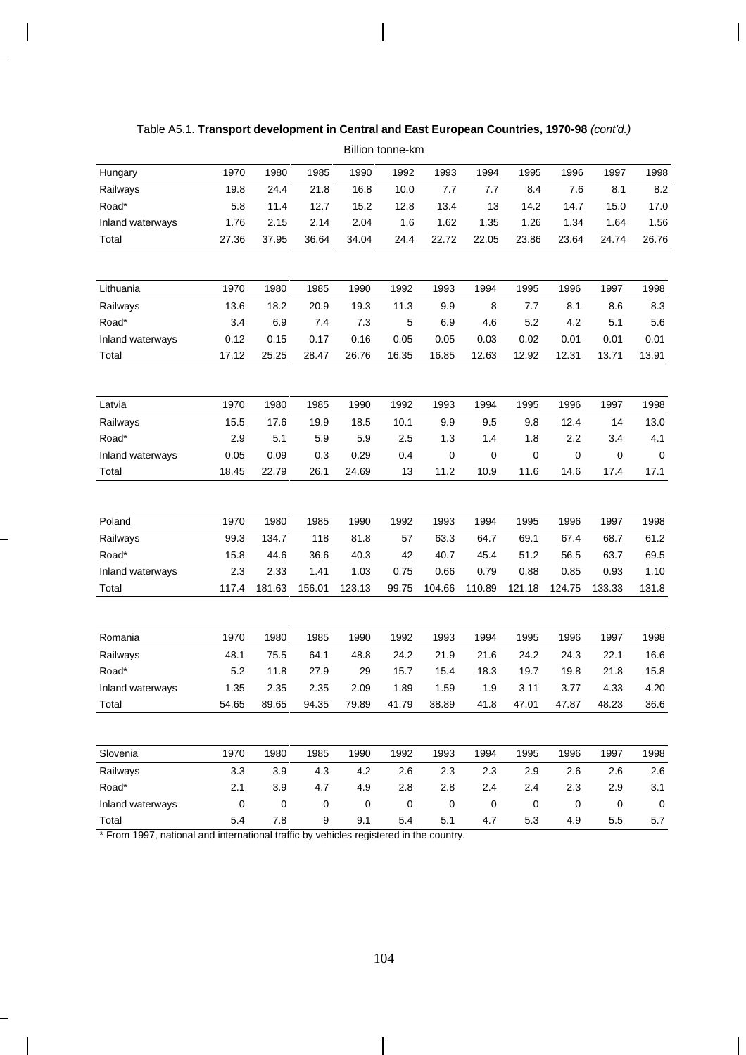Table A5.1. **Transport development in Central and East European Countries, 1970-98** *(cont'd.)*

Billion tonne-km

| Hungary | 1970 | 1980 | 1985 | 1990 | 1992 | 1993 | 1994 | 1995 | 1996 | 1997 | 1998 |
|---|---|---|---|---|---|---|---|---|---|---|---|
| Railways | 19.8 | 24.4 | 21.8 | 16.8 | 10.0 | 7.7 | 7.7 | 8.4 | 7.6 | 8.1 | 8.2 |
| Road* | 5.8 | 11.4 | 12.7 | 15.2 | 12.8 | 13.4 | 13 | 14.2 | 14.7 | 15.0 | 17.0 |
| Inland waterways | 1.76 | 2.15 | 2.14 | 2.04 | 1.6 | 1.62 | 1.35 | 1.26 | 1.34 | 1.64 | 1.56 |
| Total | 27.36 | 37.95 | 36.64 | 34.04 | 24.4 | 22.72 | 22.05 | 23.86 | 23.64 | 24.74 | 26.76 |

| Lithuania | 1970 | 1980 | 1985 | 1990 | 1992 | 1993 | 1994 | 1995 | 1996 | 1997 | 1998 |
|---|---|---|---|---|---|---|---|---|---|---|---|
| Railways | 13.6 | 18.2 | 20.9 | 19.3 | 11.3 | 9.9 | 8 | 7.7 | 8.1 | 8.6 | 8.3 |
| Road* | 3.4 | 6.9 | 7.4 | 7.3 | 5 | 6.9 | 4.6 | 5.2 | 4.2 | 5.1 | 5.6 |
| Inland waterways | 0.12 | 0.15 | 0.17 | 0.16 | 0.05 | 0.05 | 0.03 | 0.02 | 0.01 | 0.01 | 0.01 |
| Total | 17.12 | 25.25 | 28.47 | 26.76 | 16.35 | 16.85 | 12.63 | 12.92 | 12.31 | 13.71 | 13.91 |

| Latvia | 1970 | 1980 | 1985 | 1990 | 1992 | 1993 | 1994 | 1995 | 1996 | 1997 | 1998 |
|---|---|---|---|---|---|---|---|---|---|---|---|
| Railways | 15.5 | 17.6 | 19.9 | 18.5 | 10.1 | 9.9 | 9.5 | 9.8 | 12.4 | 14 | 13.0 |
| Road* | 2.9 | 5.1 | 5.9 | 5.9 | 2.5 | 1.3 | 1.4 | 1.8 | 2.2 | 3.4 | 4.1 |
| Inland waterways | 0.05 | 0.09 | 0.3 | 0.29 | 0.4 | 0 | 0 | 0 | 0 | 0 | 0 |
| Total | 18.45 | 22.79 | 26.1 | 24.69 | 13 | 11.2 | 10.9 | 11.6 | 14.6 | 17.4 | 17.1 |

| Poland | 1970 | 1980 | 1985 | 1990 | 1992 | 1993 | 1994 | 1995 | 1996 | 1997 | 1998 |
|---|---|---|---|---|---|---|---|---|---|---|---|
| Railways | 99.3 | 134.7 | 118 | 81.8 | 57 | 63.3 | 64.7 | 69.1 | 67.4 | 68.7 | 61.2 |
| Road* | 15.8 | 44.6 | 36.6 | 40.3 | 42 | 40.7 | 45.4 | 51.2 | 56.5 | 63.7 | 69.5 |
| Inland waterways | 2.3 | 2.33 | 1.41 | 1.03 | 0.75 | 0.66 | 0.79 | 0.88 | 0.85 | 0.93 | 1.10 |
| Total | 117.4 | 181.63 | 156.01 | 123.13 | 99.75 | 104.66 | 110.89 | 121.18 | 124.75 | 133.33 | 131.8 |

| Romania | 1970 | 1980 | 1985 | 1990 | 1992 | 1993 | 1994 | 1995 | 1996 | 1997 | 1998 |
|---|---|---|---|---|---|---|---|---|---|---|---|
| Railways | 48.1 | 75.5 | 64.1 | 48.8 | 24.2 | 21.9 | 21.6 | 24.2 | 24.3 | 22.1 | 16.6 |
| Road* | 5.2 | 11.8 | 27.9 | 29 | 15.7 | 15.4 | 18.3 | 19.7 | 19.8 | 21.8 | 15.8 |
| Inland waterways | 1.35 | 2.35 | 2.35 | 2.09 | 1.89 | 1.59 | 1.9 | 3.11 | 3.77 | 4.33 | 4.20 |
| Total | 54.65 | 89.65 | 94.35 | 79.89 | 41.79 | 38.89 | 41.8 | 47.01 | 47.87 | 48.23 | 36.6 |

| Slovenia | 1970 | 1980 | 1985 | 1990 | 1992 | 1993 | 1994 | 1995 | 1996 | 1997 | 1998 |
|---|---|---|---|---|---|---|---|---|---|---|---|
| Railways | 3.3 | 3.9 | 4.3 | 4.2 | 2.6 | 2.3 | 2.3 | 2.9 | 2.6 | 2.6 | 2.6 |
| Road* | 2.1 | 3.9 | 4.7 | 4.9 | 2.8 | 2.8 | 2.4 | 2.4 | 2.3 | 2.9 | 3.1 |
| Inland waterways | 0 | 0 | 0 | 0 | 0 | 0 | 0 | 0 | 0 | 0 | 0 |
| Total | 5.4 | 7.8 | 9 | 9.1 | 5.4 | 5.1 | 4.7 | 5.3 | 4.9 | 5.5 | 5.7 |

* From 1997, national and international traffic by vehicles registered in the country.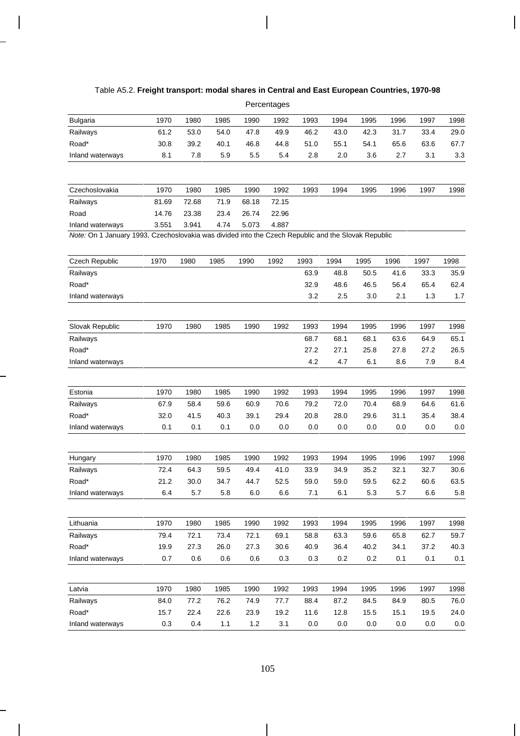Table A5.2. **Freight transport: modal shares in Central and East European Countries, 1970-98**

Percentages

| Bulgaria | 1970 | 1980 | 1985 | 1990 | 1992 | 1993 | 1994 | 1995 | 1996 | 1997 | 1998 |
|---|---|---|---|---|---|---|---|---|---|---|---|
| Railways | 61.2 | 53.0 | 54.0 | 47.8 | 49.9 | 46.2 | 43.0 | 42.3 | 31.7 | 33.4 | 29.0 |
| Road* | 30.8 | 39.2 | 40.1 | 46.8 | 44.8 | 51.0 | 55.1 | 54.1 | 65.6 | 63.6 | 67.7 |
| Inland waterways | 8.1 | 7.8 | 5.9 | 5.5 | 5.4 | 2.8 | 2.0 | 3.6 | 2.7 | 3.1 | 3.3 |

| Czechoslovakia | 1970 | 1980 | 1985 | 1990 | 1992 | 1993 | 1994 | 1995 | 1996 | 1997 | 1998 |
|---|---|---|---|---|---|---|---|---|---|---|---|
| Railways | 81.69 | 72.68 | 71.9 | 68.18 | 72.15 | | | | | | |
| Road | 14.76 | 23.38 | 23.4 | 26.74 | 22.96 | | | | | | |
| Inland waterways | 3.551 | 3.941 | 4.74 | 5.073 | 4.887 | | | | | | |

*Note:* On 1 January 1993, Czechoslovakia was divided into the Czech Republic and the Slovak Republic

| Czech Republic | 1970 | 1980 | 1985 | 1990 | 1992 | 1993 | 1994 | 1995 | 1996 | 1997 | 1998 |
|---|---|---|---|---|---|---|---|---|---|---|---|
| Railways | | | | | | 63.9 | 48.8 | 50.5 | 41.6 | 33.3 | 35.9 |
| Road* | | | | | | 32.9 | 48.6 | 46.5 | 56.4 | 65.4 | 62.4 |
| Inland waterways | | | | | | 3.2 | 2.5 | 3.0 | 2.1 | 1.3 | 1.7 |

| Slovak Republic | 1970 | 1980 | 1985 | 1990 | 1992 | 1993 | 1994 | 1995 | 1996 | 1997 | 1998 |
|---|---|---|---|---|---|---|---|---|---|---|---|
| Railways | | | | | | 68.7 | 68.1 | 68.1 | 63.6 | 64.9 | 65.1 |
| Road* | | | | | | 27.2 | 27.1 | 25.8 | 27.8 | 27.2 | 26.5 |
| Inland waterways | | | | | | 4.2 | 4.7 | 6.1 | 8.6 | 7.9 | 8.4 |

| Estonia | 1970 | 1980 | 1985 | 1990 | 1992 | 1993 | 1994 | 1995 | 1996 | 1997 | 1998 |
|---|---|---|---|---|---|---|---|---|---|---|---|
| Railways | 67.9 | 58.4 | 59.6 | 60.9 | 70.6 | 79.2 | 72.0 | 70.4 | 68.9 | 64.6 | 61.6 |
| Road* | 32.0 | 41.5 | 40.3 | 39.1 | 29.4 | 20.8 | 28.0 | 29.6 | 31.1 | 35.4 | 38.4 |
| Inland waterways | 0.1 | 0.1 | 0.1 | 0.0 | 0.0 | 0.0 | 0.0 | 0.0 | 0.0 | 0.0 | 0.0 |

| Hungary | 1970 | 1980 | 1985 | 1990 | 1992 | 1993 | 1994 | 1995 | 1996 | 1997 | 1998 |
|---|---|---|---|---|---|---|---|---|---|---|---|
| Railways | 72.4 | 64.3 | 59.5 | 49.4 | 41.0 | 33.9 | 34.9 | 35.2 | 32.1 | 32.7 | 30.6 |
| Road* | 21.2 | 30.0 | 34.7 | 44.7 | 52.5 | 59.0 | 59.0 | 59.5 | 62.2 | 60.6 | 63.5 |
| Inland waterways | 6.4 | 5.7 | 5.8 | 6.0 | 6.6 | 7.1 | 6.1 | 5.3 | 5.7 | 6.6 | 5.8 |

| Lithuania | 1970 | 1980 | 1985 | 1990 | 1992 | 1993 | 1994 | 1995 | 1996 | 1997 | 1998 |
|---|---|---|---|---|---|---|---|---|---|---|---|
| Railways | 79.4 | 72.1 | 73.4 | 72.1 | 69.1 | 58.8 | 63.3 | 59.6 | 65.8 | 62.7 | 59.7 |
| Road* | 19.9 | 27.3 | 26.0 | 27.3 | 30.6 | 40.9 | 36.4 | 40.2 | 34.1 | 37.2 | 40.3 |
| Inland waterways | 0.7 | 0.6 | 0.6 | 0.6 | 0.3 | 0.3 | 0.2 | 0.2 | 0.1 | 0.1 | 0.1 |

| Latvia | 1970 | 1980 | 1985 | 1990 | 1992 | 1993 | 1994 | 1995 | 1996 | 1997 | 1998 |
|---|---|---|---|---|---|---|---|---|---|---|---|
| Railways | 84.0 | 77.2 | 76.2 | 74.9 | 77.7 | 88.4 | 87.2 | 84.5 | 84.9 | 80.5 | 76.0 |
| Road* | 15.7 | 22.4 | 22.6 | 23.9 | 19.2 | 11.6 | 12.8 | 15.5 | 15.1 | 19.5 | 24.0 |
| Inland waterways | 0.3 | 0.4 | 1.1 | 1.2 | 3.1 | 0.0 | 0.0 | 0.0 | 0.0 | 0.0 | 0.0 |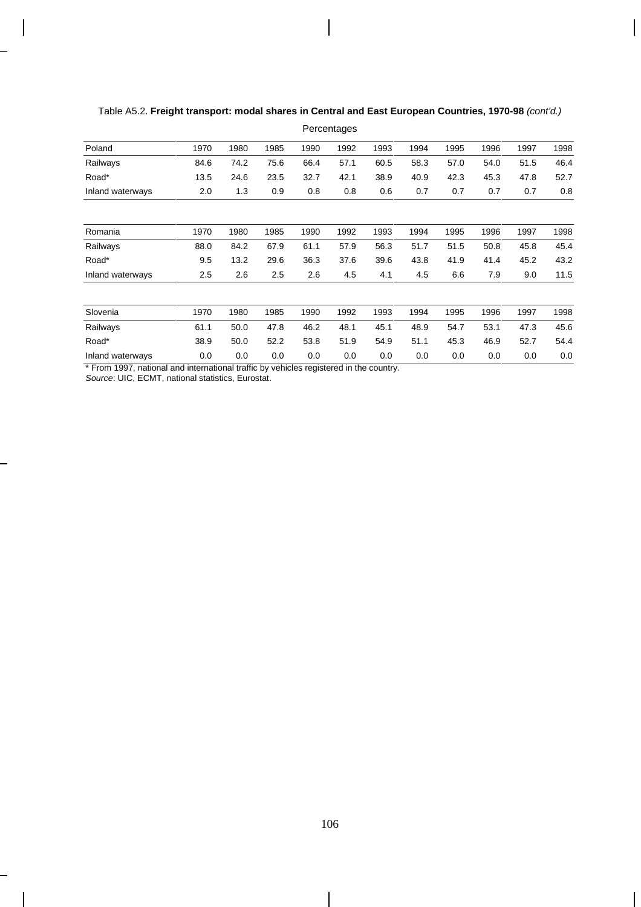Table A5.2. **Freight transport: modal shares in Central and East European Countries, 1970-98** *(cont'd.)*

Percentages

| Poland | 1970 | 1980 | 1985 | 1990 | 1992 | 1993 | 1994 | 1995 | 1996 | 1997 | 1998 |
|---|---|---|---|---|---|---|---|---|---|---|---|
| Railways | 84.6 | 74.2 | 75.6 | 66.4 | 57.1 | 60.5 | 58.3 | 57.0 | 54.0 | 51.5 | 46.4 |
| Road* | 13.5 | 24.6 | 23.5 | 32.7 | 42.1 | 38.9 | 40.9 | 42.3 | 45.3 | 47.8 | 52.7 |
| Inland waterways | 2.0 | 1.3 | 0.9 | 0.8 | 0.8 | 0.6 | 0.7 | 0.7 | 0.7 | 0.7 | 0.8 |

| Romania | 1970 | 1980 | 1985 | 1990 | 1992 | 1993 | 1994 | 1995 | 1996 | 1997 | 1998 |
|---|---|---|---|---|---|---|---|---|---|---|---|
| Railways | 88.0 | 84.2 | 67.9 | 61.1 | 57.9 | 56.3 | 51.7 | 51.5 | 50.8 | 45.8 | 45.4 |
| Road* | 9.5 | 13.2 | 29.6 | 36.3 | 37.6 | 39.6 | 43.8 | 41.9 | 41.4 | 45.2 | 43.2 |
| Inland waterways | 2.5 | 2.6 | 2.5 | 2.6 | 4.5 | 4.1 | 4.5 | 6.6 | 7.9 | 9.0 | 11.5 |

| Slovenia | 1970 | 1980 | 1985 | 1990 | 1992 | 1993 | 1994 | 1995 | 1996 | 1997 | 1998 |
|---|---|---|---|---|---|---|---|---|---|---|---|
| Railways | 61.1 | 50.0 | 47.8 | 46.2 | 48.1 | 45.1 | 48.9 | 54.7 | 53.1 | 47.3 | 45.6 |
| Road* | 38.9 | 50.0 | 52.2 | 53.8 | 51.9 | 54.9 | 51.1 | 45.3 | 46.9 | 52.7 | 54.4 |
| Inland waterways | 0.0 | 0.0 | 0.0 | 0.0 | 0.0 | 0.0 | 0.0 | 0.0 | 0.0 | 0.0 | 0.0 |

* From 1997, national and international traffic by vehicles registered in the country.

*Source*: UIC, ECMT, national statistics, Eurostat.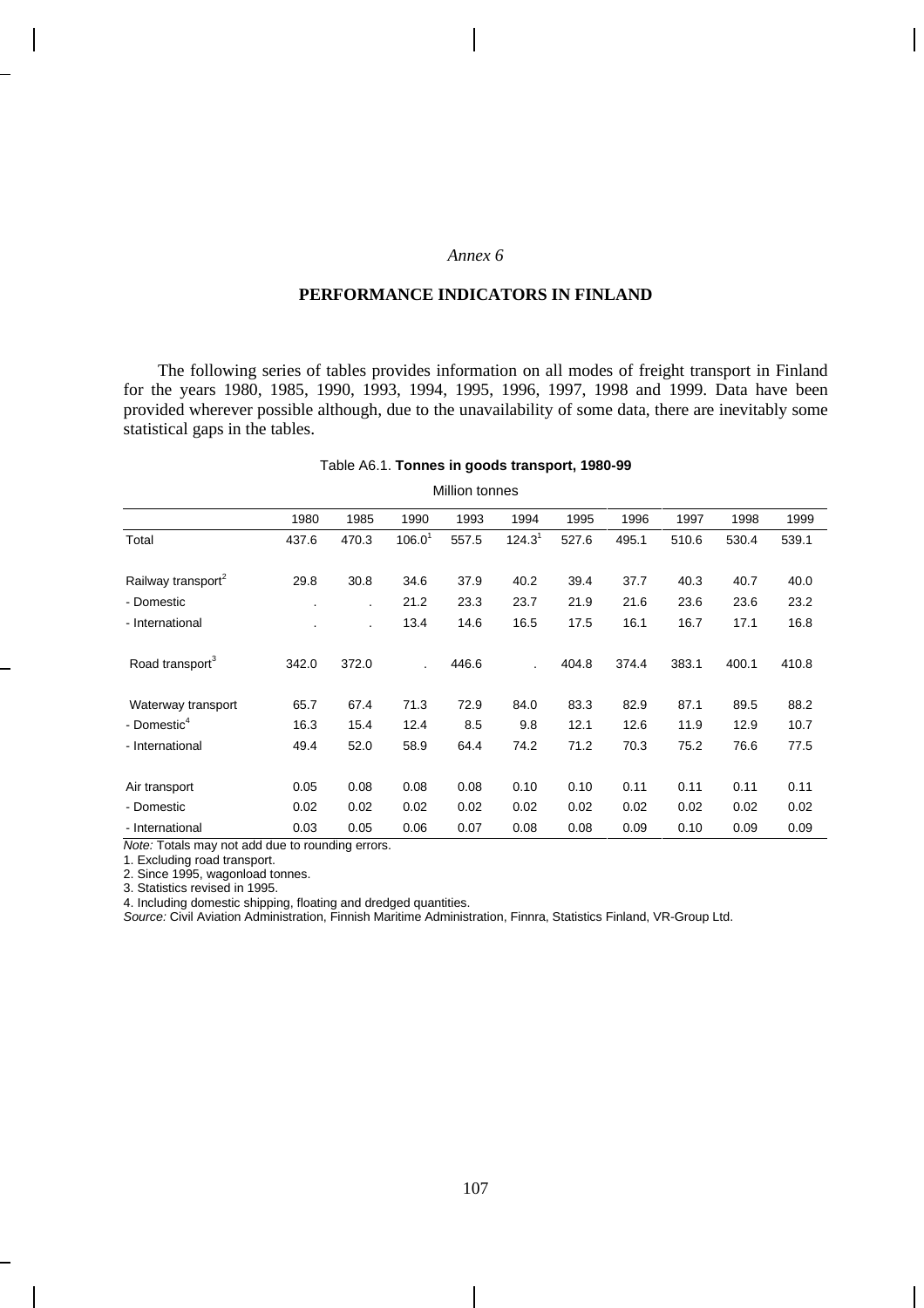*Annex 6*

# PERFORMANCE INDICATORS IN FINLAND

The following series of tables provides information on all modes of freight transport in Finland for the years 1980, 1985, 1990, 1993, 1994, 1995, 1996, 1997, 1998 and 1999. Data have been provided wherever possible although, due to the unavailability of some data, there are inevitably some statistical gaps in the tables.

Table A6.1. **Tonnes in goods transport, 1980-99**

Million tonnes

| | 1980 | 1985 | 1990 | 1993 | 1994 | 1995 | 1996 | 1997 | 1998 | 1999 |
|---|---|---|---|---|---|---|---|---|---|---|
| Total | 437.6 | 470.3 | 106.0[1] | 557.5 | 124.3[1] | 527.6 | 495.1 | 510.6 | 530.4 | 539.1 |
| Railway transport[2] | 29.8 | 30.8 | 34.6 | 37.9 | 40.2 | 39.4 | 37.7 | 40.3 | 40.7 | 40.0 |
| - Domestic | . | . | 21.2 | 23.3 | 23.7 | 21.9 | 21.6 | 23.6 | 23.6 | 23.2 |
| - International | . | . | 13.4 | 14.6 | 16.5 | 17.5 | 16.1 | 16.7 | 17.1 | 16.8 |
| Road transport[3] | 342.0 | 372.0 | . | 446.6 | . | 404.8 | 374.4 | 383.1 | 400.1 | 410.8 |
| Waterway transport | 65.7 | 67.4 | 71.3 | 72.9 | 84.0 | 83.3 | 82.9 | 87.1 | 89.5 | 88.2 |
| - Domestic[4] | 16.3 | 15.4 | 12.4 | 8.5 | 9.8 | 12.1 | 12.6 | 11.9 | 12.9 | 10.7 |
| - International | 49.4 | 52.0 | 58.9 | 64.4 | 74.2 | 71.2 | 70.3 | 75.2 | 76.6 | 77.5 |
| Air transport | 0.05 | 0.08 | 0.08 | 0.08 | 0.10 | 0.10 | 0.11 | 0.11 | 0.11 | 0.11 |
| - Domestic | 0.02 | 0.02 | 0.02 | 0.02 | 0.02 | 0.02 | 0.02 | 0.02 | 0.02 | 0.02 |
| - International | 0.03 | 0.05 | 0.06 | 0.07 | 0.08 | 0.08 | 0.09 | 0.10 | 0.09 | 0.09 |

*Note:* Totals may not add due to rounding errors.

1. Excluding road transport.
2. Since 1995, wagonload tonnes.
3. Statistics revised in 1995.
4. Including domestic shipping, floating and dredged quantities.

*Source:* Civil Aviation Administration, Finnish Maritime Administration, Finnra, Statistics Finland, VR-Group Ltd.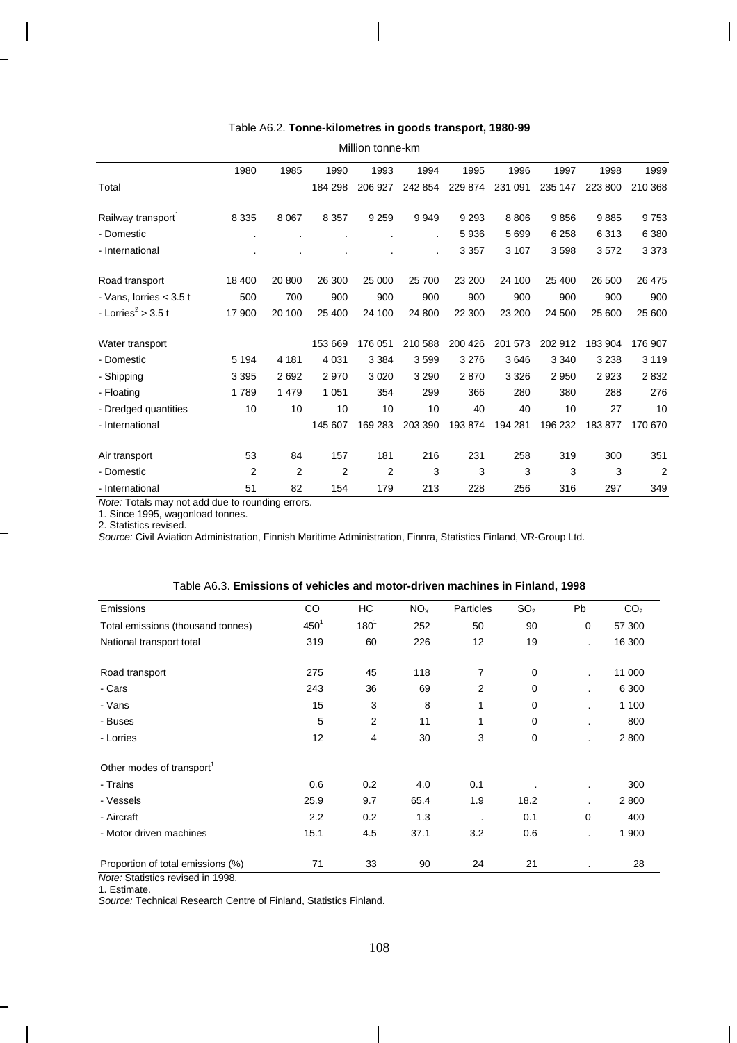Table A6.2. **Tonne-kilometres in goods transport, 1980-99**

Million tonne-km

| | 1980 | 1985 | 1990 | 1993 | 1994 | 1995 | 1996 | 1997 | 1998 | 1999 |
|---|---|---|---|---|---|---|---|---|---|---|
| Total | | | 184 298 | 206 927 | 242 854 | 229 874 | 231 091 | 235 147 | 223 800 | 210 368 |
| Railway transport[1] | 8 335 | 8 067 | 8 357 | 9 259 | 9 949 | 9 293 | 8 806 | 9 856 | 9 885 | 9 753 |
| - Domestic | . | . | . | . | . | 5 936 | 5 699 | 6 258 | 6 313 | 6 380 |
| - International | . | . | . | . | . | 3 357 | 3 107 | 3 598 | 3 572 | 3 373 |
| Road transport | 18 400 | 20 800 | 26 300 | 25 000 | 25 700 | 23 200 | 24 100 | 25 400 | 26 500 | 26 475 |
| - Vans, lorries < 3.5 t | 500 | 700 | 900 | 900 | 900 | 900 | 900 | 900 | 900 | 900 |
| - Lorries[2] > 3.5 t | 17 900 | 20 100 | 25 400 | 24 100 | 24 800 | 22 300 | 23 200 | 24 500 | 25 600 | 25 600 |
| Water transport | | | 153 669 | 176 051 | 210 588 | 200 426 | 201 573 | 202 912 | 183 904 | 176 907 |
| - Domestic | 5 194 | 4 181 | 4 031 | 3 384 | 3 599 | 3 276 | 3 646 | 3 340 | 3 238 | 3 119 |
| - Shipping | 3 395 | 2 692 | 2 970 | 3 020 | 3 290 | 2 870 | 3 326 | 2 950 | 2 923 | 2 832 |
| - Floating | 1 789 | 1 479 | 1 051 | 354 | 299 | 366 | 280 | 380 | 288 | 276 |
| - Dredged quantities | 10 | 10 | 10 | 10 | 10 | 40 | 40 | 10 | 27 | 10 |
| - International | | | 145 607 | 169 283 | 203 390 | 193 874 | 194 281 | 196 232 | 183 877 | 170 670 |
| Air transport | 53 | 84 | 157 | 181 | 216 | 231 | 258 | 319 | 300 | 351 |
| - Domestic | 2 | 2 | 2 | 2 | 3 | 3 | 3 | 3 | 3 | 2 |
| - International | 51 | 82 | 154 | 179 | 213 | 228 | 256 | 316 | 297 | 349 |

*Note:* Totals may not add due to rounding errors.
1. Since 1995, wagonload tonnes.
2. Statistics revised.
*Source:* Civil Aviation Administration, Finnish Maritime Administration, Finnra, Statistics Finland, VR-Group Ltd.

Table A6.3. **Emissions of vehicles and motor-driven machines in Finland, 1998**

| Emissions | CO | HC | $NO_x$ | Particles | $SO_2$ | Pb | $CO_2$ |
|---|---|---|---|---|---|---|---|
| Total emissions (thousand tonnes) | 450[1] | 180[1] | 252 | 50 | 90 | 0 | 57 300 |
| National transport total | 319 | 60 | 226 | 12 | 19 | . | 16 300 |
| Road transport | 275 | 45 | 118 | 7 | 0 | . | 11 000 |
| - Cars | 243 | 36 | 69 | 2 | 0 | . | 6 300 |
| - Vans | 15 | 3 | 8 | 1 | 0 | . | 1 100 |
| - Buses | 5 | 2 | 11 | 1 | 0 | . | 800 |
| - Lorries | 12 | 4 | 30 | 3 | 0 | . | 2 800 |
| Other modes of transport[1] | | | | | | | |
| - Trains | 0.6 | 0.2 | 4.0 | 0.1 | . | . | 300 |
| - Vessels | 25.9 | 9.7 | 65.4 | 1.9 | 18.2 | . | 2 800 |
| - Aircraft | 2.2 | 0.2 | 1.3 | . | 0.1 | 0 | 400 |
| - Motor driven machines | 15.1 | 4.5 | 37.1 | 3.2 | 0.6 | . | 1 900 |
| Proportion of total emissions (%) | 71 | 33 | 90 | 24 | 21 | . | 28 |

*Note:* Statistics revised in 1998.
1. Estimate.
*Source:* Technical Research Centre of Finland, Statistics Finland.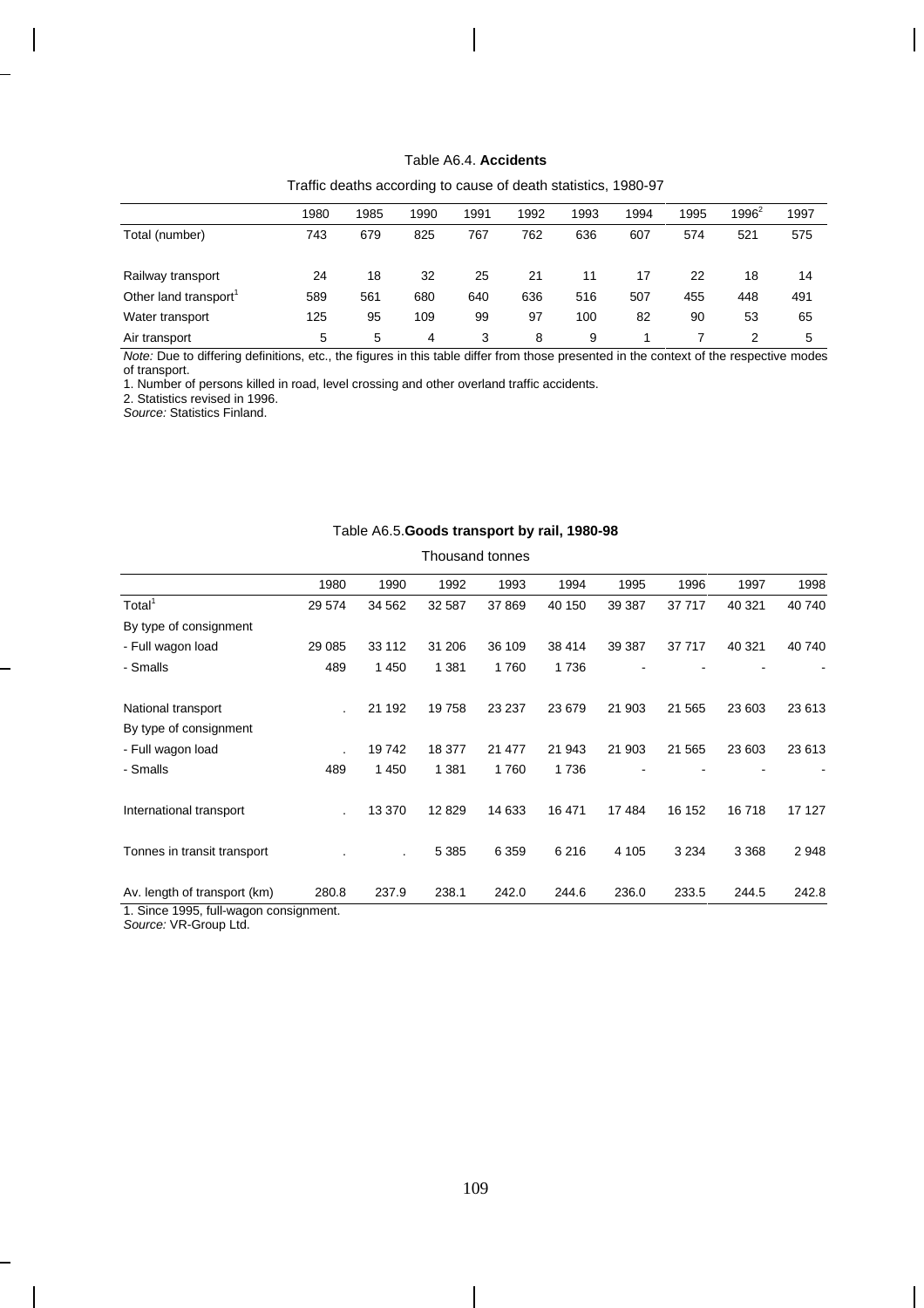Table A6.4. **Accidents**

Traffic deaths according to cause of death statistics, 1980-97

| | 1980 | 1985 | 1990 | 1991 | 1992 | 1993 | 1994 | 1995 | 1996[2] | 1997 |
|---|---|---|---|---|---|---|---|---|---|---|
| Total (number) | 743 | 679 | 825 | 767 | 762 | 636 | 607 | 574 | 521 | 575 |
| Railway transport | 24 | 18 | 32 | 25 | 21 | 11 | 17 | 22 | 18 | 14 |
| Other land transport[1] | 589 | 561 | 680 | 640 | 636 | 516 | 507 | 455 | 448 | 491 |
| Water transport | 125 | 95 | 109 | 99 | 97 | 100 | 82 | 90 | 53 | 65 |
| Air transport | 5 | 5 | 4 | 3 | 8 | 9 | 1 | 7 | 2 | 5 |

*Note:* Due to differing definitions, etc., the figures in this table differ from those presented in the context of the respective modes of transport.

1. Number of persons killed in road, level crossing and other overland traffic accidents.
2. Statistics revised in 1996.

*Source:* Statistics Finland.

Table A6.5. **Goods transport by rail, 1980-98**

Thousand tonnes

| | 1980 | 1990 | 1992 | 1993 | 1994 | 1995 | 1996 | 1997 | 1998 |
|---|---|---|---|---|---|---|---|---|---|
| Total[1] | 29 574 | 34 562 | 32 587 | 37 869 | 40 150 | 39 387 | 37 717 | 40 321 | 40 740 |
| By type of consignment | | | | | | | | | |
| - Full wagon load | 29 085 | 33 112 | 31 206 | 36 109 | 38 414 | 39 387 | 37 717 | 40 321 | 40 740 |
| - Smalls | 489 | 1 450 | 1 381 | 1 760 | 1 736 | - | - | - | - |
| National transport | . | 21 192 | 19 758 | 23 237 | 23 679 | 21 903 | 21 565 | 23 603 | 23 613 |
| By type of consignment | | | | | | | | | |
| - Full wagon load | . | 19 742 | 18 377 | 21 477 | 21 943 | 21 903 | 21 565 | 23 603 | 23 613 |
| - Smalls | 489 | 1 450 | 1 381 | 1 760 | 1 736 | - | - | - | - |
| International transport | . | 13 370 | 12 829 | 14 633 | 16 471 | 17 484 | 16 152 | 16 718 | 17 127 |
| Tonnes in transit transport | . | . | 5 385 | 6 359 | 6 216 | 4 105 | 3 234 | 3 368 | 2 948 |
| Av. length of transport (km) | 280.8 | 237.9 | 238.1 | 242.0 | 244.6 | 236.0 | 233.5 | 244.5 | 242.8 |

1. Since 1995, full-wagon consignment.

*Source:* VR-Group Ltd.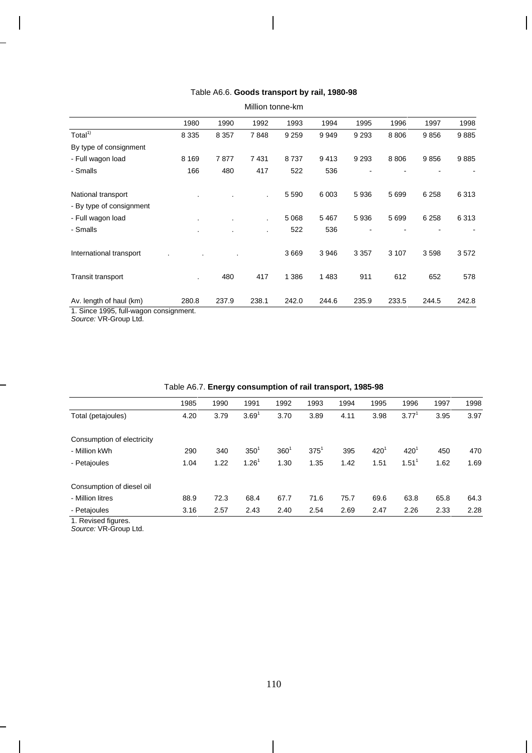Table A6.6. **Goods transport by rail, 1980-98**

Million tonne-km

| | 1980 | 1990 | 1992 | 1993 | 1994 | 1995 | 1996 | 1997 | 1998 |
|---|---|---|---|---|---|---|---|---|---|
| Total[1)] | 8 335 | 8 357 | 7 848 | 9 259 | 9 949 | 9 293 | 8 806 | 9 856 | 9 885 |
| By type of consignment | | | | | | | | | |
| - Full wagon load | 8 169 | 7 877 | 7 431 | 8 737 | 9 413 | 9 293 | 8 806 | 9 856 | 9 885 |
| - Smalls | 166 | 480 | 417 | 522 | 536 | - | - | - | - |
| National transport | . | . | . | 5 590 | 6 003 | 5 936 | 5 699 | 6 258 | 6 313 |
| - By type of consignment | | | | | | | | | |
| - Full wagon load | . | . | . | 5 068 | 5 467 | 5 936 | 5 699 | 6 258 | 6 313 |
| - Smalls | . | . | . | 522 | 536 | - | - | - | - |
| International transport | . | . | . | 3 669 | 3 946 | 3 357 | 3 107 | 3 598 | 3 572 |
| Transit transport | . | 480 | 417 | 1 386 | 1 483 | 911 | 612 | 652 | 578 |
| Av. length of haul (km) | 280.8 | 237.9 | 238.1 | 242.0 | 244.6 | 235.9 | 233.5 | 244.5 | 242.8 |

1. Since 1995, full-wagon consignment.
*Source:* VR-Group Ltd.

Table A6.7. **Energy consumption of rail transport, 1985-98**

| | 1985 | 1990 | 1991 | 1992 | 1993 | 1994 | 1995 | 1996 | 1997 | 1998 |
|---|---|---|---|---|---|---|---|---|---|---|
| Total (petajoules) | 4.20 | 3.79 | 3.69[1] | 3.70 | 3.89 | 4.11 | 3.98 | 3.77[1] | 3.95 | 3.97 |
| Consumption of electricity | | | | | | | | | | |
| - Million kWh | 290 | 340 | 350[1] | 360[1] | 375[1] | 395 | 420[1] | 420[1] | 450 | 470 |
| - Petajoules | 1.04 | 1.22 | 1.26[1] | 1.30 | 1.35 | 1.42 | 1.51 | 1.51[1] | 1.62 | 1.69 |
| Consumption of diesel oil | | | | | | | | | | |
| - Million litres | 88.9 | 72.3 | 68.4 | 67.7 | 71.6 | 75.7 | 69.6 | 63.8 | 65.8 | 64.3 |
| - Petajoules | 3.16 | 2.57 | 2.43 | 2.40 | 2.54 | 2.69 | 2.47 | 2.26 | 2.33 | 2.28 |

1. Revised figures.
*Source:* VR-Group Ltd.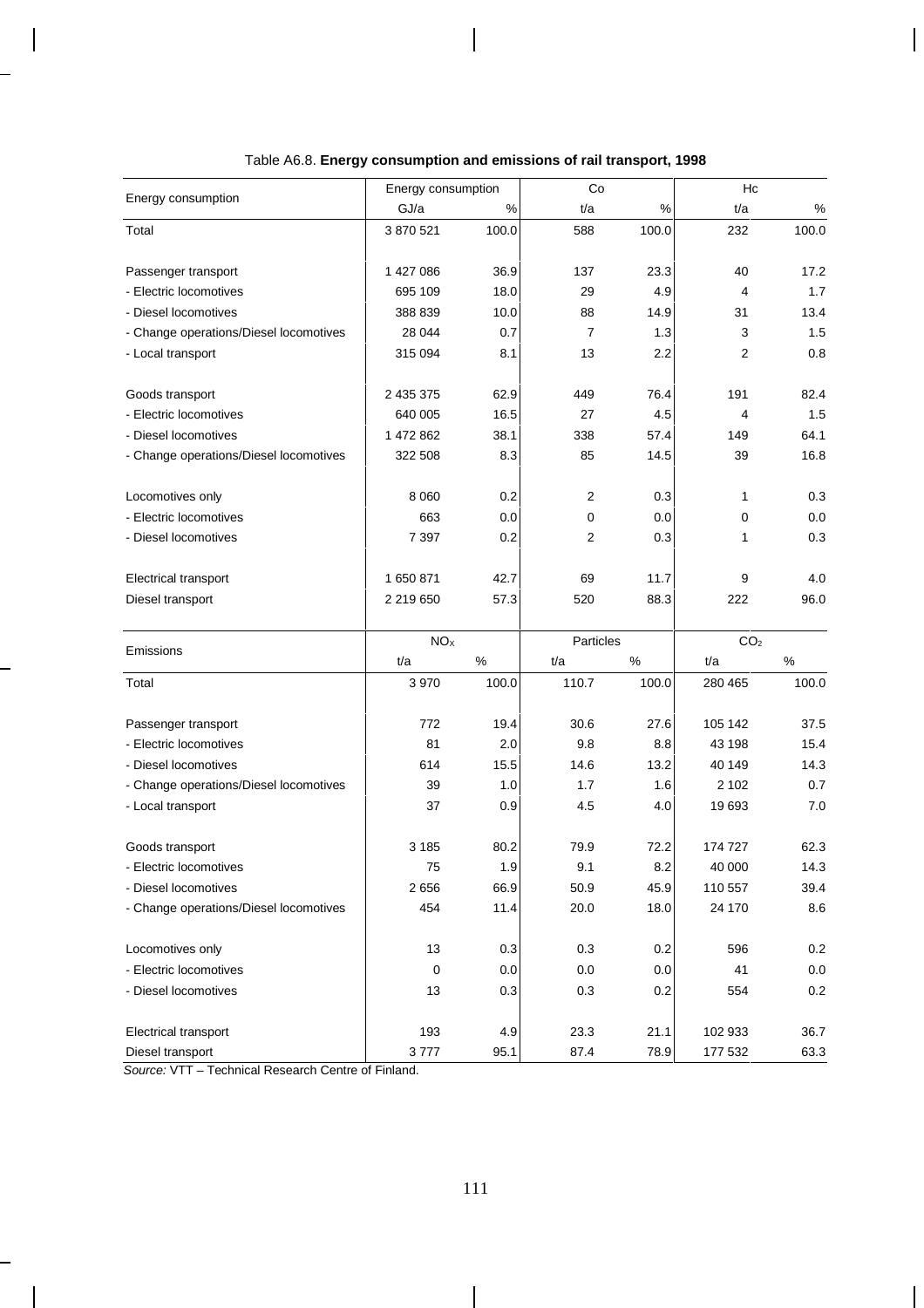Table A6.8. **Energy consumption and emissions of rail transport, 1998**

| Energy consumption | Energy consumption | | Co | | Hc | |
|---|---|---|---|---|---|---|
| | GJ/a | % | t/a | % | t/a | % |
| Total | 3 870 521 | 100.0 | 588 | 100.0 | 232 | 100.0 |
| Passenger transport | 1 427 086 | 36.9 | 137 | 23.3 | 40 | 17.2 |
| - Electric locomotives | 695 109 | 18.0 | 29 | 4.9 | 4 | 1.7 |
| - Diesel locomotives | 388 839 | 10.0 | 88 | 14.9 | 31 | 13.4 |
| - Change operations/Diesel locomotives | 28 044 | 0.7 | 7 | 1.3 | 3 | 1.5 |
| - Local transport | 315 094 | 8.1 | 13 | 2.2 | 2 | 0.8 |
| Goods transport | 2 435 375 | 62.9 | 449 | 76.4 | 191 | 82.4 |
| - Electric locomotives | 640 005 | 16.5 | 27 | 4.5 | 4 | 1.5 |
| - Diesel locomotives | 1 472 862 | 38.1 | 338 | 57.4 | 149 | 64.1 |
| - Change operations/Diesel locomotives | 322 508 | 8.3 | 85 | 14.5 | 39 | 16.8 |
| Locomotives only | 8 060 | 0.2 | 2 | 0.3 | 1 | 0.3 |
| - Electric locomotives | 663 | 0.0 | 0 | 0.0 | 0 | 0.0 |
| - Diesel locomotives | 7 397 | 0.2 | 2 | 0.3 | 1 | 0.3 |
| Electrical transport | 1 650 871 | 42.7 | 69 | 11.7 | 9 | 4.0 |
| Diesel transport | 2 219 650 | 57.3 | 520 | 88.3 | 222 | 96.0 |

| Emissions | $NO_x$ | | Particles | | $CO_2$ | |
|---|---|---|---|---|---|---|
| | t/a | % | t/a | % | t/a | % |
| Total | 3 970 | 100.0 | 110.7 | 100.0 | 280 465 | 100.0 |
| Passenger transport | 772 | 19.4 | 30.6 | 27.6 | 105 142 | 37.5 |
| - Electric locomotives | 81 | 2.0 | 9.8 | 8.8 | 43 198 | 15.4 |
| - Diesel locomotives | 614 | 15.5 | 14.6 | 13.2 | 40 149 | 14.3 |
| - Change operations/Diesel locomotives | 39 | 1.0 | 1.7 | 1.6 | 2 102 | 0.7 |
| - Local transport | 37 | 0.9 | 4.5 | 4.0 | 19 693 | 7.0 |
| Goods transport | 3 185 | 80.2 | 79.9 | 72.2 | 174 727 | 62.3 |
| - Electric locomotives | 75 | 1.9 | 9.1 | 8.2 | 40 000 | 14.3 |
| - Diesel locomotives | 2 656 | 66.9 | 50.9 | 45.9 | 110 557 | 39.4 |
| - Change operations/Diesel locomotives | 454 | 11.4 | 20.0 | 18.0 | 24 170 | 8.6 |
| Locomotives only | 13 | 0.3 | 0.3 | 0.2 | 596 | 0.2 |
| - Electric locomotives | 0 | 0.0 | 0.0 | 0.0 | 41 | 0.0 |
| - Diesel locomotives | 13 | 0.3 | 0.3 | 0.2 | 554 | 0.2 |
| Electrical transport | 193 | 4.9 | 23.3 | 21.1 | 102 933 | 36.7 |
| Diesel transport | 3 777 | 95.1 | 87.4 | 78.9 | 177 532 | 63.3 |

*Source:* VTT – Technical Research Centre of Finland.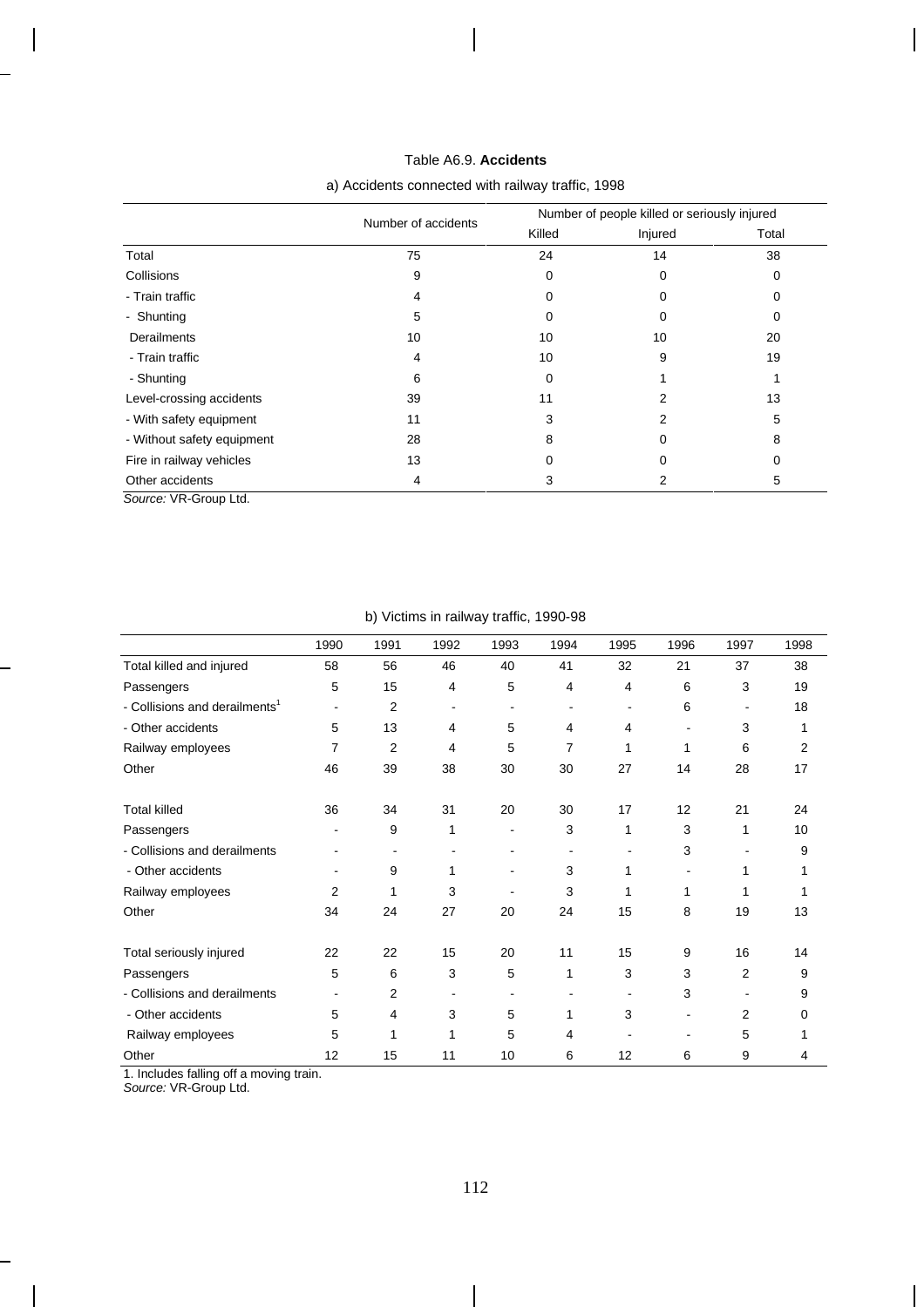Table A6.9. **Accidents**

a) Accidents connected with railway traffic, 1998

| | Number of accidents | Number of people killed or seriously injured | | |
|---|---|---|---|---|
| | | Killed | Injured | Total |
| Total | 75 | 24 | 14 | 38 |
| Collisions | 9 | 0 | 0 | 0 |
| - Train traffic | 4 | 0 | 0 | 0 |
| - Shunting | 5 | 0 | 0 | 0 |
| Derailments | 10 | 10 | 10 | 20 |
| - Train traffic | 4 | 10 | 9 | 19 |
| - Shunting | 6 | 0 | 1 | 1 |
| Level-crossing accidents | 39 | 11 | 2 | 13 |
| - With safety equipment | 11 | 3 | 2 | 5 |
| - Without safety equipment | 28 | 8 | 0 | 8 |
| Fire in railway vehicles | 13 | 0 | 0 | 0 |
| Other accidents | 4 | 3 | 2 | 5 |

*Source:* VR-Group Ltd.

b) Victims in railway traffic, 1990-98

| | 1990 | 1991 | 1992 | 1993 | 1994 | 1995 | 1996 | 1997 | 1998 |
|---|---|---|---|---|---|---|---|---|---|
| Total killed and injured | 58 | 56 | 46 | 40 | 41 | 32 | 21 | 37 | 38 |
| Passengers | 5 | 15 | 4 | 5 | 4 | 4 | 6 | 3 | 19 |
| - Collisions and derailments[1] | - | 2 | - | - | - | - | 6 | - | 18 |
| - Other accidents | 5 | 13 | 4 | 5 | 4 | 4 | - | 3 | 1 |
| Railway employees | 7 | 2 | 4 | 5 | 7 | 1 | 1 | 6 | 2 |
| Other | 46 | 39 | 38 | 30 | 30 | 27 | 14 | 28 | 17 |
| | | | | | | | | | |
| Total killed | 36 | 34 | 31 | 20 | 30 | 17 | 12 | 21 | 24 |
| Passengers | - | 9 | 1 | - | 3 | 1 | 3 | 1 | 10 |
| - Collisions and derailments | - | - | - | - | - | - | 3 | - | 9 |
| - Other accidents | - | 9 | 1 | - | 3 | 1 | - | 1 | 1 |
| Railway employees | 2 | 1 | 3 | - | 3 | 1 | 1 | 1 | 1 |
| Other | 34 | 24 | 27 | 20 | 24 | 15 | 8 | 19 | 13 |
| | | | | | | | | | |
| Total seriously injured | 22 | 22 | 15 | 20 | 11 | 15 | 9 | 16 | 14 |
| Passengers | 5 | 6 | 3 | 5 | 1 | 3 | 3 | 2 | 9 |
| - Collisions and derailments | - | 2 | - | - | - | - | 3 | - | 9 |
| - Other accidents | 5 | 4 | 3 | 5 | 1 | 3 | - | 2 | 0 |
| Railway employees | 5 | 1 | 1 | 5 | 4 | - | - | 5 | 1 |
| Other | 12 | 15 | 11 | 10 | 6 | 12 | 6 | 9 | 4 |

1. Includes falling off a moving train.
*Source:* VR-Group Ltd.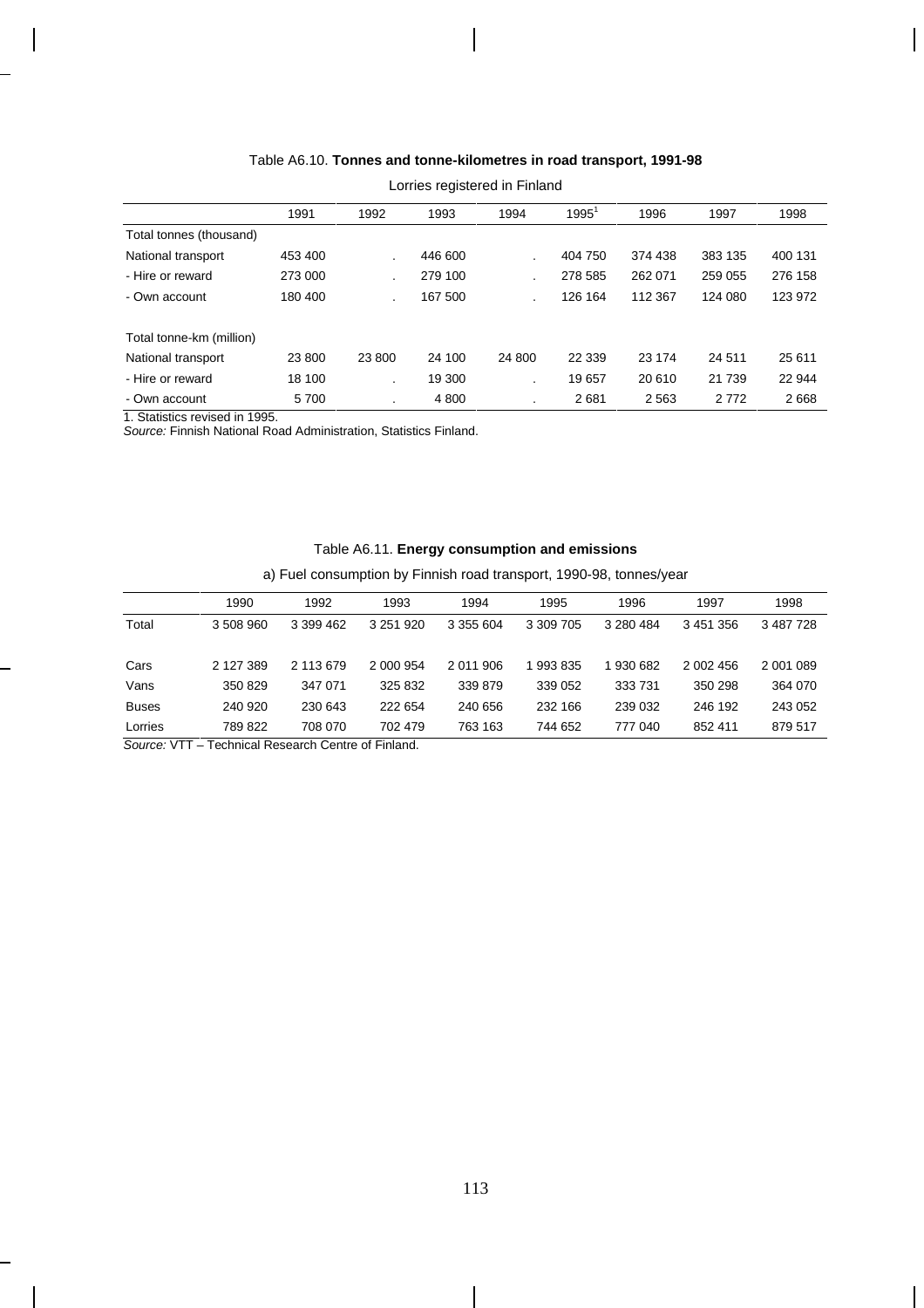Table A6.10. **Tonnes and tonne-kilometres in road transport, 1991-98**

Lorries registered in Finland

| | 1991 | 1992 | 1993 | 1994 | 1995[1] | 1996 | 1997 | 1998 |
|---|---|---|---|---|---|---|---|---|
| Total tonnes (thousand) | | | | | | | | |
| National transport | 453 400 | . | 446 600 | . | 404 750 | 374 438 | 383 135 | 400 131 |
| - Hire or reward | 273 000 | . | 279 100 | . | 278 585 | 262 071 | 259 055 | 276 158 |
| - Own account | 180 400 | . | 167 500 | . | 126 164 | 112 367 | 124 080 | 123 972 |
| | | | | | | | | |
| Total tonne-km (million) | | | | | | | | |
| National transport | 23 800 | 23 800 | 24 100 | 24 800 | 22 339 | 23 174 | 24 511 | 25 611 |
| - Hire or reward | 18 100 | . | 19 300 | . | 19 657 | 20 610 | 21 739 | 22 944 |
| - Own account | 5 700 | . | 4 800 | . | 2 681 | 2 563 | 2 772 | 2 668 |

1. Statistics revised in 1995.

*Source:* Finnish National Road Administration, Statistics Finland.

Table A6.11. **Energy consumption and emissions**

a) Fuel consumption by Finnish road transport, 1990-98, tonnes/year

| | 1990 | 1992 | 1993 | 1994 | 1995 | 1996 | 1997 | 1998 |
|---|---|---|---|---|---|---|---|---|
| Total | 3 508 960 | 3 399 462 | 3 251 920 | 3 355 604 | 3 309 705 | 3 280 484 | 3 451 356 | 3 487 728 |
| | | | | | | | | |
| Cars | 2 127 389 | 2 113 679 | 2 000 954 | 2 011 906 | 1 993 835 | 1 930 682 | 2 002 456 | 2 001 089 |
| Vans | 350 829 | 347 071 | 325 832 | 339 879 | 339 052 | 333 731 | 350 298 | 364 070 |
| Buses | 240 920 | 230 643 | 222 654 | 240 656 | 232 166 | 239 032 | 246 192 | 243 052 |
| Lorries | 789 822 | 708 070 | 702 479 | 763 163 | 744 652 | 777 040 | 852 411 | 879 517 |

*Source:* VTT – Technical Research Centre of Finland.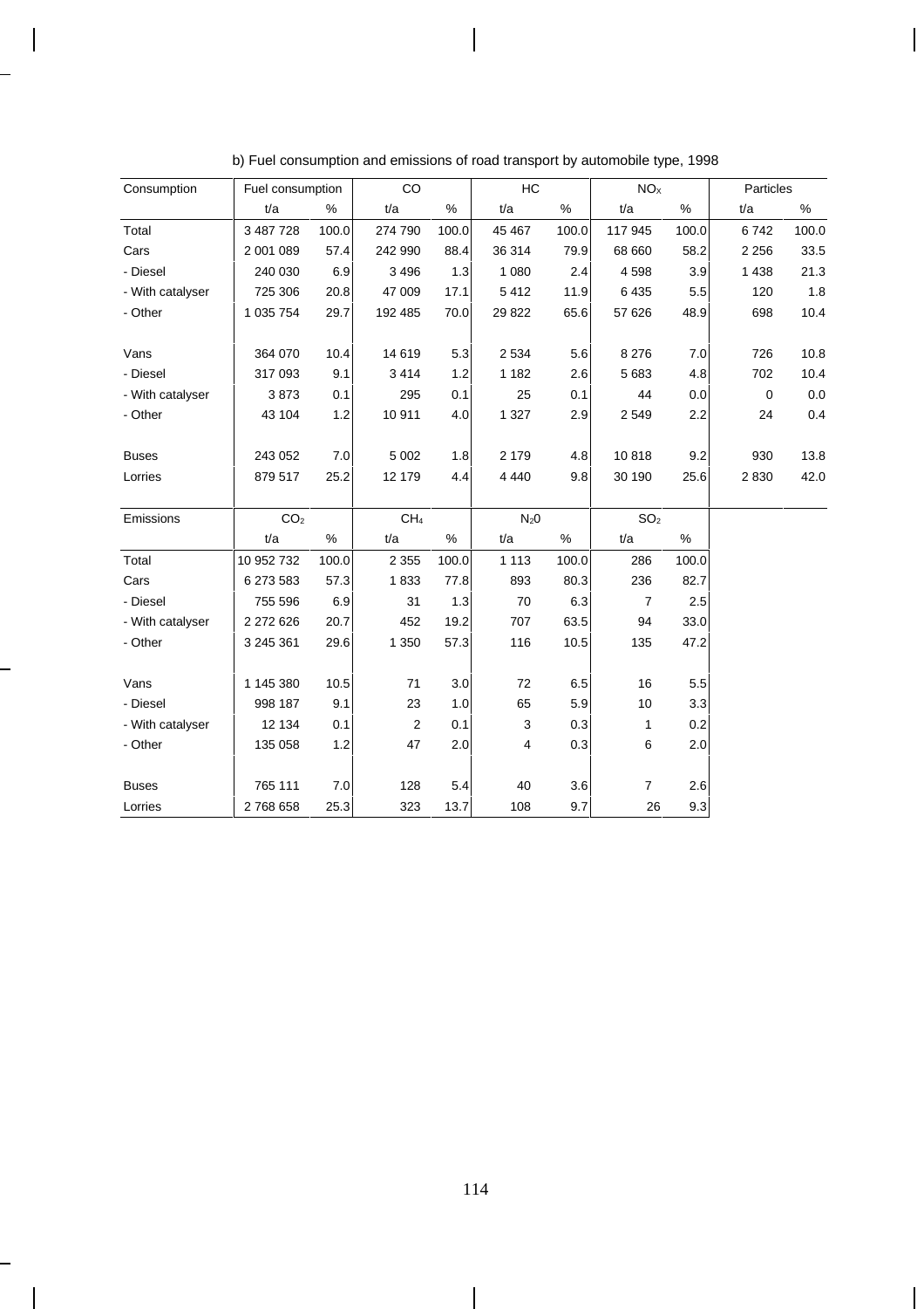b) Fuel consumption and emissions of road transport by automobile type, 1998

| Consumption | Fuel consumption | | CO | | HC | | $NO_x$ | | Particles | |
|---|---|---|---|---|---|---|---|---|---|---|
| | t/a | % | t/a | % | t/a | % | t/a | % | t/a | % |
| Total | 3 487 728 | 100.0 | 274 790 | 100.0 | 45 467 | 100.0 | 117 945 | 100.0 | 6 742 | 100.0 |
| Cars | 2 001 089 | 57.4 | 242 990 | 88.4 | 36 314 | 79.9 | 68 660 | 58.2 | 2 256 | 33.5 |
| - Diesel | 240 030 | 6.9 | 3 496 | 1.3 | 1 080 | 2.4 | 4 598 | 3.9 | 1 438 | 21.3 |
| - With catalyser | 725 306 | 20.8 | 47 009 | 17.1 | 5 412 | 11.9 | 6 435 | 5.5 | 120 | 1.8 |
| - Other | 1 035 754 | 29.7 | 192 485 | 70.0 | 29 822 | 65.6 | 57 626 | 48.9 | 698 | 10.4 |
| | | | | | | | | | | |
| Vans | 364 070 | 10.4 | 14 619 | 5.3 | 2 534 | 5.6 | 8 276 | 7.0 | 726 | 10.8 |
| - Diesel | 317 093 | 9.1 | 3 414 | 1.2 | 1 182 | 2.6 | 5 683 | 4.8 | 702 | 10.4 |
| - With catalyser | 3 873 | 0.1 | 295 | 0.1 | 25 | 0.1 | 44 | 0.0 | 0 | 0.0 |
| - Other | 43 104 | 1.2 | 10 911 | 4.0 | 1 327 | 2.9 | 2 549 | 2.2 | 24 | 0.4 |
| | | | | | | | | | | |
| Buses | 243 052 | 7.0 | 5 002 | 1.8 | 2 179 | 4.8 | 10 818 | 9.2 | 930 | 13.8 |
| Lorries | 879 517 | 25.2 | 12 179 | 4.4 | 4 440 | 9.8 | 30 190 | 25.6 | 2 830 | 42.0 |

| Emissions | $CO_2$ | | $CH_4$ | | $N_2O$ | | $SO_2$ | |
|---|---|---|---|---|---|---|---|---|
| | t/a | % | t/a | % | t/a | % | t/a | % |
| Total | 10 952 732 | 100.0 | 2 355 | 100.0 | 1 113 | 100.0 | 286 | 100.0 |
| Cars | 6 273 583 | 57.3 | 1 833 | 77.8 | 893 | 80.3 | 236 | 82.7 |
| - Diesel | 755 596 | 6.9 | 31 | 1.3 | 70 | 6.3 | 7 | 2.5 |
| - With catalyser | 2 272 626 | 20.7 | 452 | 19.2 | 707 | 63.5 | 94 | 33.0 |
| - Other | 3 245 361 | 29.6 | 1 350 | 57.3 | 116 | 10.5 | 135 | 47.2 |
| | | | | | | | | |
| Vans | 1 145 380 | 10.5 | 71 | 3.0 | 72 | 6.5 | 16 | 5.5 |
| - Diesel | 998 187 | 9.1 | 23 | 1.0 | 65 | 5.9 | 10 | 3.3 |
| - With catalyser | 12 134 | 0.1 | 2 | 0.1 | 3 | 0.3 | 1 | 0.2 |
| - Other | 135 058 | 1.2 | 47 | 2.0 | 4 | 0.3 | 6 | 2.0 |
| | | | | | | | | |
| Buses | 765 111 | 7.0 | 128 | 5.4 | 40 | 3.6 | 7 | 2.6 |
| Lorries | 2 768 658 | 25.3 | 323 | 13.7 | 108 | 9.7 | 26 | 9.3 |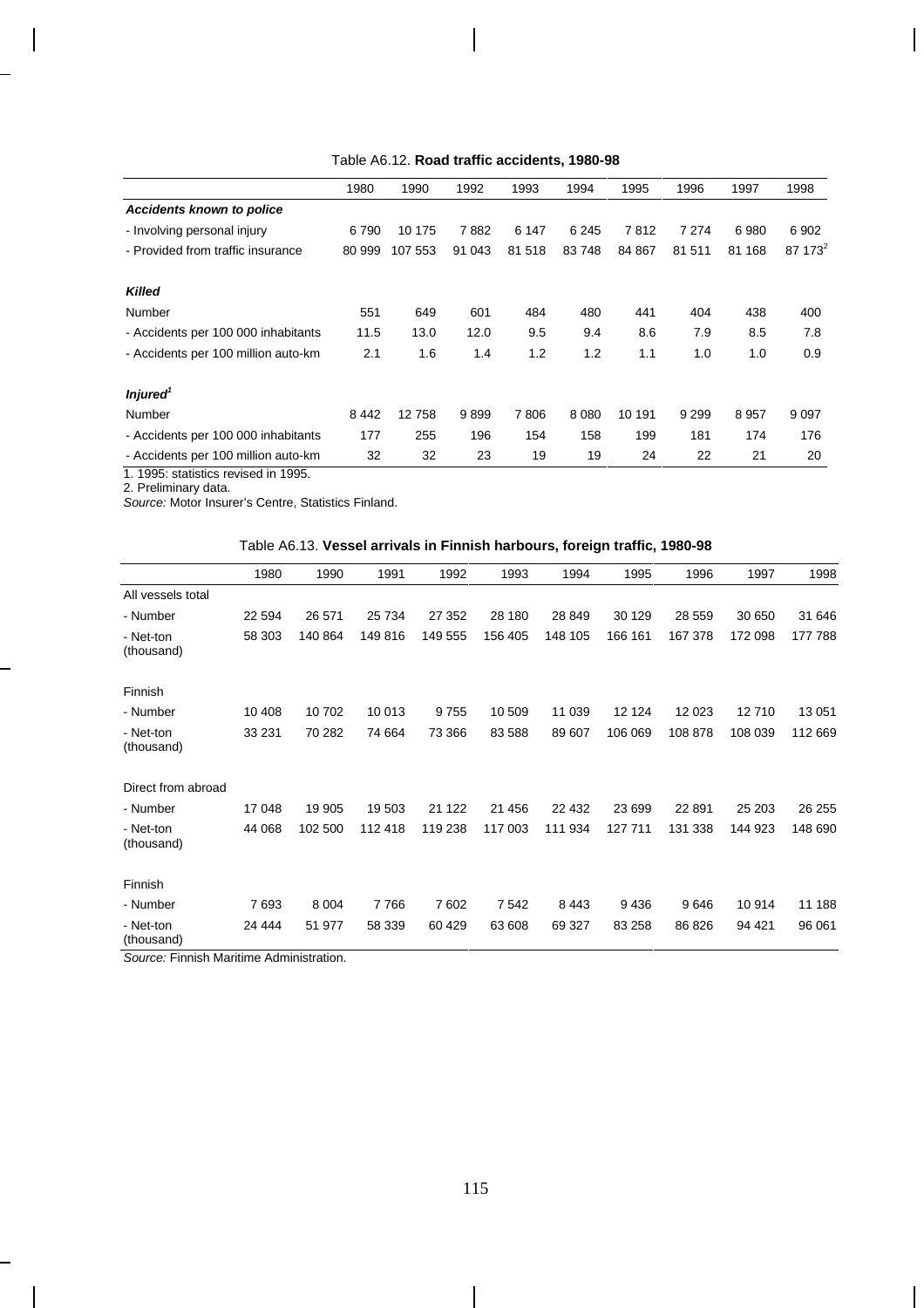Table A6.12. **Road traffic accidents, 1980-98**

| | 1980 | 1990 | 1992 | 1993 | 1994 | 1995 | 1996 | 1997 | 1998 |
|---|---|---|---|---|---|---|---|---|---|
| ***Accidents known to police*** | | | | | | | | | |
| - Involving personal injury | 6 790 | 10 175 | 7 882 | 6 147 | 6 245 | 7 812 | 7 274 | 6 980 | 6 902 |
| - Provided from traffic insurance | 80 999 | 107 553 | 91 043 | 81 518 | 83 748 | 84 867 | 81 511 | 81 168 | 87 173[2] |
| ***Killed*** | | | | | | | | | |
| Number | 551 | 649 | 601 | 484 | 480 | 441 | 404 | 438 | 400 |
| - Accidents per 100 000 inhabitants | 11.5 | 13.0 | 12.0 | 9.5 | 9.4 | 8.6 | 7.9 | 8.5 | 7.8 |
| - Accidents per 100 million auto-km | 2.1 | 1.6 | 1.4 | 1.2 | 1.2 | 1.1 | 1.0 | 1.0 | 0.9 |
| ***Injured***[1] | | | | | | | | | |
| Number | 8 442 | 12 758 | 9 899 | 7 806 | 8 080 | 10 191 | 9 299 | 8 957 | 9 097 |
| - Accidents per 100 000 inhabitants | 177 | 255 | 196 | 154 | 158 | 199 | 181 | 174 | 176 |
| - Accidents per 100 million auto-km | 32 | 32 | 23 | 19 | 19 | 24 | 22 | 21 | 20 |

1. 1995: statistics revised in 1995.
2. Preliminary data.
*Source:* Motor Insurer's Centre, Statistics Finland.

Table A6.13. **Vessel arrivals in Finnish harbours, foreign traffic, 1980-98**

| | 1980 | 1990 | 1991 | 1992 | 1993 | 1994 | 1995 | 1996 | 1997 | 1998 |
|---|---|---|---|---|---|---|---|---|---|---|
| All vessels total | | | | | | | | | | |
| - Number | 22 594 | 26 571 | 25 734 | 27 352 | 28 180 | 28 849 | 30 129 | 28 559 | 30 650 | 31 646 |
| - Net-ton (thousand) | 58 303 | 140 864 | 149 816 | 149 555 | 156 405 | 148 105 | 166 161 | 167 378 | 172 098 | 177 788 |
| Finnish | | | | | | | | | | |
| - Number | 10 408 | 10 702 | 10 013 | 9 755 | 10 509 | 11 039 | 12 124 | 12 023 | 12 710 | 13 051 |
| - Net-ton (thousand) | 33 231 | 70 282 | 74 664 | 73 366 | 83 588 | 89 607 | 106 069 | 108 878 | 108 039 | 112 669 |
| Direct from abroad | | | | | | | | | | |
| - Number | 17 048 | 19 905 | 19 503 | 21 122 | 21 456 | 22 432 | 23 699 | 22 891 | 25 203 | 26 255 |
| - Net-ton (thousand) | 44 068 | 102 500 | 112 418 | 119 238 | 117 003 | 111 934 | 127 711 | 131 338 | 144 923 | 148 690 |
| Finnish | | | | | | | | | | |
| - Number | 7 693 | 8 004 | 7 766 | 7 602 | 7 542 | 8 443 | 9 436 | 9 646 | 10 914 | 11 188 |
| - Net-ton (thousand) | 24 444 | 51 977 | 58 339 | 60 429 | 63 608 | 69 327 | 83 258 | 86 826 | 94 421 | 96 061 |

*Source:* Finnish Maritime Administration.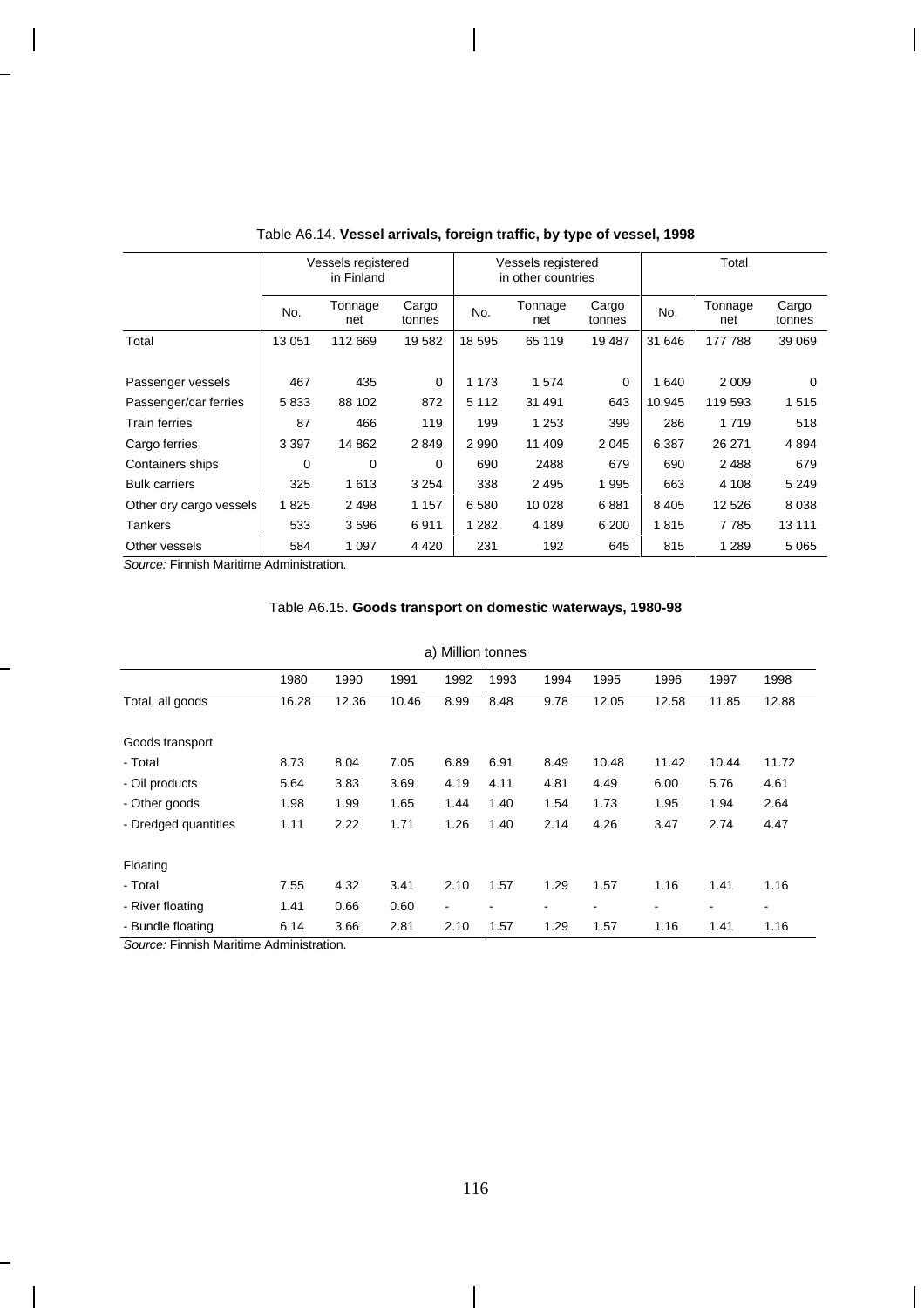Table A6.14. **Vessel arrivals, foreign traffic, by type of vessel, 1998**

| | Vessels registered in Finland | | | Vessels registered in other countries | | | Total | | |
|---|---|---|---|---|---|---|---|---|---|
| | No. | Tonnage net | Cargo tonnes | No. | Tonnage net | Cargo tonnes | No. | Tonnage net | Cargo tonnes |
| Total | 13 051 | 112 669 | 19 582 | 18 595 | 65 119 | 19 487 | 31 646 | 177 788 | 39 069 |
| Passenger vessels | 467 | 435 | 0 | 1 173 | 1 574 | 0 | 1 640 | 2 009 | 0 |
| Passenger/car ferries | 5 833 | 88 102 | 872 | 5 112 | 31 491 | 643 | 10 945 | 119 593 | 1 515 |
| Train ferries | 87 | 466 | 119 | 199 | 1 253 | 399 | 286 | 1 719 | 518 |
| Cargo ferries | 3 397 | 14 862 | 2 849 | 2 990 | 11 409 | 2 045 | 6 387 | 26 271 | 4 894 |
| Containers ships | 0 | 0 | 0 | 690 | 2488 | 679 | 690 | 2 488 | 679 |
| Bulk carriers | 325 | 1 613 | 3 254 | 338 | 2 495 | 1 995 | 663 | 4 108 | 5 249 |
| Other dry cargo vessels | 1 825 | 2 498 | 1 157 | 6 580 | 10 028 | 6 881 | 8 405 | 12 526 | 8 038 |
| Tankers | 533 | 3 596 | 6 911 | 1 282 | 4 189 | 6 200 | 1 815 | 7 785 | 13 111 |
| Other vessels | 584 | 1 097 | 4 420 | 231 | 192 | 645 | 815 | 1 289 | 5 065 |

*Source:* Finnish Maritime Administration.

Table A6.15. **Goods transport on domestic waterways, 1980-98**

a) Million tonnes

| | 1980 | 1990 | 1991 | 1992 | 1993 | 1994 | 1995 | 1996 | 1997 | 1998 |
|---|---|---|---|---|---|---|---|---|---|---|
| Total, all goods | 16.28 | 12.36 | 10.46 | 8.99 | 8.48 | 9.78 | 12.05 | 12.58 | 11.85 | 12.88 |
| Goods transport | | | | | | | | | | |
| - Total | 8.73 | 8.04 | 7.05 | 6.89 | 6.91 | 8.49 | 10.48 | 11.42 | 10.44 | 11.72 |
| - Oil products | 5.64 | 3.83 | 3.69 | 4.19 | 4.11 | 4.81 | 4.49 | 6.00 | 5.76 | 4.61 |
| - Other goods | 1.98 | 1.99 | 1.65 | 1.44 | 1.40 | 1.54 | 1.73 | 1.95 | 1.94 | 2.64 |
| - Dredged quantities | 1.11 | 2.22 | 1.71 | 1.26 | 1.40 | 2.14 | 4.26 | 3.47 | 2.74 | 4.47 |
| Floating | | | | | | | | | | |
| - Total | 7.55 | 4.32 | 3.41 | 2.10 | 1.57 | 1.29 | 1.57 | 1.16 | 1.41 | 1.16 |
| - River floating | 1.41 | 0.66 | 0.60 | - | - | - | - | - | - | - |
| - Bundle floating | 6.14 | 3.66 | 2.81 | 2.10 | 1.57 | 1.29 | 1.57 | 1.16 | 1.41 | 1.16 |

*Source:* Finnish Maritime Administration.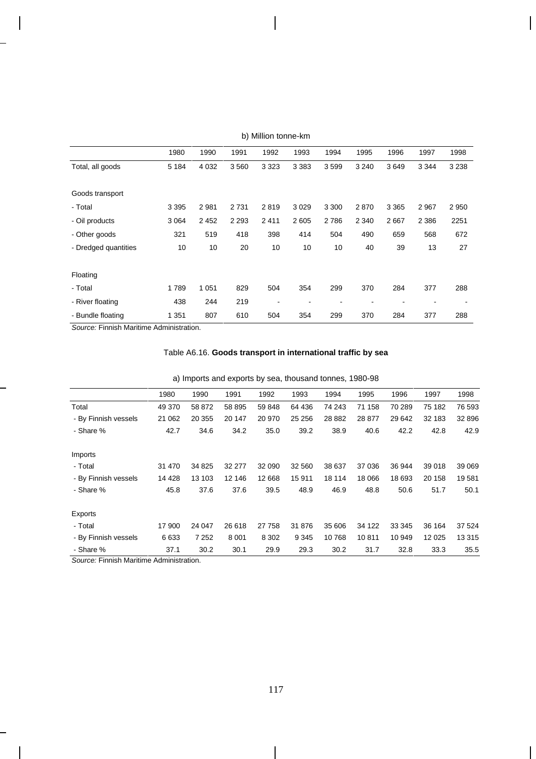b) Million tonne-km

| | 1980 | 1990 | 1991 | 1992 | 1993 | 1994 | 1995 | 1996 | 1997 | 1998 |
|---|---|---|---|---|---|---|---|---|---|---|
| Total, all goods | 5 184 | 4 032 | 3 560 | 3 323 | 3 383 | 3 599 | 3 240 | 3 649 | 3 344 | 3 238 |
| | | | | | | | | | | |
| Goods transport | | | | | | | | | | |
| - Total | 3 395 | 2 981 | 2 731 | 2 819 | 3 029 | 3 300 | 2 870 | 3 365 | 2 967 | 2 950 |
| - Oil products | 3 064 | 2 452 | 2 293 | 2 411 | 2 605 | 2 786 | 2 340 | 2 667 | 2 386 | 2251 |
| - Other goods | 321 | 519 | 418 | 398 | 414 | 504 | 490 | 659 | 568 | 672 |
| - Dredged quantities | 10 | 10 | 20 | 10 | 10 | 10 | 40 | 39 | 13 | 27 |
| | | | | | | | | | | |
| Floating | | | | | | | | | | |
| - Total | 1 789 | 1 051 | 829 | 504 | 354 | 299 | 370 | 284 | 377 | 288 |
| - River floating | 438 | 244 | 219 | - | - | - | - | - | - | - |
| - Bundle floating | 1 351 | 807 | 610 | 504 | 354 | 299 | 370 | 284 | 377 | 288 |

*Source:* Finnish Maritime Administration.

Table A6.16. **Goods transport in international traffic by sea**

a) Imports and exports by sea, thousand tonnes, 1980-98

| | 1980 | 1990 | 1991 | 1992 | 1993 | 1994 | 1995 | 1996 | 1997 | 1998 |
|---|---|---|---|---|---|---|---|---|---|---|
| Total | 49 370 | 58 872 | 58 895 | 59 848 | 64 436 | 74 243 | 71 158 | 70 289 | 75 182 | 76 593 |
| - By Finnish vessels | 21 062 | 20 355 | 20 147 | 20 970 | 25 256 | 28 882 | 28 877 | 29 642 | 32 183 | 32 896 |
| - Share % | 42.7 | 34.6 | 34.2 | 35.0 | 39.2 | 38.9 | 40.6 | 42.2 | 42.8 | 42.9 |
| | | | | | | | | | | |
| Imports | | | | | | | | | | |
| - Total | 31 470 | 34 825 | 32 277 | 32 090 | 32 560 | 38 637 | 37 036 | 36 944 | 39 018 | 39 069 |
| - By Finnish vessels | 14 428 | 13 103 | 12 146 | 12 668 | 15 911 | 18 114 | 18 066 | 18 693 | 20 158 | 19 581 |
| - Share % | 45.8 | 37.6 | 37.6 | 39.5 | 48.9 | 46.9 | 48.8 | 50.6 | 51.7 | 50.1 |
| | | | | | | | | | | |
| Exports | | | | | | | | | | |
| - Total | 17 900 | 24 047 | 26 618 | 27 758 | 31 876 | 35 606 | 34 122 | 33 345 | 36 164 | 37 524 |
| - By Finnish vessels | 6 633 | 7 252 | 8 001 | 8 302 | 9 345 | 10 768 | 10 811 | 10 949 | 12 025 | 13 315 |
| - Share % | 37.1 | 30.2 | 30.1 | 29.9 | 29.3 | 30.2 | 31.7 | 32.8 | 33.3 | 35.5 |

*Source:* Finnish Maritime Administration.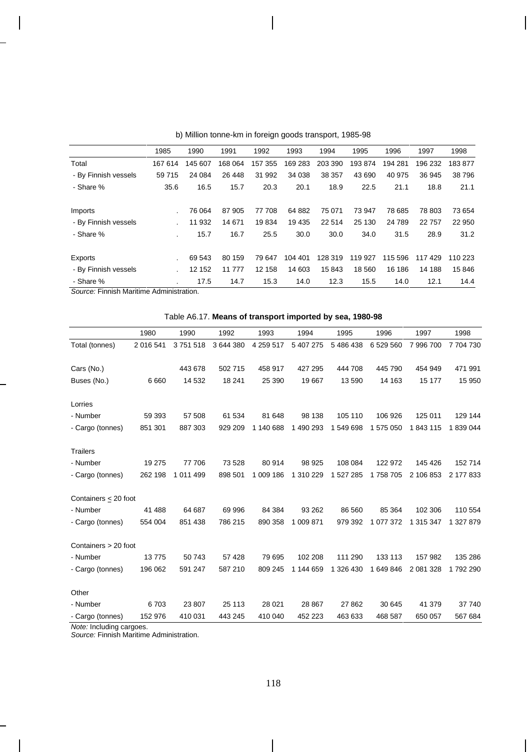b) Million tonne-km in foreign goods transport, 1985-98

| | 1985 | 1990 | 1991 | 1992 | 1993 | 1994 | 1995 | 1996 | 1997 | 1998 |
|---|---|---|---|---|---|---|---|---|---|---|
| Total | 167 614 | 145 607 | 168 064 | 157 355 | 169 283 | 203 390 | 193 874 | 194 281 | 196 232 | 183 877 |
| - By Finnish vessels | 59 715 | 24 084 | 26 448 | 31 992 | 34 038 | 38 357 | 43 690 | 40 975 | 36 945 | 38 796 |
| - Share % | 35.6 | 16.5 | 15.7 | 20.3 | 20.1 | 18.9 | 22.5 | 21.1 | 18.8 | 21.1 |
| | | | | | | | | | | |
| Imports | . | 76 064 | 87 905 | 77 708 | 64 882 | 75 071 | 73 947 | 78 685 | 78 803 | 73 654 |
| - By Finnish vessels | . | 11 932 | 14 671 | 19 834 | 19 435 | 22 514 | 25 130 | 24 789 | 22 757 | 22 950 |
| - Share % | . | 15.7 | 16.7 | 25.5 | 30.0 | 30.0 | 34.0 | 31.5 | 28.9 | 31.2 |
| | | | | | | | | | | |
| Exports | . | 69 543 | 80 159 | 79 647 | 104 401 | 128 319 | 119 927 | 115 596 | 117 429 | 110 223 |
| - By Finnish vessels | . | 12 152 | 11 777 | 12 158 | 14 603 | 15 843 | 18 560 | 16 186 | 14 188 | 15 846 |
| - Share % | . | 17.5 | 14.7 | 15.3 | 14.0 | 12.3 | 15.5 | 14.0 | 12.1 | 14.4 |

*Source:* Finnish Maritime Administration.

Table A6.17. **Means of transport imported by sea, 1980-98**

| | 1980 | 1990 | 1992 | 1993 | 1994 | 1995 | 1996 | 1997 | 1998 |
|---|---|---|---|---|---|---|---|---|---|
| Total (tonnes) | 2 016 541 | 3 751 518 | 3 644 380 | 4 259 517 | 5 407 275 | 5 486 438 | 6 529 560 | 7 996 700 | 7 704 730 |
| | | | | | | | | | |
| Cars (No.) | | 443 678 | 502 715 | 458 917 | 427 295 | 444 708 | 445 790 | 454 949 | 471 991 |
| Buses (No.) | 6 660 | 14 532 | 18 241 | 25 390 | 19 667 | 13 590 | 14 163 | 15 177 | 15 950 |
| | | | | | | | | | |
| Lorries | | | | | | | | | |
| - Number | 59 393 | 57 508 | 61 534 | 81 648 | 98 138 | 105 110 | 106 926 | 125 011 | 129 144 |
| - Cargo (tonnes) | 851 301 | 887 303 | 929 209 | 1 140 688 | 1 490 293 | 1 549 698 | 1 575 050 | 1 843 115 | 1 839 044 |
| | | | | | | | | | |
| Trailers | | | | | | | | | |
| - Number | 19 275 | 77 706 | 73 528 | 80 914 | 98 925 | 108 084 | 122 972 | 145 426 | 152 714 |
| - Cargo (tonnes) | 262 198 | 1 011 499 | 898 501 | 1 009 186 | 1 310 229 | 1 527 285 | 1 758 705 | 2 106 853 | 2 177 833 |
| | | | | | | | | | |
| Containers ≤ 20 foot | | | | | | | | | |
| - Number | 41 488 | 64 687 | 69 996 | 84 384 | 93 262 | 86 560 | 85 364 | 102 306 | 110 554 |
| - Cargo (tonnes) | 554 004 | 851 438 | 786 215 | 890 358 | 1 009 871 | 979 392 | 1 077 372 | 1 315 347 | 1 327 879 |
| | | | | | | | | | |
| Containers > 20 foot | | | | | | | | | |
| - Number | 13 775 | 50 743 | 57 428 | 79 695 | 102 208 | 111 290 | 133 113 | 157 982 | 135 286 |
| - Cargo (tonnes) | 196 062 | 591 247 | 587 210 | 809 245 | 1 144 659 | 1 326 430 | 1 649 846 | 2 081 328 | 1 792 290 |
| | | | | | | | | | |
| Other | | | | | | | | | |
| - Number | 6 703 | 23 807 | 25 113 | 28 021 | 28 867 | 27 862 | 30 645 | 41 379 | 37 740 |
| - Cargo (tonnes) | 152 976 | 410 031 | 443 245 | 410 040 | 452 223 | 463 633 | 468 587 | 650 057 | 567 684 |

*Note:* Including cargoes.
*Source:* Finnish Maritime Administration.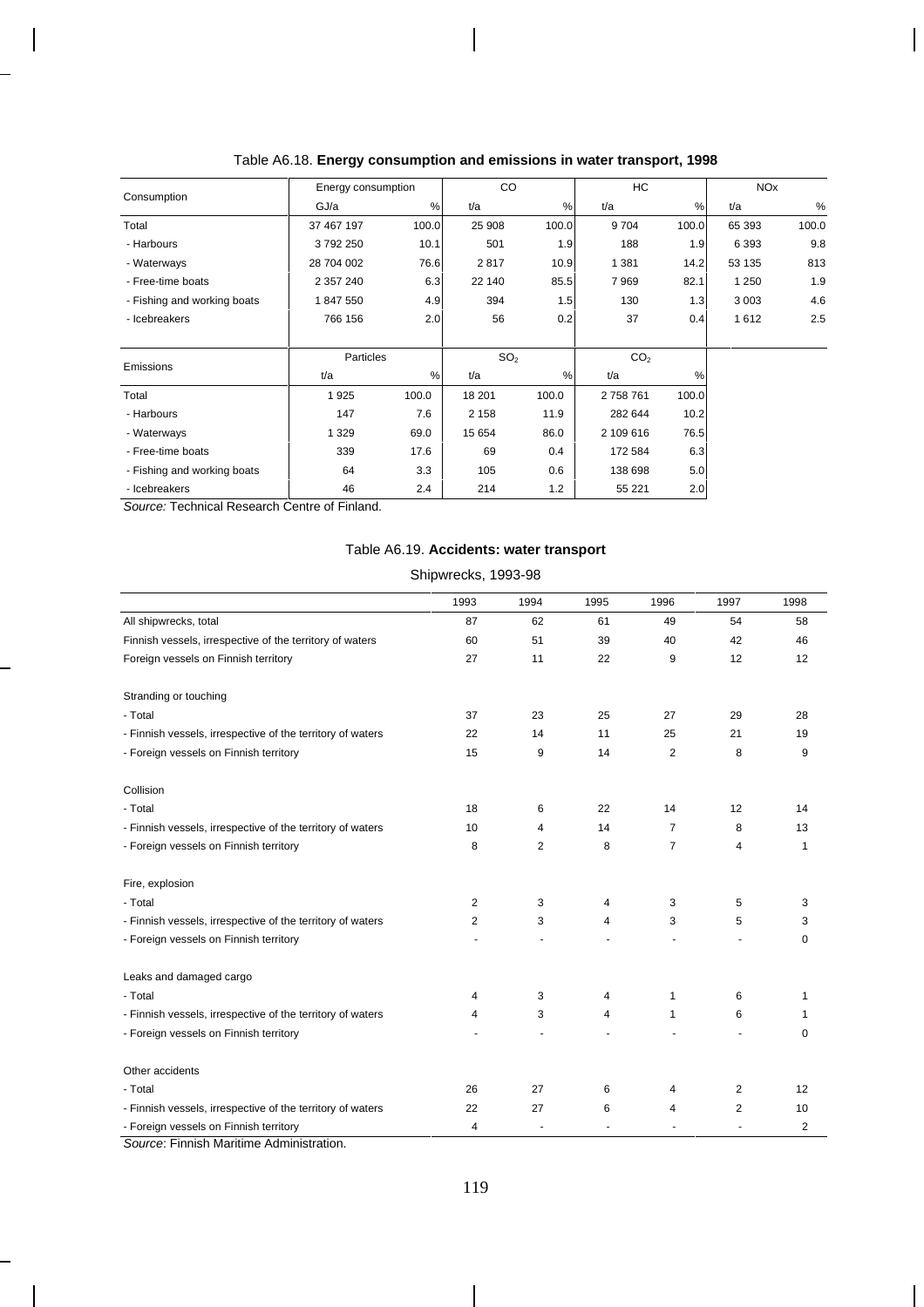Table A6.18. **Energy consumption and emissions in water transport, 1998**

| Consumption | Energy consumption | | CO | | HC | | NOx | |
|---|---|---|---|---|---|---|---|---|
| | GJ/a | % | t/a | % | t/a | % | t/a | % |
| Total | 37 467 197 | 100.0 | 25 908 | 100.0 | 9 704 | 100.0 | 65 393 | 100.0 |
| - Harbours | 3 792 250 | 10.1 | 501 | 1.9 | 188 | 1.9 | 6 393 | 9.8 |
| - Waterways | 28 704 002 | 76.6 | 2 817 | 10.9 | 1 381 | 14.2 | 53 135 | 813 |
| - Free-time boats | 2 357 240 | 6.3 | 22 140 | 85.5 | 7 969 | 82.1 | 1 250 | 1.9 |
| - Fishing and working boats | 1 847 550 | 4.9 | 394 | 1.5 | 130 | 1.3 | 3 003 | 4.6 |
| - Icebreakers | 766 156 | 2.0 | 56 | 0.2 | 37 | 0.4 | 1 612 | 2.5 |

| Emissions | Particles | | $SO_2$ | | $CO_2$ | |
|---|---|---|---|---|---|---|
| | t/a | % | t/a | % | t/a | % |
| Total | 1 925 | 100.0 | 18 201 | 100.0 | 2 758 761 | 100.0 |
| - Harbours | 147 | 7.6 | 2 158 | 11.9 | 282 644 | 10.2 |
| - Waterways | 1 329 | 69.0 | 15 654 | 86.0 | 2 109 616 | 76.5 |
| - Free-time boats | 339 | 17.6 | 69 | 0.4 | 172 584 | 6.3 |
| - Fishing and working boats | 64 | 3.3 | 105 | 0.6 | 138 698 | 5.0 |
| - Icebreakers | 46 | 2.4 | 214 | 1.2 | 55 221 | 2.0 |

*Source:* Technical Research Centre of Finland.

Table A6.19. **Accidents: water transport**

Shipwrecks, 1993-98

| | 1993 | 1994 | 1995 | 1996 | 1997 | 1998 |
|---|---|---|---|---|---|---|
| All shipwrecks, total | 87 | 62 | 61 | 49 | 54 | 58 |
| Finnish vessels, irrespective of the territory of waters | 60 | 51 | 39 | 40 | 42 | 46 |
| Foreign vessels on Finnish territory | 27 | 11 | 22 | 9 | 12 | 12 |
| Stranding or touching | | | | | | |
| - Total | 37 | 23 | 25 | 27 | 29 | 28 |
| - Finnish vessels, irrespective of the territory of waters | 22 | 14 | 11 | 25 | 21 | 19 |
| - Foreign vessels on Finnish territory | 15 | 9 | 14 | 2 | 8 | 9 |
| Collision | | | | | | |
| - Total | 18 | 6 | 22 | 14 | 12 | 14 |
| - Finnish vessels, irrespective of the territory of waters | 10 | 4 | 14 | 7 | 8 | 13 |
| - Foreign vessels on Finnish territory | 8 | 2 | 8 | 7 | 4 | 1 |
| Fire, explosion | | | | | | |
| - Total | 2 | 3 | 4 | 3 | 5 | 3 |
| - Finnish vessels, irrespective of the territory of waters | 2 | 3 | 4 | 3 | 5 | 3 |
| - Foreign vessels on Finnish territory | - | - | - | - | - | 0 |
| Leaks and damaged cargo | | | | | | |
| - Total | 4 | 3 | 4 | 1 | 6 | 1 |
| - Finnish vessels, irrespective of the territory of waters | 4 | 3 | 4 | 1 | 6 | 1 |
| - Foreign vessels on Finnish territory | - | - | - | - | - | 0 |
| Other accidents | | | | | | |
| - Total | 26 | 27 | 6 | 4 | 2 | 12 |
| - Finnish vessels, irrespective of the territory of waters | 22 | 27 | 6 | 4 | 2 | 10 |
| - Foreign vessels on Finnish territory | 4 | - | - | - | - | 2 |

*Source*: Finnish Maritime Administration.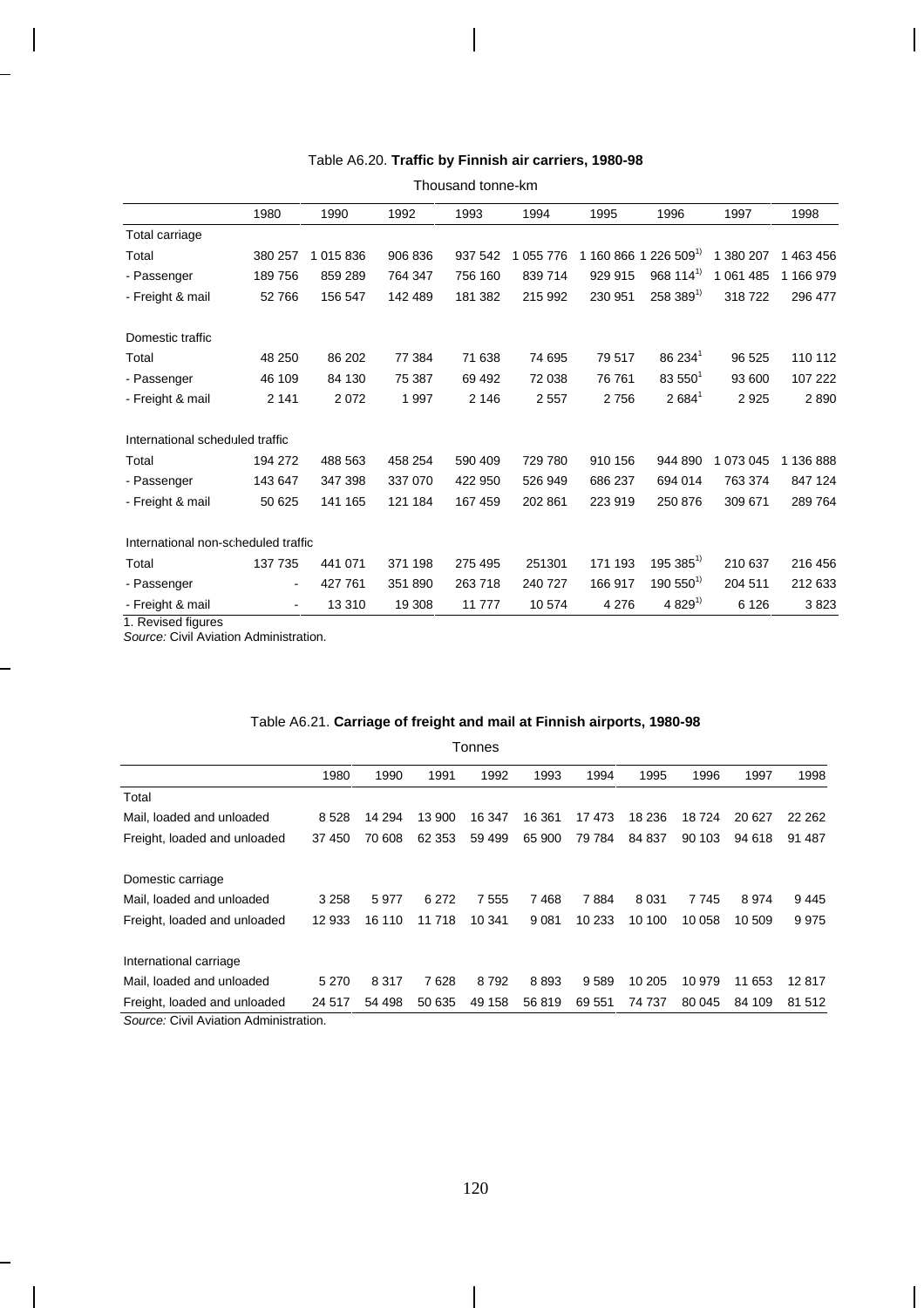Table A6.20. **Traffic by Finnish air carriers, 1980-98**

Thousand tonne-km

| | 1980 | 1990 | 1992 | 1993 | 1994 | 1995 | 1996 | 1997 | 1998 |
|---|---|---|---|---|---|---|---|---|---|
| Total carriage | | | | | | | | | |
| Total | 380 257 | 1 015 836 | 906 836 | 937 542 | 1 055 776 | 1 160 866 | 1 226 509[1)] | 1 380 207 | 1 463 456 |
| - Passenger | 189 756 | 859 289 | 764 347 | 756 160 | 839 714 | 929 915 | 968 114[1)] | 1 061 485 | 1 166 979 |
| - Freight & mail | 52 766 | 156 547 | 142 489 | 181 382 | 215 992 | 230 951 | 258 389[1)] | 318 722 | 296 477 |
| Domestic traffic | | | | | | | | | |
| Total | 48 250 | 86 202 | 77 384 | 71 638 | 74 695 | 79 517 | 86 234[1] | 96 525 | 110 112 |
| - Passenger | 46 109 | 84 130 | 75 387 | 69 492 | 72 038 | 76 761 | 83 550[1] | 93 600 | 107 222 |
| - Freight & mail | 2 141 | 2 072 | 1 997 | 2 146 | 2 557 | 2 756 | 2 684[1] | 2 925 | 2 890 |
| International scheduled traffic | | | | | | | | | |
| Total | 194 272 | 488 563 | 458 254 | 590 409 | 729 780 | 910 156 | 944 890 | 1 073 045 | 1 136 888 |
| - Passenger | 143 647 | 347 398 | 337 070 | 422 950 | 526 949 | 686 237 | 694 014 | 763 374 | 847 124 |
| - Freight & mail | 50 625 | 141 165 | 121 184 | 167 459 | 202 861 | 223 919 | 250 876 | 309 671 | 289 764 |
| International non-scheduled traffic | | | | | | | | | |
| Total | 137 735 | 441 071 | 371 198 | 275 495 | 251301 | 171 193 | 195 385[1)] | 210 637 | 216 456 |
| - Passenger | - | 427 761 | 351 890 | 263 718 | 240 727 | 166 917 | 190 550[1)] | 204 511 | 212 633 |
| - Freight & mail | - | 13 310 | 19 308 | 11 777 | 10 574 | 4 276 | 4 829[1)] | 6 126 | 3 823 |

1. Revised figures

*Source:* Civil Aviation Administration.

Table A6.21. **Carriage of freight and mail at Finnish airports, 1980-98**

Tonnes

| | 1980 | 1990 | 1991 | 1992 | 1993 | 1994 | 1995 | 1996 | 1997 | 1998 |
|---|---|---|---|---|---|---|---|---|---|---|
| Total | | | | | | | | | | |
| Mail, loaded and unloaded | 8 528 | 14 294 | 13 900 | 16 347 | 16 361 | 17 473 | 18 236 | 18 724 | 20 627 | 22 262 |
| Freight, loaded and unloaded | 37 450 | 70 608 | 62 353 | 59 499 | 65 900 | 79 784 | 84 837 | 90 103 | 94 618 | 91 487 |
| Domestic carriage | | | | | | | | | | |
| Mail, loaded and unloaded | 3 258 | 5 977 | 6 272 | 7 555 | 7 468 | 7 884 | 8 031 | 7 745 | 8 974 | 9 445 |
| Freight, loaded and unloaded | 12 933 | 16 110 | 11 718 | 10 341 | 9 081 | 10 233 | 10 100 | 10 058 | 10 509 | 9 975 |
| International carriage | | | | | | | | | | |
| Mail, loaded and unloaded | 5 270 | 8 317 | 7 628 | 8 792 | 8 893 | 9 589 | 10 205 | 10 979 | 11 653 | 12 817 |
| Freight, loaded and unloaded | 24 517 | 54 498 | 50 635 | 49 158 | 56 819 | 69 551 | 74 737 | 80 045 | 84 109 | 81 512 |

*Source:* Civil Aviation Administration.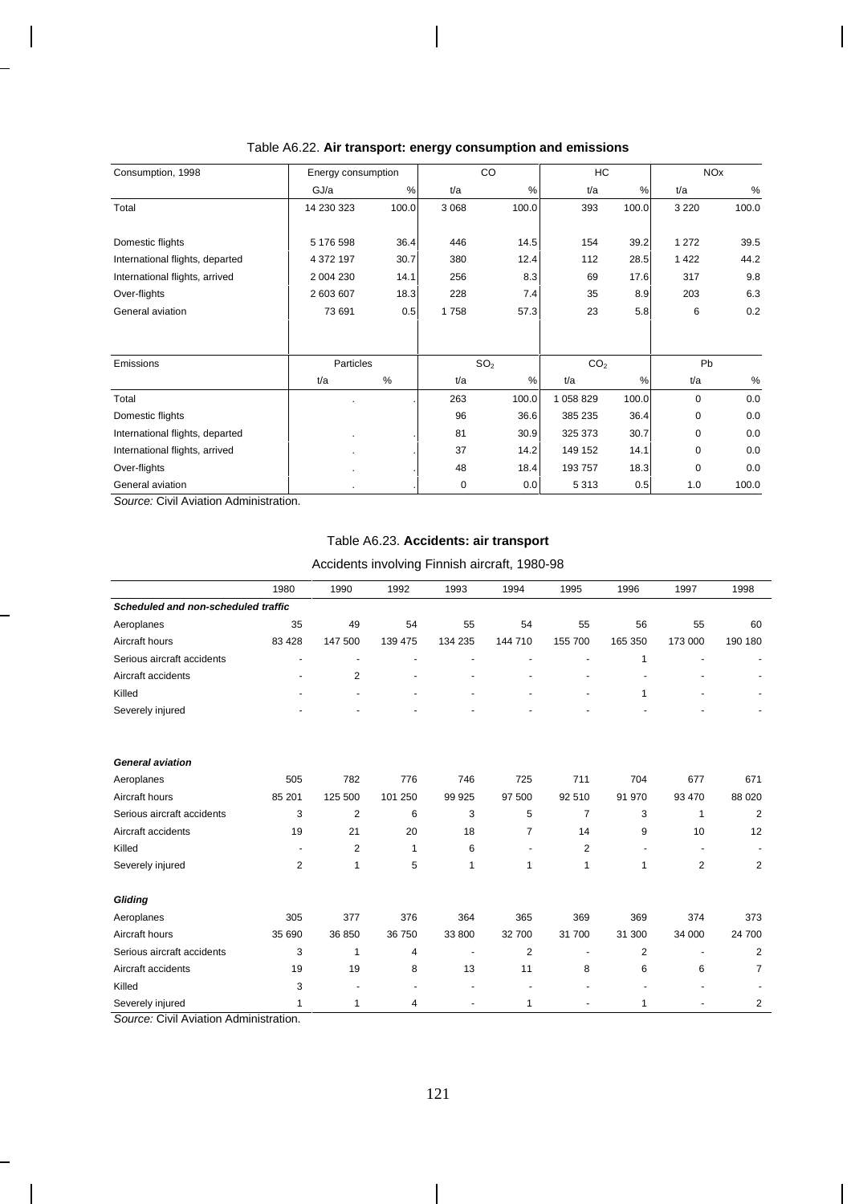Table A6.22. **Air transport: energy consumption and emissions**

| Consumption, 1998 | Energy consumption | | CO | | HC | | NOx | |
|---|---|---|---|---|---|---|---|---|
| | GJ/a | % | t/a | % | t/a | % | t/a | % |
| Total | 14 230 323 | 100.0 | 3 068 | 100.0 | 393 | 100.0 | 3 220 | 100.0 |
| Domestic flights | 5 176 598 | 36.4 | 446 | 14.5 | 154 | 39.2 | 1 272 | 39.5 |
| International flights, departed | 4 372 197 | 30.7 | 380 | 12.4 | 112 | 28.5 | 1 422 | 44.2 |
| International flights, arrived | 2 004 230 | 14.1 | 256 | 8.3 | 69 | 17.6 | 317 | 9.8 |
| Over-flights | 2 603 607 | 18.3 | 228 | 7.4 | 35 | 8.9 | 203 | 6.3 |
| General aviation | 73 691 | 0.5 | 1 758 | 57.3 | 23 | 5.8 | 6 | 0.2 |
| Emissions | Particles | | $SO_2$ | | $CO_2$ | | Pb | |
| | t/a | % | t/a | % | t/a | % | t/a | % |
| Total | . | . | 263 | 100.0 | 1 058 829 | 100.0 | 0 | 0.0 |
| Domestic flights | | . | 96 | 36.6 | 385 235 | 36.4 | 0 | 0.0 |
| International flights, departed | . | . | 81 | 30.9 | 325 373 | 30.7 | 0 | 0.0 |
| International flights, arrived | . | . | 37 | 14.2 | 149 152 | 14.1 | 0 | 0.0 |
| Over-flights | . | . | 48 | 18.4 | 193 757 | 18.3 | 0 | 0.0 |
| General aviation | . | . | 0 | 0.0 | 5 313 | 0.5 | 1.0 | 100.0 |

*Source:* Civil Aviation Administration.

Table A6.23. **Accidents: air transport**

Accidents involving Finnish aircraft, 1980-98

| | 1980 | 1990 | 1992 | 1993 | 1994 | 1995 | 1996 | 1997 | 1998 |
|---|---|---|---|---|---|---|---|---|---|
| ***Scheduled and non-scheduled traffic*** | | | | | | | | | |
| Aeroplanes | 35 | 49 | 54 | 55 | 54 | 55 | 56 | 55 | 60 |
| Aircraft hours | 83 428 | 147 500 | 139 475 | 134 235 | 144 710 | 155 700 | 165 350 | 173 000 | 190 180 |
| Serious aircraft accidents | - | - | - | - | - | - | 1 | - | - |
| Aircraft accidents | - | 2 | - | - | - | - | - | - | - |
| Killed | - | - | - | - | - | - | 1 | - | - |
| Severely injured | - | - | - | - | - | - | - | - | - |
| ***General aviation*** | | | | | | | | | |
| Aeroplanes | 505 | 782 | 776 | 746 | 725 | 711 | 704 | 677 | 671 |
| Aircraft hours | 85 201 | 125 500 | 101 250 | 99 925 | 97 500 | 92 510 | 91 970 | 93 470 | 88 020 |
| Serious aircraft accidents | 3 | 2 | 6 | 3 | 5 | 7 | 3 | 1 | 2 |
| Aircraft accidents | 19 | 21 | 20 | 18 | 7 | 14 | 9 | 10 | 12 |
| Killed | - | 2 | 1 | 6 | - | 2 | - | - | - |
| Severely injured | 2 | 1 | 5 | 1 | 1 | 1 | 1 | 2 | 2 |
| ***Gliding*** | | | | | | | | | |
| Aeroplanes | 305 | 377 | 376 | 364 | 365 | 369 | 369 | 374 | 373 |
| Aircraft hours | 35 690 | 36 850 | 36 750 | 33 800 | 32 700 | 31 700 | 31 300 | 34 000 | 24 700 |
| Serious aircraft accidents | 3 | 1 | 4 | - | 2 | - | 2 | - | 2 |
| Aircraft accidents | 19 | 19 | 8 | 13 | 11 | 8 | 6 | 6 | 7 |
| Killed | 3 | - | - | - | - | - | - | - | - |
| Severely injured | 1 | 1 | 4 | - | 1 | - | 1 | - | 2 |

*Source:* Civil Aviation Administration.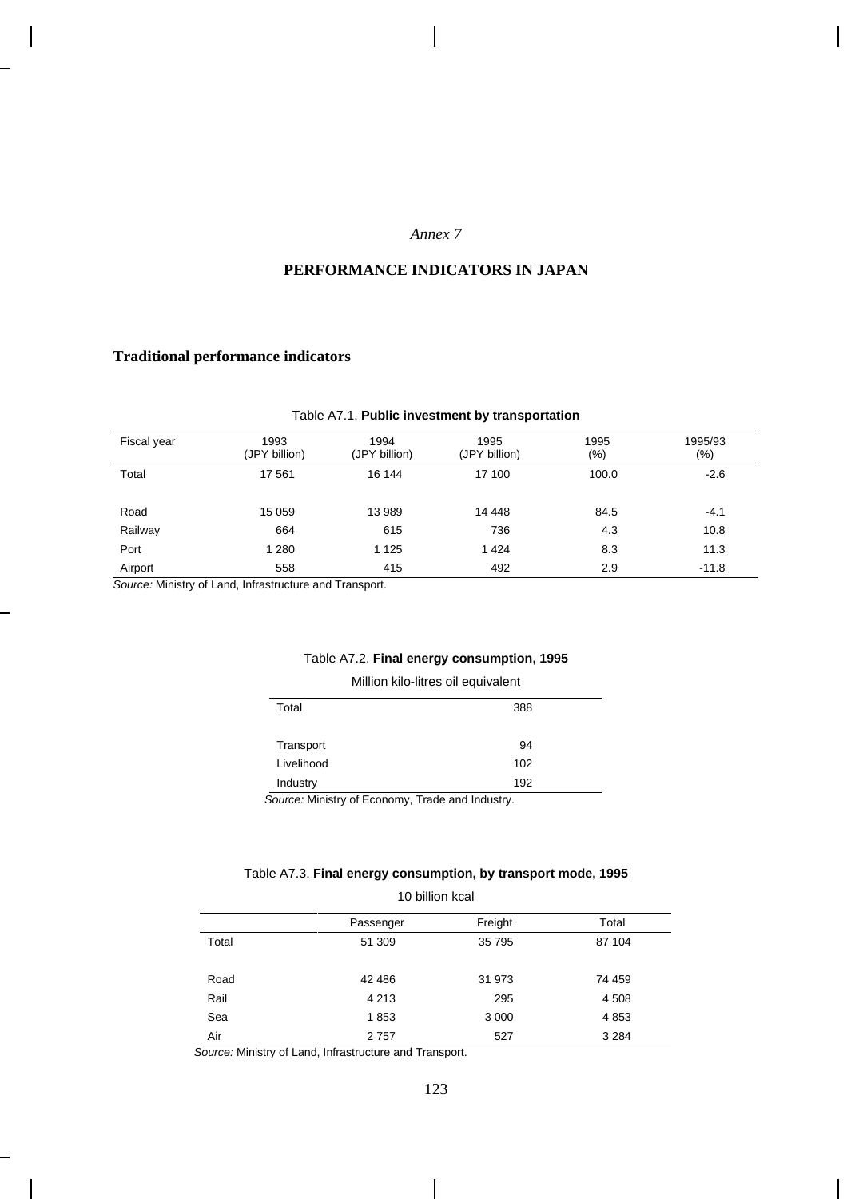*Annex 7*

# PERFORMANCE INDICATORS IN JAPAN

## Traditional performance indicators

Table A7.1. **Public investment by transportation**

| Fiscal year | 1993 (JPY billion) | 1994 (JPY billion) | 1995 (JPY billion) | 1995 (%) | 1995/93 (%) |
|---|---|---|---|---|---|
| Total | 17 561 | 16 144 | 17 100 | 100.0 | -2.6 |
| Road | 15 059 | 13 989 | 14 448 | 84.5 | -4.1 |
| Railway | 664 | 615 | 736 | 4.3 | 10.8 |
| Port | 1 280 | 1 125 | 1 424 | 8.3 | 11.3 |
| Airport | 558 | 415 | 492 | 2.9 | -11.8 |

*Source:* Ministry of Land, Infrastructure and Transport.

Table A7.2. **Final energy consumption, 1995**

Million kilo-litres oil equivalent

| | |
|---|---|
| Total | 388 |
| Transport | 94 |
| Livelihood | 102 |
| Industry | 192 |

*Source:* Ministry of Economy, Trade and Industry.

Table A7.3. **Final energy consumption, by transport mode, 1995**

10 billion kcal

| | Passenger | Freight | Total |
|---|---|---|---|
| Total | 51 309 | 35 795 | 87 104 |
| Road | 42 486 | 31 973 | 74 459 |
| Rail | 4 213 | 295 | 4 508 |
| Sea | 1 853 | 3 000 | 4 853 |
| Air | 2 757 | 527 | 3 284 |

*Source:* Ministry of Land, Infrastructure and Transport.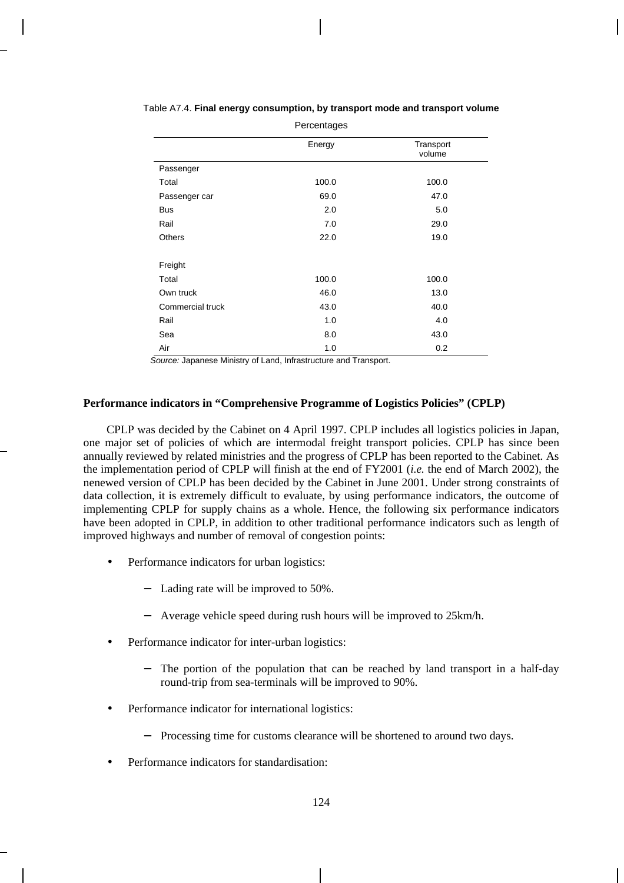Table A7.4. **Final energy consumption, by transport mode and transport volume**

Percentages

| | Energy | Transport volume |
|---|---|---|
| Passenger | | |
| Total | 100.0 | 100.0 |
| Passenger car | 69.0 | 47.0 |
| Bus | 2.0 | 5.0 |
| Rail | 7.0 | 29.0 |
| Others | 22.0 | 19.0 |
| | | |
| Freight | | |
| Total | 100.0 | 100.0 |
| Own truck | 46.0 | 13.0 |
| Commercial truck | 43.0 | 40.0 |
| Rail | 1.0 | 4.0 |
| Sea | 8.0 | 43.0 |
| Air | 1.0 | 0.2 |

*Source:* Japanese Ministry of Land, Infrastructure and Transport.

**Performance indicators in "Comprehensive Programme of Logistics Policies" (CPLP)**

CPLP was decided by the Cabinet on 4 April 1997. CPLP includes all logistics policies in Japan, one major set of policies of which are intermodal freight transport policies. CPLP has since been annually reviewed by related ministries and the progress of CPLP has been reported to the Cabinet. As the implementation period of CPLP will finish at the end of FY2001 (*i.e.* the end of March 2002), the nenewed version of CPLP has been decided by the Cabinet in June 2001. Under strong constraints of data collection, it is extremely difficult to evaluate, by using performance indicators, the outcome of implementing CPLP for supply chains as a whole. Hence, the following six performance indicators have been adopted in CPLP, in addition to other traditional performance indicators such as length of improved highways and number of removal of congestion points:

- Performance indicators for urban logistics:
  - Lading rate will be improved to 50%.
  - Average vehicle speed during rush hours will be improved to 25km/h.
- Performance indicator for inter-urban logistics:
  - The portion of the population that can be reached by land transport in a half-day round-trip from sea-terminals will be improved to 90%.
- Performance indicator for international logistics:
  - Processing time for customs clearance will be shortened to around two days.
- Performance indicators for standardisation: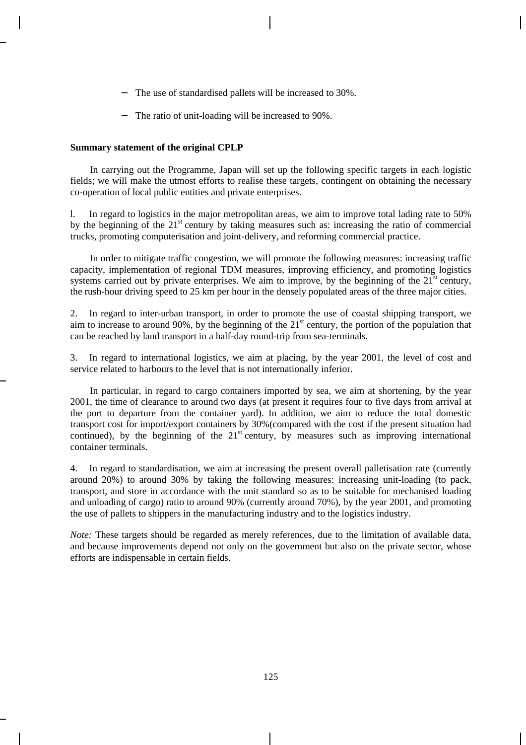- The use of standardised pallets will be increased to 30%.
- The ratio of unit-loading will be increased to 90%.

**Summary statement of the original CPLP**

In carrying out the Programme, Japan will set up the following specific targets in each logistic fields; we will make the utmost efforts to realise these targets, contingent on obtaining the necessary co-operation of local public entities and private enterprises.

l. In regard to logistics in the major metropolitan areas, we aim to improve total lading rate to 50% by the beginning of the 21st century by taking measures such as: increasing the ratio of commercial trucks, promoting computerisation and joint-delivery, and reforming commercial practice.

In order to mitigate traffic congestion, we will promote the following measures: increasing traffic capacity, implementation of regional TDM measures, improving efficiency, and promoting logistics systems carried out by private enterprises. We aim to improve, by the beginning of the 21st century, the rush-hour driving speed to 25 km per hour in the densely populated areas of the three major cities.

2. In regard to inter-urban transport, in order to promote the use of coastal shipping transport, we aim to increase to around 90%, by the beginning of the 21st century, the portion of the population that can be reached by land transport in a half-day round-trip from sea-terminals.

3. In regard to international logistics, we aim at placing, by the year 2001, the level of cost and service related to harbours to the level that is not internationally inferior.

In particular, in regard to cargo containers imported by sea, we aim at shortening, by the year 2001, the time of clearance to around two days (at present it requires four to five days from arrival at the port to departure from the container yard). In addition, we aim to reduce the total domestic transport cost for import/export containers by 30%(compared with the cost if the present situation had continued), by the beginning of the 21st century, by measures such as improving international container terminals.

4. In regard to standardisation, we aim at increasing the present overall palletisation rate (currently around 20%) to around 30% by taking the following measures: increasing unit-loading (to pack, transport, and store in accordance with the unit standard so as to be suitable for mechanised loading and unloading of cargo) ratio to around 90% (currently around 70%), by the year 2001, and promoting the use of pallets to shippers in the manufacturing industry and to the logistics industry.

*Note:* These targets should be regarded as merely references, due to the limitation of available data, and because improvements depend not only on the government but also on the private sector, whose efforts are indispensable in certain fields.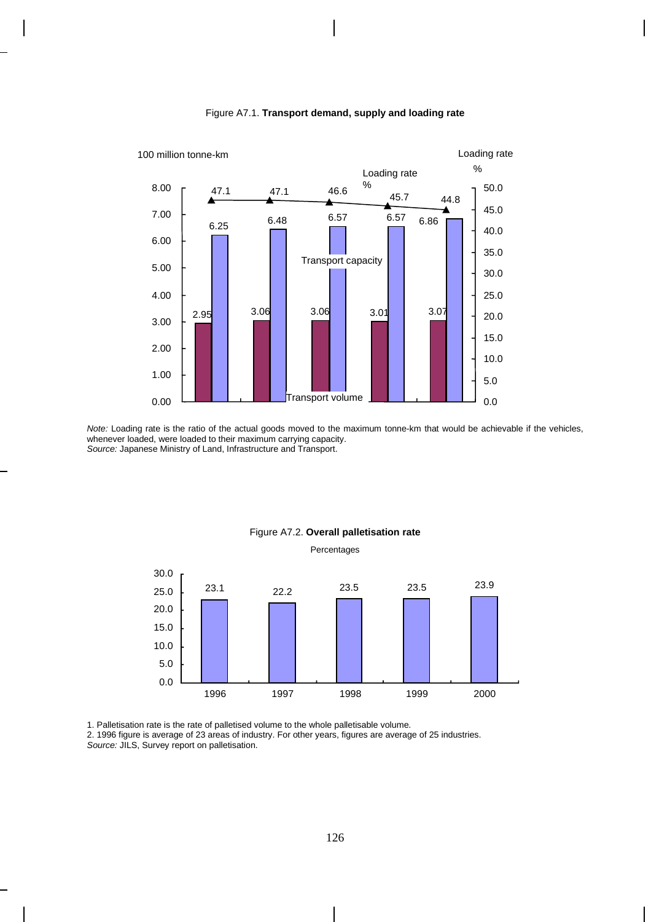Figure A7.1. **Transport demand, supply and loading rate**

| | Transport volume (100 million tonne-km) | Transport capacity (100 million tonne-km) | Loading rate (%) |
|---|---|---|---|
| | 2.95 | 6.25 | 47.1 |
| | 3.06 | 6.48 | 47.1 |
| | 3.06 | 6.57 | 46.6 |
| | 3.01 | 6.57 | 45.7 |
| | 3.07 | 6.86 | 44.8 |

*Note:* Loading rate is the ratio of the actual goods moved to the maximum tonne-km that would be achievable if the vehicles, whenever loaded, were loaded to their maximum carrying capacity.
*Source:* Japanese Ministry of Land, Infrastructure and Transport.

Figure A7.2. **Overall palletisation rate**

Percentages

| 1996 | 1997 | 1998 | 1999 | 2000 |
|---|---|---|---|---|
| 23.1 | 22.2 | 23.5 | 23.5 | 23.9 |

1. Palletisation rate is the rate of palletised volume to the whole palletisable volume.
2. 1996 figure is average of 23 areas of industry. For other years, figures are average of 25 industries.
*Source:* JILS, Survey report on palletisation.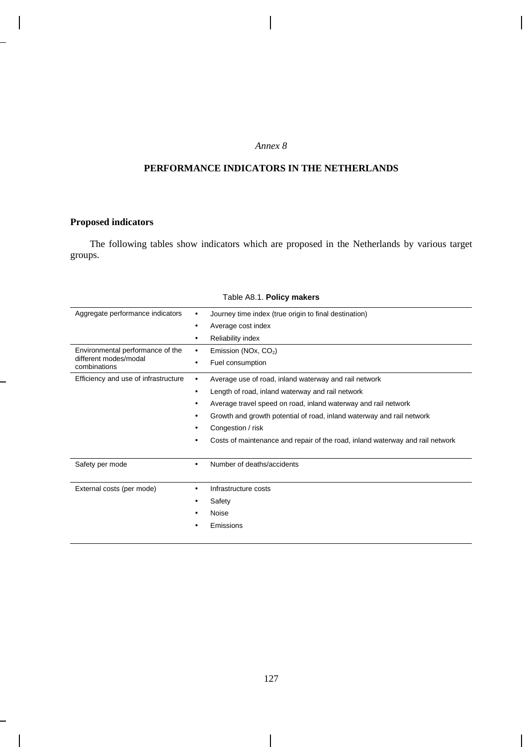*Annex 8*

# PERFORMANCE INDICATORS IN THE NETHERLANDS

## Proposed indicators

The following tables show indicators which are proposed in the Netherlands by various target groups.

Table A8.1. **Policy makers**

| | |
|---|---|
| Aggregate performance indicators | • Journey time index (true origin to final destination)<br>• Average cost index<br>• Reliability index |
| Environmental performance of the different modes/modal combinations | • Emission (NOx, $CO_2$)<br>• Fuel consumption |
| Efficiency and use of infrastructure | • Average use of road, inland waterway and rail network<br>• Length of road, inland waterway and rail network<br>• Average travel speed on road, inland waterway and rail network<br>• Growth and growth potential of road, inland waterway and rail network<br>• Congestion / risk<br>• Costs of maintenance and repair of the road, inland waterway and rail network |
| Safety per mode | • Number of deaths/accidents |
| External costs (per mode) | • Infrastructure costs<br>• Safety<br>• Noise<br>• Emissions |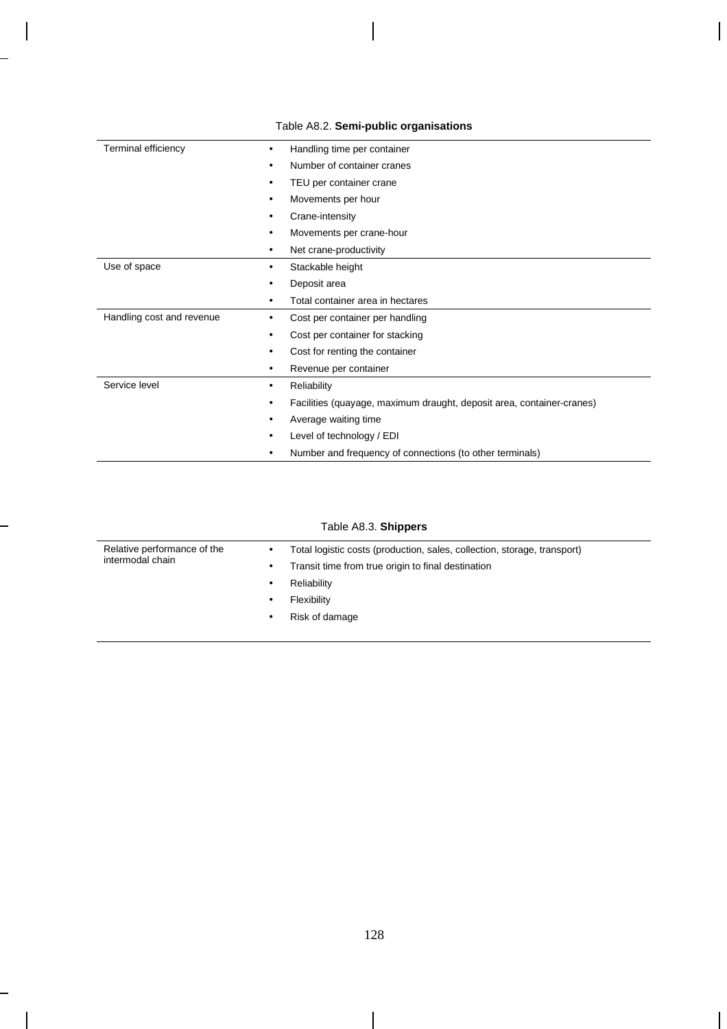Table A8.2. **Semi-public organisations**

| | |
|---|---|
| Terminal efficiency | • Handling time per container<br>• Number of container cranes<br>• TEU per container crane<br>• Movements per hour<br>• Crane-intensity<br>• Movements per crane-hour<br>• Net crane-productivity |
| Use of space | • Stackable height<br>• Deposit area<br>• Total container area in hectares |
| Handling cost and revenue | • Cost per container per handling<br>• Cost per container for stacking<br>• Cost for renting the container<br>• Revenue per container |
| Service level | • Reliability<br>• Facilities (quayage, maximum draught, deposit area, container-cranes)<br>• Average waiting time<br>• Level of technology / EDI<br>• Number and frequency of connections (to other terminals) |

Table A8.3. **Shippers**

| | |
|---|---|
| Relative performance of the intermodal chain | • Total logistic costs (production, sales, collection, storage, transport)<br>• Transit time from true origin to final destination<br>• Reliability<br>• Flexibility<br>• Risk of damage |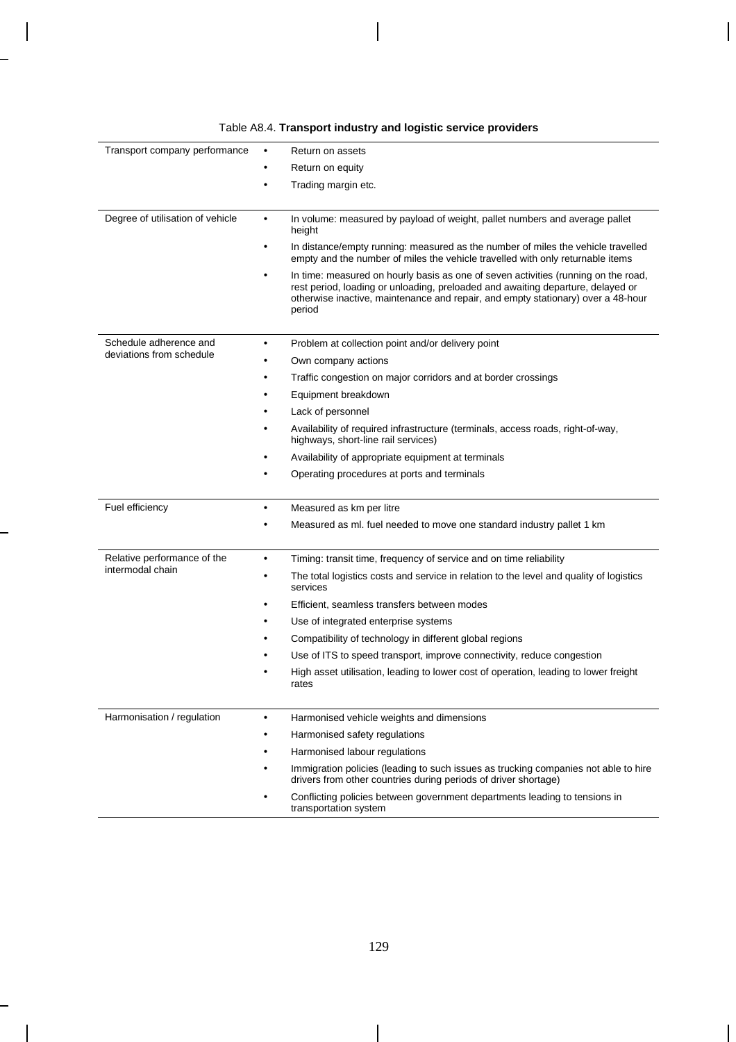Table A8.4. **Transport industry and logistic service providers**

| | |
|---|---|
| Transport company performance | • Return on assets<br>• Return on equity<br>• Trading margin etc. |
| Degree of utilisation of vehicle | • In volume: measured by payload of weight, pallet numbers and average pallet height<br>• In distance/empty running: measured as the number of miles the vehicle travelled empty and the number of miles the vehicle travelled with only returnable items<br>• In time: measured on hourly basis as one of seven activities (running on the road, rest period, loading or unloading, preloaded and awaiting departure, delayed or otherwise inactive, maintenance and repair, and empty stationary) over a 48-hour period |
| Schedule adherence and deviations from schedule | • Problem at collection point and/or delivery point<br>• Own company actions<br>• Traffic congestion on major corridors and at border crossings<br>• Equipment breakdown<br>• Lack of personnel<br>• Availability of required infrastructure (terminals, access roads, right-of-way, highways, short-line rail services)<br>• Availability of appropriate equipment at terminals<br>• Operating procedures at ports and terminals |
| Fuel efficiency | • Measured as km per litre<br>• Measured as ml. fuel needed to move one standard industry pallet 1 km |
| Relative performance of the intermodal chain | • Timing: transit time, frequency of service and on time reliability<br>• The total logistics costs and service in relation to the level and quality of logistics services<br>• Efficient, seamless transfers between modes<br>• Use of integrated enterprise systems<br>• Compatibility of technology in different global regions<br>• Use of ITS to speed transport, improve connectivity, reduce congestion<br>• High asset utilisation, leading to lower cost of operation, leading to lower freight rates |
| Harmonisation / regulation | • Harmonised vehicle weights and dimensions<br>• Harmonised safety regulations<br>• Harmonised labour regulations<br>• Immigration policies (leading to such issues as trucking companies not able to hire drivers from other countries during periods of driver shortage)<br>• Conflicting policies between government departments leading to tensions in transportation system |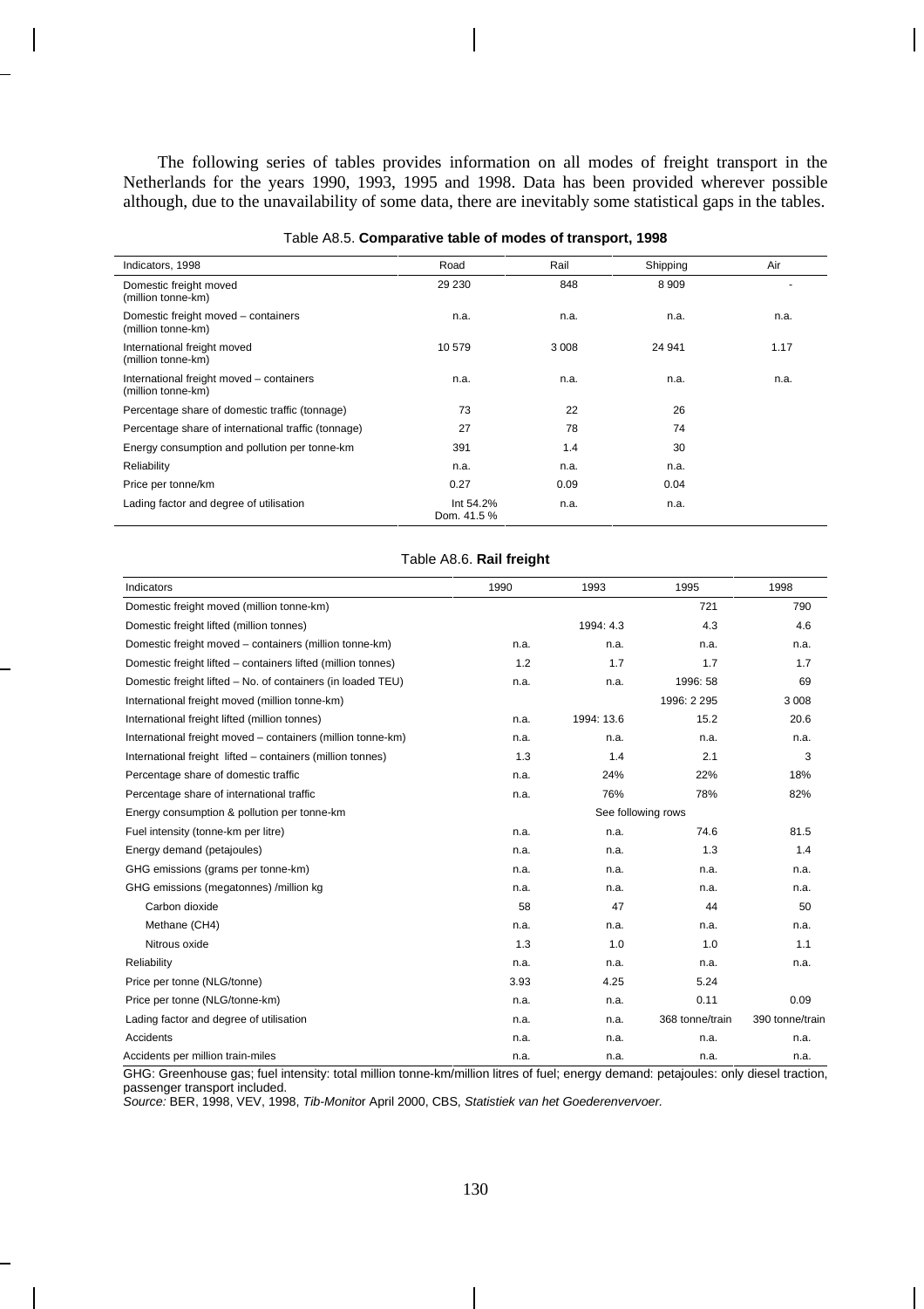The following series of tables provides information on all modes of freight transport in the Netherlands for the years 1990, 1993, 1995 and 1998. Data has been provided wherever possible although, due to the unavailability of some data, there are inevitably some statistical gaps in the tables.

Table A8.5. **Comparative table of modes of transport, 1998**

| Indicators, 1998 | Road | Rail | Shipping | Air |
|---|---|---|---|---|
| Domestic freight moved (million tonne-km) | 29 230 | 848 | 8 909 | - |
| Domestic freight moved – containers (million tonne-km) | n.a. | n.a. | n.a. | n.a. |
| International freight moved (million tonne-km) | 10 579 | 3 008 | 24 941 | 1.17 |
| International freight moved – containers (million tonne-km) | n.a. | n.a. | n.a. | n.a. |
| Percentage share of domestic traffic (tonnage) | 73 | 22 | 26 | |
| Percentage share of international traffic (tonnage) | 27 | 78 | 74 | |
| Energy consumption and pollution per tonne-km | 391 | 1.4 | 30 | |
| Reliability | n.a. | n.a. | n.a. | |
| Price per tonne/km | 0.27 | 0.09 | 0.04 | |
| Lading factor and degree of utilisation | Int 54.2% Dom. 41.5 % | n.a. | n.a. | |

Table A8.6. **Rail freight**

| Indicators | 1990 | 1993 | 1995 | 1998 |
|---|---|---|---|---|
| Domestic freight moved (million tonne-km) | | | 721 | 790 |
| Domestic freight lifted (million tonnes) | | 1994: 4.3 | 4.3 | 4.6 |
| Domestic freight moved – containers (million tonne-km) | n.a. | n.a. | n.a. | n.a. |
| Domestic freight lifted – containers lifted (million tonnes) | 1.2 | 1.7 | 1.7 | 1.7 |
| Domestic freight lifted – No. of containers (in loaded TEU) | n.a. | n.a. | 1996: 58 | 69 |
| International freight moved (million tonne-km) | | | 1996: 2 295 | 3 008 |
| International freight lifted (million tonnes) | n.a. | 1994: 13.6 | 15.2 | 20.6 |
| International freight moved – containers (million tonne-km) | n.a. | n.a. | n.a. | n.a. |
| International freight lifted – containers (million tonnes) | 1.3 | 1.4 | 2.1 | 3 |
| Percentage share of domestic traffic | n.a. | 24% | 22% | 18% |
| Percentage share of international traffic | n.a. | 76% | 78% | 82% |
| Energy consumption & pollution per tonne-km | | See following rows | | |
| Fuel intensity (tonne-km per litre) | n.a. | n.a. | 74.6 | 81.5 |
| Energy demand (petajoules) | n.a. | n.a. | 1.3 | 1.4 |
| GHG emissions (grams per tonne-km) | n.a. | n.a. | n.a. | n.a. |
| GHG emissions (megatonnes) /million kg | n.a. | n.a. | n.a. | n.a. |
| Carbon dioxide | 58 | 47 | 44 | 50 |
| Methane ($CH_4$) | n.a. | n.a. | n.a. | n.a. |
| Nitrous oxide | 1.3 | 1.0 | 1.0 | 1.1 |
| Reliability | n.a. | n.a. | n.a. | n.a. |
| Price per tonne (NLG/tonne) | 3.93 | 4.25 | 5.24 | |
| Price per tonne (NLG/tonne-km) | n.a. | n.a. | 0.11 | 0.09 |
| Lading factor and degree of utilisation | n.a. | n.a. | 368 tonne/train | 390 tonne/train |
| Accidents | n.a. | n.a. | n.a. | n.a. |
| Accidents per million train-miles | n.a. | n.a. | n.a. | n.a. |

GHG: Greenhouse gas; fuel intensity: total million tonne-km/million litres of fuel; energy demand: petajoules: only diesel traction, passenger transport included.

*Source:* BER, 1998, VEV, 1998, *Tib-Monito*r April 2000, CBS, *Statistiek van het Goederenvervoer.*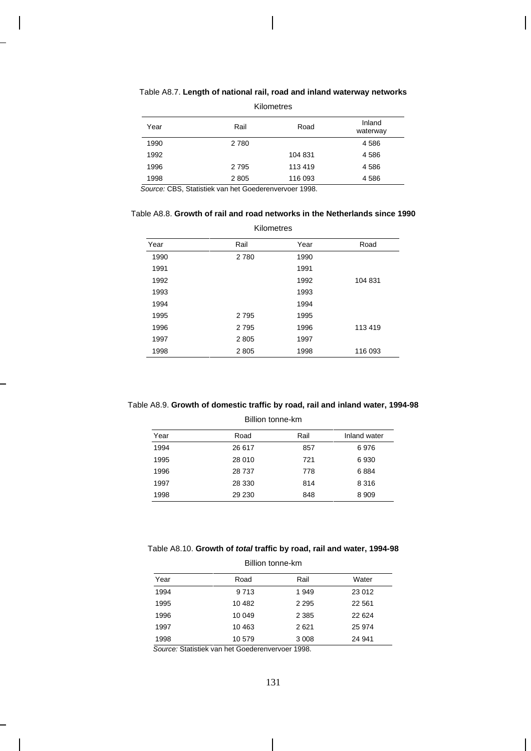Table A8.7. **Length of national rail, road and inland waterway networks**

Kilometres

| Year | Rail | Road | Inland waterway |
|---|---|---|---|
| 1990 | 2 780 | | 4 586 |
| 1992 | | 104 831 | 4 586 |
| 1996 | 2 795 | 113 419 | 4 586 |
| 1998 | 2 805 | 116 093 | 4 586 |

*Source:* CBS, Statistiek van het Goederenvervoer 1998.

Table A8.8. **Growth of rail and road networks in the Netherlands since 1990**

Kilometres

| Year | Rail | Year | Road |
|---|---|---|---|
| 1990 | 2 780 | 1990 | |
| 1991 | | 1991 | |
| 1992 | | 1992 | 104 831 |
| 1993 | | 1993 | |
| 1994 | | 1994 | |
| 1995 | 2 795 | 1995 | |
| 1996 | 2 795 | 1996 | 113 419 |
| 1997 | 2 805 | 1997 | |
| 1998 | 2 805 | 1998 | 116 093 |

Table A8.9. **Growth of domestic traffic by road, rail and inland water, 1994-98**

Billion tonne-km

| Year | Road | Rail | Inland water |
|---|---|---|---|
| 1994 | 26 617 | 857 | 6 976 |
| 1995 | 28 010 | 721 | 6 930 |
| 1996 | 28 737 | 778 | 6 884 |
| 1997 | 28 330 | 814 | 8 316 |
| 1998 | 29 230 | 848 | 8 909 |

Table A8.10. **Growth of *total* traffic by road, rail and water, 1994-98**

Billion tonne-km

| Year | Road | Rail | Water |
|---|---|---|---|
| 1994 | 9 713 | 1 949 | 23 012 |
| 1995 | 10 482 | 2 295 | 22 561 |
| 1996 | 10 049 | 2 385 | 22 624 |
| 1997 | 10 463 | 2 621 | 25 974 |
| 1998 | 10 579 | 3 008 | 24 941 |

*Source:* Statistiek van het Goederenvervoer 1998.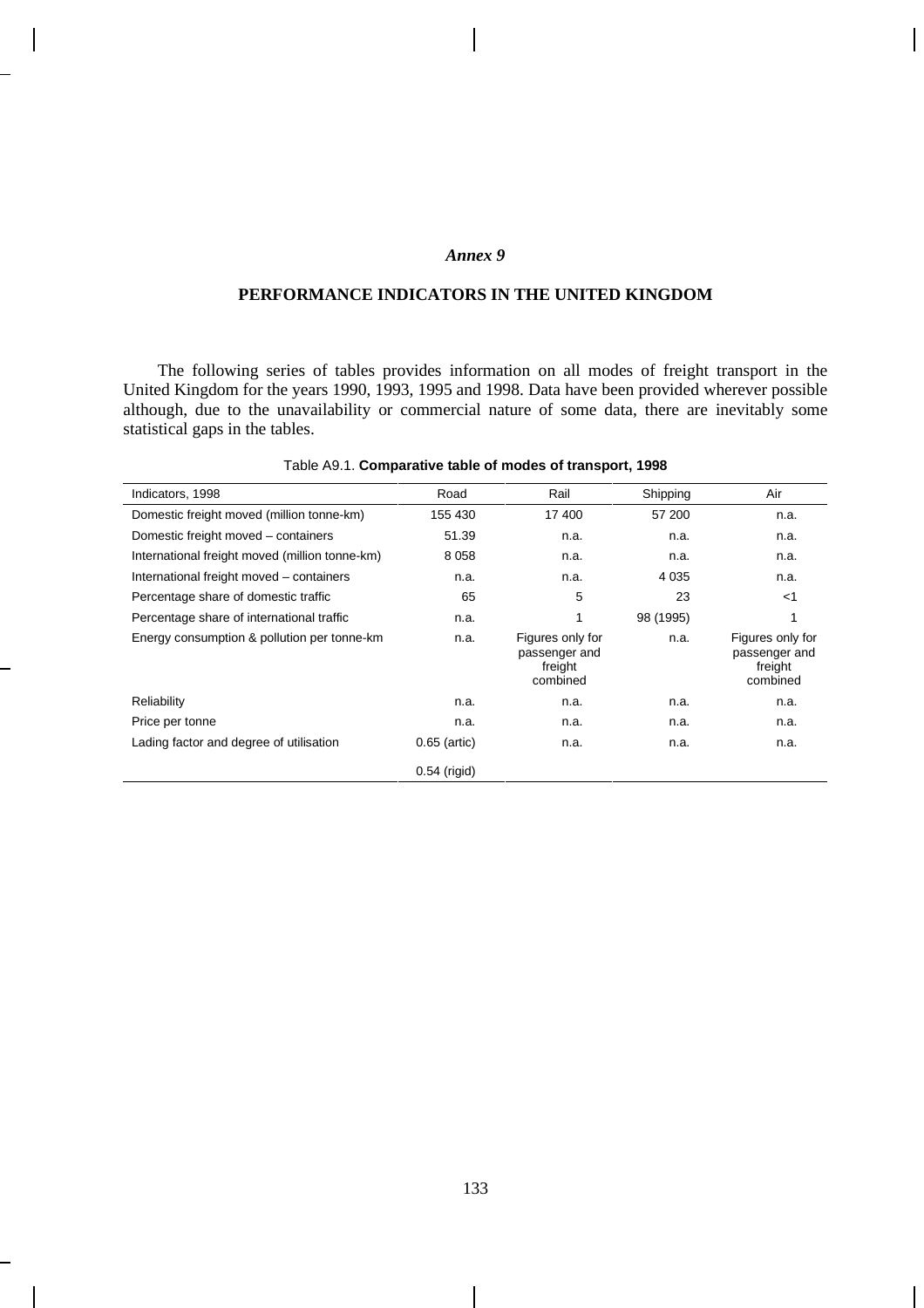*Annex 9*

# PERFORMANCE INDICATORS IN THE UNITED KINGDOM

The following series of tables provides information on all modes of freight transport in the United Kingdom for the years 1990, 1993, 1995 and 1998. Data have been provided wherever possible although, due to the unavailability or commercial nature of some data, there are inevitably some statistical gaps in the tables.

Table A9.1. **Comparative table of modes of transport, 1998**

| Indicators, 1998 | Road | Rail | Shipping | Air |
|---|---|---|---|---|
| Domestic freight moved (million tonne-km) | 155 430 | 17 400 | 57 200 | n.a. |
| Domestic freight moved – containers | 51.39 | n.a. | n.a. | n.a. |
| International freight moved (million tonne-km) | 8 058 | n.a. | n.a. | n.a. |
| International freight moved – containers | n.a. | n.a. | 4 035 | n.a. |
| Percentage share of domestic traffic | 65 | 5 | 23 | <1 |
| Percentage share of international traffic | n.a. | 1 | 98 (1995) | 1 |
| Energy consumption & pollution per tonne-km | n.a. | Figures only for passenger and freight combined | n.a. | Figures only for passenger and freight combined |
| Reliability | n.a. | n.a. | n.a. | n.a. |
| Price per tonne | n.a. | n.a. | n.a. | n.a. |
| Lading factor and degree of utilisation | 0.65 (artic) | n.a. | n.a. | n.a. |
| | 0.54 (rigid) | | | |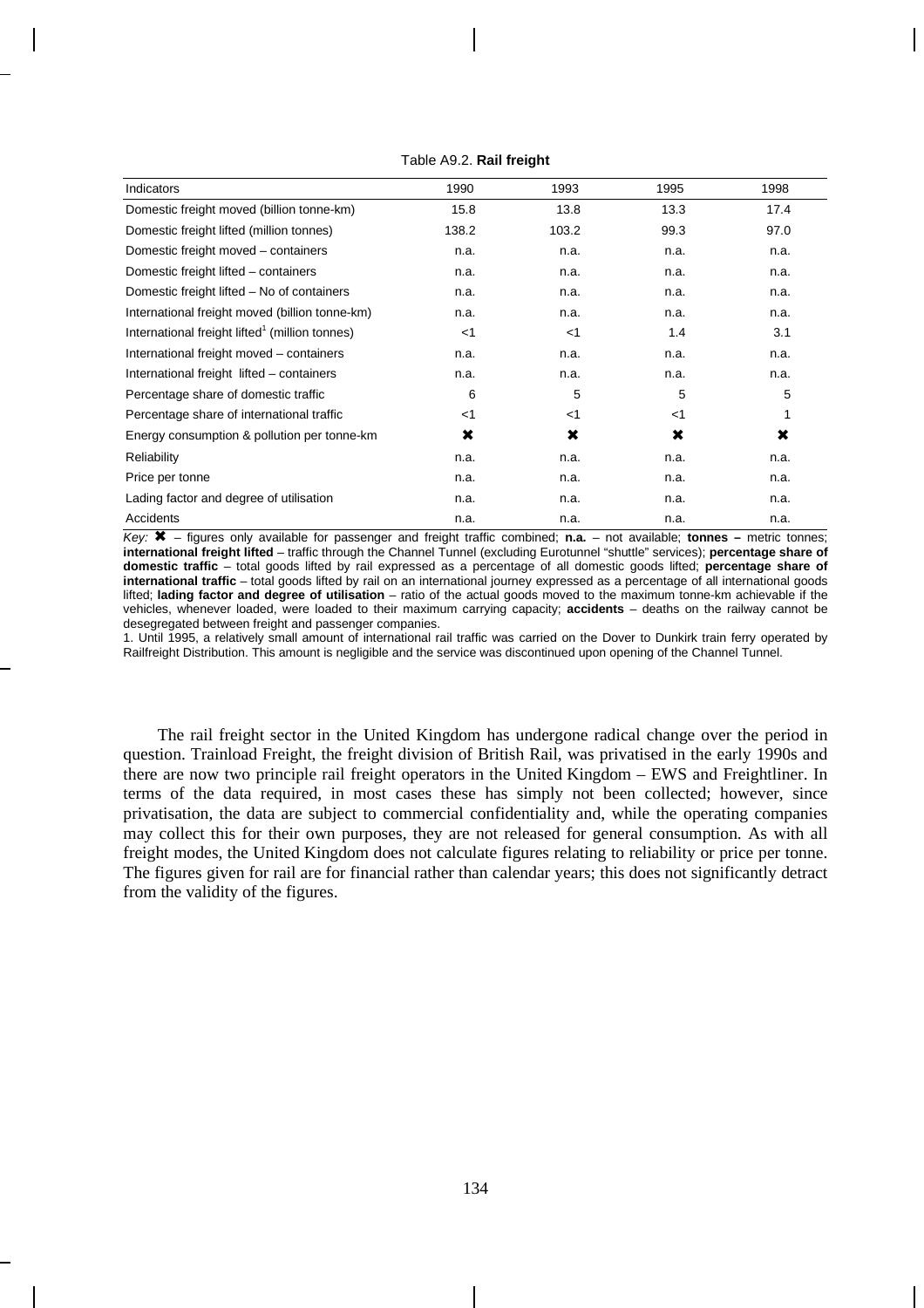Table A9.2. **Rail freight**

| Indicators | 1990 | 1993 | 1995 | 1998 |
|---|---|---|---|---|
| Domestic freight moved (billion tonne-km) | 15.8 | 13.8 | 13.3 | 17.4 |
| Domestic freight lifted (million tonnes) | 138.2 | 103.2 | 99.3 | 97.0 |
| Domestic freight moved – containers | n.a. | n.a. | n.a. | n.a. |
| Domestic freight lifted – containers | n.a. | n.a. | n.a. | n.a. |
| Domestic freight lifted – No of containers | n.a. | n.a. | n.a. | n.a. |
| International freight moved (billion tonne-km) | n.a. | n.a. | n.a. | n.a. |
| International freight lifted[1] (million tonnes) | <1 | <1 | 1.4 | 3.1 |
| International freight moved – containers | n.a. | n.a. | n.a. | n.a. |
| International freight lifted – containers | n.a. | n.a. | n.a. | n.a. |
| Percentage share of domestic traffic | 6 | 5 | 5 | 5 |
| Percentage share of international traffic | <1 | <1 | <1 | 1 |
| Energy consumption & pollution per tonne-km | ✖ | ✖ | ✖ | ✖ |
| Reliability | n.a. | n.a. | n.a. | n.a. |
| Price per tonne | n.a. | n.a. | n.a. | n.a. |
| Lading factor and degree of utilisation | n.a. | n.a. | n.a. | n.a. |
| Accidents | n.a. | n.a. | n.a. | n.a. |

*Key:* ✖ – figures only available for passenger and freight traffic combined; **n.a.** – not available; **tonnes –** metric tonnes; **international freight lifted** – traffic through the Channel Tunnel (excluding Eurotunnel "shuttle" services); **percentage share of domestic traffic** – total goods lifted by rail expressed as a percentage of all domestic goods lifted; **percentage share of international traffic** – total goods lifted by rail on an international journey expressed as a percentage of all international goods lifted; **lading factor and degree of utilisation** – ratio of the actual goods moved to the maximum tonne-km achievable if the vehicles, whenever loaded, were loaded to their maximum carrying capacity; **accidents** – deaths on the railway cannot be desegregated between freight and passenger companies.

1. Until 1995, a relatively small amount of international rail traffic was carried on the Dover to Dunkirk train ferry operated by Railfreight Distribution. This amount is negligible and the service was discontinued upon opening of the Channel Tunnel.

The rail freight sector in the United Kingdom has undergone radical change over the period in question. Trainload Freight, the freight division of British Rail, was privatised in the early 1990s and there are now two principle rail freight operators in the United Kingdom – EWS and Freightliner. In terms of the data required, in most cases these has simply not been collected; however, since privatisation, the data are subject to commercial confidentiality and, while the operating companies may collect this for their own purposes, they are not released for general consumption. As with all freight modes, the United Kingdom does not calculate figures relating to reliability or price per tonne. The figures given for rail are for financial rather than calendar years; this does not significantly detract from the validity of the figures.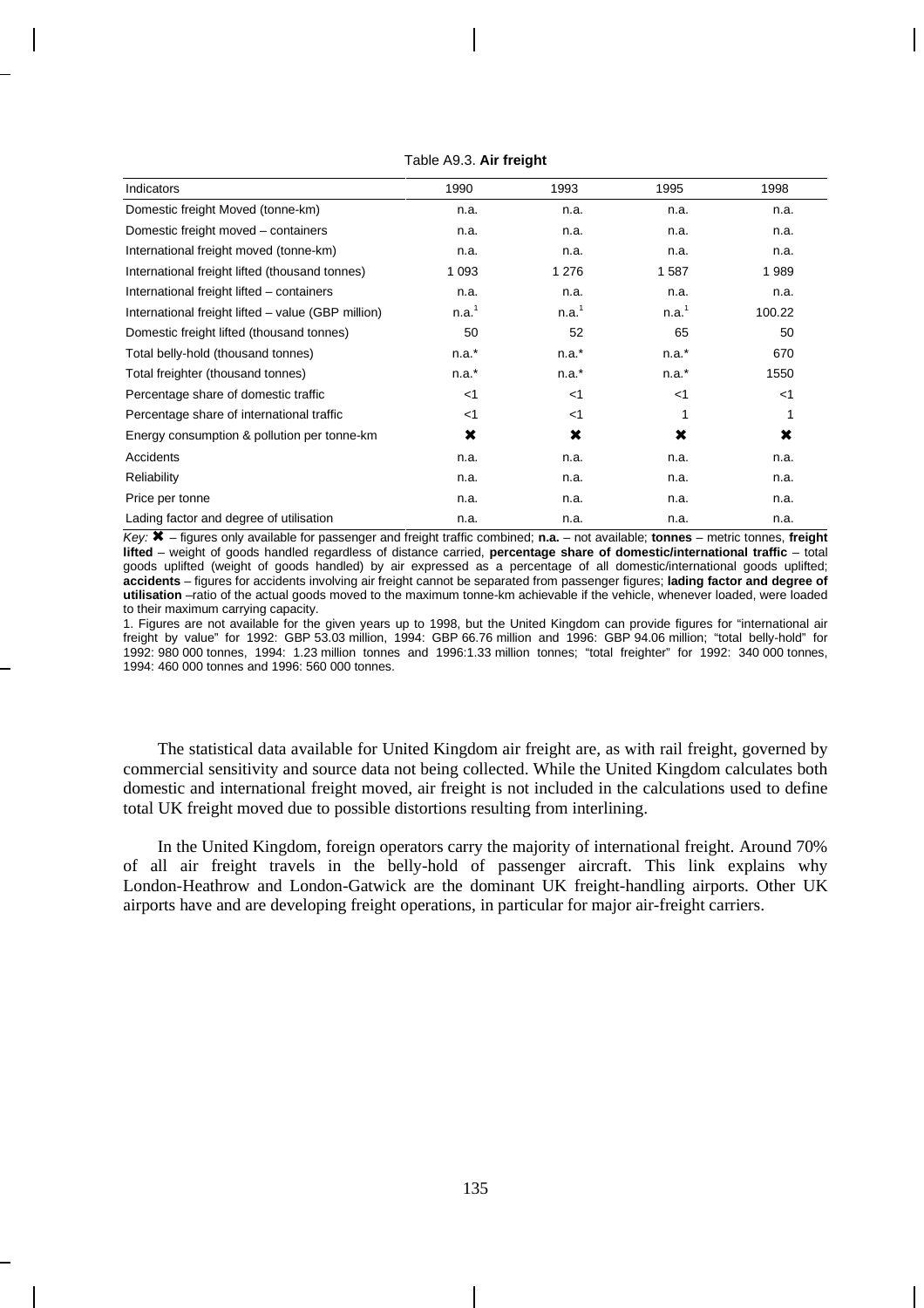Table A9.3. **Air freight**

| Indicators | 1990 | 1993 | 1995 | 1998 |
|---|---|---|---|---|
| Domestic freight Moved (tonne-km) | n.a. | n.a. | n.a. | n.a. |
| Domestic freight moved – containers | n.a. | n.a. | n.a. | n.a. |
| International freight moved (tonne-km) | n.a. | n.a. | n.a. | n.a. |
| International freight lifted (thousand tonnes) | 1 093 | 1 276 | 1 587 | 1 989 |
| International freight lifted – containers | n.a. | n.a. | n.a. | n.a. |
| International freight lifted – value (GBP million) | n.a.[1] | n.a.[1] | n.a.[1] | 100.22 |
| Domestic freight lifted (thousand tonnes) | 50 | 52 | 65 | 50 |
| Total belly-hold (thousand tonnes) | n.a.* | n.a.* | n.a.* | 670 |
| Total freighter (thousand tonnes) | n.a.* | n.a.* | n.a.* | 1550 |
| Percentage share of domestic traffic | <1 | <1 | <1 | <1 |
| Percentage share of international traffic | <1 | <1 | 1 | 1 |
| Energy consumption & pollution per tonne-km | ✖ | ✖ | ✖ | ✖ |
| Accidents | n.a. | n.a. | n.a. | n.a. |
| Reliability | n.a. | n.a. | n.a. | n.a. |
| Price per tonne | n.a. | n.a. | n.a. | n.a. |
| Lading factor and degree of utilisation | n.a. | n.a. | n.a. | n.a. |

*Key:* ✖ – figures only available for passenger and freight traffic combined; **n.a.** – not available; **tonnes** – metric tonnes, **freight lifted** – weight of goods handled regardless of distance carried, **percentage share of domestic/international traffic** – total goods uplifted (weight of goods handled) by air expressed as a percentage of all domestic/international goods uplifted; **accidents** – figures for accidents involving air freight cannot be separated from passenger figures; **lading factor and degree of utilisation** –ratio of the actual goods moved to the maximum tonne-km achievable if the vehicle, whenever loaded, were loaded to their maximum carrying capacity.

1. Figures are not available for the given years up to 1998, but the United Kingdom can provide figures for "international air freight by value" for 1992: GBP 53.03 million, 1994: GBP 66.76 million and 1996: GBP 94.06 million; "total belly-hold" for 1992: 980 000 tonnes, 1994: 1.23 million tonnes and 1996:1.33 million tonnes; "total freighter" for 1992: 340 000 tonnes, 1994: 460 000 tonnes and 1996: 560 000 tonnes.

The statistical data available for United Kingdom air freight are, as with rail freight, governed by commercial sensitivity and source data not being collected. While the United Kingdom calculates both domestic and international freight moved, air freight is not included in the calculations used to define total UK freight moved due to possible distortions resulting from interlining.

In the United Kingdom, foreign operators carry the majority of international freight. Around 70% of all air freight travels in the belly-hold of passenger aircraft. This link explains why London-Heathrow and London-Gatwick are the dominant UK freight-handling airports. Other UK airports have and are developing freight operations, in particular for major air-freight carriers.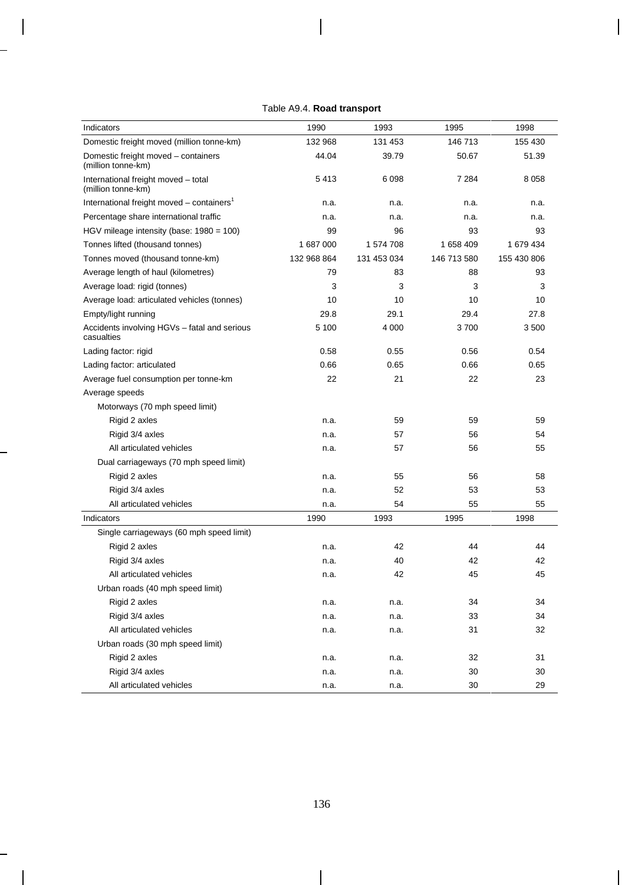Table A9.4. **Road transport**

| Indicators | 1990 | 1993 | 1995 | 1998 |
|---|---|---|---|---|
| Domestic freight moved (million tonne-km) | 132 968 | 131 453 | 146 713 | 155 430 |
| Domestic freight moved – containers (million tonne-km) | 44.04 | 39.79 | 50.67 | 51.39 |
| International freight moved – total (million tonne-km) | 5 413 | 6 098 | 7 284 | 8 058 |
| International freight moved – containers[1] | n.a. | n.a. | n.a. | n.a. |
| Percentage share international traffic | n.a. | n.a. | n.a. | n.a. |
| HGV mileage intensity (base: 1980 = 100) | 99 | 96 | 93 | 93 |
| Tonnes lifted (thousand tonnes) | 1 687 000 | 1 574 708 | 1 658 409 | 1 679 434 |
| Tonnes moved (thousand tonne-km) | 132 968 864 | 131 453 034 | 146 713 580 | 155 430 806 |
| Average length of haul (kilometres) | 79 | 83 | 88 | 93 |
| Average load: rigid (tonnes) | 3 | 3 | 3 | 3 |
| Average load: articulated vehicles (tonnes) | 10 | 10 | 10 | 10 |
| Empty/light running | 29.8 | 29.1 | 29.4 | 27.8 |
| Accidents involving HGVs – fatal and serious casualties | 5 100 | 4 000 | 3 700 | 3 500 |
| Lading factor: rigid | 0.58 | 0.55 | 0.56 | 0.54 |
| Lading factor: articulated | 0.66 | 0.65 | 0.66 | 0.65 |
| Average fuel consumption per tonne-km | 22 | 21 | 22 | 23 |
| Average speeds | | | | |
| Motorways (70 mph speed limit) | | | | |
| Rigid 2 axles | n.a. | 59 | 59 | 59 |
| Rigid 3/4 axles | n.a. | 57 | 56 | 54 |
| All articulated vehicles | n.a. | 57 | 56 | 55 |
| Dual carriageways (70 mph speed limit) | | | | |
| Rigid 2 axles | n.a. | 55 | 56 | 58 |
| Rigid 3/4 axles | n.a. | 52 | 53 | 53 |
| All articulated vehicles | n.a. | 54 | 55 | 55 |
| Single carriageways (60 mph speed limit) | | | | |
| Rigid 2 axles | n.a. | 42 | 44 | 44 |
| Rigid 3/4 axles | n.a. | 40 | 42 | 42 |
| All articulated vehicles | n.a. | 42 | 45 | 45 |
| Urban roads (40 mph speed limit) | | | | |
| Rigid 2 axles | n.a. | n.a. | 34 | 34 |
| Rigid 3/4 axles | n.a. | n.a. | 33 | 34 |
| All articulated vehicles | n.a. | n.a. | 31 | 32 |
| Urban roads (30 mph speed limit) | | | | |
| Rigid 2 axles | n.a. | n.a. | 32 | 31 |
| Rigid 3/4 axles | n.a. | n.a. | 30 | 30 |
| All articulated vehicles | n.a. | n.a. | 30 | 29 |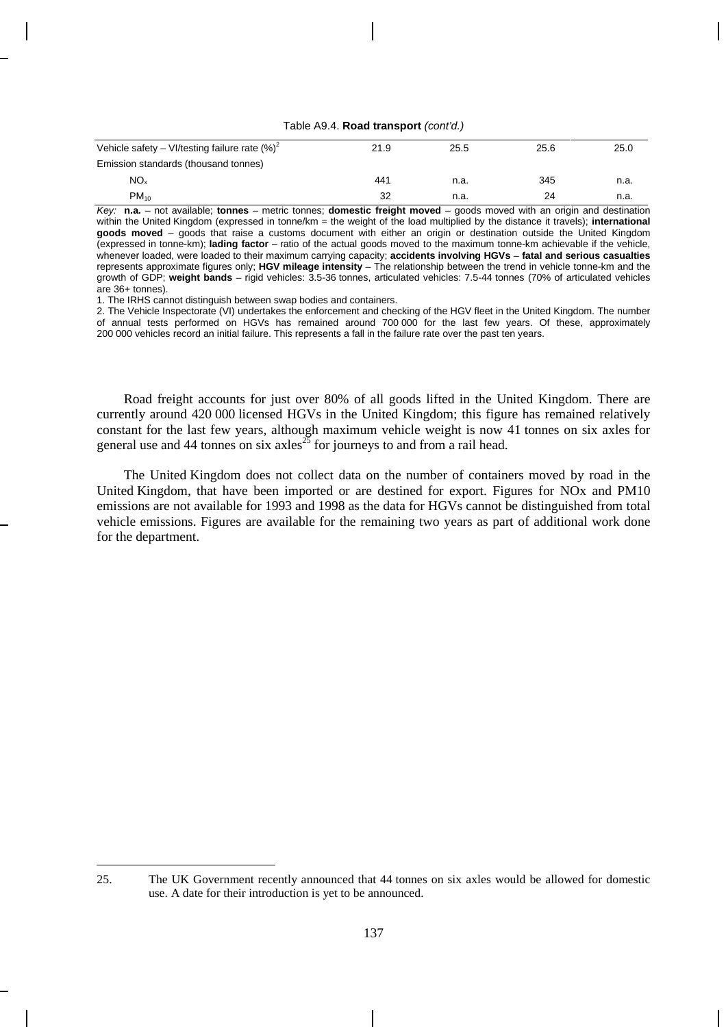Table A9.4. **Road transport** *(cont'd.)*

| | | | | |
|---|---|---|---|---|
| Vehicle safety – VI/testing failure rate (%)[2] | 21.9 | 25.5 | 25.6 | 25.0 |
| Emission standards (thousand tonnes) | | | | |
| $NO_x$ | 441 | n.a. | 345 | n.a. |
| $PM_{10}$ | 32 | n.a. | 24 | n.a. |

*Key:* **n.a.** – not available; **tonnes** – metric tonnes; **domestic freight moved** – goods moved with an origin and destination within the United Kingdom (expressed in tonne/km = the weight of the load multiplied by the distance it travels); **international goods moved** – goods that raise a customs document with either an origin or destination outside the United Kingdom (expressed in tonne-km); **lading factor** – ratio of the actual goods moved to the maximum tonne-km achievable if the vehicle, whenever loaded, were loaded to their maximum carrying capacity; **accidents involving HGVs** – **fatal and serious casualties** represents approximate figures only; **HGV mileage intensity** – The relationship between the trend in vehicle tonne-km and the growth of GDP; **weight bands** – rigid vehicles: 3.5-36 tonnes, articulated vehicles: 7.5-44 tonnes (70% of articulated vehicles are 36+ tonnes).

1. The IRHS cannot distinguish between swap bodies and containers.

2. The Vehicle Inspectorate (VI) undertakes the enforcement and checking of the HGV fleet in the United Kingdom. The number of annual tests performed on HGVs has remained around 700 000 for the last few years. Of these, approximately 200 000 vehicles record an initial failure. This represents a fall in the failure rate over the past ten years.

Road freight accounts for just over 80% of all goods lifted in the United Kingdom. There are currently around 420 000 licensed HGVs in the United Kingdom; this figure has remained relatively constant for the last few years, although maximum vehicle weight is now 41 tonnes on six axles for general use and 44 tonnes on six axles[25] for journeys to and from a rail head.

The United Kingdom does not collect data on the number of containers moved by road in the United Kingdom, that have been imported or are destined for export. Figures for NOx and PM10 emissions are not available for 1993 and 1998 as the data for HGVs cannot be distinguished from total vehicle emissions. Figures are available for the remaining two years as part of additional work done for the department.

25. The UK Government recently announced that 44 tonnes on six axles would be allowed for domestic use. A date for their introduction is yet to be announced.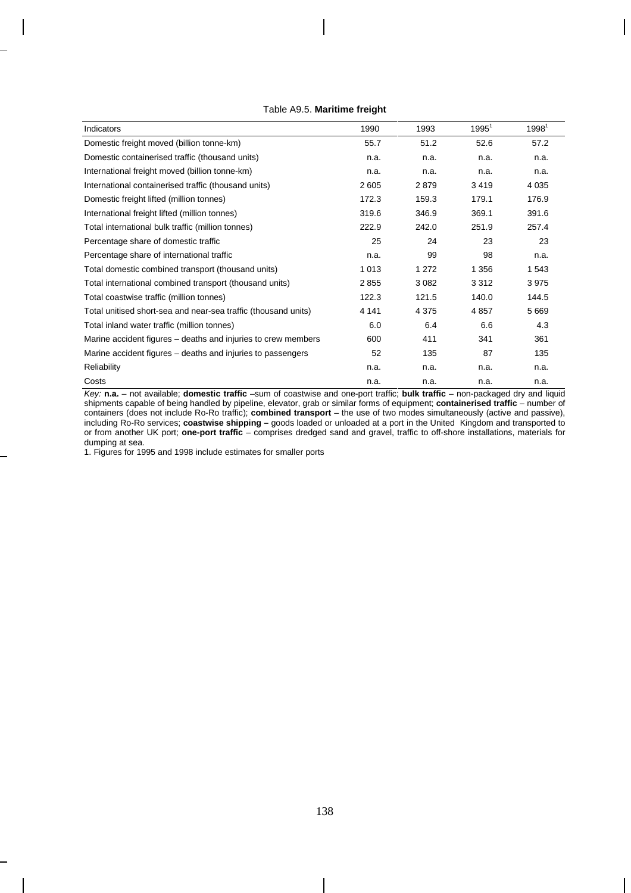Table A9.5. **Maritime freight**

| Indicators | 1990 | 1993 | 1995[1] | 1998[1] |
|---|---|---|---|---|
| Domestic freight moved (billion tonne-km) | 55.7 | 51.2 | 52.6 | 57.2 |
| Domestic containerised traffic (thousand units) | n.a. | n.a. | n.a. | n.a. |
| International freight moved (billion tonne-km) | n.a. | n.a. | n.a. | n.a. |
| International containerised traffic (thousand units) | 2 605 | 2 879 | 3 419 | 4 035 |
| Domestic freight lifted (million tonnes) | 172.3 | 159.3 | 179.1 | 176.9 |
| International freight lifted (million tonnes) | 319.6 | 346.9 | 369.1 | 391.6 |
| Total international bulk traffic (million tonnes) | 222.9 | 242.0 | 251.9 | 257.4 |
| Percentage share of domestic traffic | 25 | 24 | 23 | 23 |
| Percentage share of international traffic | n.a. | 99 | 98 | n.a. |
| Total domestic combined transport (thousand units) | 1 013 | 1 272 | 1 356 | 1 543 |
| Total international combined transport (thousand units) | 2 855 | 3 082 | 3 312 | 3 975 |
| Total coastwise traffic (million tonnes) | 122.3 | 121.5 | 140.0 | 144.5 |
| Total unitised short-sea and near-sea traffic (thousand units) | 4 141 | 4 375 | 4 857 | 5 669 |
| Total inland water traffic (million tonnes) | 6.0 | 6.4 | 6.6 | 4.3 |
| Marine accident figures – deaths and injuries to crew members | 600 | 411 | 341 | 361 |
| Marine accident figures – deaths and injuries to passengers | 52 | 135 | 87 | 135 |
| Reliability | n.a. | n.a. | n.a. | n.a. |
| Costs | n.a. | n.a. | n.a. | n.a. |

*Key:* **n.a.** – not available; **domestic traffic** –sum of coastwise and one-port traffic; **bulk traffic** – non-packaged dry and liquid shipments capable of being handled by pipeline, elevator, grab or similar forms of equipment; **containerised traffic** – number of containers (does not include Ro-Ro traffic); **combined transport** – the use of two modes simultaneously (active and passive), including Ro-Ro services; **coastwise shipping –** goods loaded or unloaded at a port in the United Kingdom and transported to or from another UK port; **one-port traffic** – comprises dredged sand and gravel, traffic to off-shore installations, materials for dumping at sea.

1. Figures for 1995 and 1998 include estimates for smaller ports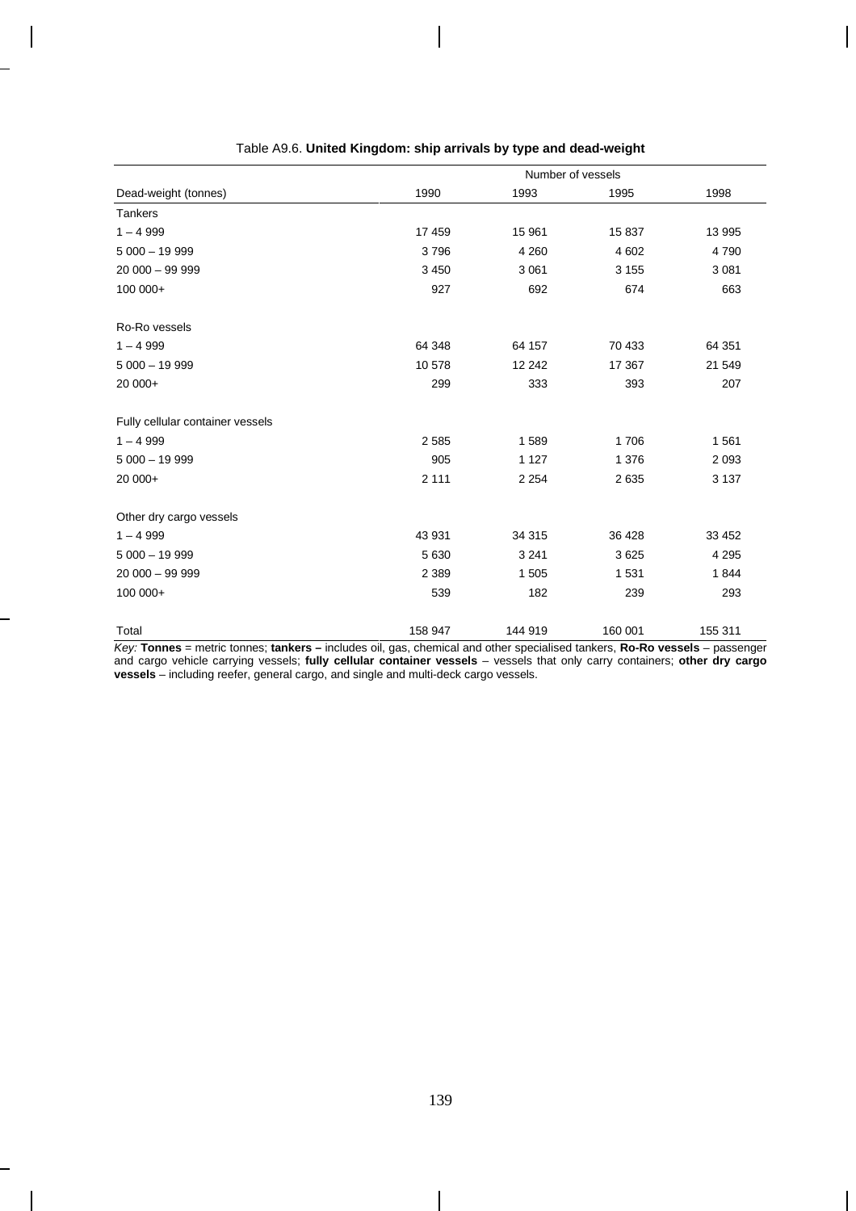Table A9.6. **United Kingdom: ship arrivals by type and dead-weight**

| | Number of vessels | | | |
|---|---|---|---|---|
| Dead-weight (tonnes) | 1990 | 1993 | 1995 | 1998 |
| Tankers | | | | |
| 1 – 4 999 | 17 459 | 15 961 | 15 837 | 13 995 |
| 5 000 – 19 999 | 3 796 | 4 260 | 4 602 | 4 790 |
| 20 000 – 99 999 | 3 450 | 3 061 | 3 155 | 3 081 |
| 100 000+ | 927 | 692 | 674 | 663 |
| Ro-Ro vessels | | | | |
| 1 – 4 999 | 64 348 | 64 157 | 70 433 | 64 351 |
| 5 000 – 19 999 | 10 578 | 12 242 | 17 367 | 21 549 |
| 20 000+ | 299 | 333 | 393 | 207 |
| Fully cellular container vessels | | | | |
| 1 – 4 999 | 2 585 | 1 589 | 1 706 | 1 561 |
| 5 000 – 19 999 | 905 | 1 127 | 1 376 | 2 093 |
| 20 000+ | 2 111 | 2 254 | 2 635 | 3 137 |
| Other dry cargo vessels | | | | |
| 1 – 4 999 | 43 931 | 34 315 | 36 428 | 33 452 |
| 5 000 – 19 999 | 5 630 | 3 241 | 3 625 | 4 295 |
| 20 000 – 99 999 | 2 389 | 1 505 | 1 531 | 1 844 |
| 100 000+ | 539 | 182 | 239 | 293 |
| Total | 158 947 | 144 919 | 160 001 | 155 311 |

*Key:* **Tonnes** = metric tonnes; **tankers –** includes oil, gas, chemical and other specialised tankers, **Ro-Ro vessels** – passenger and cargo vehicle carrying vessels; **fully cellular container vessels** – vessels that only carry containers; **other dry cargo vessels** – including reefer, general cargo, and single and multi-deck cargo vessels.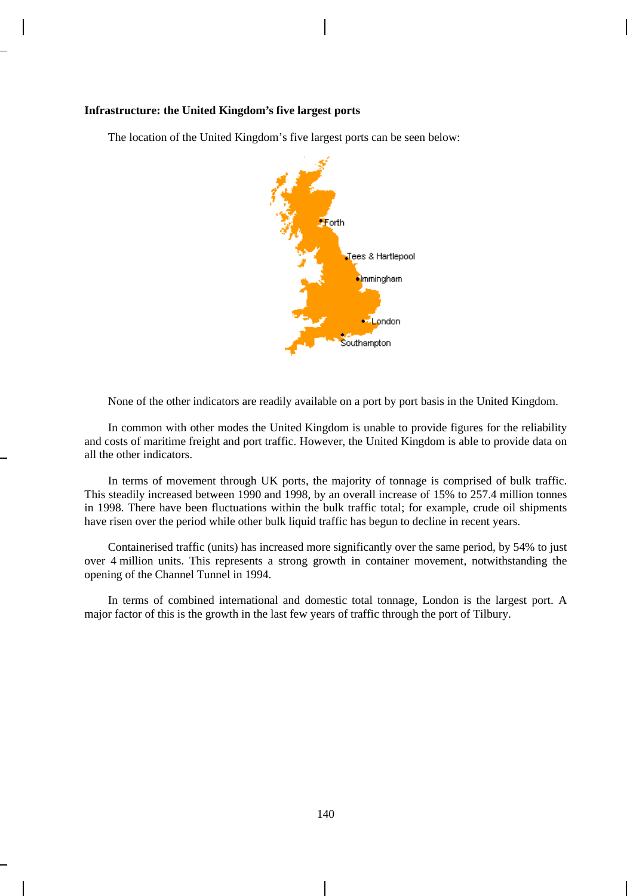**Infrastructure: the United Kingdom's five largest ports**

The location of the United Kingdom's five largest ports can be seen below:

None of the other indicators are readily available on a port by port basis in the United Kingdom.

In common with other modes the United Kingdom is unable to provide figures for the reliability and costs of maritime freight and port traffic. However, the United Kingdom is able to provide data on all the other indicators.

In terms of movement through UK ports, the majority of tonnage is comprised of bulk traffic. This steadily increased between 1990 and 1998, by an overall increase of 15% to 257.4 million tonnes in 1998. There have been fluctuations within the bulk traffic total; for example, crude oil shipments have risen over the period while other bulk liquid traffic has begun to decline in recent years.

Containerised traffic (units) has increased more significantly over the same period, by 54% to just over 4 million units. This represents a strong growth in container movement, notwithstanding the opening of the Channel Tunnel in 1994.

In terms of combined international and domestic total tonnage, London is the largest port. A major factor of this is the growth in the last few years of traffic through the port of Tilbury.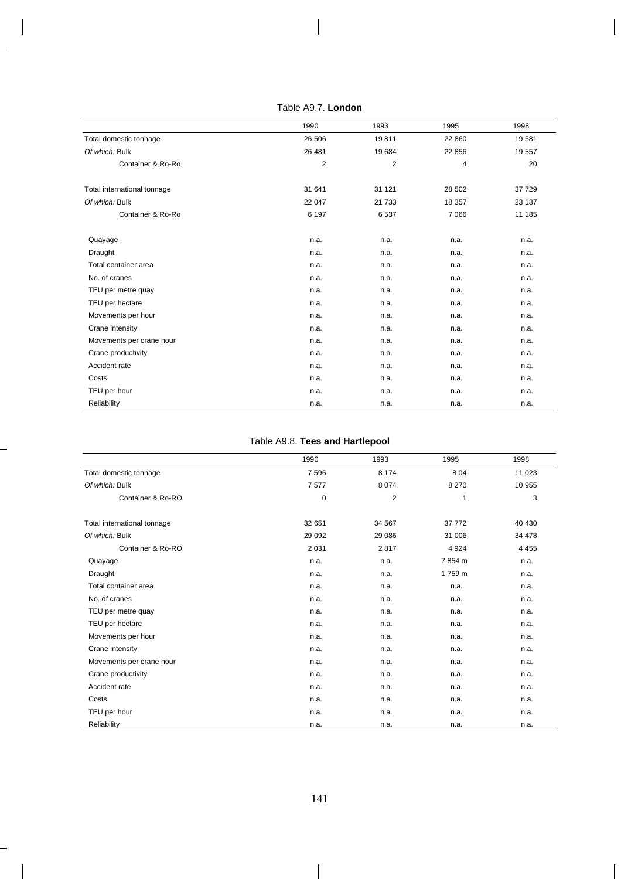Table A9.7. **London**

| | 1990 | 1993 | 1995 | 1998 |
|---|---|---|---|---|
| Total domestic tonnage | 26 506 | 19 811 | 22 860 | 19 581 |
| *Of which:* Bulk | 26 481 | 19 684 | 22 856 | 19 557 |
| Container & Ro-Ro | 2 | 2 | 4 | 20 |
| | | | | |
| Total international tonnage | 31 641 | 31 121 | 28 502 | 37 729 |
| *Of which:* Bulk | 22 047 | 21 733 | 18 357 | 23 137 |
| Container & Ro-Ro | 6 197 | 6 537 | 7 066 | 11 185 |
| | | | | |
| Quayage | n.a. | n.a. | n.a. | n.a. |
| Draught | n.a. | n.a. | n.a. | n.a. |
| Total container area | n.a. | n.a. | n.a. | n.a. |
| No. of cranes | n.a. | n.a. | n.a. | n.a. |
| TEU per metre quay | n.a. | n.a. | n.a. | n.a. |
| TEU per hectare | n.a. | n.a. | n.a. | n.a. |
| Movements per hour | n.a. | n.a. | n.a. | n.a. |
| Crane intensity | n.a. | n.a. | n.a. | n.a. |
| Movements per crane hour | n.a. | n.a. | n.a. | n.a. |
| Crane productivity | n.a. | n.a. | n.a. | n.a. |
| Accident rate | n.a. | n.a. | n.a. | n.a. |
| Costs | n.a. | n.a. | n.a. | n.a. |
| TEU per hour | n.a. | n.a. | n.a. | n.a. |
| Reliability | n.a. | n.a. | n.a. | n.a. |

Table A9.8. **Tees and Hartlepool**

| | 1990 | 1993 | 1995 | 1998 |
|---|---|---|---|---|
| Total domestic tonnage | 7 596 | 8 174 | 8 04 | 11 023 |
| *Of which:* Bulk | 7 577 | 8 074 | 8 270 | 10 955 |
| Container & Ro-RO | 0 | 2 | 1 | 3 |
| | | | | |
| Total international tonnage | 32 651 | 34 567 | 37 772 | 40 430 |
| *Of which:* Bulk | 29 092 | 29 086 | 31 006 | 34 478 |
| Container & Ro-RO | 2 031 | 2 817 | 4 924 | 4 455 |
| Quayage | n.a. | n.a. | 7 854 m | n.a. |
| Draught | n.a. | n.a. | 1 759 m | n.a. |
| Total container area | n.a. | n.a. | n.a. | n.a. |
| No. of cranes | n.a. | n.a. | n.a. | n.a. |
| TEU per metre quay | n.a. | n.a. | n.a. | n.a. |
| TEU per hectare | n.a. | n.a. | n.a. | n.a. |
| Movements per hour | n.a. | n.a. | n.a. | n.a. |
| Crane intensity | n.a. | n.a. | n.a. | n.a. |
| Movements per crane hour | n.a. | n.a. | n.a. | n.a. |
| Crane productivity | n.a. | n.a. | n.a. | n.a. |
| Accident rate | n.a. | n.a. | n.a. | n.a. |
| Costs | n.a. | n.a. | n.a. | n.a. |
| TEU per hour | n.a. | n.a. | n.a. | n.a. |
| Reliability | n.a. | n.a. | n.a. | n.a. |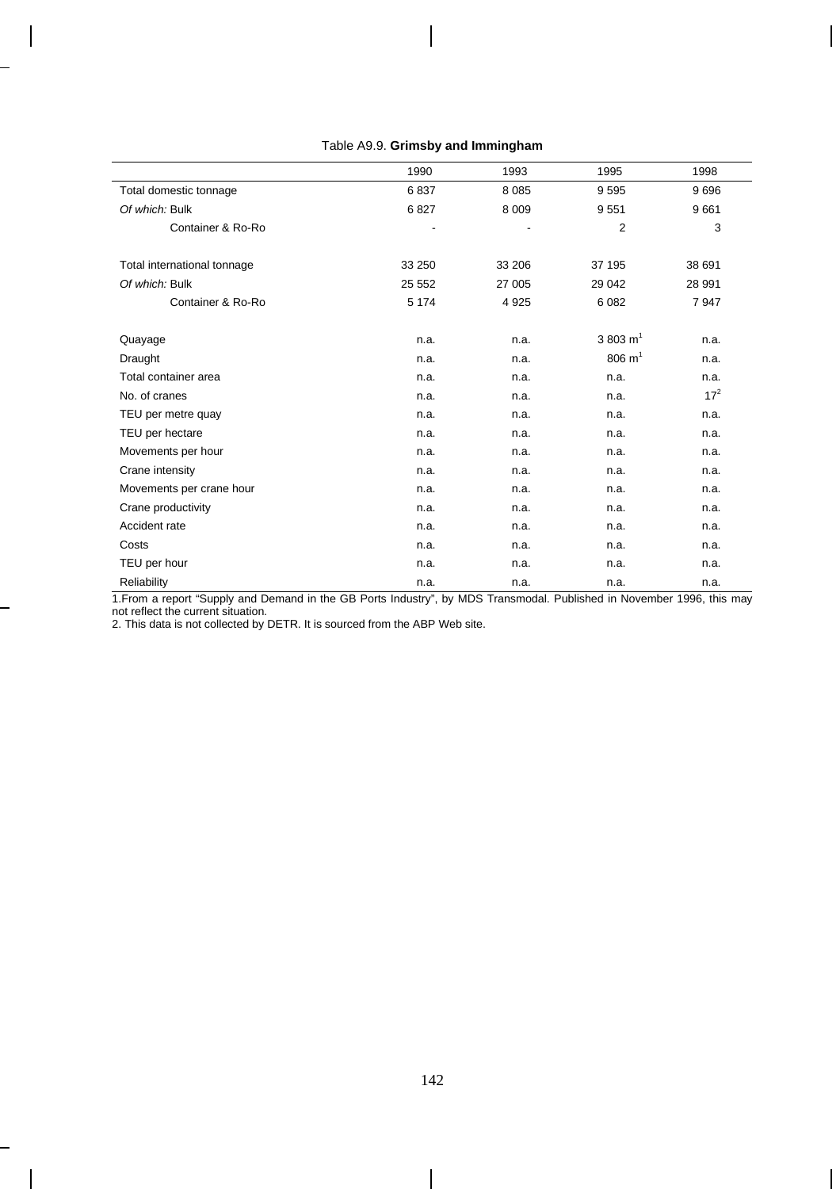Table A9.9. **Grimsby and Immingham**

| | 1990 | 1993 | 1995 | 1998 |
|---|---|---|---|---|
| Total domestic tonnage | 6 837 | 8 085 | 9 595 | 9 696 |
| *Of which:* Bulk | 6 827 | 8 009 | 9 551 | 9 661 |
| Container & Ro-Ro | - | - | 2 | 3 |
| | | | | |
| Total international tonnage | 33 250 | 33 206 | 37 195 | 38 691 |
| *Of which:* Bulk | 25 552 | 27 005 | 29 042 | 28 991 |
| Container & Ro-Ro | 5 174 | 4 925 | 6 082 | 7 947 |
| | | | | |
| Quayage | n.a. | n.a. | 3 803 m[1] | n.a. |
| Draught | n.a. | n.a. | 806 m[1] | n.a. |
| Total container area | n.a. | n.a. | n.a. | n.a. |
| No. of cranes | n.a. | n.a. | n.a. | 17[2] |
| TEU per metre quay | n.a. | n.a. | n.a. | n.a. |
| TEU per hectare | n.a. | n.a. | n.a. | n.a. |
| Movements per hour | n.a. | n.a. | n.a. | n.a. |
| Crane intensity | n.a. | n.a. | n.a. | n.a. |
| Movements per crane hour | n.a. | n.a. | n.a. | n.a. |
| Crane productivity | n.a. | n.a. | n.a. | n.a. |
| Accident rate | n.a. | n.a. | n.a. | n.a. |
| Costs | n.a. | n.a. | n.a. | n.a. |
| TEU per hour | n.a. | n.a. | n.a. | n.a. |
| Reliability | n.a. | n.a. | n.a. | n.a. |

1.From a report "Supply and Demand in the GB Ports Industry", by MDS Transmodal. Published in November 1996, this may not reflect the current situation.
2. This data is not collected by DETR. It is sourced from the ABP Web site.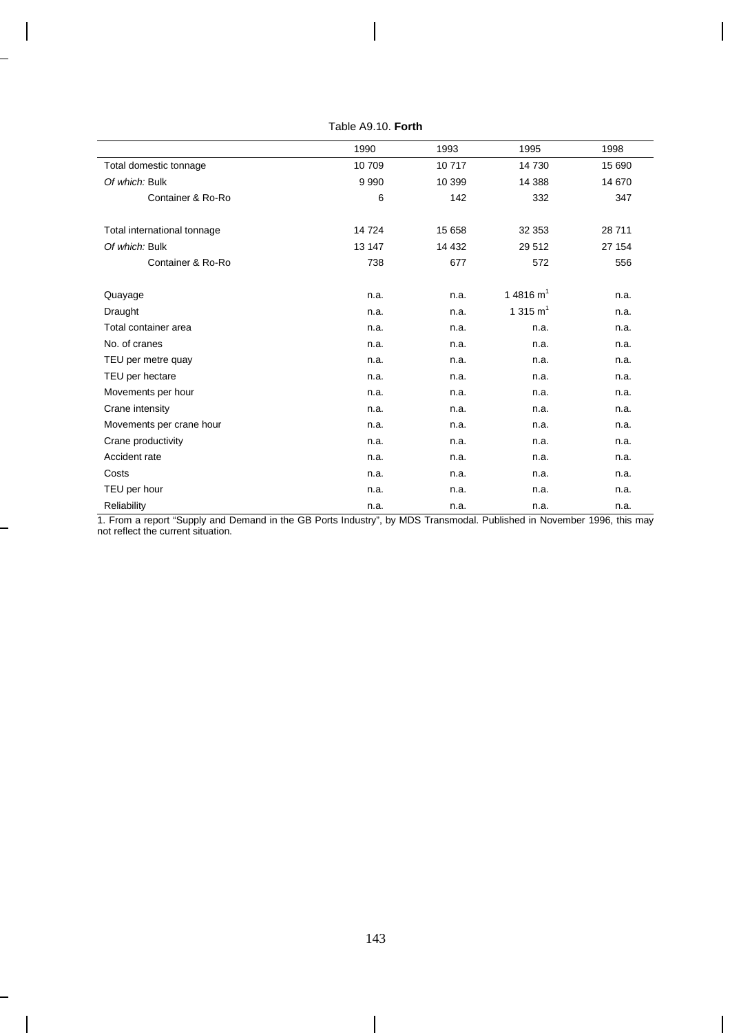Table A9.10. **Forth**

| | 1990 | 1993 | 1995 | 1998 |
|---|---|---|---|---|
| Total domestic tonnage | 10 709 | 10 717 | 14 730 | 15 690 |
| *Of which:* Bulk | 9 990 | 10 399 | 14 388 | 14 670 |
| Container & Ro-Ro | 6 | 142 | 332 | 347 |
| Total international tonnage | 14 724 | 15 658 | 32 353 | 28 711 |
| *Of which:* Bulk | 13 147 | 14 432 | 29 512 | 27 154 |
| Container & Ro-Ro | 738 | 677 | 572 | 556 |
| Quayage | n.a. | n.a. | 1 4816 m[1] | n.a. |
| Draught | n.a. | n.a. | 1 315 m[1] | n.a. |
| Total container area | n.a. | n.a. | n.a. | n.a. |
| No. of cranes | n.a. | n.a. | n.a. | n.a. |
| TEU per metre quay | n.a. | n.a. | n.a. | n.a. |
| TEU per hectare | n.a. | n.a. | n.a. | n.a. |
| Movements per hour | n.a. | n.a. | n.a. | n.a. |
| Crane intensity | n.a. | n.a. | n.a. | n.a. |
| Movements per crane hour | n.a. | n.a. | n.a. | n.a. |
| Crane productivity | n.a. | n.a. | n.a. | n.a. |
| Accident rate | n.a. | n.a. | n.a. | n.a. |
| Costs | n.a. | n.a. | n.a. | n.a. |
| TEU per hour | n.a. | n.a. | n.a. | n.a. |
| Reliability | n.a. | n.a. | n.a. | n.a. |

1. From a report "Supply and Demand in the GB Ports Industry", by MDS Transmodal. Published in November 1996, this may not reflect the current situation.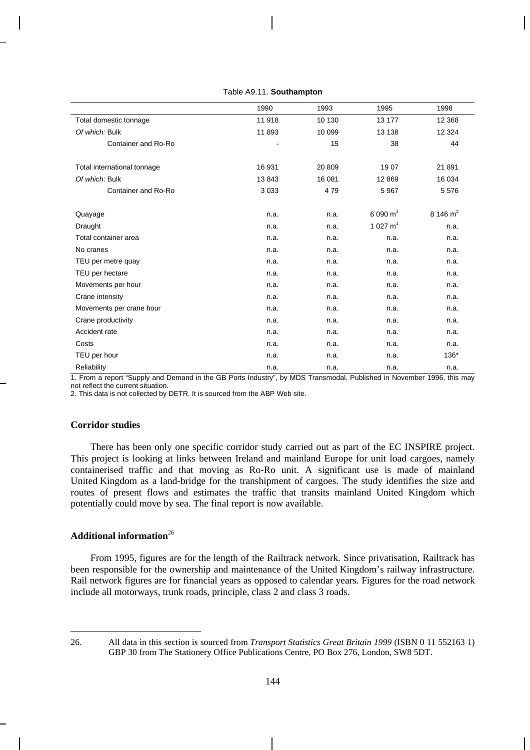Table A9.11. **Southampton**

| | 1990 | 1993 | 1995 | 1998 |
|---|---|---|---|---|
| Total domestic tonnage | 11 918 | 10 130 | 13 177 | 12 368 |
| *Of which:* Bulk | 11 893 | 10 099 | 13 138 | 12 324 |
| Container and Ro-Ro | - | 15 | 38 | 44 |
| Total international tonnage | 16 931 | 20 809 | 19 07 | 21 891 |
| *Of which*: Bulk | 13 843 | 16 081 | 12 869 | 16 034 |
| Container and Ro-Ro | 3 033 | 4 79 | 5 967 | 5 576 |
| Quayage | n.a. | n.a. | 6 090 m[1] | 8 146 m[2] |
| Draught | n.a. | n.a. | 1 027 m[1] | n.a. |
| Total container area | n.a. | n.a. | n.a. | n.a. |
| No cranes | n.a. | n.a. | n.a. | n.a. |
| TEU per metre quay | n.a. | n.a. | n.a. | n.a. |
| TEU per hectare | n.a. | n.a. | n.a. | n.a. |
| Movements per hour | n.a. | n.a. | n.a. | n.a. |
| Crane intensity | n.a. | n.a. | n.a. | n.a. |
| Movements per crane hour | n.a. | n.a. | n.a. | n.a. |
| Crane productivity | n.a. | n.a. | n.a. | n.a. |
| Accident rate | n.a. | n.a. | n.a. | n.a. |
| Costs | n.a. | n.a. | n.a. | n.a. |
| TEU per hour | n.a. | n.a. | n.a. | 136* |
| Reliability | n.a. | n.a. | n.a. | n.a. |

1. From a report "Supply and Demand in the GB Ports Industry", by MDS Transmodal. Published in November 1996, this may not reflect the current situation.
2. This data is not collected by DETR. It is sourced from the ABP Web site.

**Corridor studies**

There has been only one specific corridor study carried out as part of the EC INSPIRE project. This project is looking at links between Ireland and mainland Europe for unit load cargoes, namely containerised traffic and that moving as Ro-Ro unit. A significant use is made of mainland United Kingdom as a land-bridge for the transhipment of cargoes. The study identifies the size and routes of present flows and estimates the traffic that transits mainland United Kingdom which potentially could move by sea. The final report is now available.

**Additional information**[26]

From 1995, figures are for the length of the Railtrack network. Since privatisation, Railtrack has been responsible for the ownership and maintenance of the United Kingdom's railway infrastructure. Rail network figures are for financial years as opposed to calendar years. Figures for the road network include all motorways, trunk roads, principle, class 2 and class 3 roads.

26. All data in this section is sourced from *Transport Statistics Great Britain 1999* (ISBN 0 11 552163 1) GBP 30 from The Stationery Office Publications Centre, PO Box 276, London, SW8 5DT.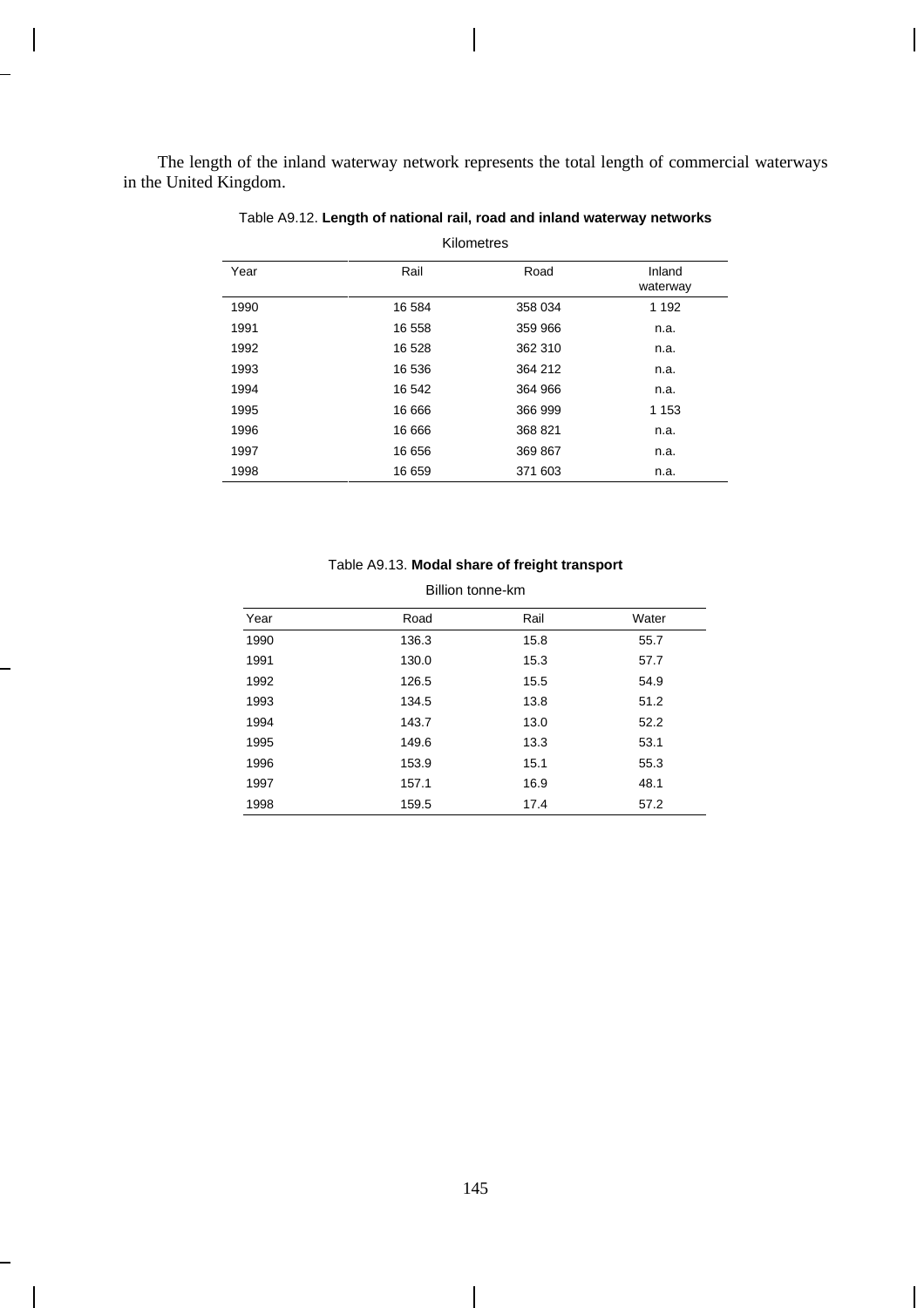The length of the inland waterway network represents the total length of commercial waterways in the United Kingdom.

Table A9.12. **Length of national rail, road and inland waterway networks**

Kilometres

| Year | Rail | Road | Inland waterway |
|---|---|---|---|
| 1990 | 16 584 | 358 034 | 1 192 |
| 1991 | 16 558 | 359 966 | n.a. |
| 1992 | 16 528 | 362 310 | n.a. |
| 1993 | 16 536 | 364 212 | n.a. |
| 1994 | 16 542 | 364 966 | n.a. |
| 1995 | 16 666 | 366 999 | 1 153 |
| 1996 | 16 666 | 368 821 | n.a. |
| 1997 | 16 656 | 369 867 | n.a. |
| 1998 | 16 659 | 371 603 | n.a. |

Table A9.13. **Modal share of freight transport**

Billion tonne-km

| Year | Road | Rail | Water |
|---|---|---|---|
| 1990 | 136.3 | 15.8 | 55.7 |
| 1991 | 130.0 | 15.3 | 57.7 |
| 1992 | 126.5 | 15.5 | 54.9 |
| 1993 | 134.5 | 13.8 | 51.2 |
| 1994 | 143.7 | 13.0 | 52.2 |
| 1995 | 149.6 | 13.3 | 53.1 |
| 1996 | 153.9 | 15.1 | 55.3 |
| 1997 | 157.1 | 16.9 | 48.1 |
| 1998 | 159.5 | 17.4 | 57.2 |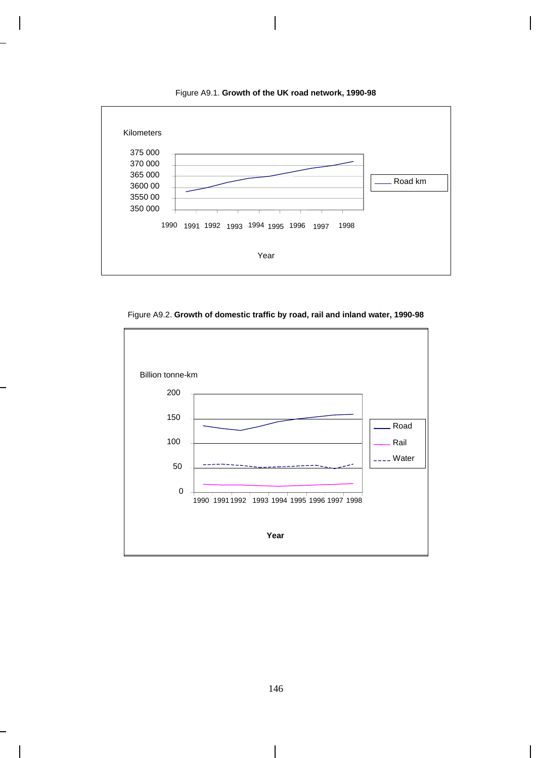Figure A9.1. **Growth of the UK road network, 1990-98**

Kilometers

375 000
370 000
365 000
3600 00
3550 00
350 000

1990 1991 1992 1993 1994 1995 1996 1997 1998

Year

Road km

Figure A9.2. **Growth of domestic traffic by road, rail and inland water, 1990-98**

Billion tonne-km

200
150
100
50
0

1990 1991 1992 1993 1994 1995 1996 1997 1998

**Year**

Road
Rail
Water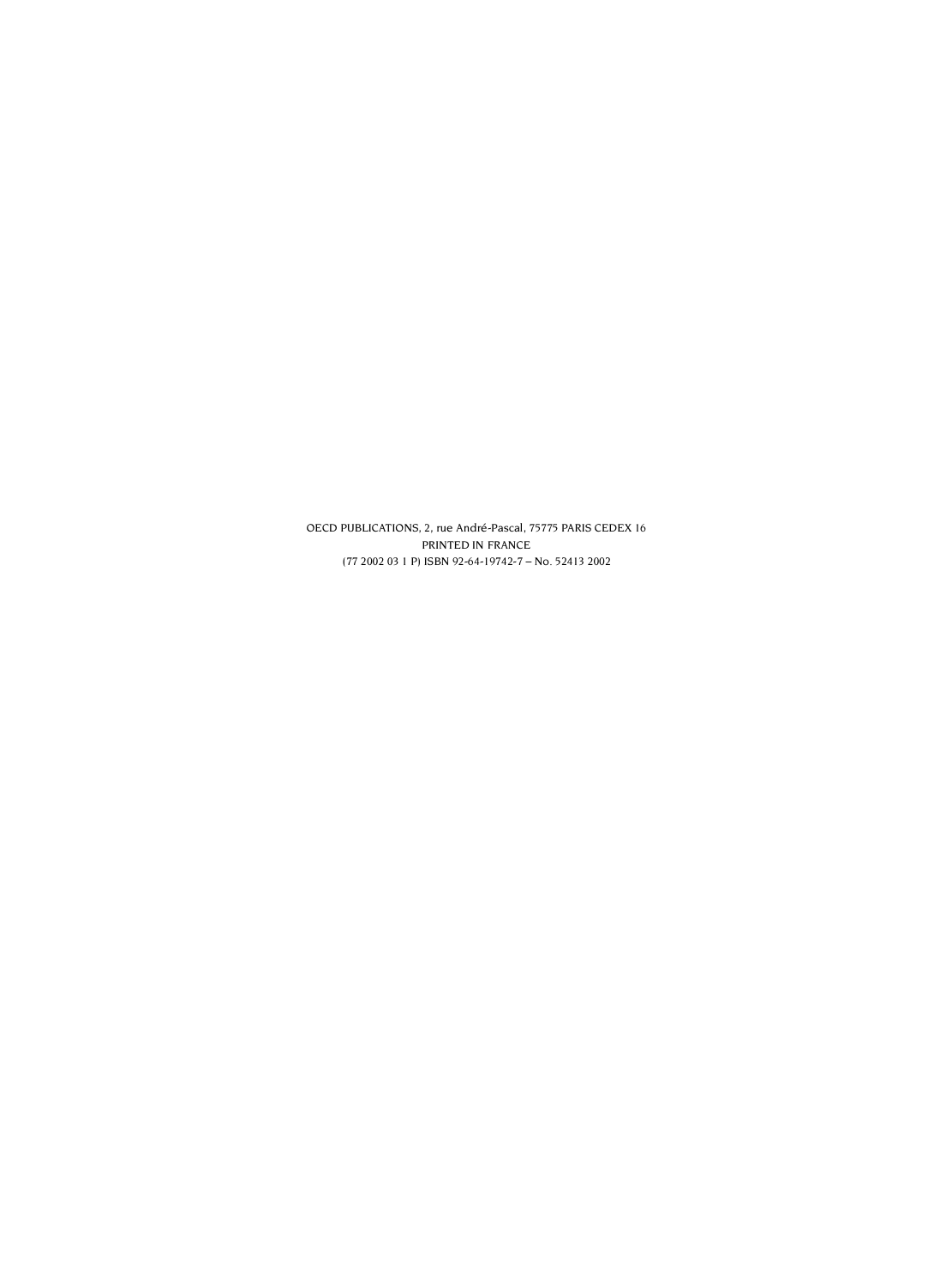OECD PUBLICATIONS, 2, rue André-Pascal, 75775 PARIS CEDEX 16
PRINTED IN FRANCE
(77 2002 03 1 P) ISBN 92-64-19742-7 – No. 52413 2002